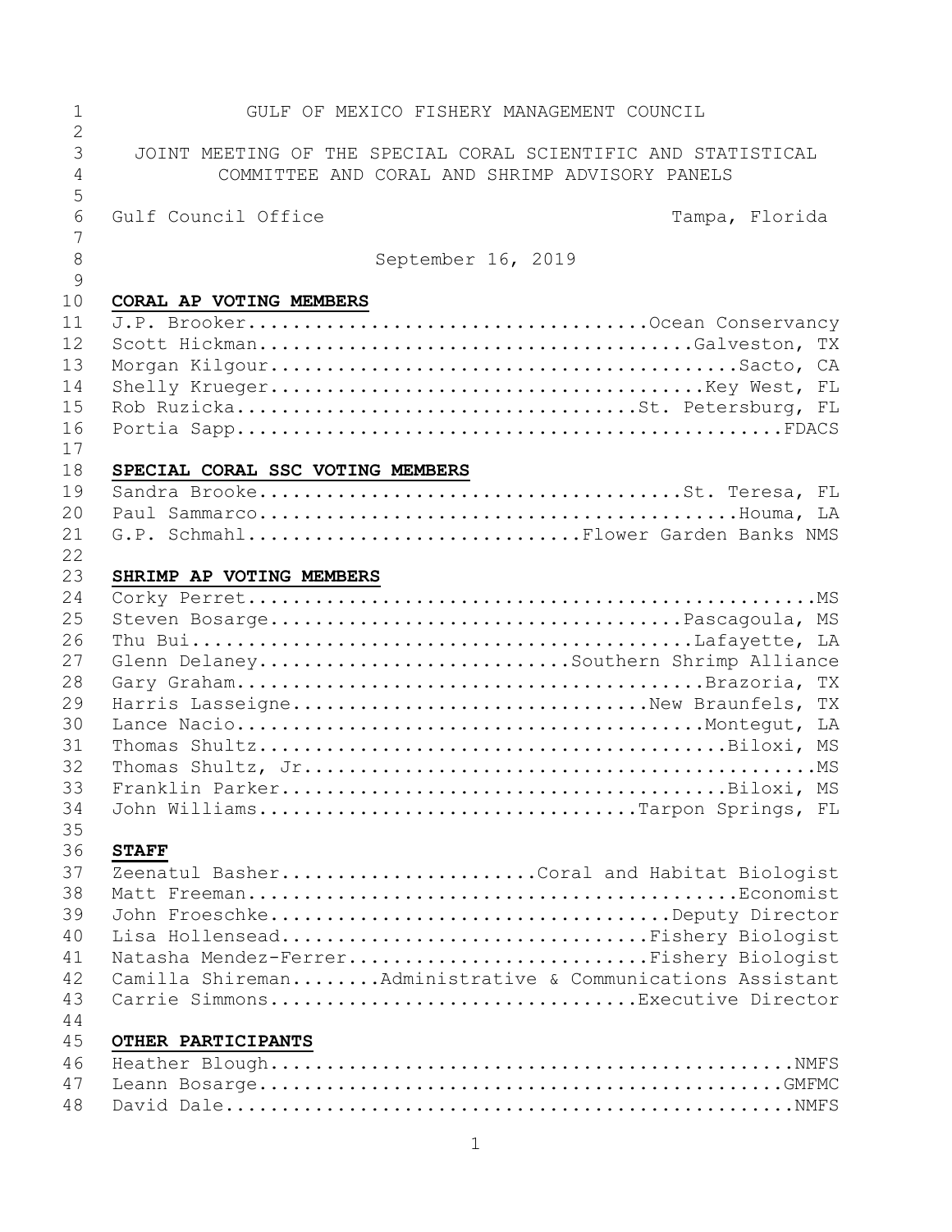GULF OF MEXICO FISHERY MANAGEMENT COUNCIL

JOINT MEETING OF THE SPECIAL CORAL SCIENTIFIC AND STATISTICAL COMMITTEE AND CORAL AND SHRIMP ADVISORY PANELS

Gulf Council Office — Tampa, Florida

September 16, 2019

**CORAL AP VOTING MEMBERS**

J.P. Brooker....................................Ocean Conservancy
Scott Hickman.......................................Galveston, TX
Morgan Kilgour.........................................Sacto, CA
Shelly Krueger......................................Key West, FL
Rob Ruzicka.................................St. Petersburg, FL
Portia Sapp................................................FDACS

**SPECIAL CORAL SSC VOTING MEMBERS**

Sandra Brooke......................................St. Teresa, FL
Paul Sammarco..........................................Houma, LA
G.P. Schmahl............................Flower Garden Banks NMS

**SHRIMP AP VOTING MEMBERS**

Corky Perret...................................................MS
Steven Bosarge....................................Pascagoula, MS
Thu Bui...........................................Lafayette, LA
Glenn Delaney..........................Southern Shrimp Alliance
Gary Graham.........................................Brazoria, TX
Harris Lasseigne..............................New Braunfels, TX
Lance Nacio.........................................Montegut, LA
Thomas Shultz.........................................Biloxi, MS
Thomas Shultz, Jr..............................................MS
Franklin Parker.......................................Biloxi, MS
John Williams.................................Tarpon Springs, FL

**STAFF**

Zeenatul Basher.......................Coral and Habitat Biologist
Matt Freeman............................................Economist
John Froeschke.....................................Deputy Director
Lisa Hollensead...............................Fishery Biologist
Natasha Mendez-Ferrer.........................Fishery Biologist
Camilla Shireman........Administrative & Communications Assistant
Carrie Simmons................................Executive Director

**OTHER PARTICIPANTS**

Heather Blough...............................................NMFS
Leann Bosarge...............................................GMFMC
David Dale...................................................NMFS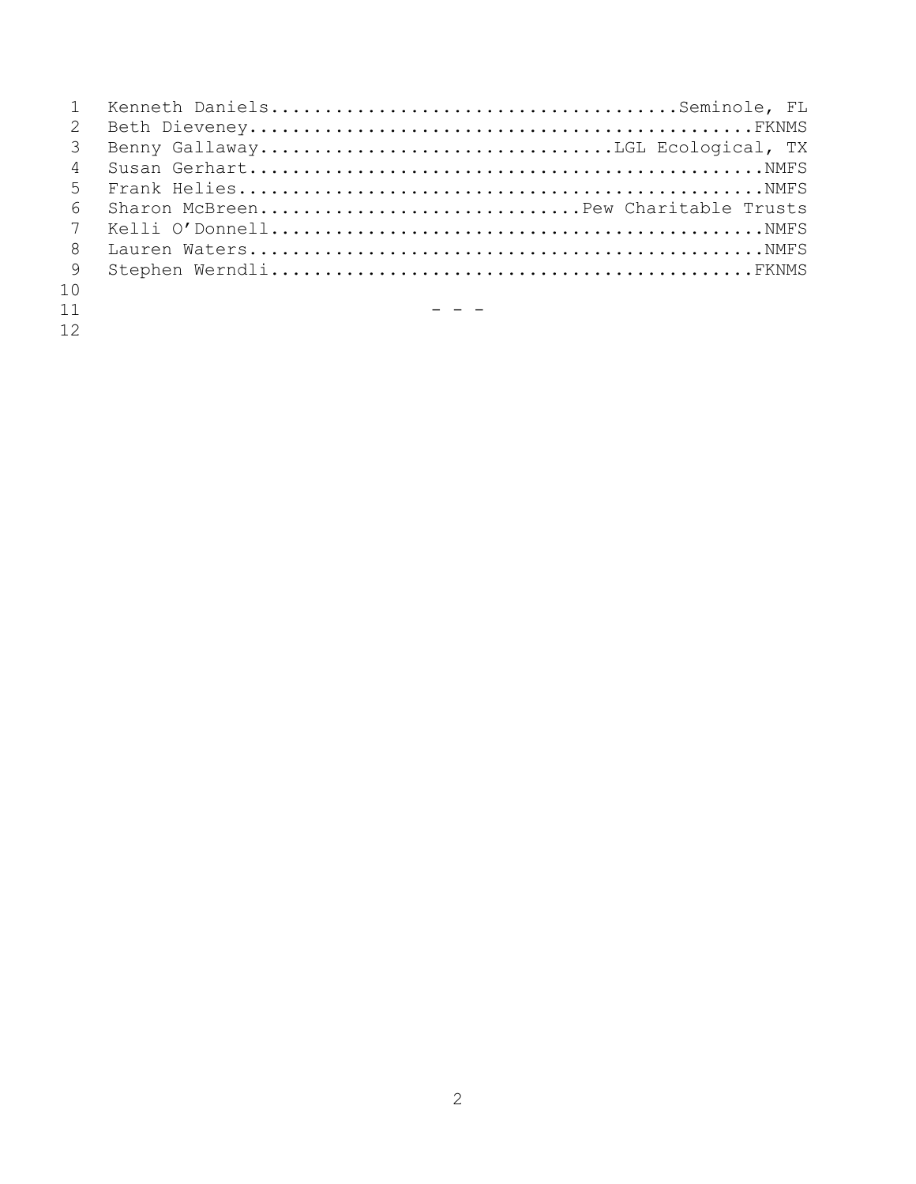Kenneth Daniels....................................Seminole, FL
Beth Dieveney.............................................FKNMS
Benny Gallaway...............................LGL Ecological, TX
Susan Gerhart..............................................NMFS
Frank Helies...............................................NMFS
Sharon McBreen............................Pew Charitable Trusts
Kelli O'Donnell............................................NMFS
Lauren Waters..............................................NMFS
Stephen Werndli...........................................FKNMS

\- - -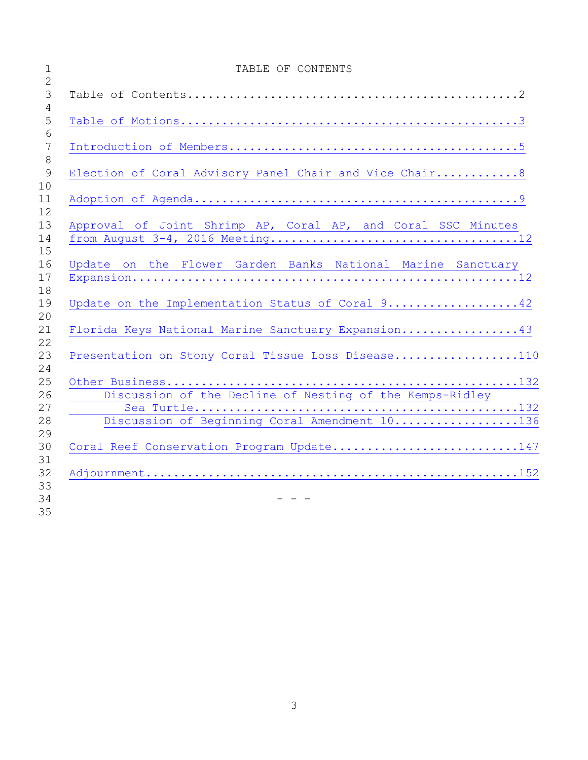# TABLE OF CONTENTS

Table of Contents....................................................2

Table of Motions.....................................................3

Introduction of Members..............................................5

Election of Coral Advisory Panel Chair and Vice Chair................8

Adoption of Agenda...................................................9

Approval of Joint Shrimp AP, Coral AP, and Coral SSC Minutes from August 3-4, 2016 Meeting...................................12

Update on the Flower Garden Banks National Marine Sanctuary Expansion...........................................................12

Update on the Implementation Status of Coral 9......................42

Florida Keys National Marine Sanctuary Expansion....................43

Presentation on Stony Coral Tissue Loss Disease....................110

Other Business.....................................................132
- Discussion of the Decline of Nesting of the Kemps-Ridley Sea Turtle.....................................................132
- Discussion of Beginning Coral Amendment 10....................136

Coral Reef Conservation Program Update.............................147

Adjournment........................................................152

- - -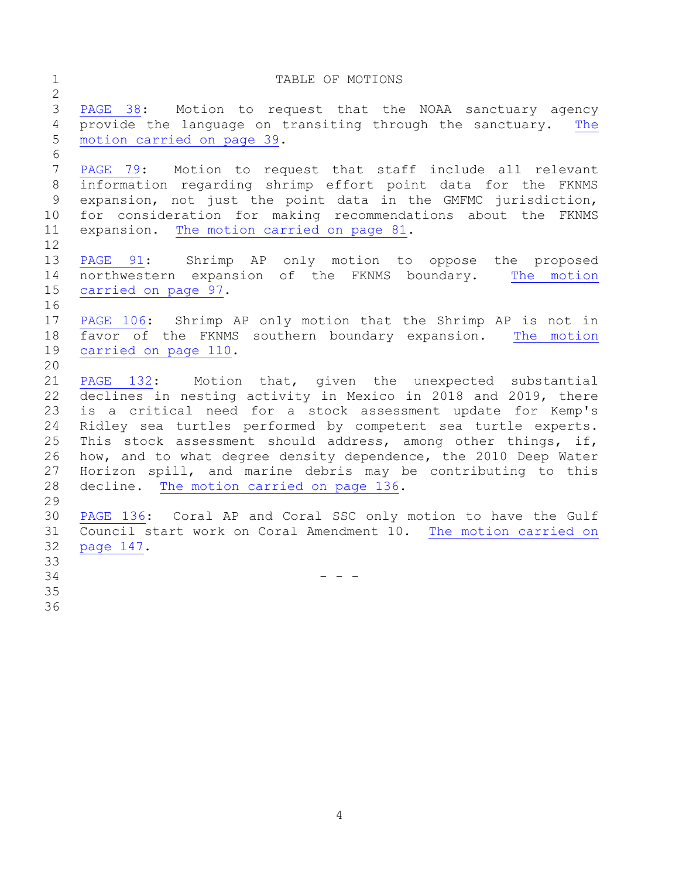# TABLE OF MOTIONS

PAGE 38: Motion to request that the NOAA sanctuary agency provide the language on transiting through the sanctuary. The motion carried on page 39.

PAGE 79: Motion to request that staff include all relevant information regarding shrimp effort point data for the FKNMS expansion, not just the point data in the GMFMC jurisdiction, for consideration for making recommendations about the FKNMS expansion. The motion carried on page 81.

PAGE 91: Shrimp AP only motion to oppose the proposed northwestern expansion of the FKNMS boundary. The motion carried on page 97.

PAGE 106: Shrimp AP only motion that the Shrimp AP is not in favor of the FKNMS southern boundary expansion. The motion carried on page 110.

PAGE 132: Motion that, given the unexpected substantial declines in nesting activity in Mexico in 2018 and 2019, there is a critical need for a stock assessment update for Kemp's Ridley sea turtles performed by competent sea turtle experts. This stock assessment should address, among other things, if, how, and to what degree density dependence, the 2010 Deep Water Horizon spill, and marine debris may be contributing to this decline. The motion carried on page 136.

PAGE 136: Coral AP and Coral SSC only motion to have the Gulf Council start work on Coral Amendment 10. The motion carried on page 147.

- - -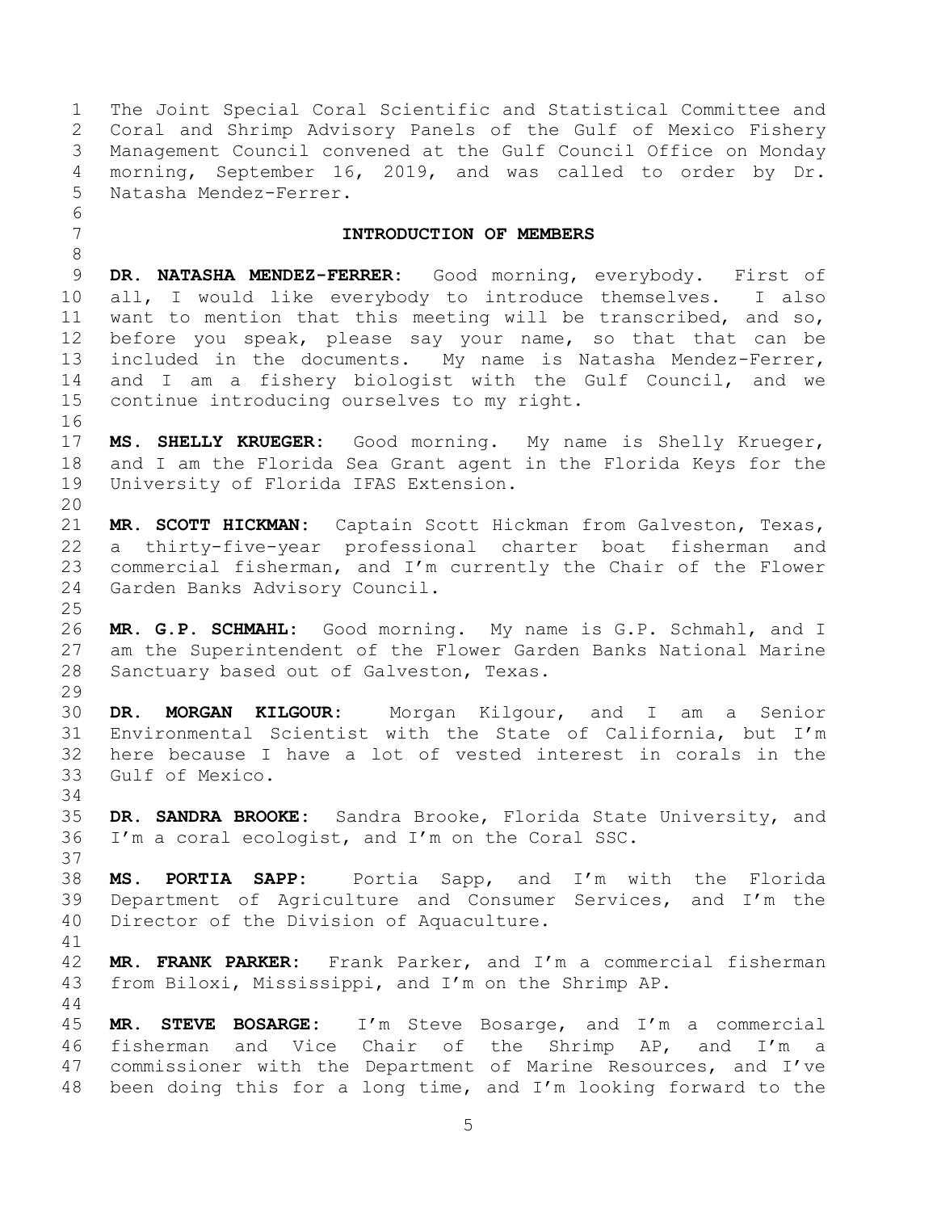The Joint Special Coral Scientific and Statistical Committee and Coral and Shrimp Advisory Panels of the Gulf of Mexico Fishery Management Council convened at the Gulf Council Office on Monday morning, September 16, 2019, and was called to order by Dr. Natasha Mendez-Ferrer.

## INTRODUCTION OF MEMBERS

**DR. NATASHA MENDEZ-FERRER:** Good morning, everybody. First of all, I would like everybody to introduce themselves. I also want to mention that this meeting will be transcribed, and so, before you speak, please say your name, so that that can be included in the documents. My name is Natasha Mendez-Ferrer, and I am a fishery biologist with the Gulf Council, and we continue introducing ourselves to my right.

**MS. SHELLY KRUEGER:** Good morning. My name is Shelly Krueger, and I am the Florida Sea Grant agent in the Florida Keys for the University of Florida IFAS Extension.

**MR. SCOTT HICKMAN:** Captain Scott Hickman from Galveston, Texas, a thirty-five-year professional charter boat fisherman and commercial fisherman, and I'm currently the Chair of the Flower Garden Banks Advisory Council.

**MR. G.P. SCHMAHL:** Good morning. My name is G.P. Schmahl, and I am the Superintendent of the Flower Garden Banks National Marine Sanctuary based out of Galveston, Texas.

**DR. MORGAN KILGOUR:** Morgan Kilgour, and I am a Senior Environmental Scientist with the State of California, but I'm here because I have a lot of vested interest in corals in the Gulf of Mexico.

**DR. SANDRA BROOKE:** Sandra Brooke, Florida State University, and I'm a coral ecologist, and I'm on the Coral SSC.

**MS. PORTIA SAPP:** Portia Sapp, and I'm with the Florida Department of Agriculture and Consumer Services, and I'm the Director of the Division of Aquaculture.

**MR. FRANK PARKER:** Frank Parker, and I'm a commercial fisherman from Biloxi, Mississippi, and I'm on the Shrimp AP.

**MR. STEVE BOSARGE:** I'm Steve Bosarge, and I'm a commercial fisherman and Vice Chair of the Shrimp AP, and I'm a commissioner with the Department of Marine Resources, and I've been doing this for a long time, and I'm looking forward to the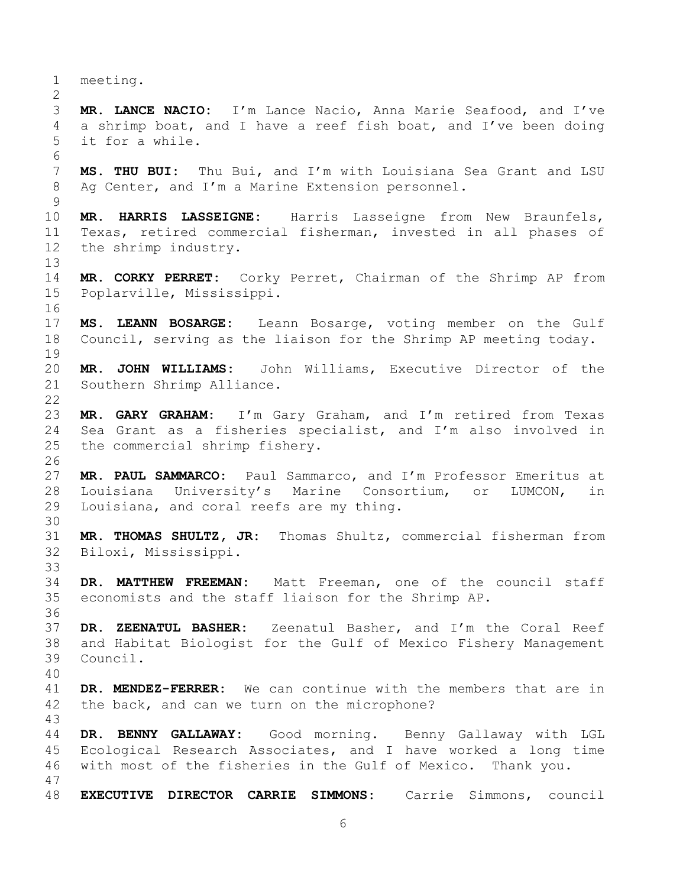meeting.

**MR. LANCE NACIO:** I'm Lance Nacio, Anna Marie Seafood, and I've a shrimp boat, and I have a reef fish boat, and I've been doing it for a while.

**MS. THU BUI:** Thu Bui, and I'm with Louisiana Sea Grant and LSU Ag Center, and I'm a Marine Extension personnel.

**MR. HARRIS LASSEIGNE:** Harris Lasseigne from New Braunfels, Texas, retired commercial fisherman, invested in all phases of the shrimp industry.

**MR. CORKY PERRET:** Corky Perret, Chairman of the Shrimp AP from Poplarville, Mississippi.

**MS. LEANN BOSARGE:** Leann Bosarge, voting member on the Gulf Council, serving as the liaison for the Shrimp AP meeting today.

**MR. JOHN WILLIAMS:** John Williams, Executive Director of the Southern Shrimp Alliance.

**MR. GARY GRAHAM:** I'm Gary Graham, and I'm retired from Texas Sea Grant as a fisheries specialist, and I'm also involved in the commercial shrimp fishery.

**MR. PAUL SAMMARCO:** Paul Sammarco, and I'm Professor Emeritus at Louisiana University's Marine Consortium, or LUMCON, in Louisiana, and coral reefs are my thing.

**MR. THOMAS SHULTZ, JR:** Thomas Shultz, commercial fisherman from Biloxi, Mississippi.

**DR. MATTHEW FREEMAN:** Matt Freeman, one of the council staff economists and the staff liaison for the Shrimp AP.

**DR. ZEENATUL BASHER:** Zeenatul Basher, and I'm the Coral Reef and Habitat Biologist for the Gulf of Mexico Fishery Management Council.

**DR. MENDEZ-FERRER:** We can continue with the members that are in the back, and can we turn on the microphone?

**DR. BENNY GALLAWAY:** Good morning. Benny Gallaway with LGL Ecological Research Associates, and I have worked a long time with most of the fisheries in the Gulf of Mexico. Thank you.

**EXECUTIVE DIRECTOR CARRIE SIMMONS:** Carrie Simmons, council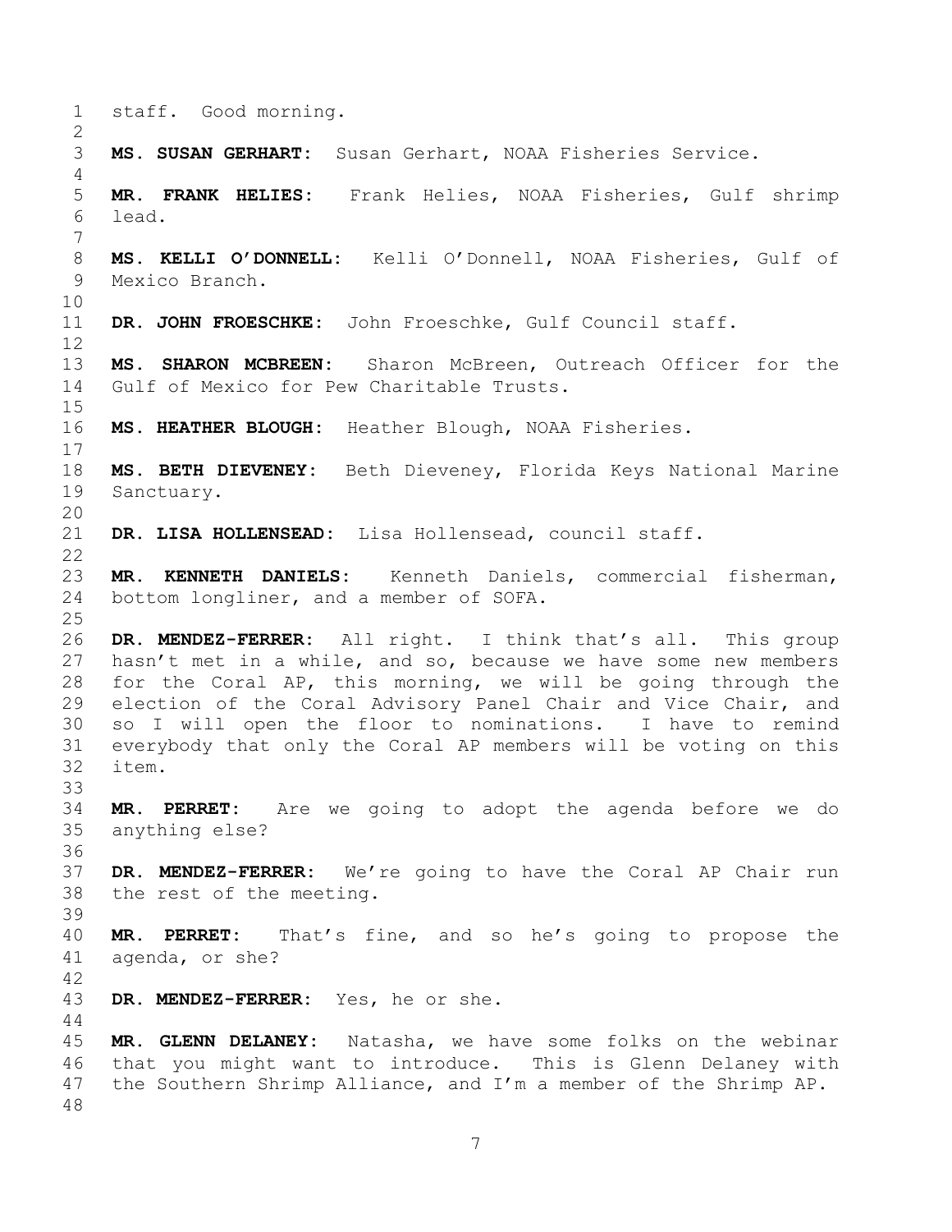staff. Good morning.

**MS. SUSAN GERHART:** Susan Gerhart, NOAA Fisheries Service.

**MR. FRANK HELIES:** Frank Helies, NOAA Fisheries, Gulf shrimp lead.

**MS. KELLI O'DONNELL:** Kelli O'Donnell, NOAA Fisheries, Gulf of Mexico Branch.

**DR. JOHN FROESCHKE:** John Froeschke, Gulf Council staff.

**MS. SHARON MCBREEN:** Sharon McBreen, Outreach Officer for the Gulf of Mexico for Pew Charitable Trusts.

**MS. HEATHER BLOUGH:** Heather Blough, NOAA Fisheries.

**MS. BETH DIEVENEY:** Beth Dieveney, Florida Keys National Marine Sanctuary.

**DR. LISA HOLLENSEAD:** Lisa Hollensead, council staff.

**MR. KENNETH DANIELS:** Kenneth Daniels, commercial fisherman, bottom longliner, and a member of SOFA.

**DR. MENDEZ-FERRER:** All right. I think that's all. This group hasn't met in a while, and so, because we have some new members for the Coral AP, this morning, we will be going through the election of the Coral Advisory Panel Chair and Vice Chair, and so I will open the floor to nominations. I have to remind everybody that only the Coral AP members will be voting on this item.

**MR. PERRET:** Are we going to adopt the agenda before we do anything else?

**DR. MENDEZ-FERRER:** We're going to have the Coral AP Chair run the rest of the meeting.

**MR. PERRET:** That's fine, and so he's going to propose the agenda, or she?

**DR. MENDEZ-FERRER:** Yes, he or she.

**MR. GLENN DELANEY:** Natasha, we have some folks on the webinar that you might want to introduce. This is Glenn Delaney with the Southern Shrimp Alliance, and I'm a member of the Shrimp AP.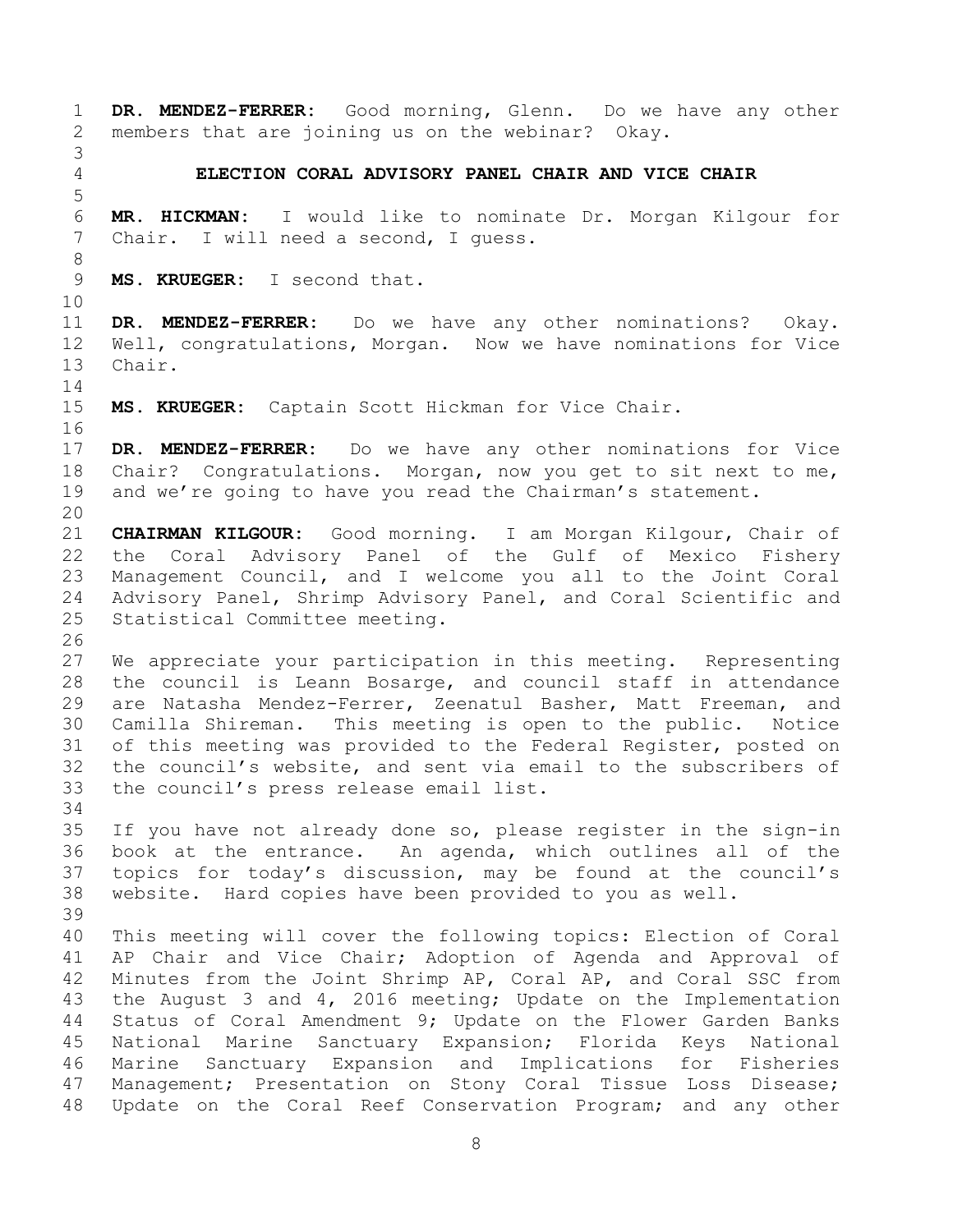**DR. MENDEZ-FERRER:** Good morning, Glenn. Do we have any other members that are joining us on the webinar? Okay.

## ELECTION CORAL ADVISORY PANEL CHAIR AND VICE CHAIR

**MR. HICKMAN:** I would like to nominate Dr. Morgan Kilgour for Chair. I will need a second, I guess.

**MS. KRUEGER:** I second that.

**DR. MENDEZ-FERRER:** Do we have any other nominations? Okay. Well, congratulations, Morgan. Now we have nominations for Vice Chair.

**MS. KRUEGER:** Captain Scott Hickman for Vice Chair.

**DR. MENDEZ-FERRER:** Do we have any other nominations for Vice Chair? Congratulations. Morgan, now you get to sit next to me, and we're going to have you read the Chairman's statement.

**CHAIRMAN KILGOUR:** Good morning. I am Morgan Kilgour, Chair of the Coral Advisory Panel of the Gulf of Mexico Fishery Management Council, and I welcome you all to the Joint Coral Advisory Panel, Shrimp Advisory Panel, and Coral Scientific and Statistical Committee meeting.

We appreciate your participation in this meeting. Representing the council is Leann Bosarge, and council staff in attendance are Natasha Mendez-Ferrer, Zeenatul Basher, Matt Freeman, and Camilla Shireman. This meeting is open to the public. Notice of this meeting was provided to the Federal Register, posted on the council's website, and sent via email to the subscribers of the council's press release email list.

If you have not already done so, please register in the sign-in book at the entrance. An agenda, which outlines all of the topics for today's discussion, may be found at the council's website. Hard copies have been provided to you as well.

This meeting will cover the following topics: Election of Coral AP Chair and Vice Chair; Adoption of Agenda and Approval of Minutes from the Joint Shrimp AP, Coral AP, and Coral SSC from the August 3 and 4, 2016 meeting; Update on the Implementation Status of Coral Amendment 9; Update on the Flower Garden Banks National Marine Sanctuary Expansion; Florida Keys National Marine Sanctuary Expansion and Implications for Fisheries Management; Presentation on Stony Coral Tissue Loss Disease; Update on the Coral Reef Conservation Program; and any other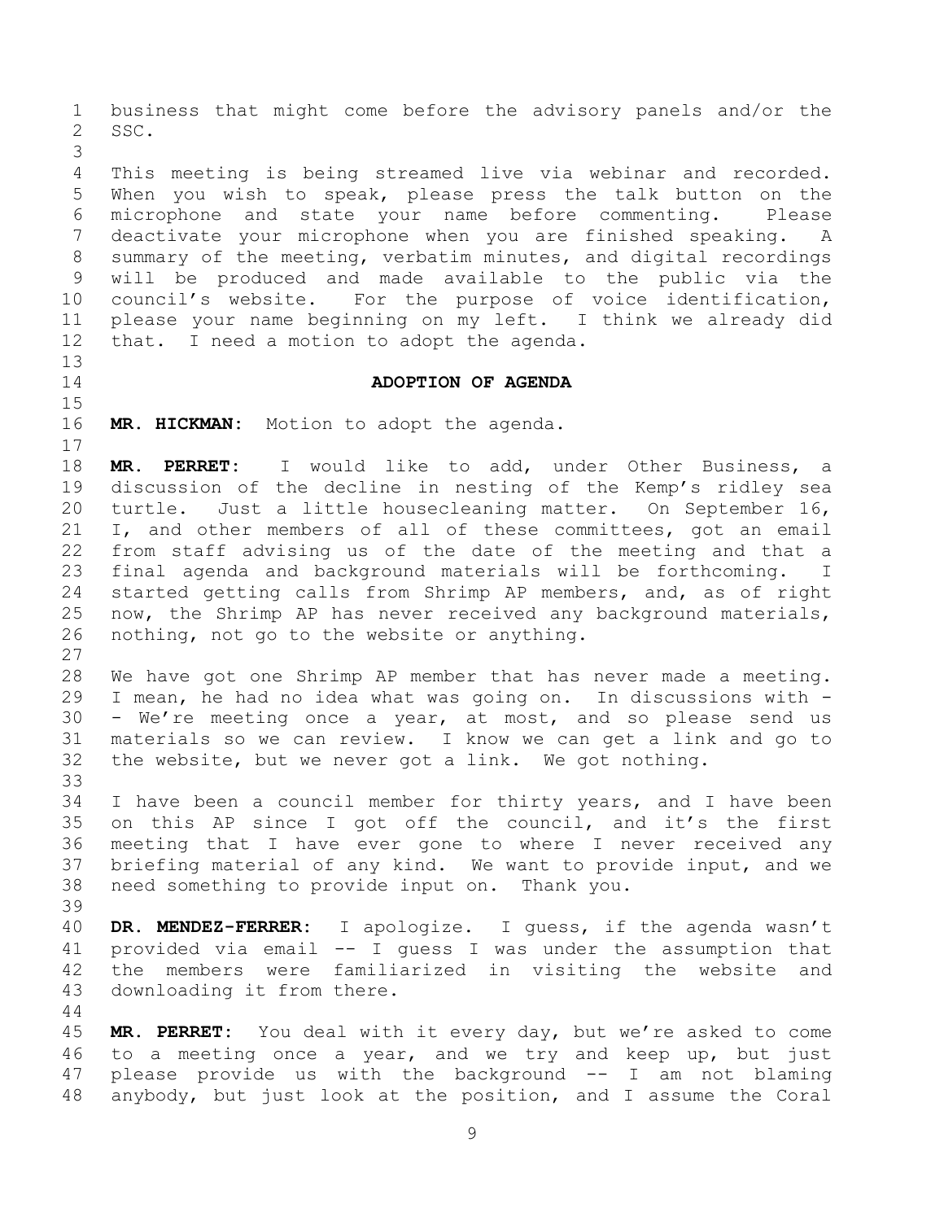business that might come before the advisory panels and/or the SSC.

This meeting is being streamed live via webinar and recorded. When you wish to speak, please press the talk button on the microphone and state your name before commenting. Please deactivate your microphone when you are finished speaking. A summary of the meeting, verbatim minutes, and digital recordings will be produced and made available to the public via the council's website. For the purpose of voice identification, please your name beginning on my left. I think we already did that. I need a motion to adopt the agenda.

## ADOPTION OF AGENDA

**MR. HICKMAN:** Motion to adopt the agenda.

**MR. PERRET:** I would like to add, under Other Business, a discussion of the decline in nesting of the Kemp's ridley sea turtle. Just a little housecleaning matter. On September 16, I, and other members of all of these committees, got an email from staff advising us of the date of the meeting and that a final agenda and background materials will be forthcoming. I started getting calls from Shrimp AP members, and, as of right now, the Shrimp AP has never received any background materials, nothing, not go to the website or anything.

We have got one Shrimp AP member that has never made a meeting. I mean, he had no idea what was going on. In discussions with -- We're meeting once a year, at most, and so please send us materials so we can review. I know we can get a link and go to the website, but we never got a link. We got nothing.

I have been a council member for thirty years, and I have been on this AP since I got off the council, and it's the first meeting that I have ever gone to where I never received any briefing material of any kind. We want to provide input, and we need something to provide input on. Thank you.

**DR. MENDEZ-FERRER:** I apologize. I guess, if the agenda wasn't provided via email -- I guess I was under the assumption that the members were familiarized in visiting the website and downloading it from there.

**MR. PERRET:** You deal with it every day, but we're asked to come to a meeting once a year, and we try and keep up, but just please provide us with the background -- I am not blaming anybody, but just look at the position, and I assume the Coral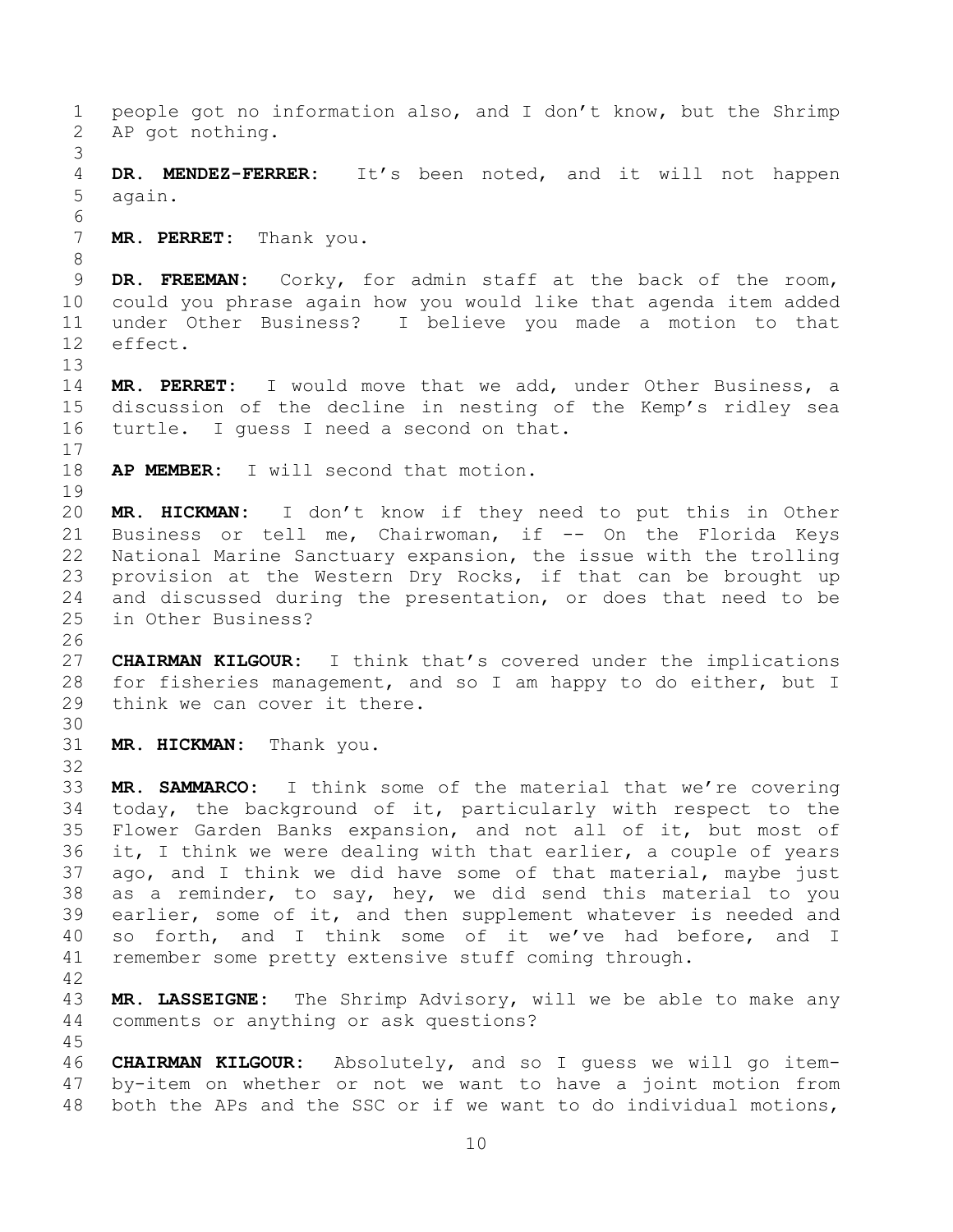people got no information also, and I don't know, but the Shrimp AP got nothing.

**DR. MENDEZ-FERRER:** It's been noted, and it will not happen again.

**MR. PERRET:** Thank you.

**DR. FREEMAN:** Corky, for admin staff at the back of the room, could you phrase again how you would like that agenda item added under Other Business? I believe you made a motion to that effect.

**MR. PERRET:** I would move that we add, under Other Business, a discussion of the decline in nesting of the Kemp's ridley sea turtle. I guess I need a second on that.

**AP MEMBER:** I will second that motion.

**MR. HICKMAN:** I don't know if they need to put this in Other Business or tell me, Chairwoman, if -- On the Florida Keys National Marine Sanctuary expansion, the issue with the trolling provision at the Western Dry Rocks, if that can be brought up and discussed during the presentation, or does that need to be in Other Business?

**CHAIRMAN KILGOUR:** I think that's covered under the implications for fisheries management, and so I am happy to do either, but I think we can cover it there.

**MR. HICKMAN:** Thank you.

**MR. SAMMARCO:** I think some of the material that we're covering today, the background of it, particularly with respect to the Flower Garden Banks expansion, and not all of it, but most of it, I think we were dealing with that earlier, a couple of years ago, and I think we did have some of that material, maybe just as a reminder, to say, hey, we did send this material to you earlier, some of it, and then supplement whatever is needed and so forth, and I think some of it we've had before, and I remember some pretty extensive stuff coming through.

**MR. LASSEIGNE:** The Shrimp Advisory, will we be able to make any comments or anything or ask questions?

**CHAIRMAN KILGOUR:** Absolutely, and so I guess we will go item-by-item on whether or not we want to have a joint motion from both the APs and the SSC or if we want to do individual motions,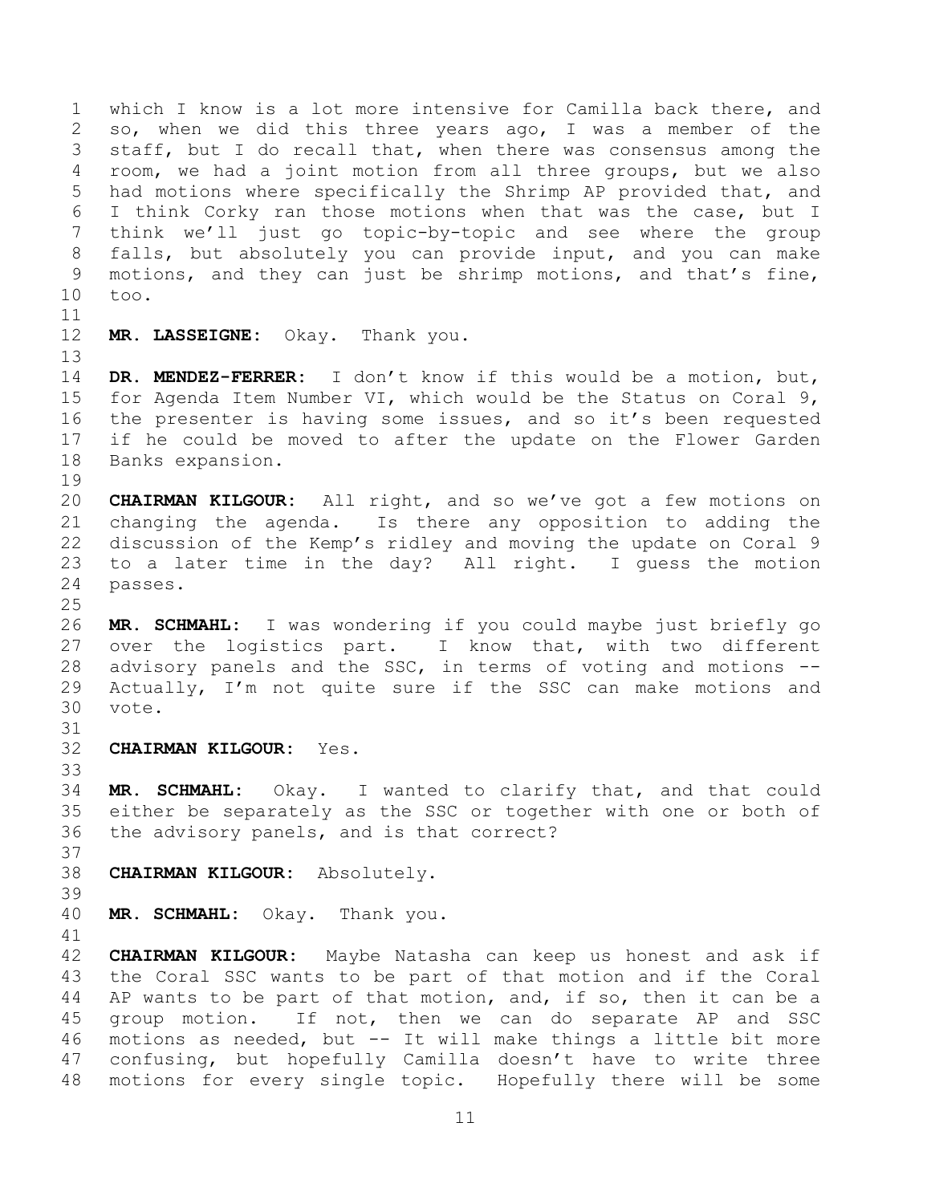which I know is a lot more intensive for Camilla back there, and so, when we did this three years ago, I was a member of the staff, but I do recall that, when there was consensus among the room, we had a joint motion from all three groups, but we also had motions where specifically the Shrimp AP provided that, and I think Corky ran those motions when that was the case, but I think we'll just go topic-by-topic and see where the group falls, but absolutely you can provide input, and you can make motions, and they can just be shrimp motions, and that's fine, too.

**MR. LASSEIGNE:** Okay. Thank you.

**DR. MENDEZ-FERRER:** I don't know if this would be a motion, but, for Agenda Item Number VI, which would be the Status on Coral 9, the presenter is having some issues, and so it's been requested if he could be moved to after the update on the Flower Garden Banks expansion.

**CHAIRMAN KILGOUR:** All right, and so we've got a few motions on changing the agenda. Is there any opposition to adding the discussion of the Kemp's ridley and moving the update on Coral 9 to a later time in the day? All right. I guess the motion passes.

**MR. SCHMAHL:** I was wondering if you could maybe just briefly go over the logistics part. I know that, with two different advisory panels and the SSC, in terms of voting and motions -- Actually, I'm not quite sure if the SSC can make motions and vote.

**CHAIRMAN KILGOUR:** Yes.

**MR. SCHMAHL:** Okay. I wanted to clarify that, and that could either be separately as the SSC or together with one or both of the advisory panels, and is that correct?

**CHAIRMAN KILGOUR:** Absolutely.

**MR. SCHMAHL:** Okay. Thank you.

**CHAIRMAN KILGOUR:** Maybe Natasha can keep us honest and ask if the Coral SSC wants to be part of that motion and if the Coral AP wants to be part of that motion, and, if so, then it can be a group motion. If not, then we can do separate AP and SSC motions as needed, but -- It will make things a little bit more confusing, but hopefully Camilla doesn't have to write three motions for every single topic. Hopefully there will be some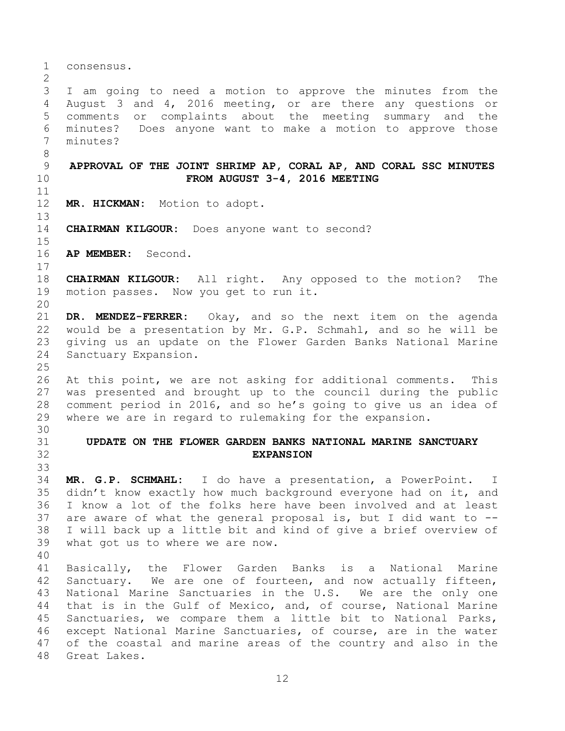consensus.

I am going to need a motion to approve the minutes from the August 3 and 4, 2016 meeting, or are there any questions or comments or complaints about the meeting summary and the minutes? Does anyone want to make a motion to approve those minutes?

## APPROVAL OF THE JOINT SHRIMP AP, CORAL AP, AND CORAL SSC MINUTES FROM AUGUST 3-4, 2016 MEETING

**MR. HICKMAN:** Motion to adopt.

**CHAIRMAN KILGOUR:** Does anyone want to second?

**AP MEMBER:** Second.

**CHAIRMAN KILGOUR:** All right. Any opposed to the motion? The motion passes. Now you get to run it.

**DR. MENDEZ-FERRER:** Okay, and so the next item on the agenda would be a presentation by Mr. G.P. Schmahl, and so he will be giving us an update on the Flower Garden Banks National Marine Sanctuary Expansion.

At this point, we are not asking for additional comments. This was presented and brought up to the council during the public comment period in 2016, and so he's going to give us an idea of where we are in regard to rulemaking for the expansion.

## UPDATE ON THE FLOWER GARDEN BANKS NATIONAL MARINE SANCTUARY EXPANSION

**MR. G.P. SCHMAHL:** I do have a presentation, a PowerPoint. I didn't know exactly how much background everyone had on it, and I know a lot of the folks here have been involved and at least are aware of what the general proposal is, but I did want to -- I will back up a little bit and kind of give a brief overview of what got us to where we are now.

Basically, the Flower Garden Banks is a National Marine Sanctuary. We are one of fourteen, and now actually fifteen, National Marine Sanctuaries in the U.S. We are the only one that is in the Gulf of Mexico, and, of course, National Marine Sanctuaries, we compare them a little bit to National Parks, except National Marine Sanctuaries, of course, are in the water of the coastal and marine areas of the country and also in the Great Lakes.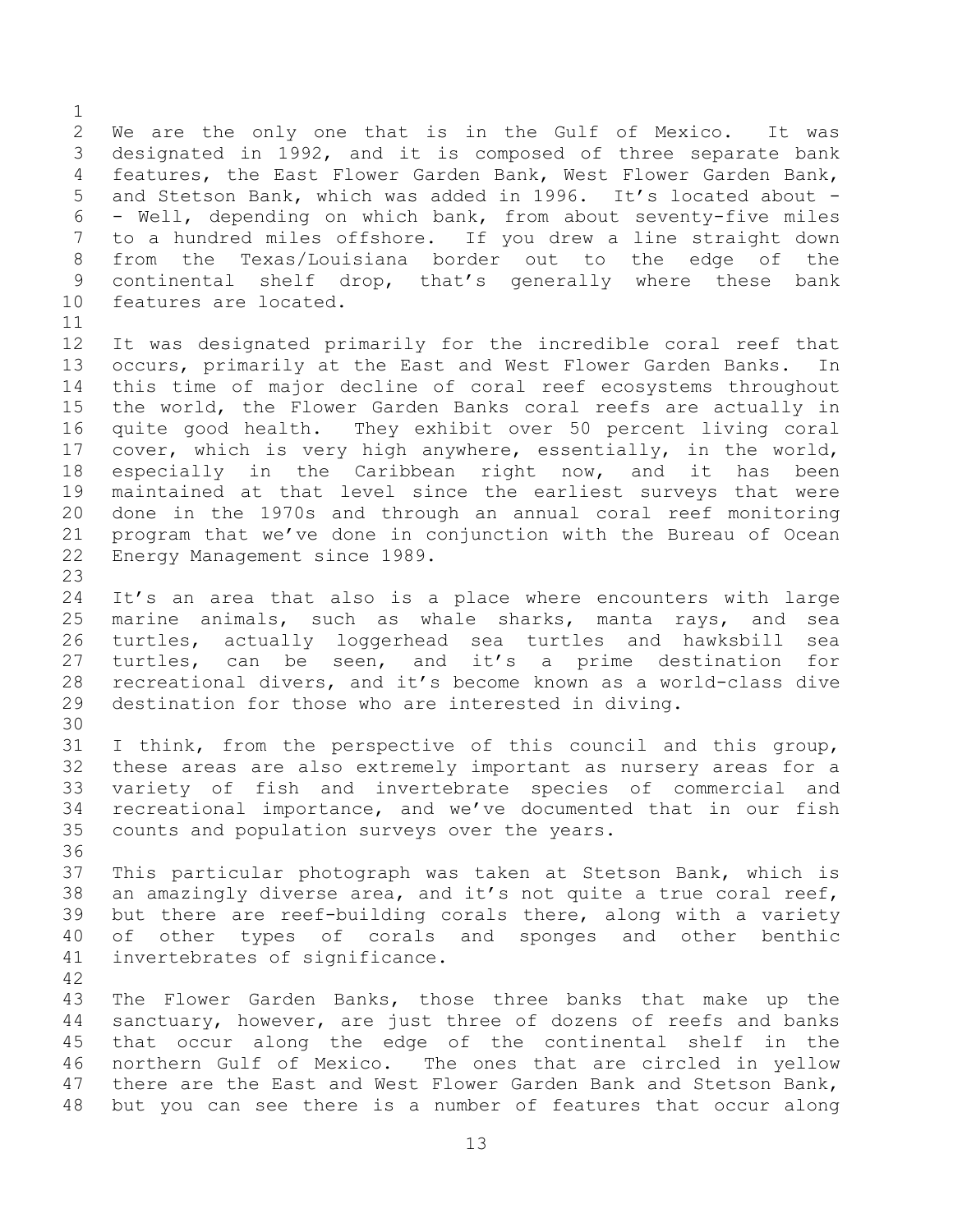We are the only one that is in the Gulf of Mexico. It was designated in 1992, and it is composed of three separate bank features, the East Flower Garden Bank, West Flower Garden Bank, and Stetson Bank, which was added in 1996. It's located about -- Well, depending on which bank, from about seventy-five miles to a hundred miles offshore. If you drew a line straight down from the Texas/Louisiana border out to the edge of the continental shelf drop, that's generally where these bank features are located.

It was designated primarily for the incredible coral reef that occurs, primarily at the East and West Flower Garden Banks. In this time of major decline of coral reef ecosystems throughout the world, the Flower Garden Banks coral reefs are actually in quite good health. They exhibit over 50 percent living coral cover, which is very high anywhere, essentially, in the world, especially in the Caribbean right now, and it has been maintained at that level since the earliest surveys that were done in the 1970s and through an annual coral reef monitoring program that we've done in conjunction with the Bureau of Ocean Energy Management since 1989.

It's an area that also is a place where encounters with large marine animals, such as whale sharks, manta rays, and sea turtles, actually loggerhead sea turtles and hawksbill sea turtles, can be seen, and it's a prime destination for recreational divers, and it's become known as a world-class dive destination for those who are interested in diving.

I think, from the perspective of this council and this group, these areas are also extremely important as nursery areas for a variety of fish and invertebrate species of commercial and recreational importance, and we've documented that in our fish counts and population surveys over the years.

This particular photograph was taken at Stetson Bank, which is an amazingly diverse area, and it's not quite a true coral reef, but there are reef-building corals there, along with a variety of other types of corals and sponges and other benthic invertebrates of significance.

The Flower Garden Banks, those three banks that make up the sanctuary, however, are just three of dozens of reefs and banks that occur along the edge of the continental shelf in the northern Gulf of Mexico. The ones that are circled in yellow there are the East and West Flower Garden Bank and Stetson Bank, but you can see there is a number of features that occur along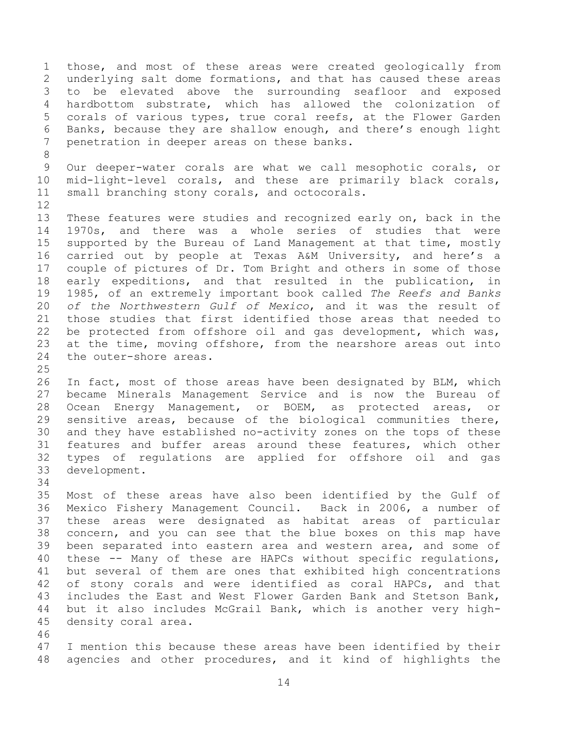those, and most of these areas were created geologically from underlying salt dome formations, and that has caused these areas to be elevated above the surrounding seafloor and exposed hardbottom substrate, which has allowed the colonization of corals of various types, true coral reefs, at the Flower Garden Banks, because they are shallow enough, and there's enough light penetration in deeper areas on these banks.

Our deeper-water corals are what we call mesophotic corals, or mid-light-level corals, and these are primarily black corals, small branching stony corals, and octocorals.

These features were studies and recognized early on, back in the 1970s, and there was a whole series of studies that were supported by the Bureau of Land Management at that time, mostly carried out by people at Texas A&M University, and here's a couple of pictures of Dr. Tom Bright and others in some of those early expeditions, and that resulted in the publication, in 1985, of an extremely important book called *The Reefs and Banks of the Northwestern Gulf of Mexico*, and it was the result of those studies that first identified those areas that needed to be protected from offshore oil and gas development, which was, at the time, moving offshore, from the nearshore areas out into the outer-shore areas.

In fact, most of those areas have been designated by BLM, which became Minerals Management Service and is now the Bureau of Ocean Energy Management, or BOEM, as protected areas, or sensitive areas, because of the biological communities there, and they have established no-activity zones on the tops of these features and buffer areas around these features, which other types of regulations are applied for offshore oil and gas development.

Most of these areas have also been identified by the Gulf of Mexico Fishery Management Council. Back in 2006, a number of these areas were designated as habitat areas of particular concern, and you can see that the blue boxes on this map have been separated into eastern area and western area, and some of these -- Many of these are HAPCs without specific regulations, but several of them are ones that exhibited high concentrations of stony corals and were identified as coral HAPCs, and that includes the East and West Flower Garden Bank and Stetson Bank, but it also includes McGrail Bank, which is another very high-density coral area.

I mention this because these areas have been identified by their agencies and other procedures, and it kind of highlights the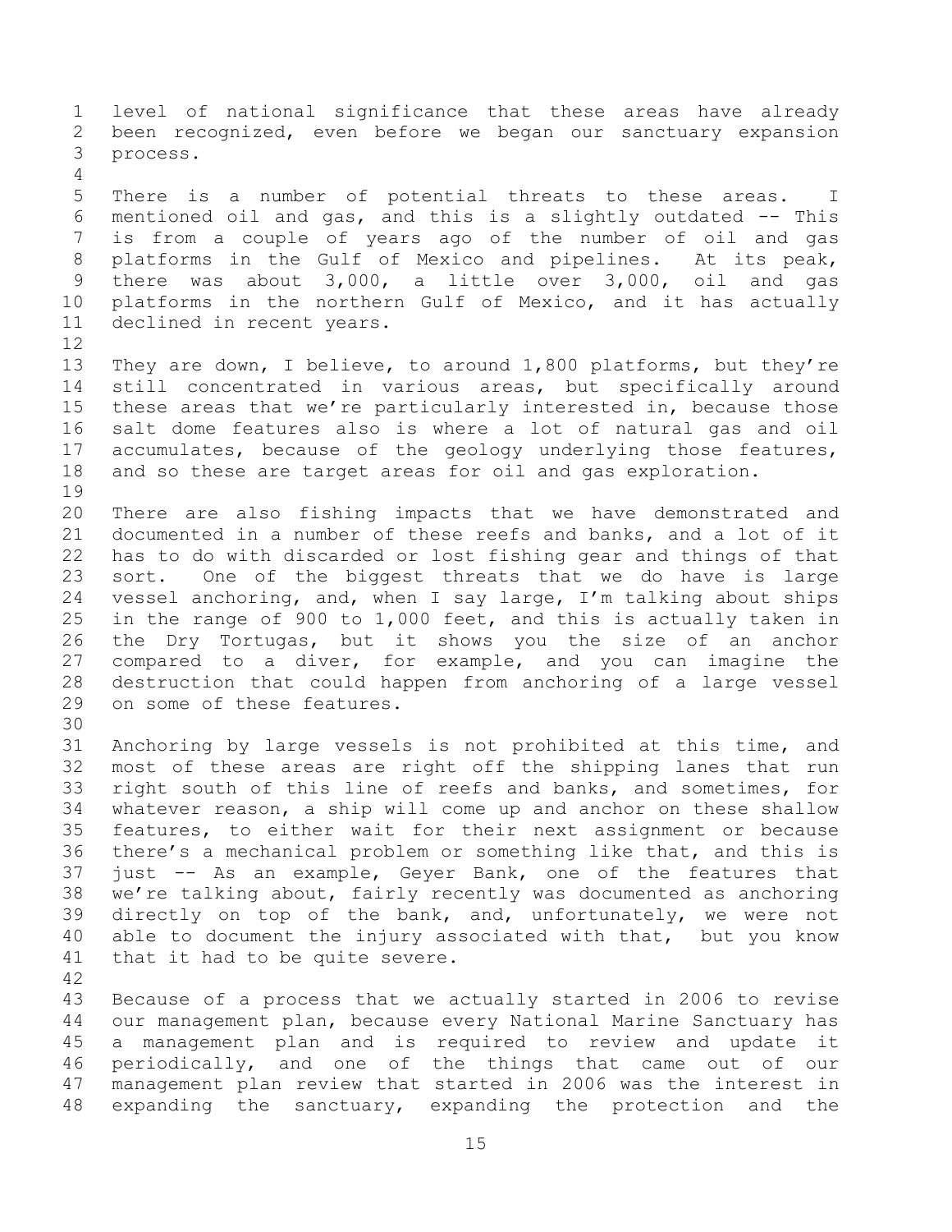level of national significance that these areas have already been recognized, even before we began our sanctuary expansion process.

There is a number of potential threats to these areas. I mentioned oil and gas, and this is a slightly outdated -- This is from a couple of years ago of the number of oil and gas platforms in the Gulf of Mexico and pipelines. At its peak, there was about 3,000, a little over 3,000, oil and gas platforms in the northern Gulf of Mexico, and it has actually declined in recent years.

They are down, I believe, to around 1,800 platforms, but they're still concentrated in various areas, but specifically around these areas that we're particularly interested in, because those salt dome features also is where a lot of natural gas and oil accumulates, because of the geology underlying those features, and so these are target areas for oil and gas exploration.

There are also fishing impacts that we have demonstrated and documented in a number of these reefs and banks, and a lot of it has to do with discarded or lost fishing gear and things of that sort. One of the biggest threats that we do have is large vessel anchoring, and, when I say large, I'm talking about ships in the range of 900 to 1,000 feet, and this is actually taken in the Dry Tortugas, but it shows you the size of an anchor compared to a diver, for example, and you can imagine the destruction that could happen from anchoring of a large vessel on some of these features.

Anchoring by large vessels is not prohibited at this time, and most of these areas are right off the shipping lanes that run right south of this line of reefs and banks, and sometimes, for whatever reason, a ship will come up and anchor on these shallow features, to either wait for their next assignment or because there's a mechanical problem or something like that, and this is just -- As an example, Geyer Bank, one of the features that we're talking about, fairly recently was documented as anchoring directly on top of the bank, and, unfortunately, we were not able to document the injury associated with that, but you know that it had to be quite severe.

Because of a process that we actually started in 2006 to revise our management plan, because every National Marine Sanctuary has a management plan and is required to review and update it periodically, and one of the things that came out of our management plan review that started in 2006 was the interest in expanding the sanctuary, expanding the protection and the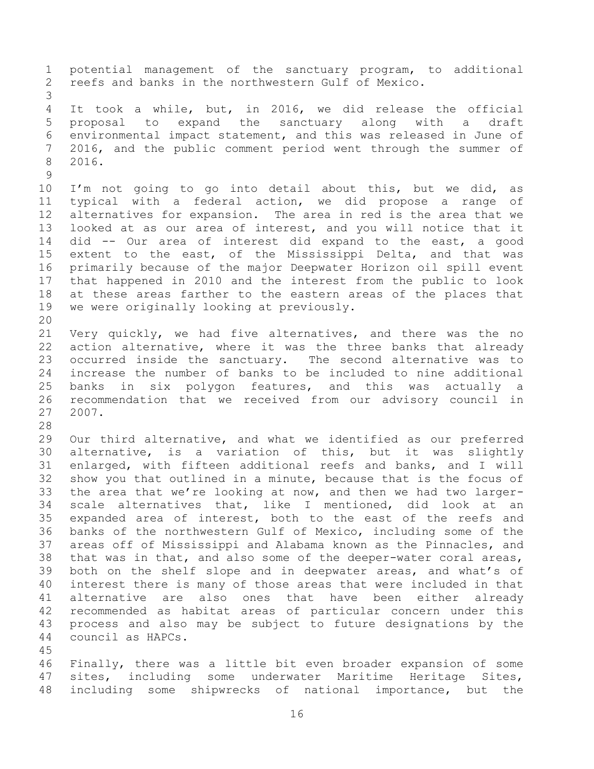potential management of the sanctuary program, to additional reefs and banks in the northwestern Gulf of Mexico.

It took a while, but, in 2016, we did release the official proposal to expand the sanctuary along with a draft environmental impact statement, and this was released in June of 2016, and the public comment period went through the summer of 2016.

I'm not going to go into detail about this, but we did, as typical with a federal action, we did propose a range of alternatives for expansion. The area in red is the area that we looked at as our area of interest, and you will notice that it did -- Our area of interest did expand to the east, a good extent to the east, of the Mississippi Delta, and that was primarily because of the major Deepwater Horizon oil spill event that happened in 2010 and the interest from the public to look at these areas farther to the eastern areas of the places that we were originally looking at previously.

Very quickly, we had five alternatives, and there was the no action alternative, where it was the three banks that already occurred inside the sanctuary. The second alternative was to increase the number of banks to be included to nine additional banks in six polygon features, and this was actually a recommendation that we received from our advisory council in 2007.

Our third alternative, and what we identified as our preferred alternative, is a variation of this, but it was slightly enlarged, with fifteen additional reefs and banks, and I will show you that outlined in a minute, because that is the focus of the area that we're looking at now, and then we had two larger-scale alternatives that, like I mentioned, did look at an expanded area of interest, both to the east of the reefs and banks of the northwestern Gulf of Mexico, including some of the areas off of Mississippi and Alabama known as the Pinnacles, and that was in that, and also some of the deeper-water coral areas, both on the shelf slope and in deepwater areas, and what's of interest there is many of those areas that were included in that alternative are also ones that have been either already recommended as habitat areas of particular concern under this process and also may be subject to future designations by the council as HAPCs.

Finally, there was a little bit even broader expansion of some sites, including some underwater Maritime Heritage Sites, including some shipwrecks of national importance, but the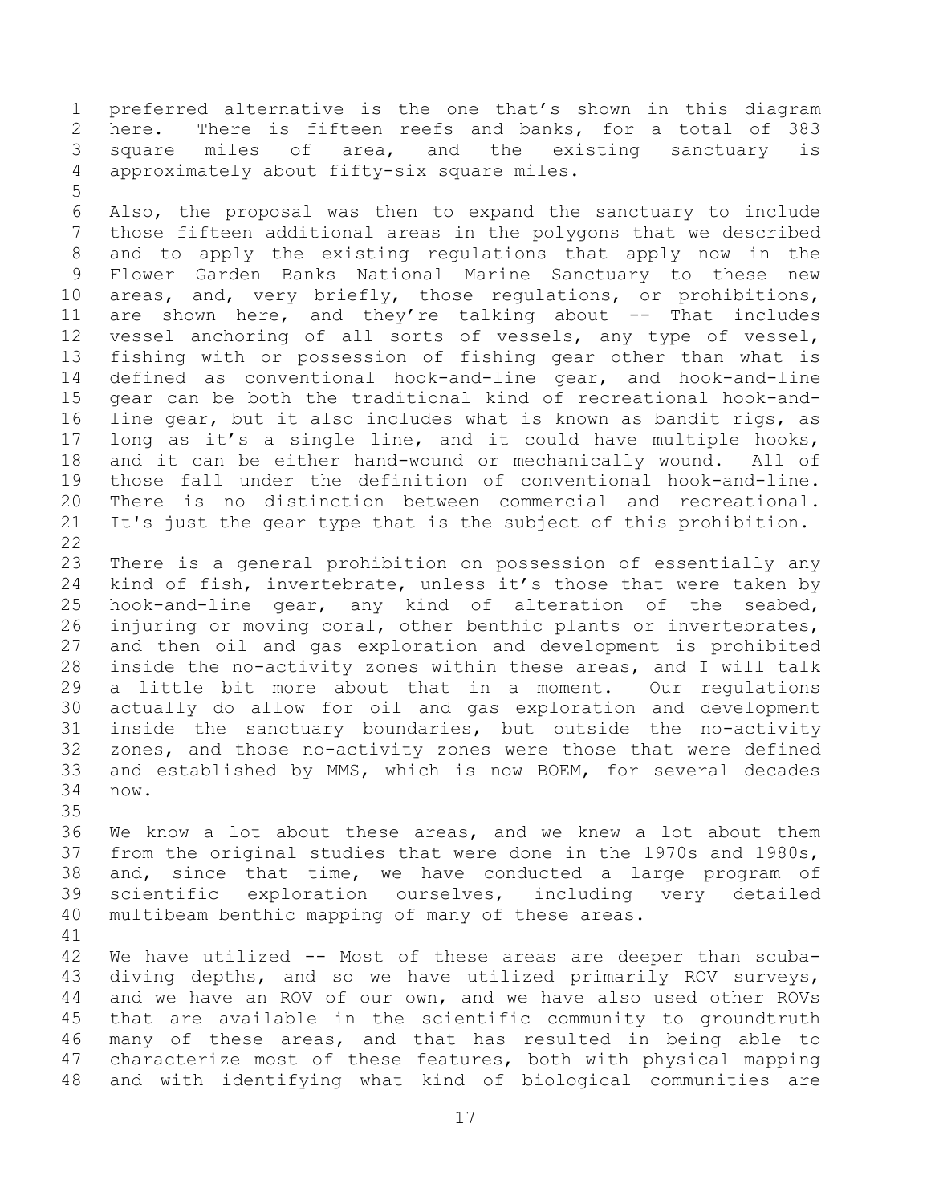preferred alternative is the one that's shown in this diagram here. There is fifteen reefs and banks, for a total of 383 square miles of area, and the existing sanctuary is approximately about fifty-six square miles.

Also, the proposal was then to expand the sanctuary to include those fifteen additional areas in the polygons that we described and to apply the existing regulations that apply now in the Flower Garden Banks National Marine Sanctuary to these new areas, and, very briefly, those regulations, or prohibitions, are shown here, and they're talking about -- That includes vessel anchoring of all sorts of vessels, any type of vessel, fishing with or possession of fishing gear other than what is defined as conventional hook-and-line gear, and hook-and-line gear can be both the traditional kind of recreational hook-and-line gear, but it also includes what is known as bandit rigs, as long as it's a single line, and it could have multiple hooks, and it can be either hand-wound or mechanically wound. All of those fall under the definition of conventional hook-and-line. There is no distinction between commercial and recreational. It's just the gear type that is the subject of this prohibition.

There is a general prohibition on possession of essentially any kind of fish, invertebrate, unless it's those that were taken by hook-and-line gear, any kind of alteration of the seabed, injuring or moving coral, other benthic plants or invertebrates, and then oil and gas exploration and development is prohibited inside the no-activity zones within these areas, and I will talk a little bit more about that in a moment. Our regulations actually do allow for oil and gas exploration and development inside the sanctuary boundaries, but outside the no-activity zones, and those no-activity zones were those that were defined and established by MMS, which is now BOEM, for several decades now.

We know a lot about these areas, and we knew a lot about them from the original studies that were done in the 1970s and 1980s, and, since that time, we have conducted a large program of scientific exploration ourselves, including very detailed multibeam benthic mapping of many of these areas.

We have utilized -- Most of these areas are deeper than scuba-diving depths, and so we have utilized primarily ROV surveys, and we have an ROV of our own, and we have also used other ROVs that are available in the scientific community to groundtruth many of these areas, and that has resulted in being able to characterize most of these features, both with physical mapping and with identifying what kind of biological communities are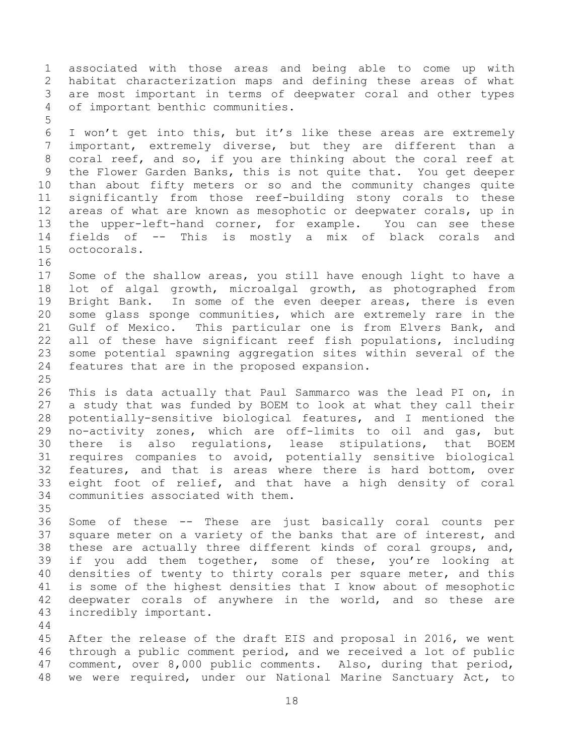associated with those areas and being able to come up with habitat characterization maps and defining these areas of what are most important in terms of deepwater coral and other types of important benthic communities.

I won't get into this, but it's like these areas are extremely important, extremely diverse, but they are different than a coral reef, and so, if you are thinking about the coral reef at the Flower Garden Banks, this is not quite that. You get deeper than about fifty meters or so and the community changes quite significantly from those reef-building stony corals to these areas of what are known as mesophotic or deepwater corals, up in the upper-left-hand corner, for example. You can see these fields of -- This is mostly a mix of black corals and octocorals.

Some of the shallow areas, you still have enough light to have a lot of algal growth, microalgal growth, as photographed from Bright Bank. In some of the even deeper areas, there is even some glass sponge communities, which are extremely rare in the Gulf of Mexico. This particular one is from Elvers Bank, and all of these have significant reef fish populations, including some potential spawning aggregation sites within several of the features that are in the proposed expansion.

This is data actually that Paul Sammarco was the lead PI on, in a study that was funded by BOEM to look at what they call their potentially-sensitive biological features, and I mentioned the no-activity zones, which are off-limits to oil and gas, but there is also regulations, lease stipulations, that BOEM requires companies to avoid, potentially sensitive biological features, and that is areas where there is hard bottom, over eight foot of relief, and that have a high density of coral communities associated with them.

Some of these -- These are just basically coral counts per square meter on a variety of the banks that are of interest, and these are actually three different kinds of coral groups, and, if you add them together, some of these, you're looking at densities of twenty to thirty corals per square meter, and this is some of the highest densities that I know about of mesophotic deepwater corals of anywhere in the world, and so these are incredibly important.

After the release of the draft EIS and proposal in 2016, we went through a public comment period, and we received a lot of public comment, over 8,000 public comments. Also, during that period, we were required, under our National Marine Sanctuary Act, to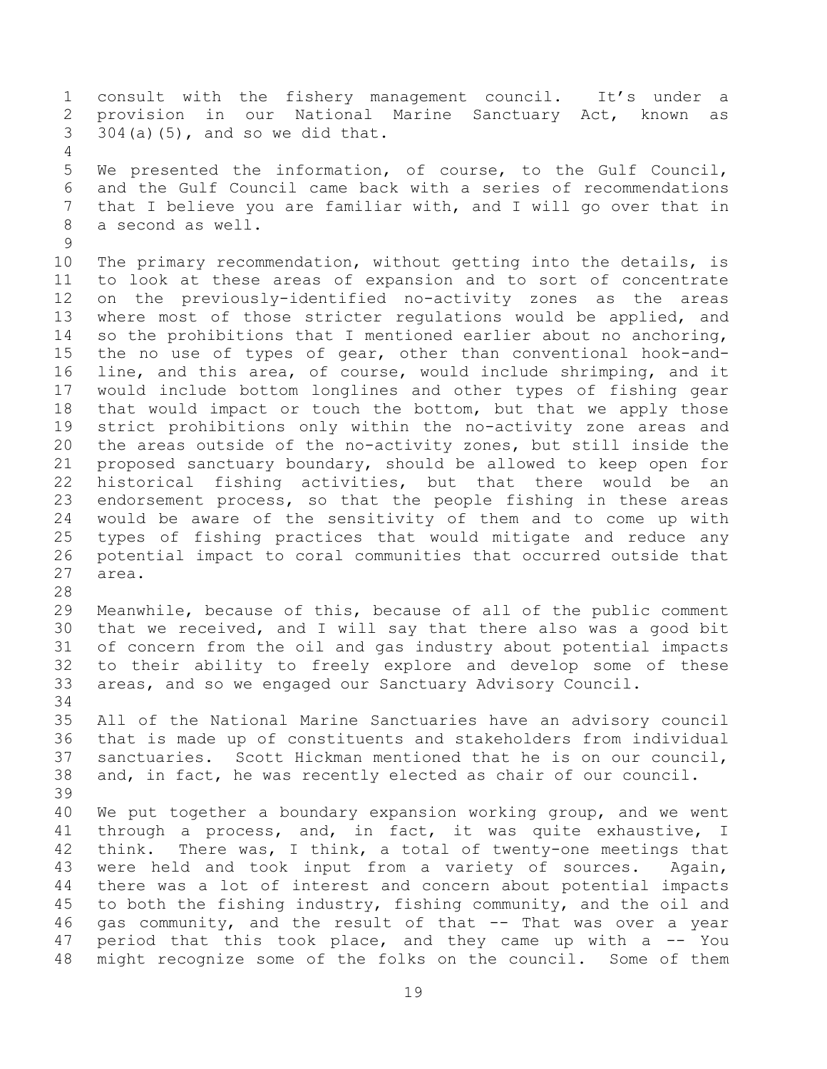consult with the fishery management council. It's under a provision in our National Marine Sanctuary Act, known as 304(a)(5), and so we did that.

We presented the information, of course, to the Gulf Council, and the Gulf Council came back with a series of recommendations that I believe you are familiar with, and I will go over that in a second as well.

The primary recommendation, without getting into the details, is to look at these areas of expansion and to sort of concentrate on the previously-identified no-activity zones as the areas where most of those stricter regulations would be applied, and so the prohibitions that I mentioned earlier about no anchoring, the no use of types of gear, other than conventional hook-and-line, and this area, of course, would include shrimping, and it would include bottom longlines and other types of fishing gear that would impact or touch the bottom, but that we apply those strict prohibitions only within the no-activity zone areas and the areas outside of the no-activity zones, but still inside the proposed sanctuary boundary, should be allowed to keep open for historical fishing activities, but that there would be an endorsement process, so that the people fishing in these areas would be aware of the sensitivity of them and to come up with types of fishing practices that would mitigate and reduce any potential impact to coral communities that occurred outside that area.

Meanwhile, because of this, because of all of the public comment that we received, and I will say that there also was a good bit of concern from the oil and gas industry about potential impacts to their ability to freely explore and develop some of these areas, and so we engaged our Sanctuary Advisory Council.

All of the National Marine Sanctuaries have an advisory council that is made up of constituents and stakeholders from individual sanctuaries. Scott Hickman mentioned that he is on our council, and, in fact, he was recently elected as chair of our council.

We put together a boundary expansion working group, and we went through a process, and, in fact, it was quite exhaustive, I think. There was, I think, a total of twenty-one meetings that were held and took input from a variety of sources. Again, there was a lot of interest and concern about potential impacts to both the fishing industry, fishing community, and the oil and gas community, and the result of that -- That was over a year period that this took place, and they came up with a -- You might recognize some of the folks on the council. Some of them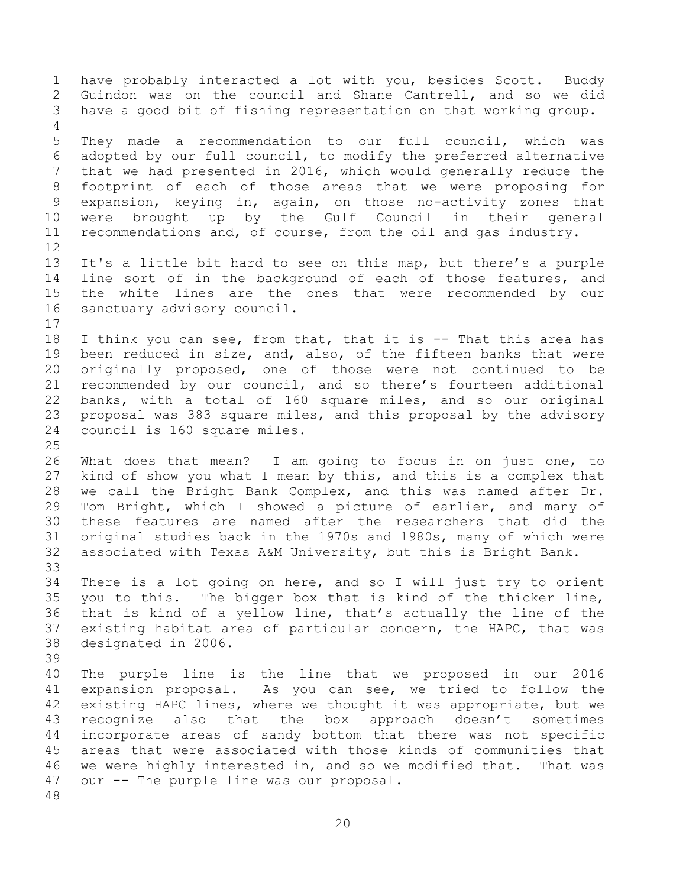have probably interacted a lot with you, besides Scott. Buddy Guindon was on the council and Shane Cantrell, and so we did have a good bit of fishing representation on that working group.

They made a recommendation to our full council, which was adopted by our full council, to modify the preferred alternative that we had presented in 2016, which would generally reduce the footprint of each of those areas that we were proposing for expansion, keying in, again, on those no-activity zones that were brought up by the Gulf Council in their general recommendations and, of course, from the oil and gas industry.

It's a little bit hard to see on this map, but there's a purple line sort of in the background of each of those features, and the white lines are the ones that were recommended by our sanctuary advisory council.

I think you can see, from that, that it is -- That this area has been reduced in size, and, also, of the fifteen banks that were originally proposed, one of those were not continued to be recommended by our council, and so there's fourteen additional banks, with a total of 160 square miles, and so our original proposal was 383 square miles, and this proposal by the advisory council is 160 square miles.

What does that mean? I am going to focus in on just one, to kind of show you what I mean by this, and this is a complex that we call the Bright Bank Complex, and this was named after Dr. Tom Bright, which I showed a picture of earlier, and many of these features are named after the researchers that did the original studies back in the 1970s and 1980s, many of which were associated with Texas A&M University, but this is Bright Bank.

There is a lot going on here, and so I will just try to orient you to this. The bigger box that is kind of the thicker line, that is kind of a yellow line, that's actually the line of the existing habitat area of particular concern, the HAPC, that was designated in 2006.

The purple line is the line that we proposed in our 2016 expansion proposal. As you can see, we tried to follow the existing HAPC lines, where we thought it was appropriate, but we recognize also that the box approach doesn't sometimes incorporate areas of sandy bottom that there was not specific areas that were associated with those kinds of communities that we were highly interested in, and so we modified that. That was our -- The purple line was our proposal.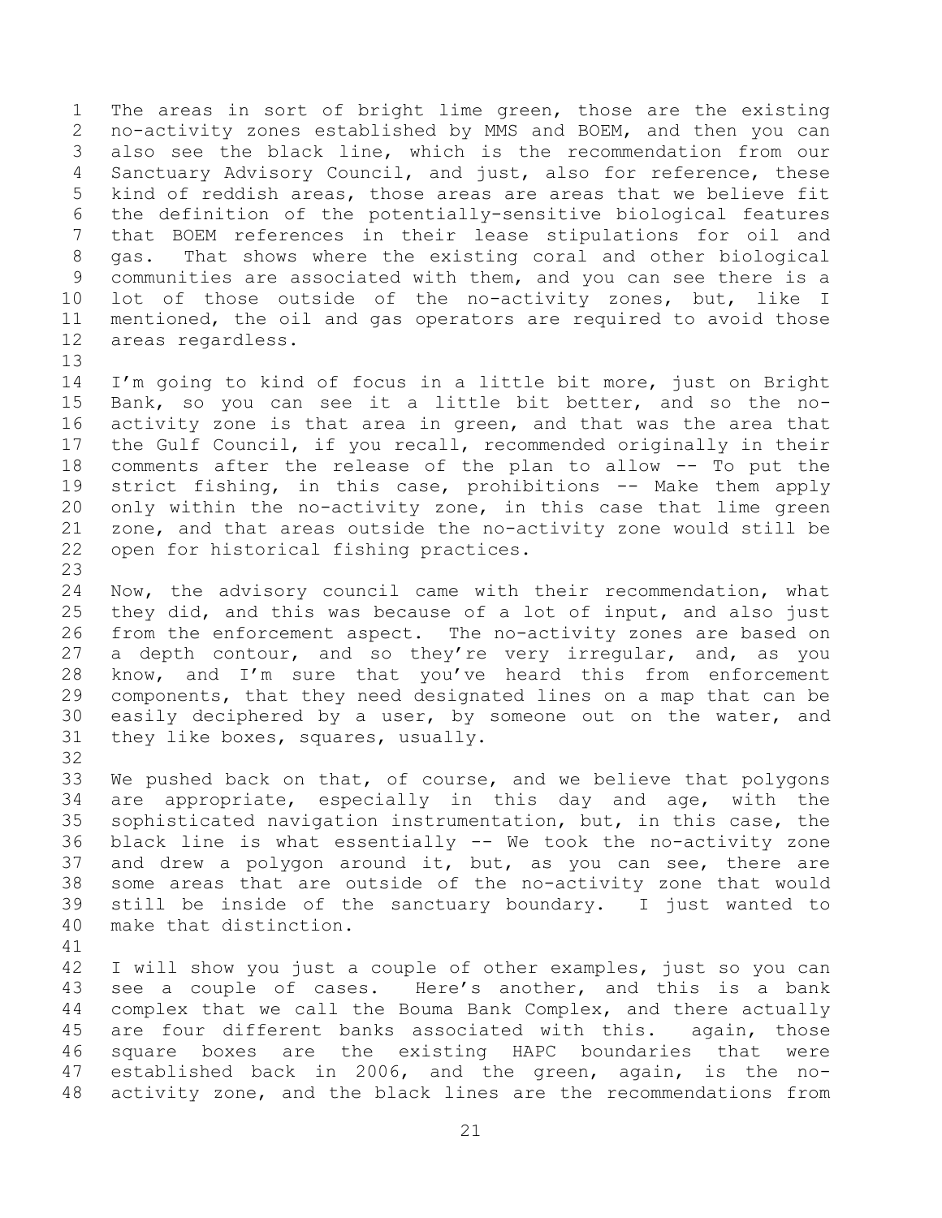The areas in sort of bright lime green, those are the existing no-activity zones established by MMS and BOEM, and then you can also see the black line, which is the recommendation from our Sanctuary Advisory Council, and just, also for reference, these kind of reddish areas, those areas are areas that we believe fit the definition of the potentially-sensitive biological features that BOEM references in their lease stipulations for oil and gas. That shows where the existing coral and other biological communities are associated with them, and you can see there is a lot of those outside of the no-activity zones, but, like I mentioned, the oil and gas operators are required to avoid those areas regardless.

I'm going to kind of focus in a little bit more, just on Bright Bank, so you can see it a little bit better, and so the no-activity zone is that area in green, and that was the area that the Gulf Council, if you recall, recommended originally in their comments after the release of the plan to allow -- To put the strict fishing, in this case, prohibitions -- Make them apply only within the no-activity zone, in this case that lime green zone, and that areas outside the no-activity zone would still be open for historical fishing practices.

Now, the advisory council came with their recommendation, what they did, and this was because of a lot of input, and also just from the enforcement aspect. The no-activity zones are based on a depth contour, and so they're very irregular, and, as you know, and I'm sure that you've heard this from enforcement components, that they need designated lines on a map that can be easily deciphered by a user, by someone out on the water, and they like boxes, squares, usually.

We pushed back on that, of course, and we believe that polygons are appropriate, especially in this day and age, with the sophisticated navigation instrumentation, but, in this case, the black line is what essentially -- We took the no-activity zone and drew a polygon around it, but, as you can see, there are some areas that are outside of the no-activity zone that would still be inside of the sanctuary boundary. I just wanted to make that distinction.

I will show you just a couple of other examples, just so you can see a couple of cases. Here's another, and this is a bank complex that we call the Bouma Bank Complex, and there actually are four different banks associated with this. again, those square boxes are the existing HAPC boundaries that were established back in 2006, and the green, again, is the no-activity zone, and the black lines are the recommendations from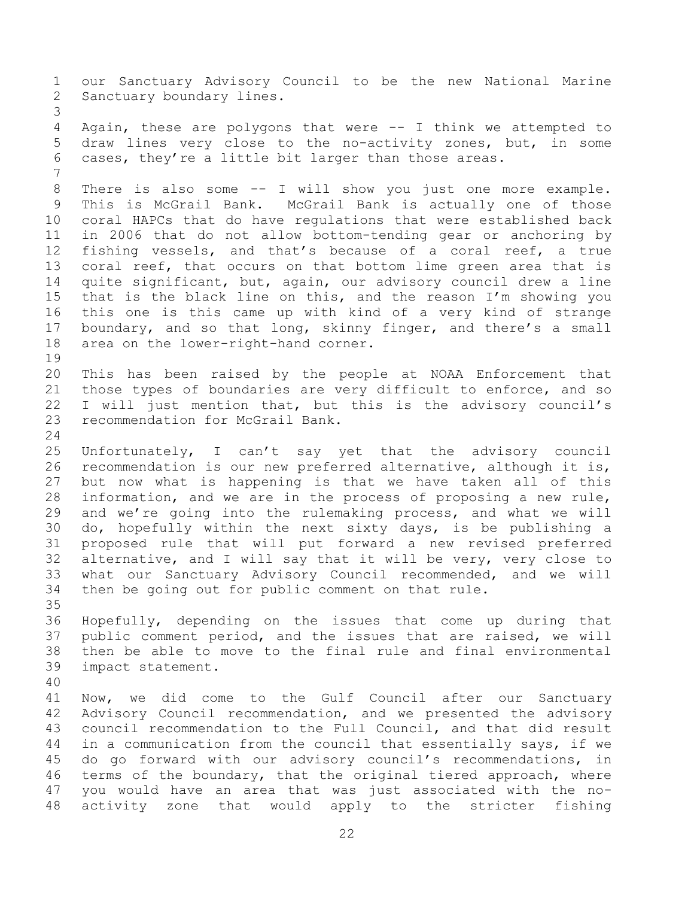our Sanctuary Advisory Council to be the new National Marine Sanctuary boundary lines.

Again, these are polygons that were -- I think we attempted to draw lines very close to the no-activity zones, but, in some cases, they're a little bit larger than those areas.

There is also some -- I will show you just one more example. This is McGrail Bank. McGrail Bank is actually one of those coral HAPCs that do have regulations that were established back in 2006 that do not allow bottom-tending gear or anchoring by fishing vessels, and that's because of a coral reef, a true coral reef, that occurs on that bottom lime green area that is quite significant, but, again, our advisory council drew a line that is the black line on this, and the reason I'm showing you this one is this came up with kind of a very kind of strange boundary, and so that long, skinny finger, and there's a small area on the lower-right-hand corner.

This has been raised by the people at NOAA Enforcement that those types of boundaries are very difficult to enforce, and so I will just mention that, but this is the advisory council's recommendation for McGrail Bank.

Unfortunately, I can't say yet that the advisory council recommendation is our new preferred alternative, although it is, but now what is happening is that we have taken all of this information, and we are in the process of proposing a new rule, and we're going into the rulemaking process, and what we will do, hopefully within the next sixty days, is be publishing a proposed rule that will put forward a new revised preferred alternative, and I will say that it will be very, very close to what our Sanctuary Advisory Council recommended, and we will then be going out for public comment on that rule.

Hopefully, depending on the issues that come up during that public comment period, and the issues that are raised, we will then be able to move to the final rule and final environmental impact statement.

Now, we did come to the Gulf Council after our Sanctuary Advisory Council recommendation, and we presented the advisory council recommendation to the Full Council, and that did result in a communication from the council that essentially says, if we do go forward with our advisory council's recommendations, in terms of the boundary, that the original tiered approach, where you would have an area that was just associated with the no-activity zone that would apply to the stricter fishing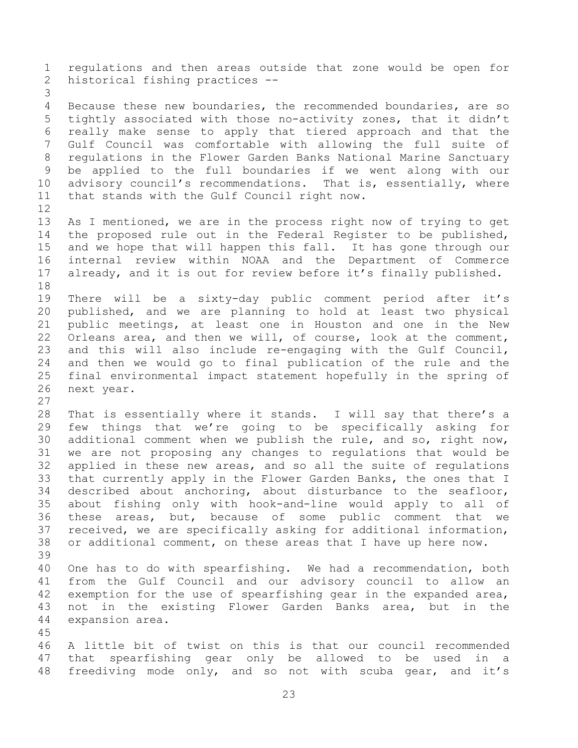regulations and then areas outside that zone would be open for historical fishing practices --

Because these new boundaries, the recommended boundaries, are so tightly associated with those no-activity zones, that it didn't really make sense to apply that tiered approach and that the Gulf Council was comfortable with allowing the full suite of regulations in the Flower Garden Banks National Marine Sanctuary be applied to the full boundaries if we went along with our advisory council's recommendations. That is, essentially, where that stands with the Gulf Council right now.

As I mentioned, we are in the process right now of trying to get the proposed rule out in the Federal Register to be published, and we hope that will happen this fall. It has gone through our internal review within NOAA and the Department of Commerce already, and it is out for review before it's finally published.

There will be a sixty-day public comment period after it's published, and we are planning to hold at least two physical public meetings, at least one in Houston and one in the New Orleans area, and then we will, of course, look at the comment, and this will also include re-engaging with the Gulf Council, and then we would go to final publication of the rule and the final environmental impact statement hopefully in the spring of next year.

That is essentially where it stands. I will say that there's a few things that we're going to be specifically asking for additional comment when we publish the rule, and so, right now, we are not proposing any changes to regulations that would be applied in these new areas, and so all the suite of regulations that currently apply in the Flower Garden Banks, the ones that I described about anchoring, about disturbance to the seafloor, about fishing only with hook-and-line would apply to all of these areas, but, because of some public comment that we received, we are specifically asking for additional information, or additional comment, on these areas that I have up here now.

One has to do with spearfishing. We had a recommendation, both from the Gulf Council and our advisory council to allow an exemption for the use of spearfishing gear in the expanded area, not in the existing Flower Garden Banks area, but in the expansion area.

A little bit of twist on this is that our council recommended that spearfishing gear only be allowed to be used in a freediving mode only, and so not with scuba gear, and it's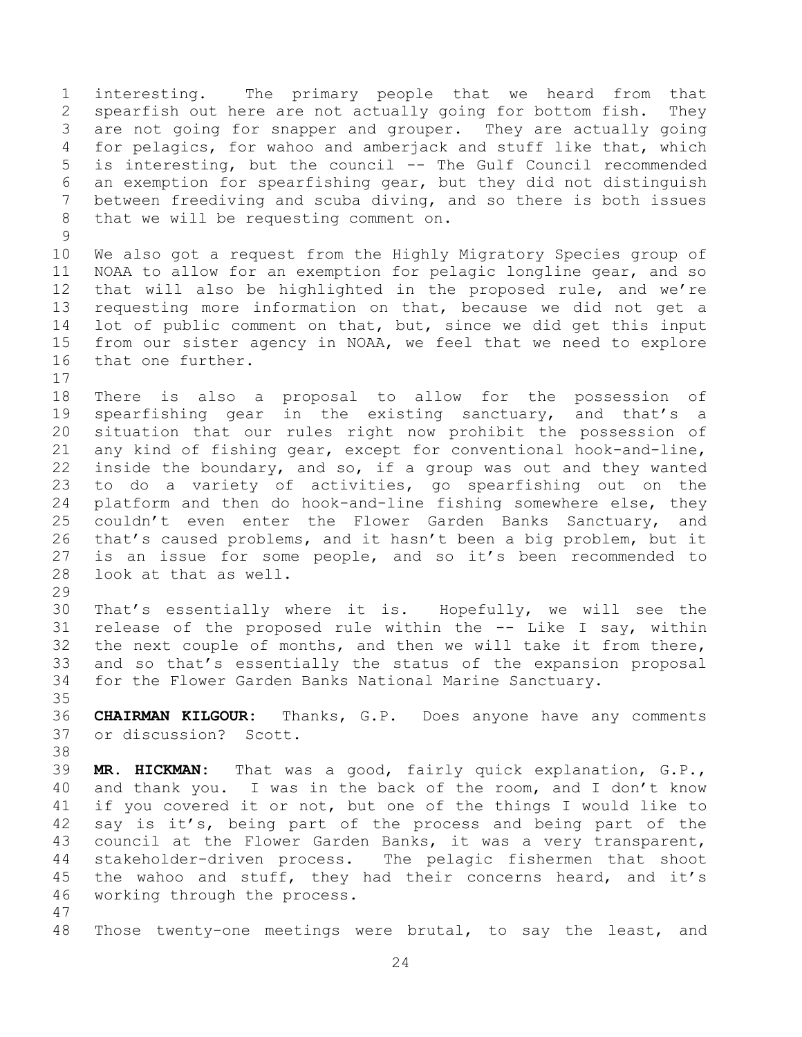interesting. The primary people that we heard from that spearfish out here are not actually going for bottom fish. They are not going for snapper and grouper. They are actually going for pelagics, for wahoo and amberjack and stuff like that, which is interesting, but the council -- The Gulf Council recommended an exemption for spearfishing gear, but they did not distinguish between freediving and scuba diving, and so there is both issues that we will be requesting comment on.

We also got a request from the Highly Migratory Species group of NOAA to allow for an exemption for pelagic longline gear, and so that will also be highlighted in the proposed rule, and we're requesting more information on that, because we did not get a lot of public comment on that, but, since we did get this input from our sister agency in NOAA, we feel that we need to explore that one further.

There is also a proposal to allow for the possession of spearfishing gear in the existing sanctuary, and that's a situation that our rules right now prohibit the possession of any kind of fishing gear, except for conventional hook-and-line, inside the boundary, and so, if a group was out and they wanted to do a variety of activities, go spearfishing out on the platform and then do hook-and-line fishing somewhere else, they couldn't even enter the Flower Garden Banks Sanctuary, and that's caused problems, and it hasn't been a big problem, but it is an issue for some people, and so it's been recommended to look at that as well.

That's essentially where it is. Hopefully, we will see the release of the proposed rule within the -- Like I say, within the next couple of months, and then we will take it from there, and so that's essentially the status of the expansion proposal for the Flower Garden Banks National Marine Sanctuary.

**CHAIRMAN KILGOUR:** Thanks, G.P. Does anyone have any comments or discussion? Scott.

**MR. HICKMAN:** That was a good, fairly quick explanation, G.P., and thank you. I was in the back of the room, and I don't know if you covered it or not, but one of the things I would like to say is it's, being part of the process and being part of the council at the Flower Garden Banks, it was a very transparent, stakeholder-driven process. The pelagic fishermen that shoot the wahoo and stuff, they had their concerns heard, and it's working through the process.

Those twenty-one meetings were brutal, to say the least, and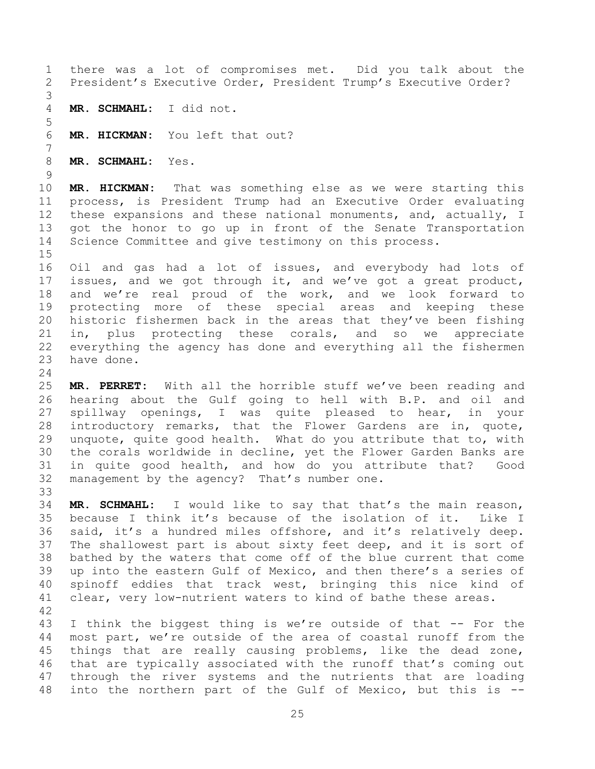there was a lot of compromises met. Did you talk about the President's Executive Order, President Trump's Executive Order?

**MR. SCHMAHL:** I did not.

**MR. HICKMAN:** You left that out?

**MR. SCHMAHL:** Yes.

**MR. HICKMAN:** That was something else as we were starting this process, is President Trump had an Executive Order evaluating these expansions and these national monuments, and, actually, I got the honor to go up in front of the Senate Transportation Science Committee and give testimony on this process.

Oil and gas had a lot of issues, and everybody had lots of issues, and we got through it, and we've got a great product, and we're real proud of the work, and we look forward to protecting more of these special areas and keeping these historic fishermen back in the areas that they've been fishing in, plus protecting these corals, and so we appreciate everything the agency has done and everything all the fishermen have done.

**MR. PERRET:** With all the horrible stuff we've been reading and hearing about the Gulf going to hell with B.P. and oil and spillway openings, I was quite pleased to hear, in your introductory remarks, that the Flower Gardens are in, quote, unquote, quite good health. What do you attribute that to, with the corals worldwide in decline, yet the Flower Garden Banks are in quite good health, and how do you attribute that? Good management by the agency? That's number one.

**MR. SCHMAHL:** I would like to say that that's the main reason, because I think it's because of the isolation of it. Like I said, it's a hundred miles offshore, and it's relatively deep. The shallowest part is about sixty feet deep, and it is sort of bathed by the waters that come off of the blue current that come up into the eastern Gulf of Mexico, and then there's a series of spinoff eddies that track west, bringing this nice kind of clear, very low-nutrient waters to kind of bathe these areas.

I think the biggest thing is we're outside of that -- For the most part, we're outside of the area of coastal runoff from the things that are really causing problems, like the dead zone, that are typically associated with the runoff that's coming out through the river systems and the nutrients that are loading into the northern part of the Gulf of Mexico, but this is --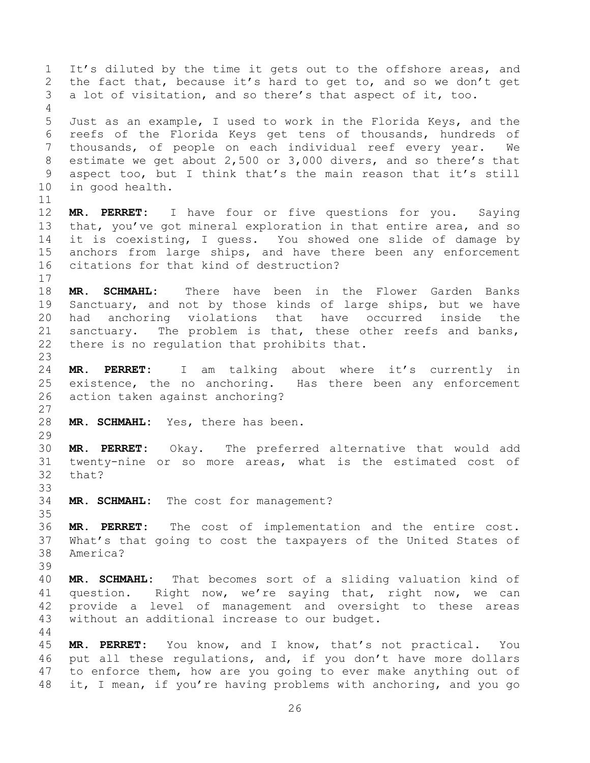It's diluted by the time it gets out to the offshore areas, and the fact that, because it's hard to get to, and so we don't get a lot of visitation, and so there's that aspect of it, too.

Just as an example, I used to work in the Florida Keys, and the reefs of the Florida Keys get tens of thousands, hundreds of thousands, of people on each individual reef every year. We estimate we get about 2,500 or 3,000 divers, and so there's that aspect too, but I think that's the main reason that it's still in good health.

**MR. PERRET:** I have four or five questions for you. Saying that, you've got mineral exploration in that entire area, and so it is coexisting, I guess. You showed one slide of damage by anchors from large ships, and have there been any enforcement citations for that kind of destruction?

**MR. SCHMAHL:** There have been in the Flower Garden Banks Sanctuary, and not by those kinds of large ships, but we have had anchoring violations that have occurred inside the sanctuary. The problem is that, these other reefs and banks, there is no regulation that prohibits that.

**MR. PERRET:** I am talking about where it's currently in existence, the no anchoring. Has there been any enforcement action taken against anchoring?

**MR. SCHMAHL:** Yes, there has been.

**MR. PERRET:** Okay. The preferred alternative that would add twenty-nine or so more areas, what is the estimated cost of that?

**MR. SCHMAHL:** The cost for management?

**MR. PERRET:** The cost of implementation and the entire cost. What's that going to cost the taxpayers of the United States of America?

**MR. SCHMAHL:** That becomes sort of a sliding valuation kind of question. Right now, we're saying that, right now, we can provide a level of management and oversight to these areas without an additional increase to our budget.

**MR. PERRET:** You know, and I know, that's not practical. You put all these regulations, and, if you don't have more dollars to enforce them, how are you going to ever make anything out of it, I mean, if you're having problems with anchoring, and you go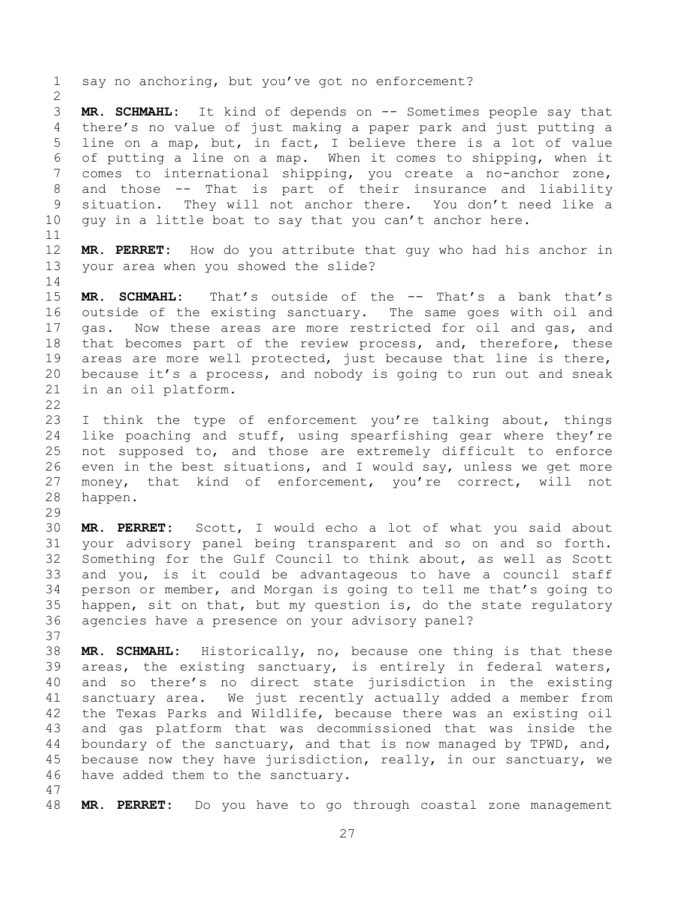say no anchoring, but you've got no enforcement?

**MR. SCHMAHL:** It kind of depends on -- Sometimes people say that there's no value of just making a paper park and just putting a line on a map, but, in fact, I believe there is a lot of value of putting a line on a map. When it comes to shipping, when it comes to international shipping, you create a no-anchor zone, and those -- That is part of their insurance and liability situation. They will not anchor there. You don't need like a guy in a little boat to say that you can't anchor here.

**MR. PERRET:** How do you attribute that guy who had his anchor in your area when you showed the slide?

**MR. SCHMAHL:** That's outside of the -- That's a bank that's outside of the existing sanctuary. The same goes with oil and gas. Now these areas are more restricted for oil and gas, and that becomes part of the review process, and, therefore, these areas are more well protected, just because that line is there, because it's a process, and nobody is going to run out and sneak in an oil platform.

I think the type of enforcement you're talking about, things like poaching and stuff, using spearfishing gear where they're not supposed to, and those are extremely difficult to enforce even in the best situations, and I would say, unless we get more money, that kind of enforcement, you're correct, will not happen.

**MR. PERRET:** Scott, I would echo a lot of what you said about your advisory panel being transparent and so on and so forth. Something for the Gulf Council to think about, as well as Scott and you, is it could be advantageous to have a council staff person or member, and Morgan is going to tell me that's going to happen, sit on that, but my question is, do the state regulatory agencies have a presence on your advisory panel?

**MR. SCHMAHL:** Historically, no, because one thing is that these areas, the existing sanctuary, is entirely in federal waters, and so there's no direct state jurisdiction in the existing sanctuary area. We just recently actually added a member from the Texas Parks and Wildlife, because there was an existing oil and gas platform that was decommissioned that was inside the boundary of the sanctuary, and that is now managed by TPWD, and, because now they have jurisdiction, really, in our sanctuary, we have added them to the sanctuary.

**MR. PERRET:** Do you have to go through coastal zone management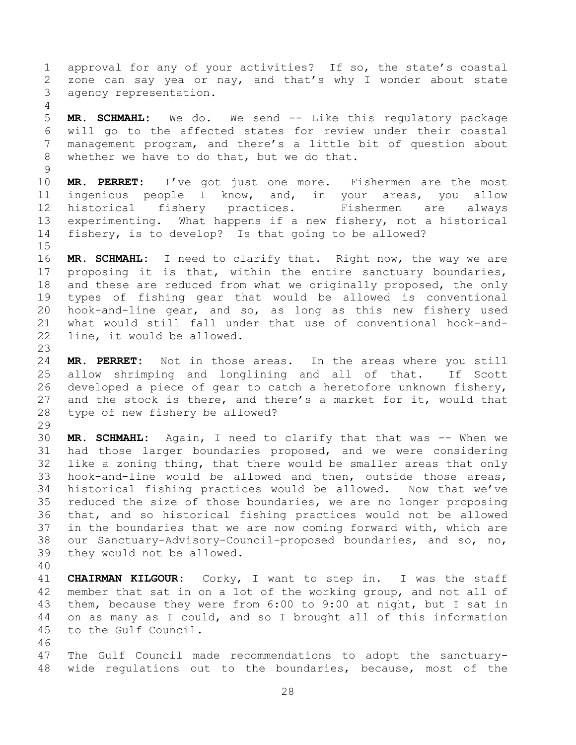approval for any of your activities? If so, the state's coastal zone can say yea or nay, and that's why I wonder about state agency representation.

**MR. SCHMAHL:** We do. We send -- Like this regulatory package will go to the affected states for review under their coastal management program, and there's a little bit of question about whether we have to do that, but we do that.

**MR. PERRET:** I've got just one more. Fishermen are the most ingenious people I know, and, in your areas, you allow historical fishery practices. Fishermen are always experimenting. What happens if a new fishery, not a historical fishery, is to develop? Is that going to be allowed?

**MR. SCHMAHL:** I need to clarify that. Right now, the way we are proposing it is that, within the entire sanctuary boundaries, and these are reduced from what we originally proposed, the only types of fishing gear that would be allowed is conventional hook-and-line gear, and so, as long as this new fishery used what would still fall under that use of conventional hook-and-line, it would be allowed.

**MR. PERRET:** Not in those areas. In the areas where you still allow shrimping and longlining and all of that. If Scott developed a piece of gear to catch a heretofore unknown fishery, and the stock is there, and there's a market for it, would that type of new fishery be allowed?

**MR. SCHMAHL:** Again, I need to clarify that that was -- When we had those larger boundaries proposed, and we were considering like a zoning thing, that there would be smaller areas that only hook-and-line would be allowed and then, outside those areas, historical fishing practices would be allowed. Now that we've reduced the size of those boundaries, we are no longer proposing that, and so historical fishing practices would not be allowed in the boundaries that we are now coming forward with, which are our Sanctuary-Advisory-Council-proposed boundaries, and so, no, they would not be allowed.

**CHAIRMAN KILGOUR:** Corky, I want to step in. I was the staff member that sat in on a lot of the working group, and not all of them, because they were from 6:00 to 9:00 at night, but I sat in on as many as I could, and so I brought all of this information to the Gulf Council.

The Gulf Council made recommendations to adopt the sanctuary-wide regulations out to the boundaries, because, most of the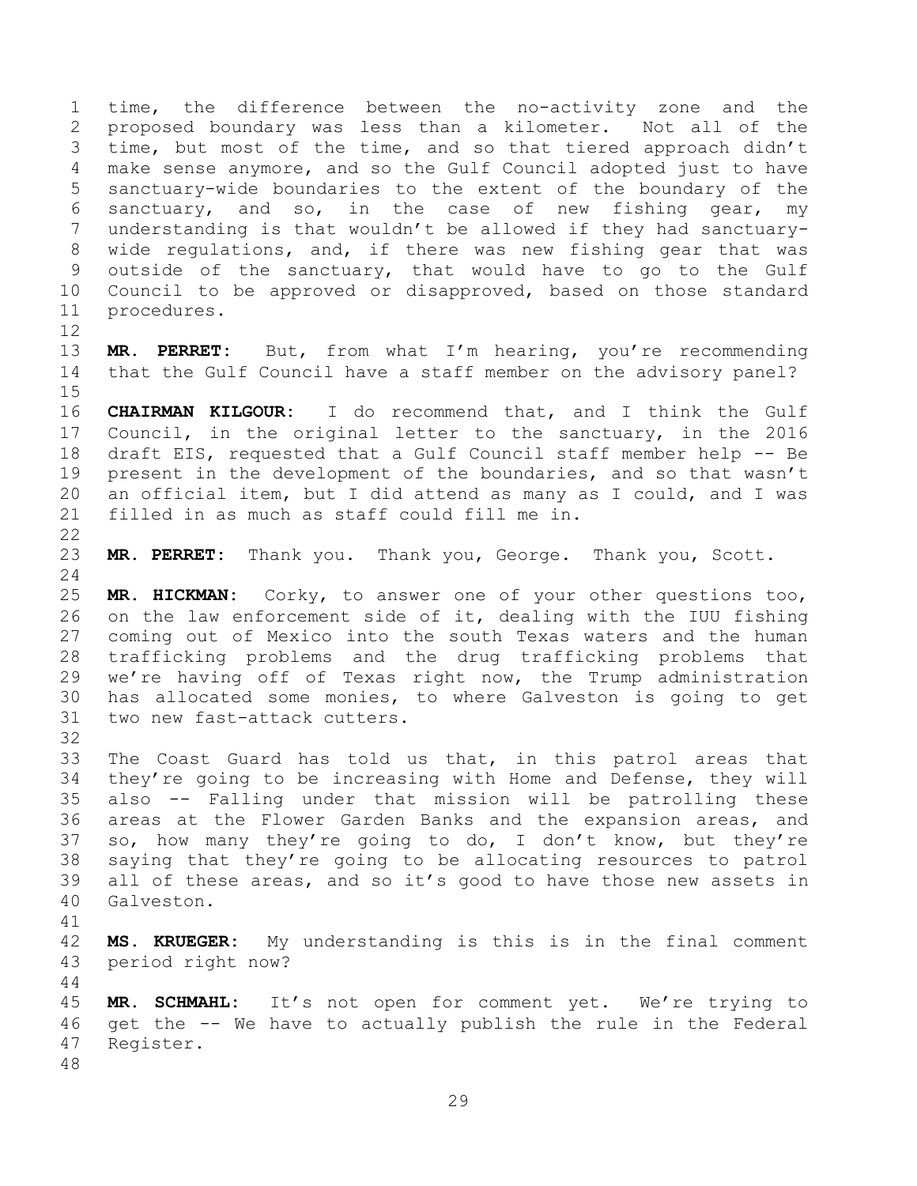time, the difference between the no-activity zone and the proposed boundary was less than a kilometer. Not all of the time, but most of the time, and so that tiered approach didn't make sense anymore, and so the Gulf Council adopted just to have sanctuary-wide boundaries to the extent of the boundary of the sanctuary, and so, in the case of new fishing gear, my understanding is that wouldn't be allowed if they had sanctuary-wide regulations, and, if there was new fishing gear that was outside of the sanctuary, that would have to go to the Gulf Council to be approved or disapproved, based on those standard procedures.

**MR. PERRET:** But, from what I'm hearing, you're recommending that the Gulf Council have a staff member on the advisory panel?

**CHAIRMAN KILGOUR:** I do recommend that, and I think the Gulf Council, in the original letter to the sanctuary, in the 2016 draft EIS, requested that a Gulf Council staff member help -- Be present in the development of the boundaries, and so that wasn't an official item, but I did attend as many as I could, and I was filled in as much as staff could fill me in.

**MR. PERRET:** Thank you. Thank you, George. Thank you, Scott.

**MR. HICKMAN:** Corky, to answer one of your other questions too, on the law enforcement side of it, dealing with the IUU fishing coming out of Mexico into the south Texas waters and the human trafficking problems and the drug trafficking problems that we're having off of Texas right now, the Trump administration has allocated some monies, to where Galveston is going to get two new fast-attack cutters.

The Coast Guard has told us that, in this patrol areas that they're going to be increasing with Home and Defense, they will also -- Falling under that mission will be patrolling these areas at the Flower Garden Banks and the expansion areas, and so, how many they're going to do, I don't know, but they're saying that they're going to be allocating resources to patrol all of these areas, and so it's good to have those new assets in Galveston.

**MS. KRUEGER:** My understanding is this is in the final comment period right now?

**MR. SCHMAHL:** It's not open for comment yet. We're trying to get the -- We have to actually publish the rule in the Federal Register.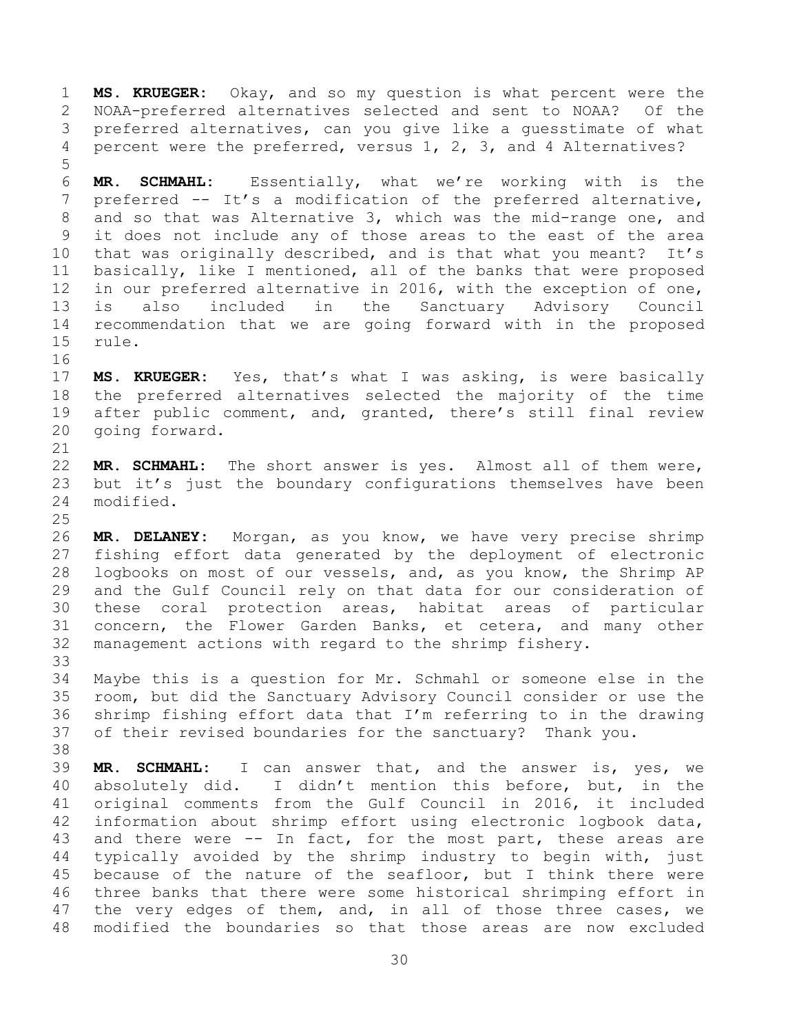**MS. KRUEGER:** Okay, and so my question is what percent were the NOAA-preferred alternatives selected and sent to NOAA? Of the preferred alternatives, can you give like a guesstimate of what percent were the preferred, versus 1, 2, 3, and 4 Alternatives?

**MR. SCHMAHL:** Essentially, what we're working with is the preferred -- It's a modification of the preferred alternative, and so that was Alternative 3, which was the mid-range one, and it does not include any of those areas to the east of the area that was originally described, and is that what you meant? It's basically, like I mentioned, all of the banks that were proposed in our preferred alternative in 2016, with the exception of one, is also included in the Sanctuary Advisory Council recommendation that we are going forward with in the proposed rule.

**MS. KRUEGER:** Yes, that's what I was asking, is were basically the preferred alternatives selected the majority of the time after public comment, and, granted, there's still final review going forward.

**MR. SCHMAHL:** The short answer is yes. Almost all of them were, but it's just the boundary configurations themselves have been modified.

**MR. DELANEY:** Morgan, as you know, we have very precise shrimp fishing effort data generated by the deployment of electronic logbooks on most of our vessels, and, as you know, the Shrimp AP and the Gulf Council rely on that data for our consideration of these coral protection areas, habitat areas of particular concern, the Flower Garden Banks, et cetera, and many other management actions with regard to the shrimp fishery.

Maybe this is a question for Mr. Schmahl or someone else in the room, but did the Sanctuary Advisory Council consider or use the shrimp fishing effort data that I'm referring to in the drawing of their revised boundaries for the sanctuary? Thank you.

**MR. SCHMAHL:** I can answer that, and the answer is, yes, we absolutely did. I didn't mention this before, but, in the original comments from the Gulf Council in 2016, it included information about shrimp effort using electronic logbook data, and there were -- In fact, for the most part, these areas are typically avoided by the shrimp industry to begin with, just because of the nature of the seafloor, but I think there were three banks that there were some historical shrimping effort in the very edges of them, and, in all of those three cases, we modified the boundaries so that those areas are now excluded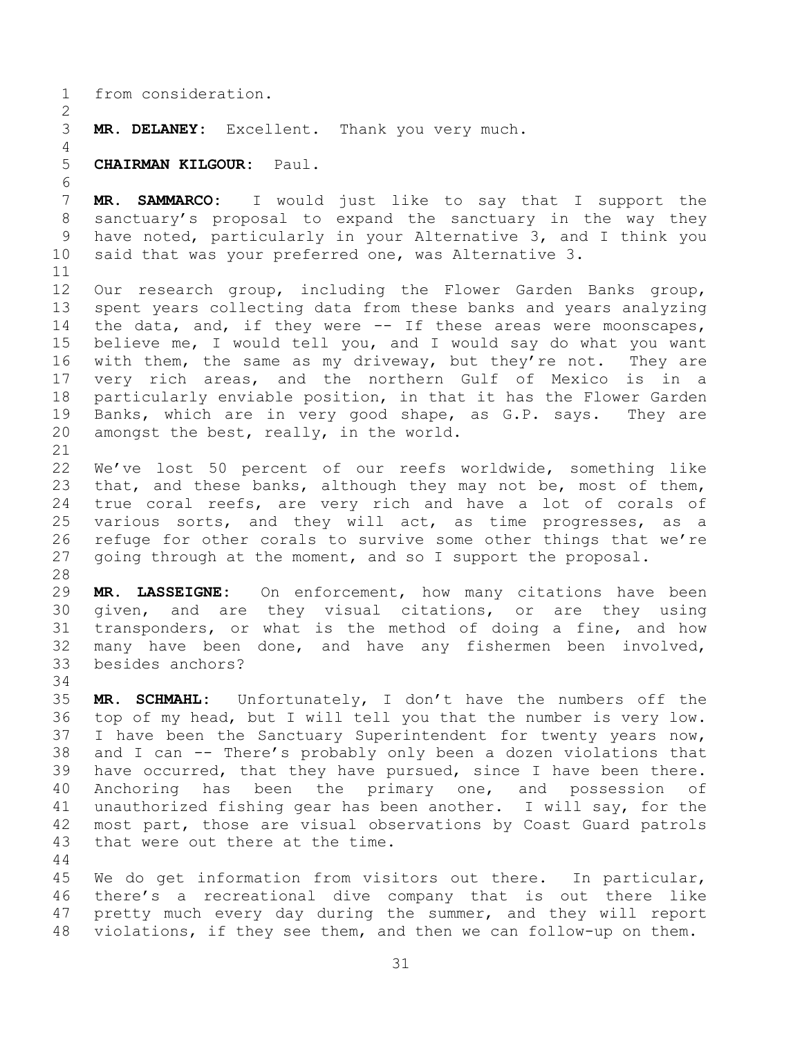from consideration.

**MR. DELANEY:** Excellent. Thank you very much.

**CHAIRMAN KILGOUR:** Paul.

**MR. SAMMARCO:** I would just like to say that I support the sanctuary's proposal to expand the sanctuary in the way they have noted, particularly in your Alternative 3, and I think you said that was your preferred one, was Alternative 3.

Our research group, including the Flower Garden Banks group, spent years collecting data from these banks and years analyzing the data, and, if they were -- If these areas were moonscapes, believe me, I would tell you, and I would say do what you want with them, the same as my driveway, but they're not. They are very rich areas, and the northern Gulf of Mexico is in a particularly enviable position, in that it has the Flower Garden Banks, which are in very good shape, as G.P. says. They are amongst the best, really, in the world.

We've lost 50 percent of our reefs worldwide, something like that, and these banks, although they may not be, most of them, true coral reefs, are very rich and have a lot of corals of various sorts, and they will act, as time progresses, as a refuge for other corals to survive some other things that we're going through at the moment, and so I support the proposal.

**MR. LASSEIGNE:** On enforcement, how many citations have been given, and are they visual citations, or are they using transponders, or what is the method of doing a fine, and how many have been done, and have any fishermen been involved, besides anchors?

**MR. SCHMAHL:** Unfortunately, I don't have the numbers off the top of my head, but I will tell you that the number is very low. I have been the Sanctuary Superintendent for twenty years now, and I can -- There's probably only been a dozen violations that have occurred, that they have pursued, since I have been there. Anchoring has been the primary one, and possession of unauthorized fishing gear has been another. I will say, for the most part, those are visual observations by Coast Guard patrols that were out there at the time.

We do get information from visitors out there. In particular, there's a recreational dive company that is out there like pretty much every day during the summer, and they will report violations, if they see them, and then we can follow-up on them.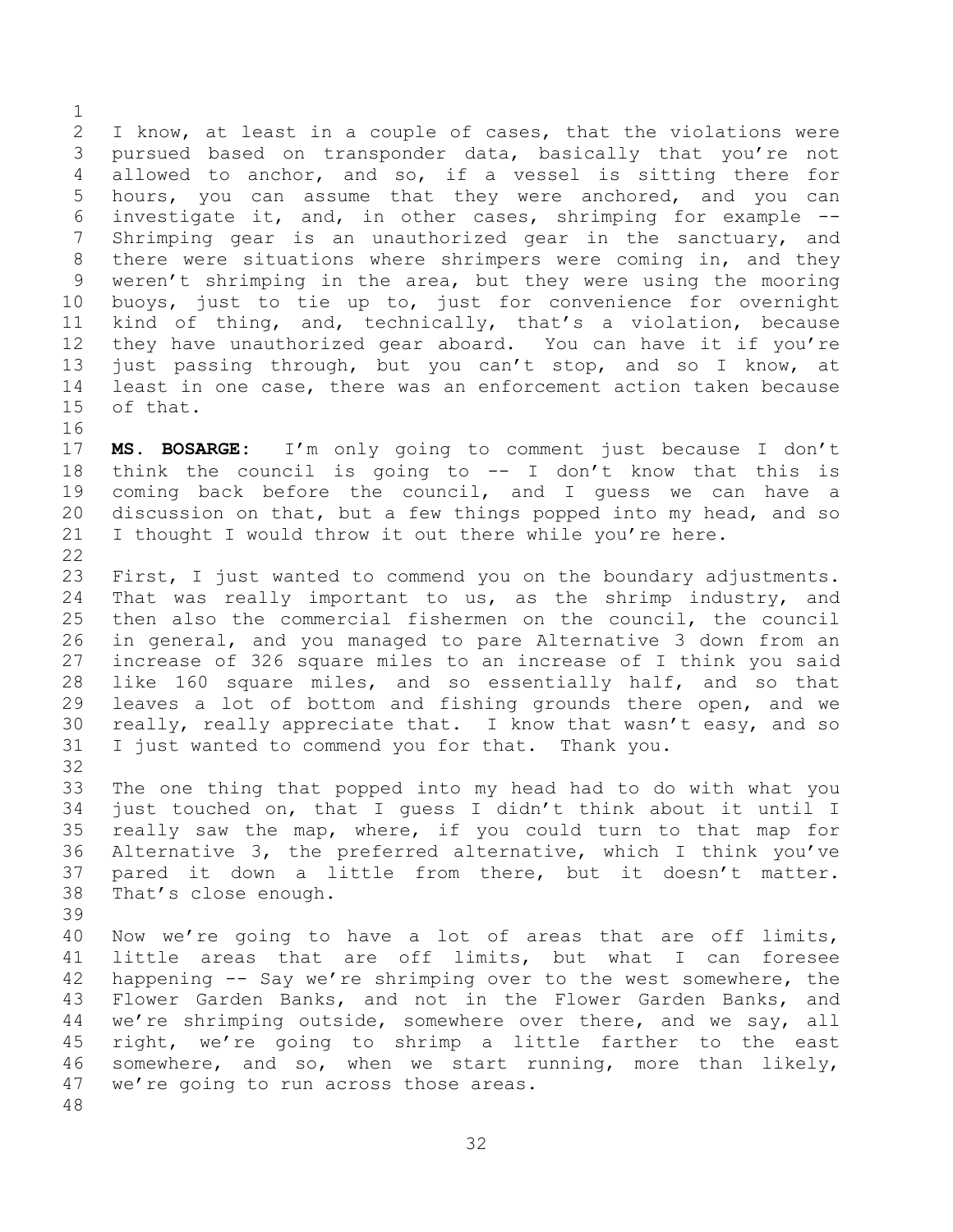I know, at least in a couple of cases, that the violations were pursued based on transponder data, basically that you're not allowed to anchor, and so, if a vessel is sitting there for hours, you can assume that they were anchored, and you can investigate it, and, in other cases, shrimping for example -- Shrimping gear is an unauthorized gear in the sanctuary, and there were situations where shrimpers were coming in, and they weren't shrimping in the area, but they were using the mooring buoys, just to tie up to, just for convenience for overnight kind of thing, and, technically, that's a violation, because they have unauthorized gear aboard. You can have it if you're just passing through, but you can't stop, and so I know, at least in one case, there was an enforcement action taken because of that.

**MS. BOSARGE:** I'm only going to comment just because I don't think the council is going to -- I don't know that this is coming back before the council, and I guess we can have a discussion on that, but a few things popped into my head, and so I thought I would throw it out there while you're here.

First, I just wanted to commend you on the boundary adjustments. That was really important to us, as the shrimp industry, and then also the commercial fishermen on the council, the council in general, and you managed to pare Alternative 3 down from an increase of 326 square miles to an increase of I think you said like 160 square miles, and so essentially half, and so that leaves a lot of bottom and fishing grounds there open, and we really, really appreciate that. I know that wasn't easy, and so I just wanted to commend you for that. Thank you.

The one thing that popped into my head had to do with what you just touched on, that I guess I didn't think about it until I really saw the map, where, if you could turn to that map for Alternative 3, the preferred alternative, which I think you've pared it down a little from there, but it doesn't matter. That's close enough.

Now we're going to have a lot of areas that are off limits, little areas that are off limits, but what I can foresee happening -- Say we're shrimping over to the west somewhere, the Flower Garden Banks, and not in the Flower Garden Banks, and we're shrimping outside, somewhere over there, and we say, all right, we're going to shrimp a little farther to the east somewhere, and so, when we start running, more than likely, we're going to run across those areas.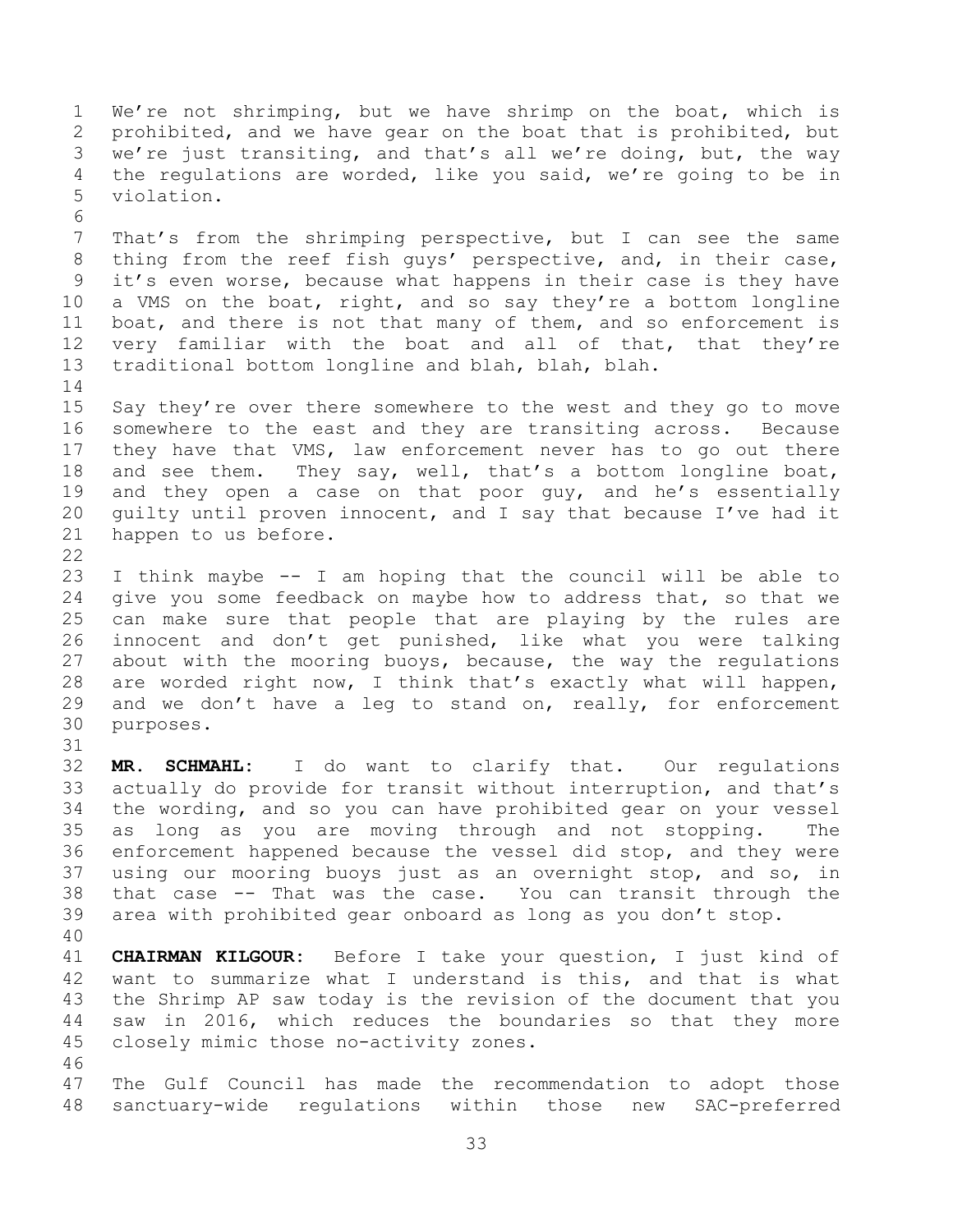We're not shrimping, but we have shrimp on the boat, which is prohibited, and we have gear on the boat that is prohibited, but we're just transiting, and that's all we're doing, but, the way the regulations are worded, like you said, we're going to be in violation.

That's from the shrimping perspective, but I can see the same thing from the reef fish guys' perspective, and, in their case, it's even worse, because what happens in their case is they have a VMS on the boat, right, and so say they're a bottom longline boat, and there is not that many of them, and so enforcement is very familiar with the boat and all of that, that they're traditional bottom longline and blah, blah, blah.

Say they're over there somewhere to the west and they go to move somewhere to the east and they are transiting across. Because they have that VMS, law enforcement never has to go out there and see them. They say, well, that's a bottom longline boat, and they open a case on that poor guy, and he's essentially guilty until proven innocent, and I say that because I've had it happen to us before.

I think maybe -- I am hoping that the council will be able to give you some feedback on maybe how to address that, so that we can make sure that people that are playing by the rules are innocent and don't get punished, like what you were talking about with the mooring buoys, because, the way the regulations are worded right now, I think that's exactly what will happen, and we don't have a leg to stand on, really, for enforcement purposes.

**MR. SCHMAHL:** I do want to clarify that. Our regulations actually do provide for transit without interruption, and that's the wording, and so you can have prohibited gear on your vessel as long as you are moving through and not stopping. The enforcement happened because the vessel did stop, and they were using our mooring buoys just as an overnight stop, and so, in that case -- That was the case. You can transit through the area with prohibited gear onboard as long as you don't stop.

**CHAIRMAN KILGOUR:** Before I take your question, I just kind of want to summarize what I understand is this, and that is what the Shrimp AP saw today is the revision of the document that you saw in 2016, which reduces the boundaries so that they more closely mimic those no-activity zones.

The Gulf Council has made the recommendation to adopt those sanctuary-wide regulations within those new SAC-preferred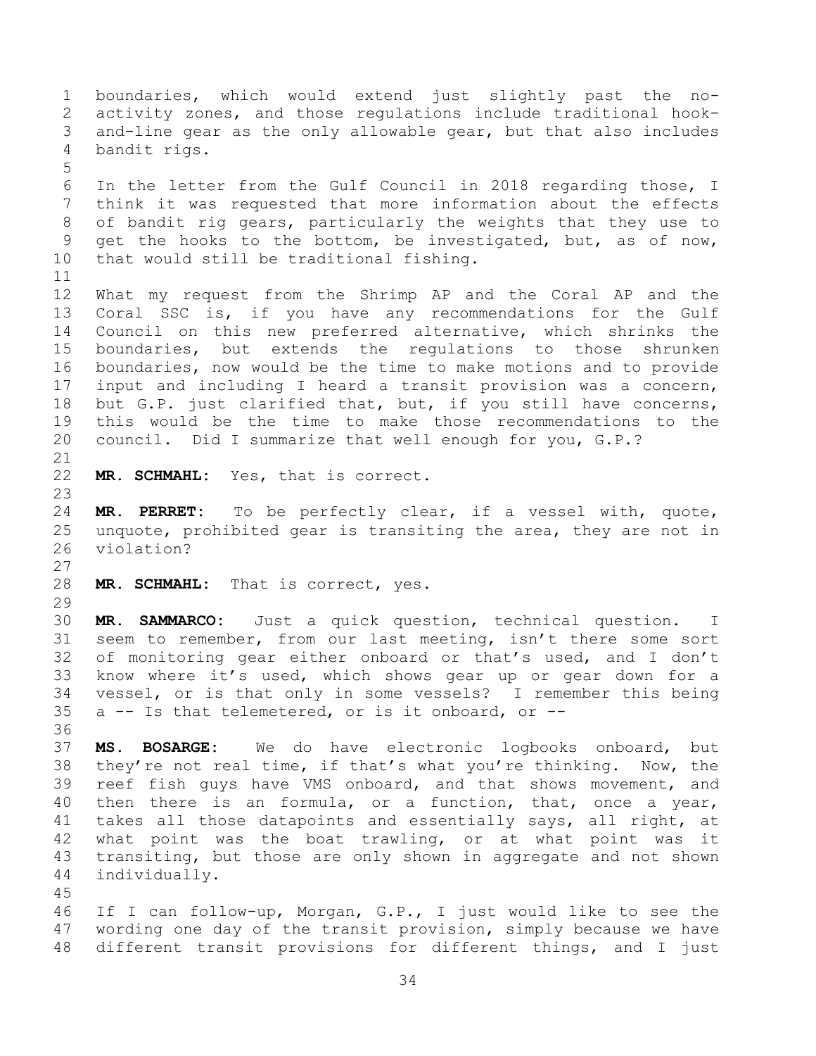boundaries, which would extend just slightly past the no-activity zones, and those regulations include traditional hook-and-line gear as the only allowable gear, but that also includes bandit rigs.

In the letter from the Gulf Council in 2018 regarding those, I think it was requested that more information about the effects of bandit rig gears, particularly the weights that they use to get the hooks to the bottom, be investigated, but, as of now, that would still be traditional fishing.

What my request from the Shrimp AP and the Coral AP and the Coral SSC is, if you have any recommendations for the Gulf Council on this new preferred alternative, which shrinks the boundaries, but extends the regulations to those shrunken boundaries, now would be the time to make motions and to provide input and including I heard a transit provision was a concern, but G.P. just clarified that, but, if you still have concerns, this would be the time to make those recommendations to the council. Did I summarize that well enough for you, G.P.?

**MR. SCHMAHL:** Yes, that is correct.

**MR. PERRET:** To be perfectly clear, if a vessel with, quote, unquote, prohibited gear is transiting the area, they are not in violation?

**MR. SCHMAHL:** That is correct, yes.

**MR. SAMMARCO:** Just a quick question, technical question. I seem to remember, from our last meeting, isn't there some sort of monitoring gear either onboard or that's used, and I don't know where it's used, which shows gear up or gear down for a vessel, or is that only in some vessels? I remember this being a -- Is that telemetered, or is it onboard, or --

**MS. BOSARGE:** We do have electronic logbooks onboard, but they're not real time, if that's what you're thinking. Now, the reef fish guys have VMS onboard, and that shows movement, and then there is an formula, or a function, that, once a year, takes all those datapoints and essentially says, all right, at what point was the boat trawling, or at what point was it transiting, but those are only shown in aggregate and not shown individually.

If I can follow-up, Morgan, G.P., I just would like to see the wording one day of the transit provision, simply because we have different transit provisions for different things, and I just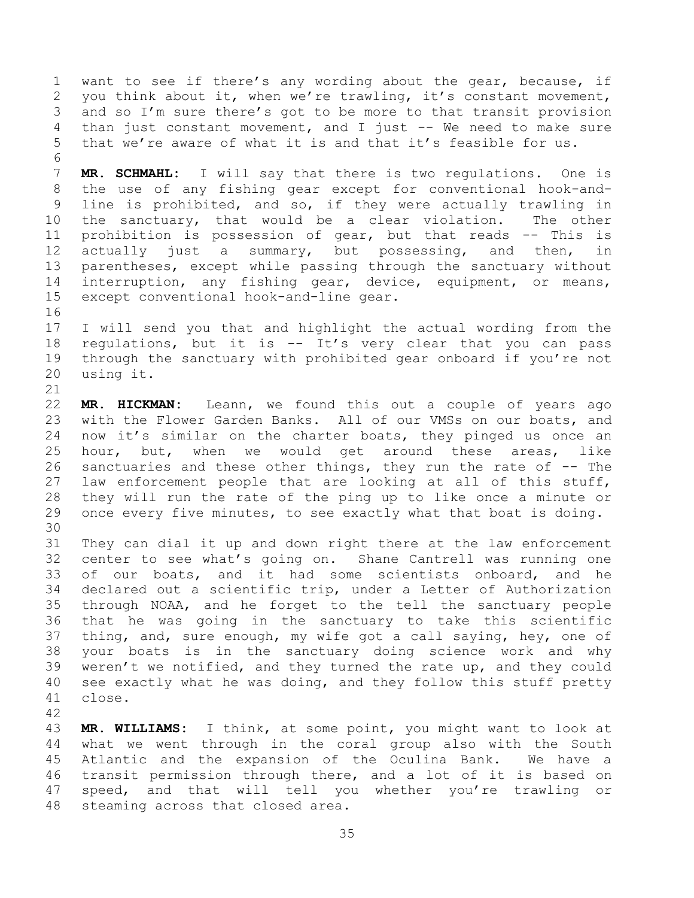want to see if there's any wording about the gear, because, if you think about it, when we're trawling, it's constant movement, and so I'm sure there's got to be more to that transit provision than just constant movement, and I just -- We need to make sure that we're aware of what it is and that it's feasible for us.

**MR. SCHMAHL:** I will say that there is two regulations. One is the use of any fishing gear except for conventional hook-and-line is prohibited, and so, if they were actually trawling in the sanctuary, that would be a clear violation. The other prohibition is possession of gear, but that reads -- This is actually just a summary, but possessing, and then, in parentheses, except while passing through the sanctuary without interruption, any fishing gear, device, equipment, or means, except conventional hook-and-line gear.

I will send you that and highlight the actual wording from the regulations, but it is -- It's very clear that you can pass through the sanctuary with prohibited gear onboard if you're not using it.

**MR. HICKMAN:** Leann, we found this out a couple of years ago with the Flower Garden Banks. All of our VMSs on our boats, and now it's similar on the charter boats, they pinged us once an hour, but, when we would get around these areas, like sanctuaries and these other things, they run the rate of -- The law enforcement people that are looking at all of this stuff, they will run the rate of the ping up to like once a minute or once every five minutes, to see exactly what that boat is doing.

They can dial it up and down right there at the law enforcement center to see what's going on. Shane Cantrell was running one of our boats, and it had some scientists onboard, and he declared out a scientific trip, under a Letter of Authorization through NOAA, and he forget to the tell the sanctuary people that he was going in the sanctuary to take this scientific thing, and, sure enough, my wife got a call saying, hey, one of your boats is in the sanctuary doing science work and why weren't we notified, and they turned the rate up, and they could see exactly what he was doing, and they follow this stuff pretty close.

**MR. WILLIAMS:** I think, at some point, you might want to look at what we went through in the coral group also with the South Atlantic and the expansion of the Oculina Bank. We have a transit permission through there, and a lot of it is based on speed, and that will tell you whether you're trawling or steaming across that closed area.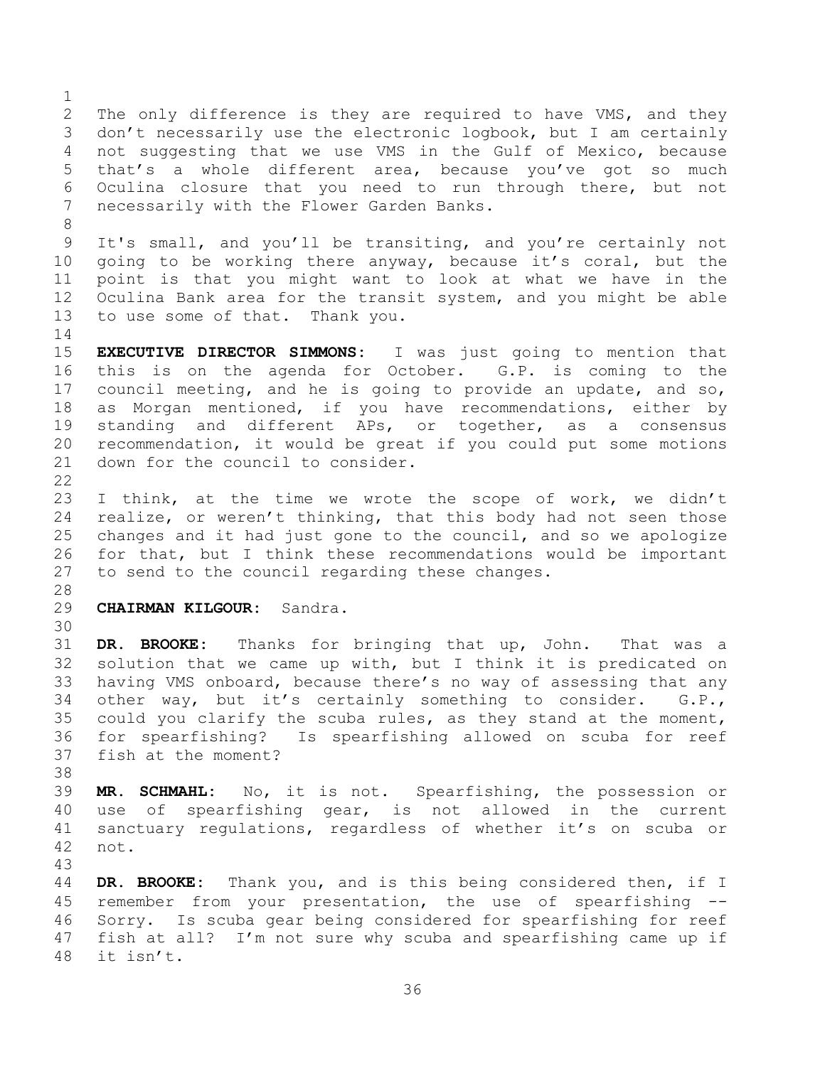The only difference is they are required to have VMS, and they don't necessarily use the electronic logbook, but I am certainly not suggesting that we use VMS in the Gulf of Mexico, because that's a whole different area, because you've got so much Oculina closure that you need to run through there, but not necessarily with the Flower Garden Banks.

It's small, and you'll be transiting, and you're certainly not going to be working there anyway, because it's coral, but the point is that you might want to look at what we have in the Oculina Bank area for the transit system, and you might be able to use some of that. Thank you.

**EXECUTIVE DIRECTOR SIMMONS:** I was just going to mention that this is on the agenda for October. G.P. is coming to the council meeting, and he is going to provide an update, and so, as Morgan mentioned, if you have recommendations, either by standing and different APs, or together, as a consensus recommendation, it would be great if you could put some motions down for the council to consider.

I think, at the time we wrote the scope of work, we didn't realize, or weren't thinking, that this body had not seen those changes and it had just gone to the council, and so we apologize for that, but I think these recommendations would be important to send to the council regarding these changes.

**CHAIRMAN KILGOUR:** Sandra.

**DR. BROOKE:** Thanks for bringing that up, John. That was a solution that we came up with, but I think it is predicated on having VMS onboard, because there's no way of assessing that any other way, but it's certainly something to consider. G.P., could you clarify the scuba rules, as they stand at the moment, for spearfishing? Is spearfishing allowed on scuba for reef fish at the moment?

**MR. SCHMAHL:** No, it is not. Spearfishing, the possession or use of spearfishing gear, is not allowed in the current sanctuary regulations, regardless of whether it's on scuba or not.

**DR. BROOKE:** Thank you, and is this being considered then, if I remember from your presentation, the use of spearfishing -- Sorry. Is scuba gear being considered for spearfishing for reef fish at all? I'm not sure why scuba and spearfishing came up if it isn't.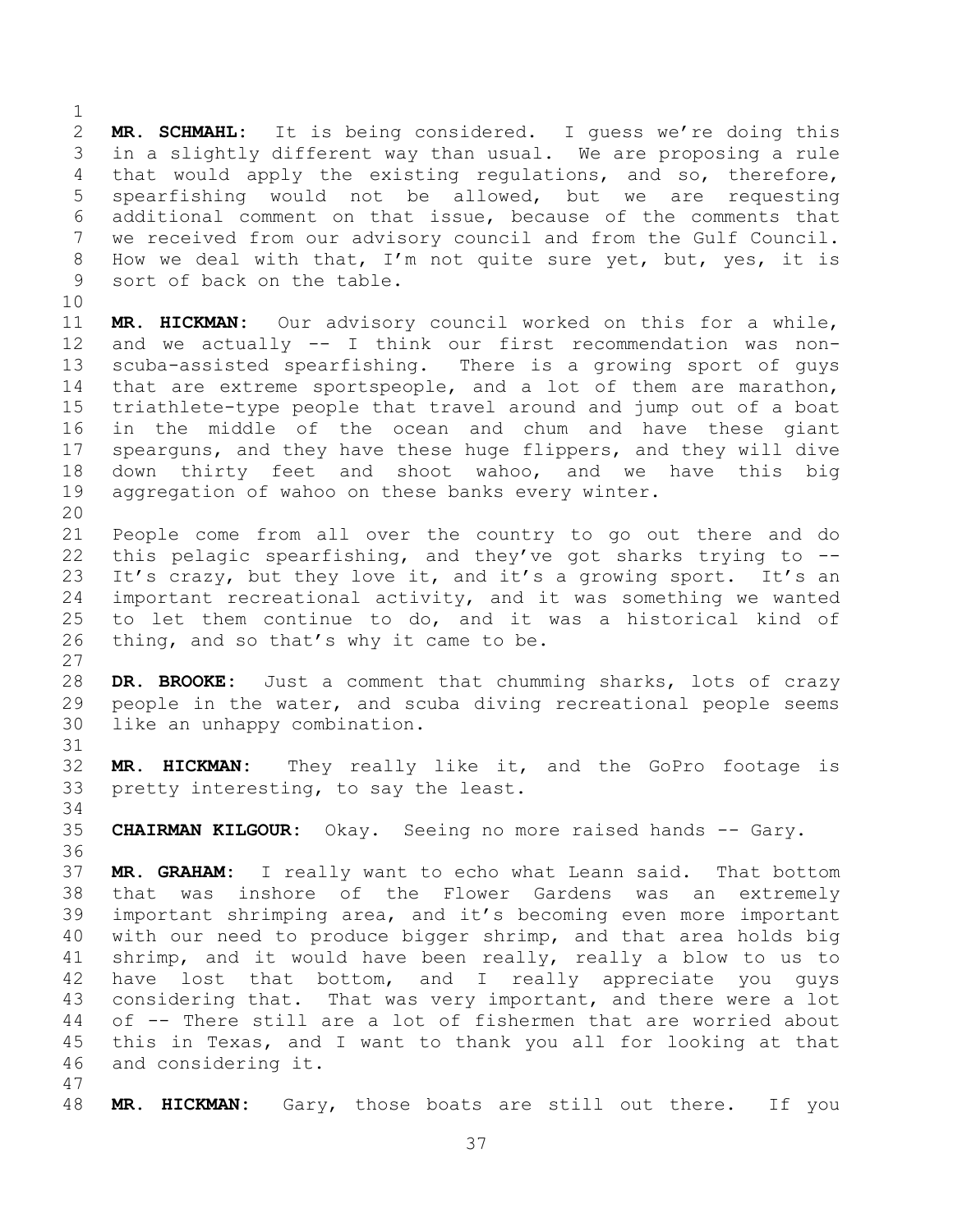**MR. SCHMAHL:** It is being considered. I guess we're doing this in a slightly different way than usual. We are proposing a rule that would apply the existing regulations, and so, therefore, spearfishing would not be allowed, but we are requesting additional comment on that issue, because of the comments that we received from our advisory council and from the Gulf Council. How we deal with that, I'm not quite sure yet, but, yes, it is sort of back on the table.

**MR. HICKMAN:** Our advisory council worked on this for a while, and we actually -- I think our first recommendation was non-scuba-assisted spearfishing. There is a growing sport of guys that are extreme sportspeople, and a lot of them are marathon, triathlete-type people that travel around and jump out of a boat in the middle of the ocean and chum and have these giant spearguns, and they have these huge flippers, and they will dive down thirty feet and shoot wahoo, and we have this big aggregation of wahoo on these banks every winter.

People come from all over the country to go out there and do this pelagic spearfishing, and they've got sharks trying to -- It's crazy, but they love it, and it's a growing sport. It's an important recreational activity, and it was something we wanted to let them continue to do, and it was a historical kind of thing, and so that's why it came to be.

**DR. BROOKE:** Just a comment that chumming sharks, lots of crazy people in the water, and scuba diving recreational people seems like an unhappy combination.

**MR. HICKMAN:** They really like it, and the GoPro footage is pretty interesting, to say the least.

**CHAIRMAN KILGOUR:** Okay. Seeing no more raised hands -- Gary.

**MR. GRAHAM:** I really want to echo what Leann said. That bottom that was inshore of the Flower Gardens was an extremely important shrimping area, and it's becoming even more important with our need to produce bigger shrimp, and that area holds big shrimp, and it would have been really, really a blow to us to have lost that bottom, and I really appreciate you guys considering that. That was very important, and there were a lot of -- There still are a lot of fishermen that are worried about this in Texas, and I want to thank you all for looking at that and considering it.

**MR. HICKMAN:** Gary, those boats are still out there. If you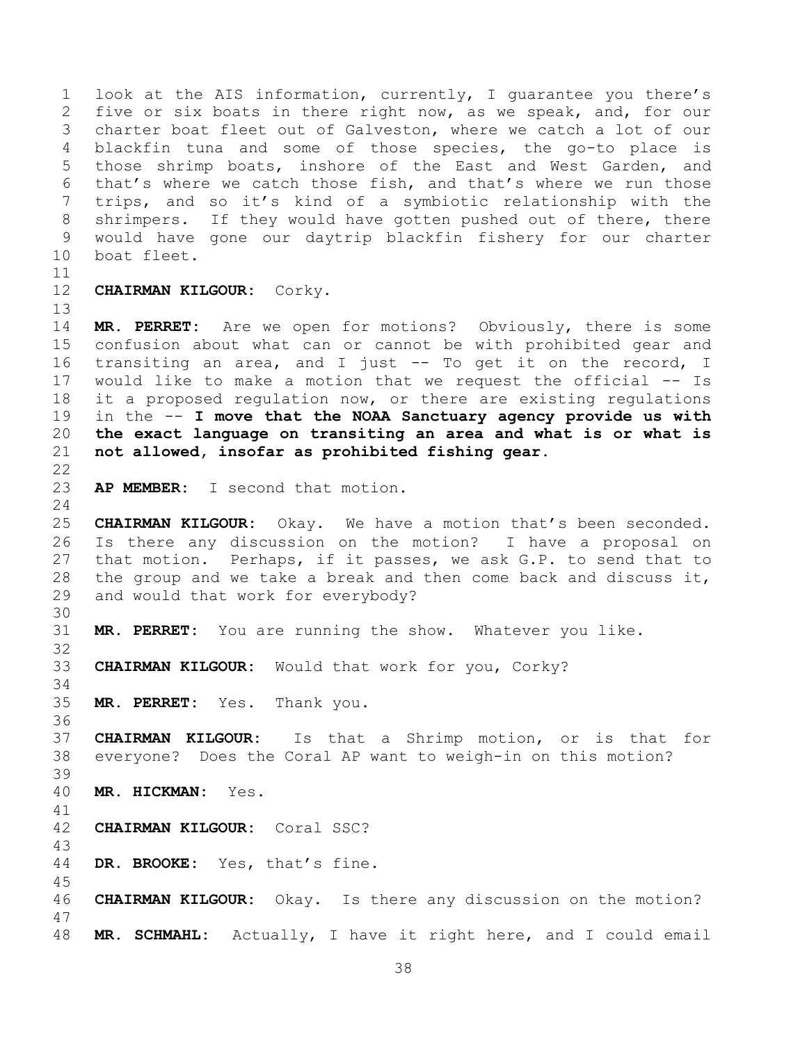look at the AIS information, currently, I guarantee you there's five or six boats in there right now, as we speak, and, for our charter boat fleet out of Galveston, where we catch a lot of our blackfin tuna and some of those species, the go-to place is those shrimp boats, inshore of the East and West Garden, and that's where we catch those fish, and that's where we run those trips, and so it's kind of a symbiotic relationship with the shrimpers. If they would have gotten pushed out of there, there would have gone our daytrip blackfin fishery for our charter boat fleet.

**CHAIRMAN KILGOUR:** Corky.

**MR. PERRET:** Are we open for motions? Obviously, there is some confusion about what can or cannot be with prohibited gear and transiting an area, and I just -- To get it on the record, I would like to make a motion that we request the official -- Is it a proposed regulation now, or there are existing regulations in the -- **I move that the NOAA Sanctuary agency provide us with the exact language on transiting an area and what is or what is not allowed, insofar as prohibited fishing gear.**

**AP MEMBER:** I second that motion.

**CHAIRMAN KILGOUR:** Okay. We have a motion that's been seconded. Is there any discussion on the motion? I have a proposal on that motion. Perhaps, if it passes, we ask G.P. to send that to the group and we take a break and then come back and discuss it, and would that work for everybody?

**MR. PERRET:** You are running the show. Whatever you like.

**CHAIRMAN KILGOUR:** Would that work for you, Corky?

**MR. PERRET:** Yes. Thank you.

**CHAIRMAN KILGOUR:** Is that a Shrimp motion, or is that for everyone? Does the Coral AP want to weigh-in on this motion?

**MR. HICKMAN:** Yes.

**CHAIRMAN KILGOUR:** Coral SSC?

**DR. BROOKE:** Yes, that's fine.

**CHAIRMAN KILGOUR:** Okay. Is there any discussion on the motion?

**MR. SCHMAHL:** Actually, I have it right here, and I could email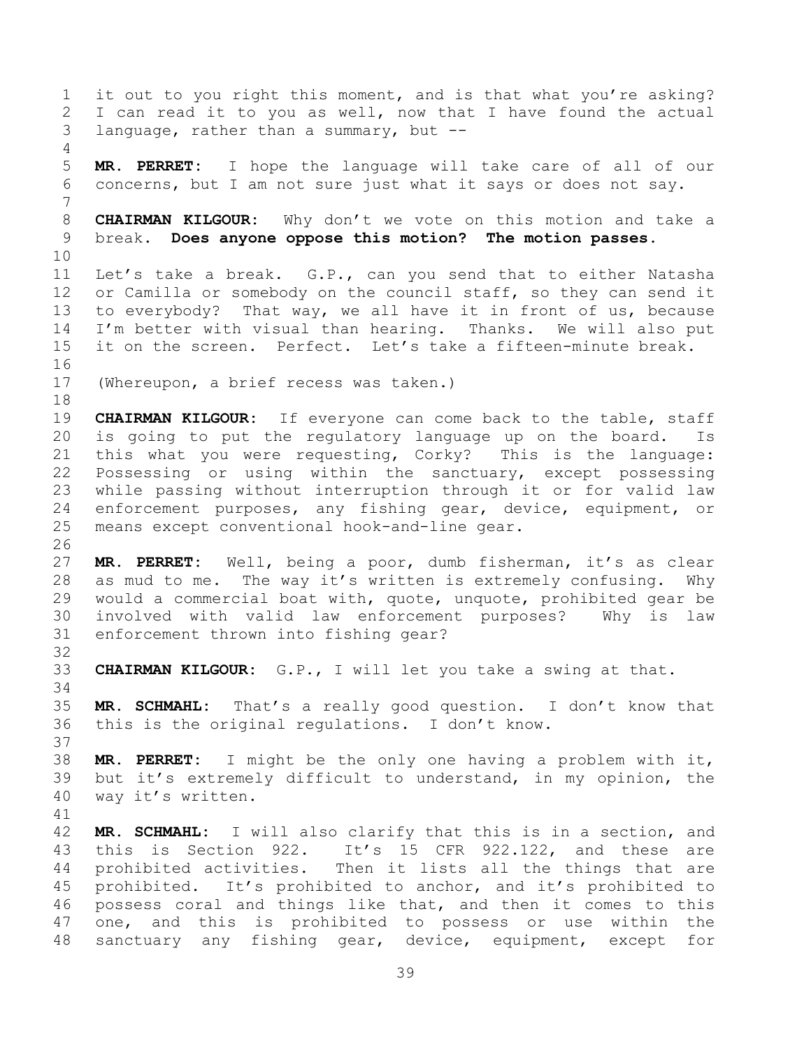it out to you right this moment, and is that what you're asking? I can read it to you as well, now that I have found the actual language, rather than a summary, but --

**MR. PERRET:** I hope the language will take care of all of our concerns, but I am not sure just what it says or does not say.

**CHAIRMAN KILGOUR:** Why don't we vote on this motion and take a break. **Does anyone oppose this motion? The motion passes.**

Let's take a break. G.P., can you send that to either Natasha or Camilla or somebody on the council staff, so they can send it to everybody? That way, we all have it in front of us, because I'm better with visual than hearing. Thanks. We will also put it on the screen. Perfect. Let's take a fifteen-minute break.

(Whereupon, a brief recess was taken.)

**CHAIRMAN KILGOUR:** If everyone can come back to the table, staff is going to put the regulatory language up on the board. Is this what you were requesting, Corky? This is the language: Possessing or using within the sanctuary, except possessing while passing without interruption through it or for valid law enforcement purposes, any fishing gear, device, equipment, or means except conventional hook-and-line gear.

**MR. PERRET:** Well, being a poor, dumb fisherman, it's as clear as mud to me. The way it's written is extremely confusing. Why would a commercial boat with, quote, unquote, prohibited gear be involved with valid law enforcement purposes? Why is law enforcement thrown into fishing gear?

**CHAIRMAN KILGOUR:** G.P., I will let you take a swing at that.

**MR. SCHMAHL:** That's a really good question. I don't know that this is the original regulations. I don't know.

**MR. PERRET:** I might be the only one having a problem with it, but it's extremely difficult to understand, in my opinion, the way it's written.

**MR. SCHMAHL:** I will also clarify that this is in a section, and this is Section 922. It's 15 CFR 922.122, and these are prohibited activities. Then it lists all the things that are prohibited. It's prohibited to anchor, and it's prohibited to possess coral and things like that, and then it comes to this one, and this is prohibited to possess or use within the sanctuary any fishing gear, device, equipment, except for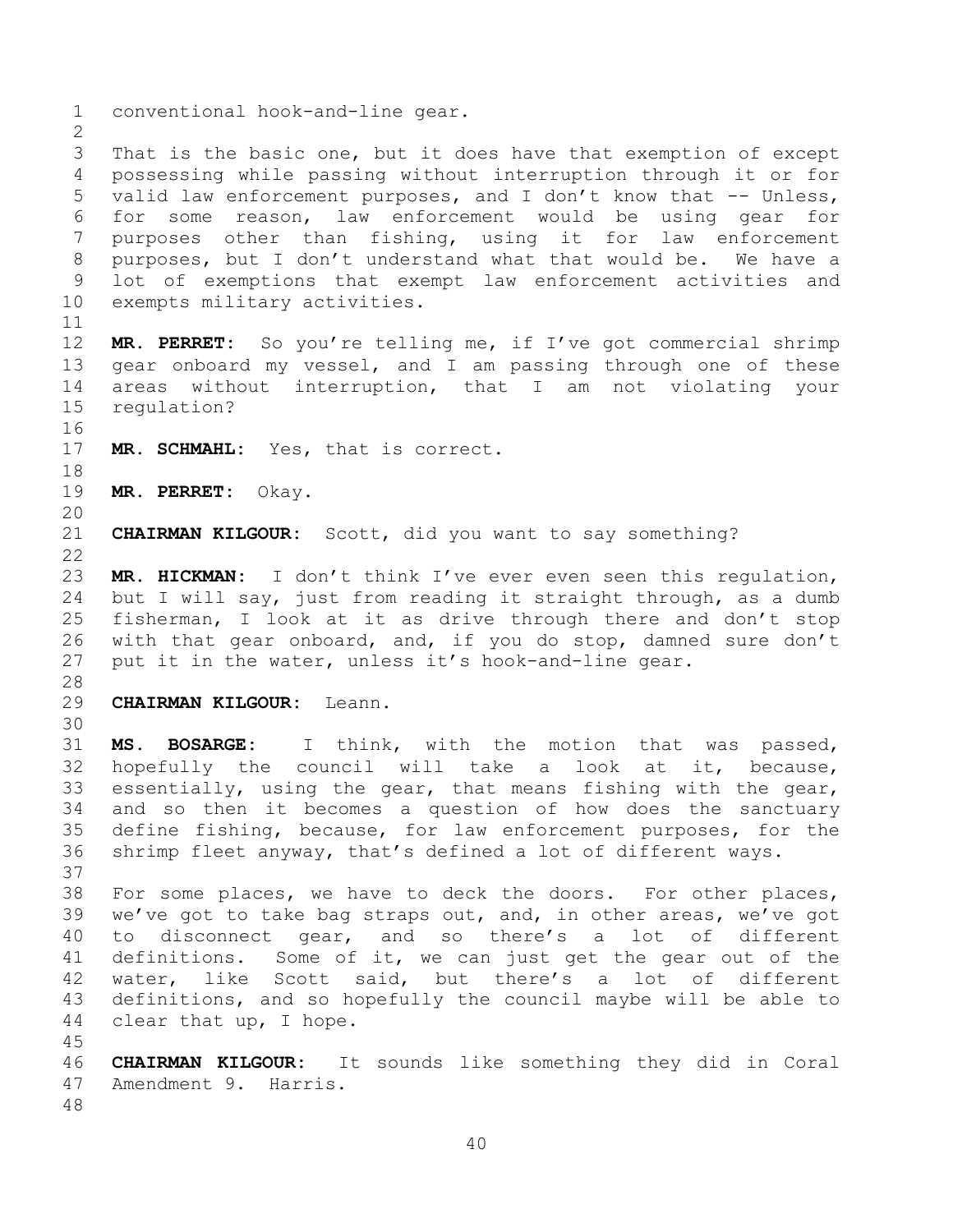conventional hook-and-line gear.

That is the basic one, but it does have that exemption of except possessing while passing without interruption through it or for valid law enforcement purposes, and I don't know that -- Unless, for some reason, law enforcement would be using gear for purposes other than fishing, using it for law enforcement purposes, but I don't understand what that would be. We have a lot of exemptions that exempt law enforcement activities and exempts military activities.

**MR. PERRET:** So you're telling me, if I've got commercial shrimp gear onboard my vessel, and I am passing through one of these areas without interruption, that I am not violating your regulation?

**MR. SCHMAHL:** Yes, that is correct.

**MR. PERRET:** Okay.

**CHAIRMAN KILGOUR:** Scott, did you want to say something?

**MR. HICKMAN:** I don't think I've ever even seen this regulation, but I will say, just from reading it straight through, as a dumb fisherman, I look at it as drive through there and don't stop with that gear onboard, and, if you do stop, damned sure don't put it in the water, unless it's hook-and-line gear.

**CHAIRMAN KILGOUR:** Leann.

**MS. BOSARGE:** I think, with the motion that was passed, hopefully the council will take a look at it, because, essentially, using the gear, that means fishing with the gear, and so then it becomes a question of how does the sanctuary define fishing, because, for law enforcement purposes, for the shrimp fleet anyway, that's defined a lot of different ways.

For some places, we have to deck the doors. For other places, we've got to take bag straps out, and, in other areas, we've got to disconnect gear, and so there's a lot of different definitions. Some of it, we can just get the gear out of the water, like Scott said, but there's a lot of different definitions, and so hopefully the council maybe will be able to clear that up, I hope.

**CHAIRMAN KILGOUR:** It sounds like something they did in Coral Amendment 9. Harris.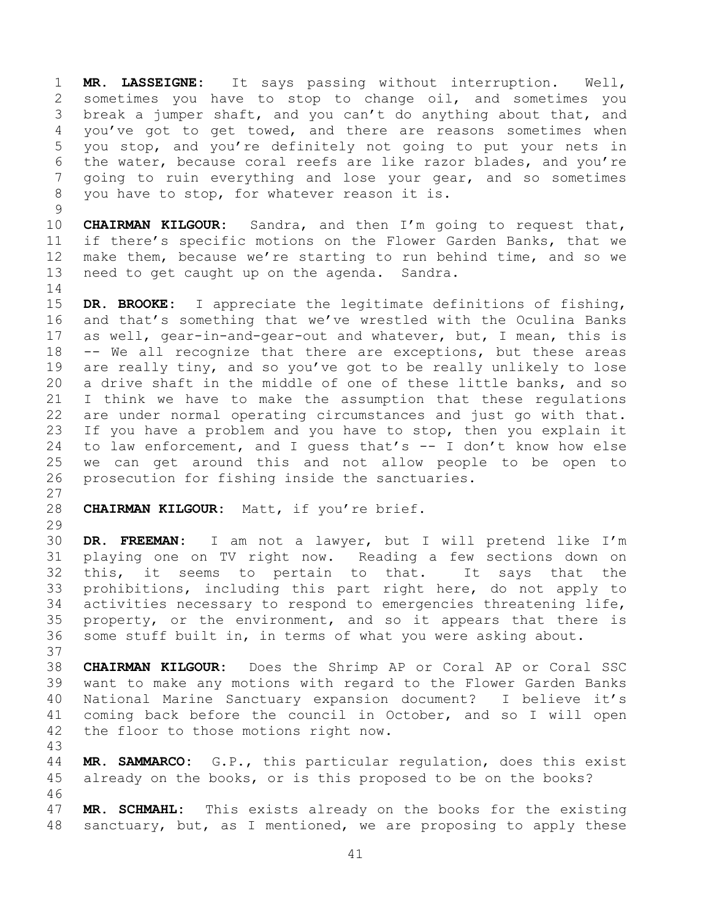**MR. LASSEIGNE:** It says passing without interruption. Well, sometimes you have to stop to change oil, and sometimes you break a jumper shaft, and you can't do anything about that, and you've got to get towed, and there are reasons sometimes when you stop, and you're definitely not going to put your nets in the water, because coral reefs are like razor blades, and you're going to ruin everything and lose your gear, and so sometimes you have to stop, for whatever reason it is.

**CHAIRMAN KILGOUR:** Sandra, and then I'm going to request that, if there's specific motions on the Flower Garden Banks, that we make them, because we're starting to run behind time, and so we need to get caught up on the agenda. Sandra.

**DR. BROOKE:** I appreciate the legitimate definitions of fishing, and that's something that we've wrestled with the Oculina Banks as well, gear-in-and-gear-out and whatever, but, I mean, this is -- We all recognize that there are exceptions, but these areas are really tiny, and so you've got to be really unlikely to lose a drive shaft in the middle of one of these little banks, and so I think we have to make the assumption that these regulations are under normal operating circumstances and just go with that. If you have a problem and you have to stop, then you explain it to law enforcement, and I guess that's -- I don't know how else we can get around this and not allow people to be open to prosecution for fishing inside the sanctuaries.

**CHAIRMAN KILGOUR:** Matt, if you're brief.

**DR. FREEMAN:** I am not a lawyer, but I will pretend like I'm playing one on TV right now. Reading a few sections down on this, it seems to pertain to that. It says that the prohibitions, including this part right here, do not apply to activities necessary to respond to emergencies threatening life, property, or the environment, and so it appears that there is some stuff built in, in terms of what you were asking about.

**CHAIRMAN KILGOUR:** Does the Shrimp AP or Coral AP or Coral SSC want to make any motions with regard to the Flower Garden Banks National Marine Sanctuary expansion document? I believe it's coming back before the council in October, and so I will open the floor to those motions right now.

**MR. SAMMARCO:** G.P., this particular regulation, does this exist already on the books, or is this proposed to be on the books?

**MR. SCHMAHL:** This exists already on the books for the existing sanctuary, but, as I mentioned, we are proposing to apply these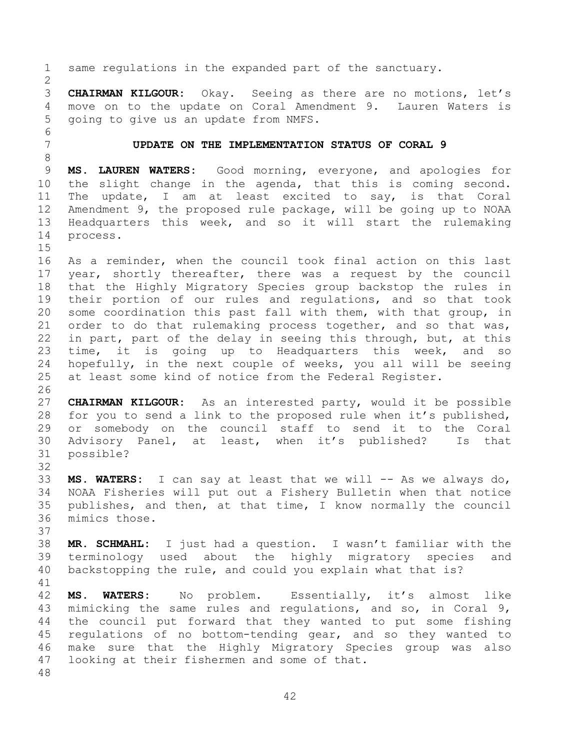same regulations in the expanded part of the sanctuary.

**CHAIRMAN KILGOUR:** Okay. Seeing as there are no motions, let's move on to the update on Coral Amendment 9. Lauren Waters is going to give us an update from NMFS.

## UPDATE ON THE IMPLEMENTATION STATUS OF CORAL 9

**MS. LAUREN WATERS:** Good morning, everyone, and apologies for the slight change in the agenda, that this is coming second. The update, I am at least excited to say, is that Coral Amendment 9, the proposed rule package, will be going up to NOAA Headquarters this week, and so it will start the rulemaking process.

As a reminder, when the council took final action on this last year, shortly thereafter, there was a request by the council that the Highly Migratory Species group backstop the rules in their portion of our rules and regulations, and so that took some coordination this past fall with them, with that group, in order to do that rulemaking process together, and so that was, in part, part of the delay in seeing this through, but, at this time, it is going up to Headquarters this week, and so hopefully, in the next couple of weeks, you all will be seeing at least some kind of notice from the Federal Register.

**CHAIRMAN KILGOUR:** As an interested party, would it be possible for you to send a link to the proposed rule when it's published, or somebody on the council staff to send it to the Coral Advisory Panel, at least, when it's published? Is that possible?

**MS. WATERS:** I can say at least that we will -- As we always do, NOAA Fisheries will put out a Fishery Bulletin when that notice publishes, and then, at that time, I know normally the council mimics those.

**MR. SCHMAHL:** I just had a question. I wasn't familiar with the terminology used about the highly migratory species and backstopping the rule, and could you explain what that is?

**MS. WATERS:** No problem. Essentially, it's almost like mimicking the same rules and regulations, and so, in Coral 9, the council put forward that they wanted to put some fishing regulations of no bottom-tending gear, and so they wanted to make sure that the Highly Migratory Species group was also looking at their fishermen and some of that.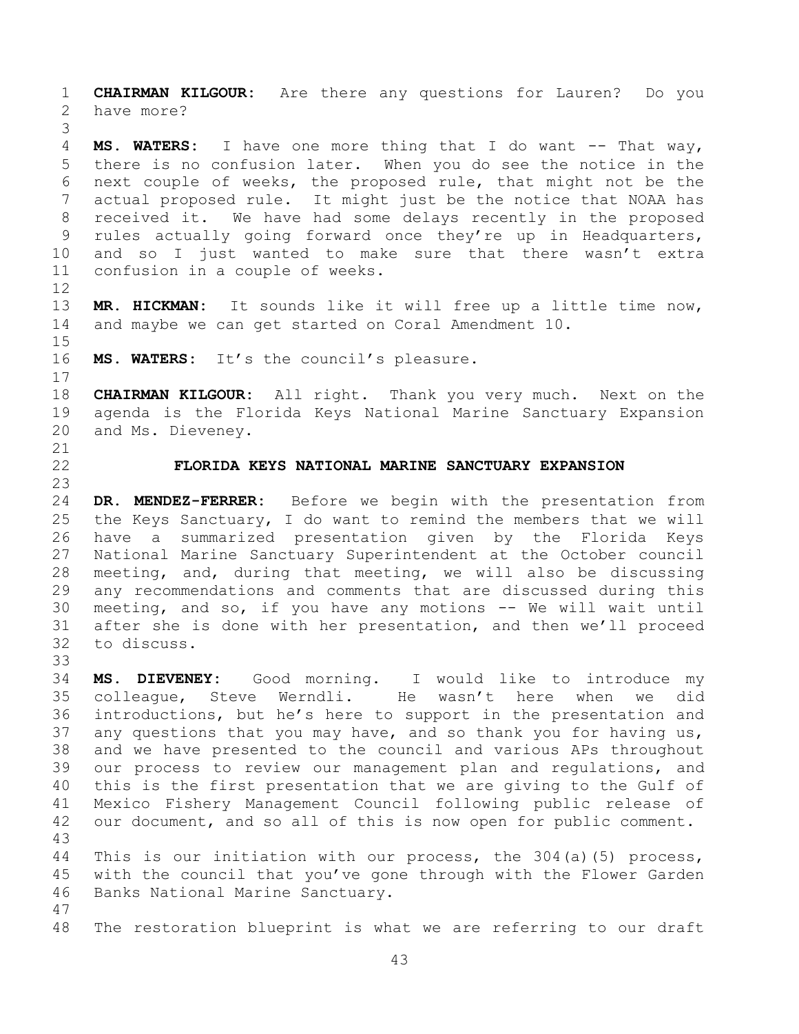**CHAIRMAN KILGOUR:** Are there any questions for Lauren? Do you have more?

**MS. WATERS:** I have one more thing that I do want -- That way, there is no confusion later. When you do see the notice in the next couple of weeks, the proposed rule, that might not be the actual proposed rule. It might just be the notice that NOAA has received it. We have had some delays recently in the proposed rules actually going forward once they're up in Headquarters, and so I just wanted to make sure that there wasn't extra confusion in a couple of weeks.

**MR. HICKMAN:** It sounds like it will free up a little time now, and maybe we can get started on Coral Amendment 10.

**MS. WATERS:** It's the council's pleasure.

**CHAIRMAN KILGOUR:** All right. Thank you very much. Next on the agenda is the Florida Keys National Marine Sanctuary Expansion and Ms. Dieveney.

## FLORIDA KEYS NATIONAL MARINE SANCTUARY EXPANSION

**DR. MENDEZ-FERRER:** Before we begin with the presentation from the Keys Sanctuary, I do want to remind the members that we will have a summarized presentation given by the Florida Keys National Marine Sanctuary Superintendent at the October council meeting, and, during that meeting, we will also be discussing any recommendations and comments that are discussed during this meeting, and so, if you have any motions -- We will wait until after she is done with her presentation, and then we'll proceed to discuss.

**MS. DIEVENEY:** Good morning. I would like to introduce my colleague, Steve Werndli. He wasn't here when we did introductions, but he's here to support in the presentation and any questions that you may have, and so thank you for having us, and we have presented to the council and various APs throughout our process to review our management plan and regulations, and this is the first presentation that we are giving to the Gulf of Mexico Fishery Management Council following public release of our document, and so all of this is now open for public comment.

This is our initiation with our process, the 304(a)(5) process, with the council that you've gone through with the Flower Garden Banks National Marine Sanctuary.

The restoration blueprint is what we are referring to our draft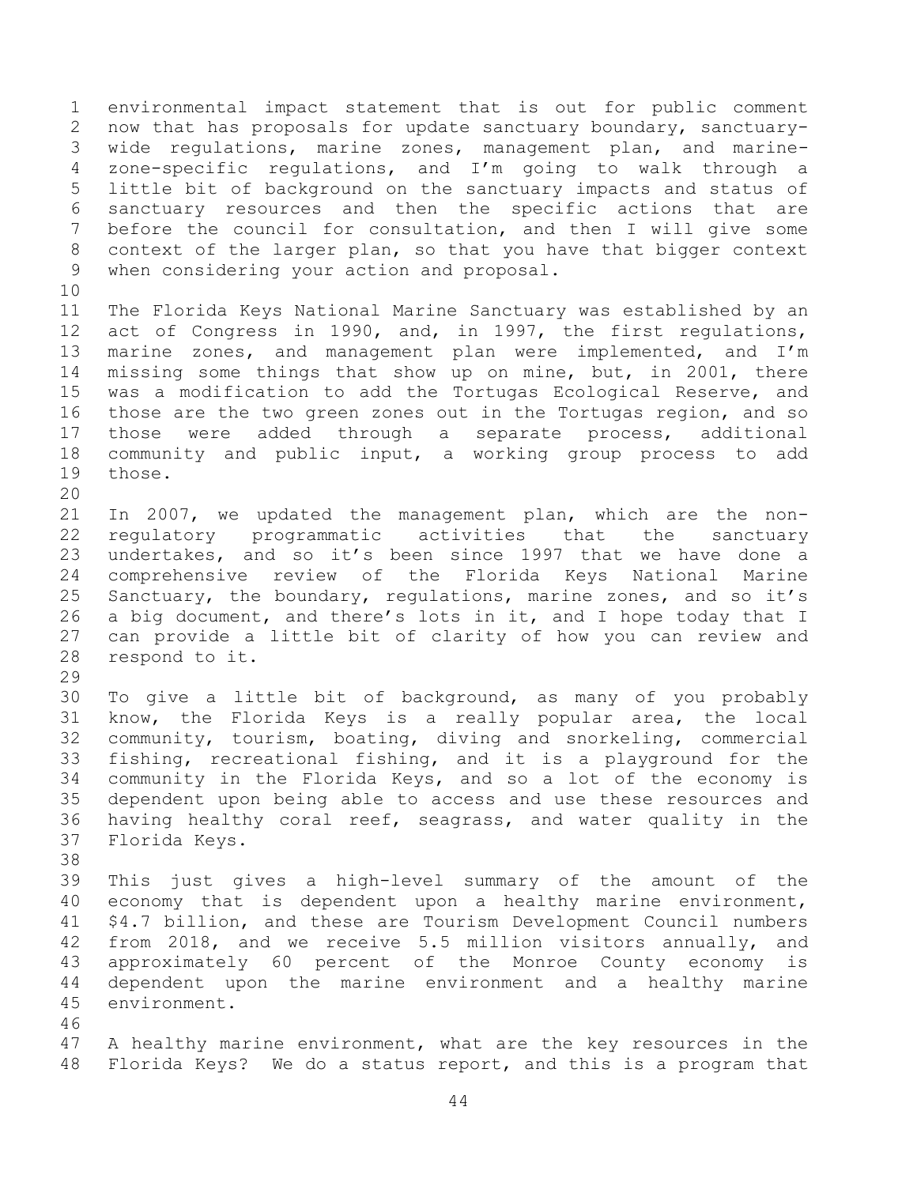environmental impact statement that is out for public comment now that has proposals for update sanctuary boundary, sanctuary-wide regulations, marine zones, management plan, and marine-zone-specific regulations, and I'm going to walk through a little bit of background on the sanctuary impacts and status of sanctuary resources and then the specific actions that are before the council for consultation, and then I will give some context of the larger plan, so that you have that bigger context when considering your action and proposal.

The Florida Keys National Marine Sanctuary was established by an act of Congress in 1990, and, in 1997, the first regulations, marine zones, and management plan were implemented, and I'm missing some things that show up on mine, but, in 2001, there was a modification to add the Tortugas Ecological Reserve, and those are the two green zones out in the Tortugas region, and so those were added through a separate process, additional community and public input, a working group process to add those.

In 2007, we updated the management plan, which are the non-regulatory programmatic activities that the sanctuary undertakes, and so it's been since 1997 that we have done a comprehensive review of the Florida Keys National Marine Sanctuary, the boundary, regulations, marine zones, and so it's a big document, and there's lots in it, and I hope today that I can provide a little bit of clarity of how you can review and respond to it.

To give a little bit of background, as many of you probably know, the Florida Keys is a really popular area, the local community, tourism, boating, diving and snorkeling, commercial fishing, recreational fishing, and it is a playground for the community in the Florida Keys, and so a lot of the economy is dependent upon being able to access and use these resources and having healthy coral reef, seagrass, and water quality in the Florida Keys.

This just gives a high-level summary of the amount of the economy that is dependent upon a healthy marine environment, $4.7 billion, and these are Tourism Development Council numbers from 2018, and we receive 5.5 million visitors annually, and approximately 60 percent of the Monroe County economy is dependent upon the marine environment and a healthy marine environment.

A healthy marine environment, what are the key resources in the Florida Keys? We do a status report, and this is a program that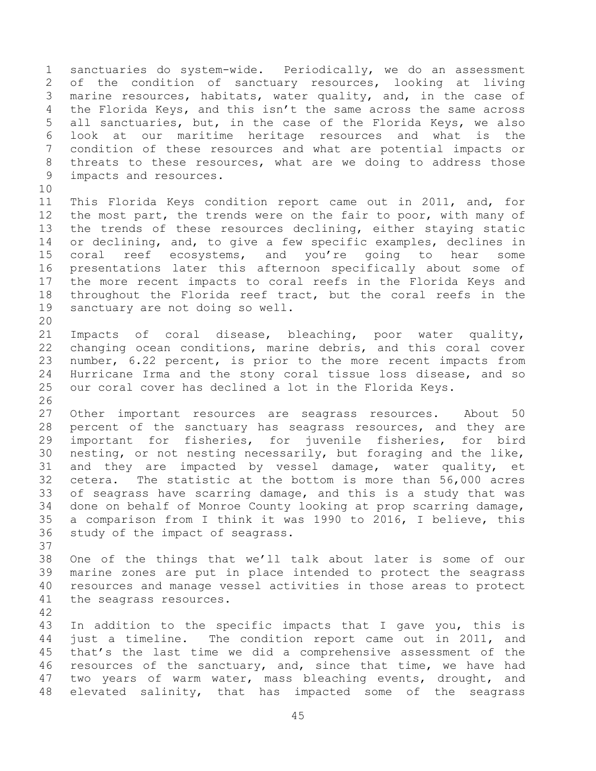sanctuaries do system-wide. Periodically, we do an assessment of the condition of sanctuary resources, looking at living marine resources, habitats, water quality, and, in the case of the Florida Keys, and this isn't the same across the same across all sanctuaries, but, in the case of the Florida Keys, we also look at our maritime heritage resources and what is the condition of these resources and what are potential impacts or threats to these resources, what are we doing to address those impacts and resources.

This Florida Keys condition report came out in 2011, and, for the most part, the trends were on the fair to poor, with many of the trends of these resources declining, either staying static or declining, and, to give a few specific examples, declines in coral reef ecosystems, and you're going to hear some presentations later this afternoon specifically about some of the more recent impacts to coral reefs in the Florida Keys and throughout the Florida reef tract, but the coral reefs in the sanctuary are not doing so well.

Impacts of coral disease, bleaching, poor water quality, changing ocean conditions, marine debris, and this coral cover number, 6.22 percent, is prior to the more recent impacts from Hurricane Irma and the stony coral tissue loss disease, and so our coral cover has declined a lot in the Florida Keys.

Other important resources are seagrass resources. About 50 percent of the sanctuary has seagrass resources, and they are important for fisheries, for juvenile fisheries, for bird nesting, or not nesting necessarily, but foraging and the like, and they are impacted by vessel damage, water quality, et cetera. The statistic at the bottom is more than 56,000 acres of seagrass have scarring damage, and this is a study that was done on behalf of Monroe County looking at prop scarring damage, a comparison from I think it was 1990 to 2016, I believe, this study of the impact of seagrass.

One of the things that we'll talk about later is some of our marine zones are put in place intended to protect the seagrass resources and manage vessel activities in those areas to protect the seagrass resources.

In addition to the specific impacts that I gave you, this is just a timeline. The condition report came out in 2011, and that's the last time we did a comprehensive assessment of the resources of the sanctuary, and, since that time, we have had two years of warm water, mass bleaching events, drought, and elevated salinity, that has impacted some of the seagrass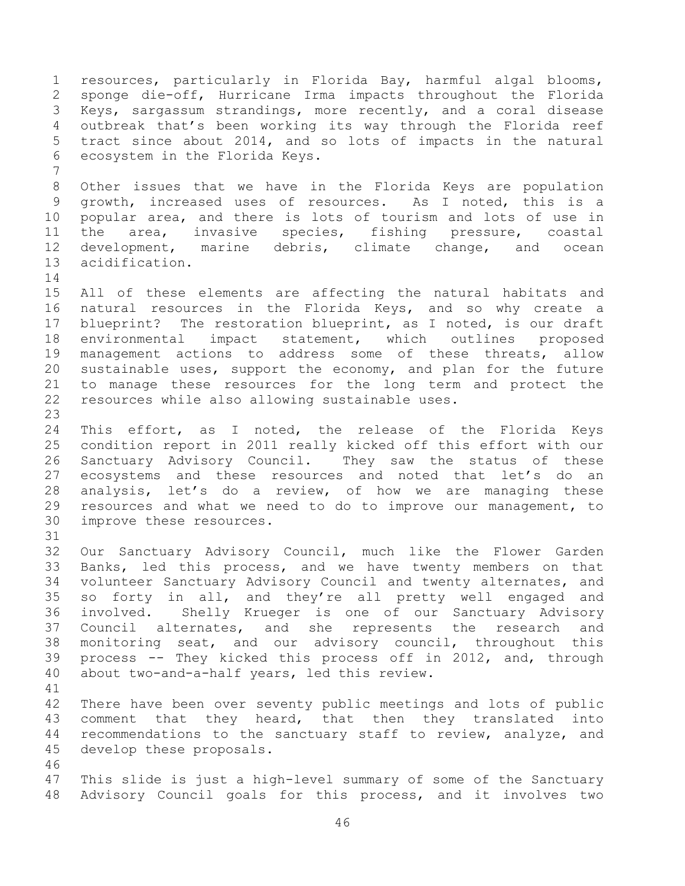resources, particularly in Florida Bay, harmful algal blooms, sponge die-off, Hurricane Irma impacts throughout the Florida Keys, sargassum strandings, more recently, and a coral disease outbreak that's been working its way through the Florida reef tract since about 2014, and so lots of impacts in the natural ecosystem in the Florida Keys.

Other issues that we have in the Florida Keys are population growth, increased uses of resources. As I noted, this is a popular area, and there is lots of tourism and lots of use in the area, invasive species, fishing pressure, coastal development, marine debris, climate change, and ocean acidification.

All of these elements are affecting the natural habitats and natural resources in the Florida Keys, and so why create a blueprint? The restoration blueprint, as I noted, is our draft environmental impact statement, which outlines proposed management actions to address some of these threats, allow sustainable uses, support the economy, and plan for the future to manage these resources for the long term and protect the resources while also allowing sustainable uses.

This effort, as I noted, the release of the Florida Keys condition report in 2011 really kicked off this effort with our Sanctuary Advisory Council. They saw the status of these ecosystems and these resources and noted that let's do an analysis, let's do a review, of how we are managing these resources and what we need to do to improve our management, to improve these resources.

Our Sanctuary Advisory Council, much like the Flower Garden Banks, led this process, and we have twenty members on that volunteer Sanctuary Advisory Council and twenty alternates, and so forty in all, and they're all pretty well engaged and involved. Shelly Krueger is one of our Sanctuary Advisory Council alternates, and she represents the research and monitoring seat, and our advisory council, throughout this process -- They kicked this process off in 2012, and, through about two-and-a-half years, led this review.

There have been over seventy public meetings and lots of public comment that they heard, that then they translated into recommendations to the sanctuary staff to review, analyze, and develop these proposals.

This slide is just a high-level summary of some of the Sanctuary Advisory Council goals for this process, and it involves two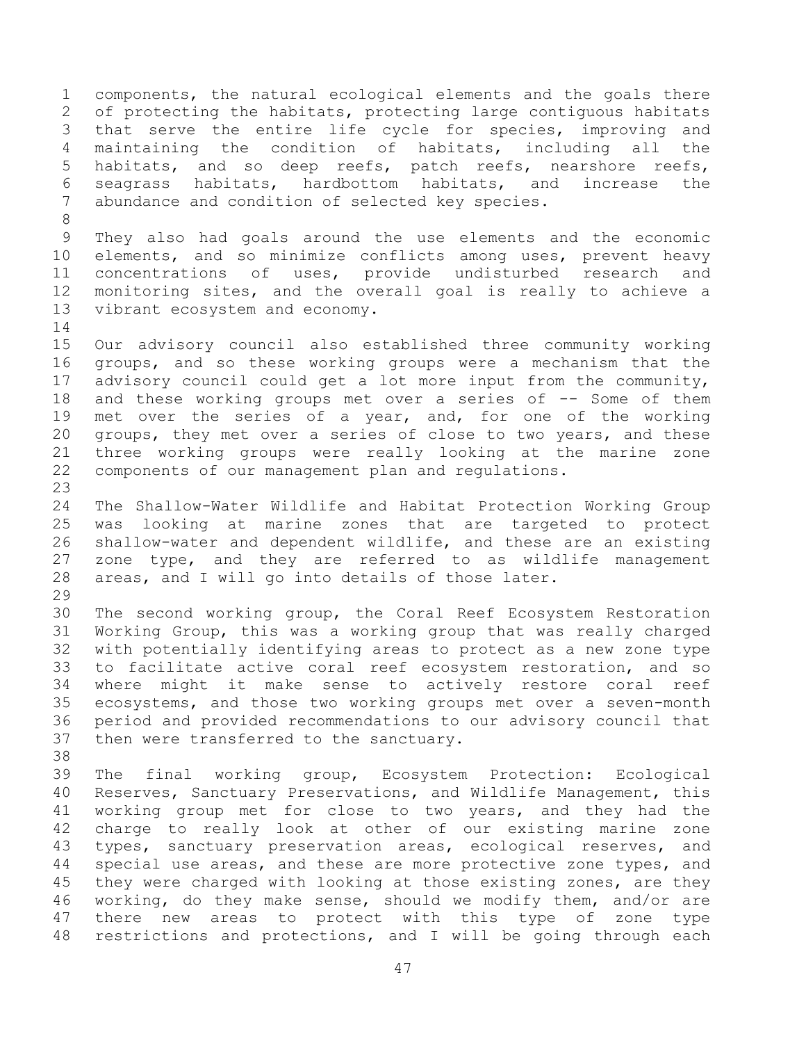components, the natural ecological elements and the goals there of protecting the habitats, protecting large contiguous habitats that serve the entire life cycle for species, improving and maintaining the condition of habitats, including all the habitats, and so deep reefs, patch reefs, nearshore reefs, seagrass habitats, hardbottom habitats, and increase the abundance and condition of selected key species.

They also had goals around the use elements and the economic elements, and so minimize conflicts among uses, prevent heavy concentrations of uses, provide undisturbed research and monitoring sites, and the overall goal is really to achieve a vibrant ecosystem and economy.

Our advisory council also established three community working groups, and so these working groups were a mechanism that the advisory council could get a lot more input from the community, and these working groups met over a series of -- Some of them met over the series of a year, and, for one of the working groups, they met over a series of close to two years, and these three working groups were really looking at the marine zone components of our management plan and regulations.

The Shallow-Water Wildlife and Habitat Protection Working Group was looking at marine zones that are targeted to protect shallow-water and dependent wildlife, and these are an existing zone type, and they are referred to as wildlife management areas, and I will go into details of those later.

The second working group, the Coral Reef Ecosystem Restoration Working Group, this was a working group that was really charged with potentially identifying areas to protect as a new zone type to facilitate active coral reef ecosystem restoration, and so where might it make sense to actively restore coral reef ecosystems, and those two working groups met over a seven-month period and provided recommendations to our advisory council that then were transferred to the sanctuary.

The final working group, Ecosystem Protection: Ecological Reserves, Sanctuary Preservations, and Wildlife Management, this working group met for close to two years, and they had the charge to really look at other of our existing marine zone types, sanctuary preservation areas, ecological reserves, and special use areas, and these are more protective zone types, and they were charged with looking at those existing zones, are they working, do they make sense, should we modify them, and/or are there new areas to protect with this type of zone type restrictions and protections, and I will be going through each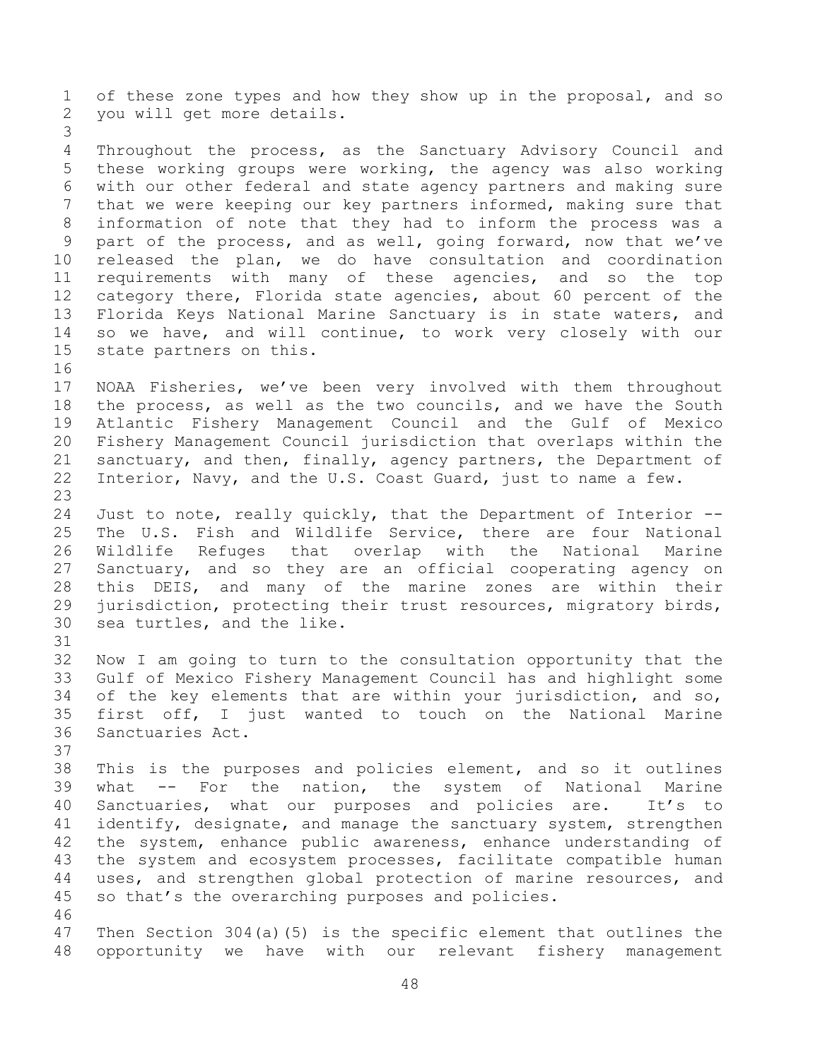of these zone types and how they show up in the proposal, and so you will get more details.

Throughout the process, as the Sanctuary Advisory Council and these working groups were working, the agency was also working with our other federal and state agency partners and making sure that we were keeping our key partners informed, making sure that information of note that they had to inform the process was a part of the process, and as well, going forward, now that we've released the plan, we do have consultation and coordination requirements with many of these agencies, and so the top category there, Florida state agencies, about 60 percent of the Florida Keys National Marine Sanctuary is in state waters, and so we have, and will continue, to work very closely with our state partners on this.

NOAA Fisheries, we've been very involved with them throughout the process, as well as the two councils, and we have the South Atlantic Fishery Management Council and the Gulf of Mexico Fishery Management Council jurisdiction that overlaps within the sanctuary, and then, finally, agency partners, the Department of Interior, Navy, and the U.S. Coast Guard, just to name a few.

Just to note, really quickly, that the Department of Interior -- The U.S. Fish and Wildlife Service, there are four National Wildlife Refuges that overlap with the National Marine Sanctuary, and so they are an official cooperating agency on this DEIS, and many of the marine zones are within their jurisdiction, protecting their trust resources, migratory birds, sea turtles, and the like.

Now I am going to turn to the consultation opportunity that the Gulf of Mexico Fishery Management Council has and highlight some of the key elements that are within your jurisdiction, and so, first off, I just wanted to touch on the National Marine Sanctuaries Act.

This is the purposes and policies element, and so it outlines what -- For the nation, the system of National Marine Sanctuaries, what our purposes and policies are. It's to identify, designate, and manage the sanctuary system, strengthen the system, enhance public awareness, enhance understanding of the system and ecosystem processes, facilitate compatible human uses, and strengthen global protection of marine resources, and so that's the overarching purposes and policies.

Then Section 304(a)(5) is the specific element that outlines the opportunity we have with our relevant fishery management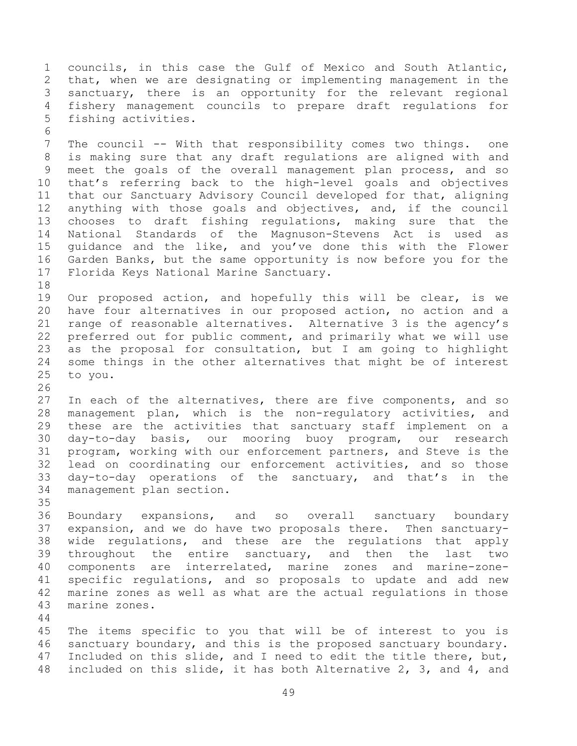councils, in this case the Gulf of Mexico and South Atlantic, that, when we are designating or implementing management in the sanctuary, there is an opportunity for the relevant regional fishery management councils to prepare draft regulations for fishing activities.

The council -- With that responsibility comes two things. one is making sure that any draft regulations are aligned with and meet the goals of the overall management plan process, and so that's referring back to the high-level goals and objectives that our Sanctuary Advisory Council developed for that, aligning anything with those goals and objectives, and, if the council chooses to draft fishing regulations, making sure that the National Standards of the Magnuson-Stevens Act is used as guidance and the like, and you've done this with the Flower Garden Banks, but the same opportunity is now before you for the Florida Keys National Marine Sanctuary.

Our proposed action, and hopefully this will be clear, is we have four alternatives in our proposed action, no action and a range of reasonable alternatives. Alternative 3 is the agency's preferred out for public comment, and primarily what we will use as the proposal for consultation, but I am going to highlight some things in the other alternatives that might be of interest to you.

In each of the alternatives, there are five components, and so management plan, which is the non-regulatory activities, and these are the activities that sanctuary staff implement on a day-to-day basis, our mooring buoy program, our research program, working with our enforcement partners, and Steve is the lead on coordinating our enforcement activities, and so those day-to-day operations of the sanctuary, and that's in the management plan section.

Boundary expansions, and so overall sanctuary boundary expansion, and we do have two proposals there. Then sanctuary-wide regulations, and these are the regulations that apply throughout the entire sanctuary, and then the last two components are interrelated, marine zones and marine-zone-specific regulations, and so proposals to update and add new marine zones as well as what are the actual regulations in those marine zones.

The items specific to you that will be of interest to you is sanctuary boundary, and this is the proposed sanctuary boundary. Included on this slide, and I need to edit the title there, but, included on this slide, it has both Alternative 2, 3, and 4, and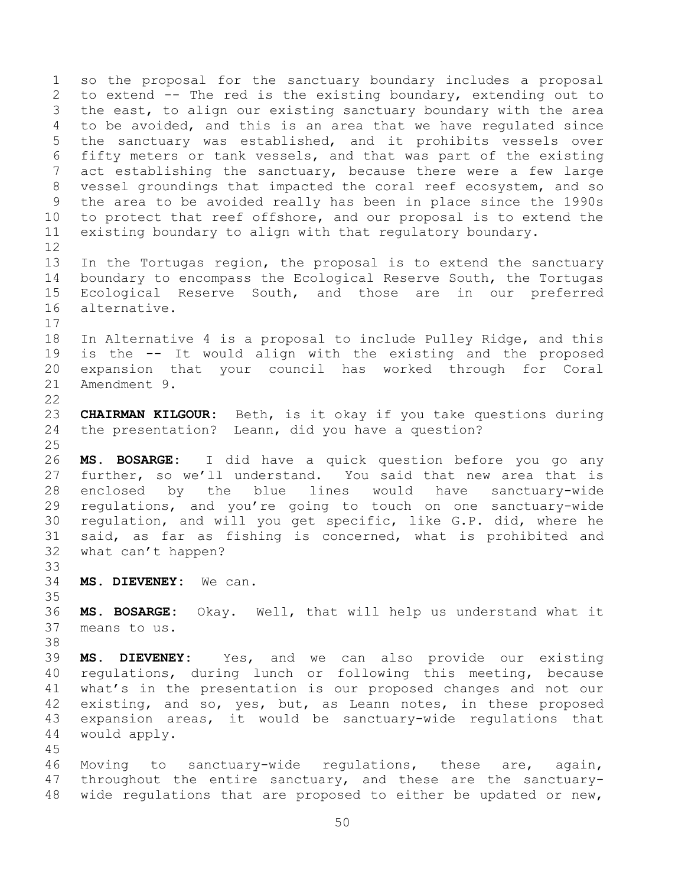so the proposal for the sanctuary boundary includes a proposal to extend -- The red is the existing boundary, extending out to the east, to align our existing sanctuary boundary with the area to be avoided, and this is an area that we have regulated since the sanctuary was established, and it prohibits vessels over fifty meters or tank vessels, and that was part of the existing act establishing the sanctuary, because there were a few large vessel groundings that impacted the coral reef ecosystem, and so the area to be avoided really has been in place since the 1990s to protect that reef offshore, and our proposal is to extend the existing boundary to align with that regulatory boundary.

In the Tortugas region, the proposal is to extend the sanctuary boundary to encompass the Ecological Reserve South, the Tortugas Ecological Reserve South, and those are in our preferred alternative.

In Alternative 4 is a proposal to include Pulley Ridge, and this is the -- It would align with the existing and the proposed expansion that your council has worked through for Coral Amendment 9.

**CHAIRMAN KILGOUR:** Beth, is it okay if you take questions during the presentation? Leann, did you have a question?

**MS. BOSARGE:** I did have a quick question before you go any further, so we'll understand. You said that new area that is enclosed by the blue lines would have sanctuary-wide regulations, and you're going to touch on one sanctuary-wide regulation, and will you get specific, like G.P. did, where he said, as far as fishing is concerned, what is prohibited and what can't happen?

**MS. DIEVENEY:** We can.

**MS. BOSARGE:** Okay. Well, that will help us understand what it means to us.

**MS. DIEVENEY:** Yes, and we can also provide our existing regulations, during lunch or following this meeting, because what's in the presentation is our proposed changes and not our existing, and so, yes, but, as Leann notes, in these proposed expansion areas, it would be sanctuary-wide regulations that would apply.

Moving to sanctuary-wide regulations, these are, again, throughout the entire sanctuary, and these are the sanctuary-wide regulations that are proposed to either be updated or new,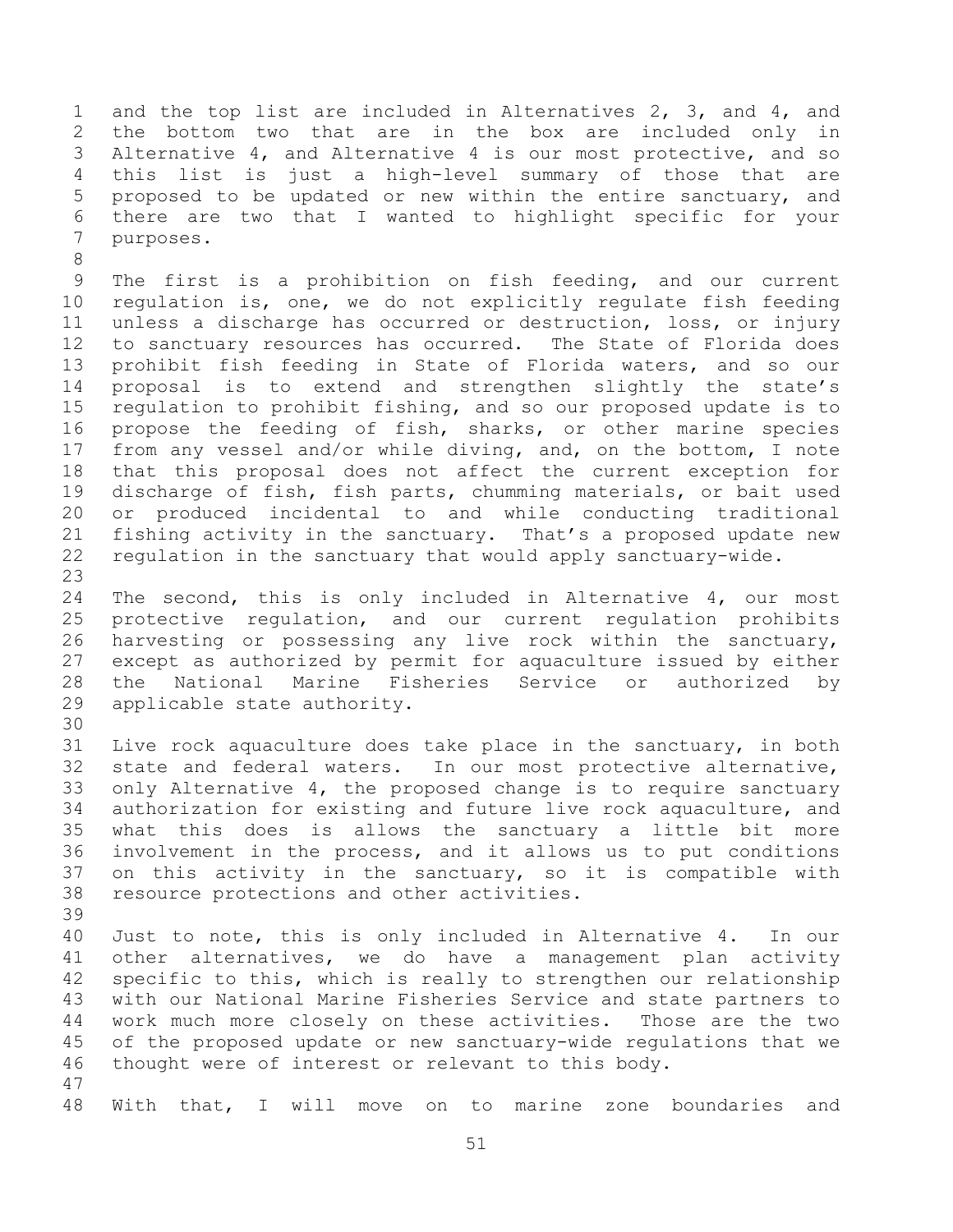and the top list are included in Alternatives 2, 3, and 4, and the bottom two that are in the box are included only in Alternative 4, and Alternative 4 is our most protective, and so this list is just a high-level summary of those that are proposed to be updated or new within the entire sanctuary, and there are two that I wanted to highlight specific for your purposes.

The first is a prohibition on fish feeding, and our current regulation is, one, we do not explicitly regulate fish feeding unless a discharge has occurred or destruction, loss, or injury to sanctuary resources has occurred. The State of Florida does prohibit fish feeding in State of Florida waters, and so our proposal is to extend and strengthen slightly the state's regulation to prohibit fishing, and so our proposed update is to propose the feeding of fish, sharks, or other marine species from any vessel and/or while diving, and, on the bottom, I note that this proposal does not affect the current exception for discharge of fish, fish parts, chumming materials, or bait used or produced incidental to and while conducting traditional fishing activity in the sanctuary. That's a proposed update new regulation in the sanctuary that would apply sanctuary-wide.

The second, this is only included in Alternative 4, our most protective regulation, and our current regulation prohibits harvesting or possessing any live rock within the sanctuary, except as authorized by permit for aquaculture issued by either the National Marine Fisheries Service or authorized by applicable state authority.

Live rock aquaculture does take place in the sanctuary, in both state and federal waters. In our most protective alternative, only Alternative 4, the proposed change is to require sanctuary authorization for existing and future live rock aquaculture, and what this does is allows the sanctuary a little bit more involvement in the process, and it allows us to put conditions on this activity in the sanctuary, so it is compatible with resource protections and other activities.

Just to note, this is only included in Alternative 4. In our other alternatives, we do have a management plan activity specific to this, which is really to strengthen our relationship with our National Marine Fisheries Service and state partners to work much more closely on these activities. Those are the two of the proposed update or new sanctuary-wide regulations that we thought were of interest or relevant to this body.

With that, I will move on to marine zone boundaries and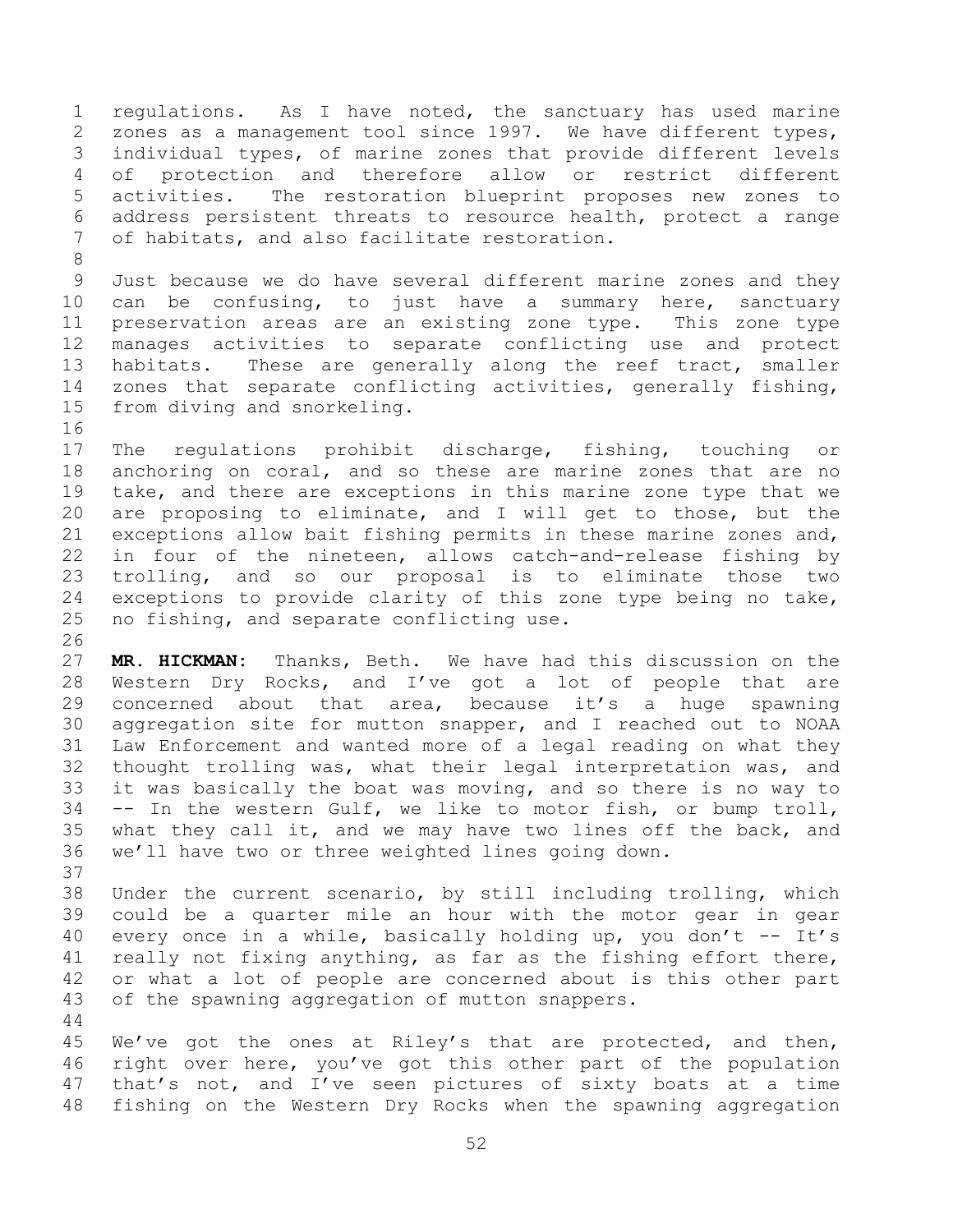regulations. As I have noted, the sanctuary has used marine zones as a management tool since 1997. We have different types, individual types, of marine zones that provide different levels of protection and therefore allow or restrict different activities. The restoration blueprint proposes new zones to address persistent threats to resource health, protect a range of habitats, and also facilitate restoration.

Just because we do have several different marine zones and they can be confusing, to just have a summary here, sanctuary preservation areas are an existing zone type. This zone type manages activities to separate conflicting use and protect habitats. These are generally along the reef tract, smaller zones that separate conflicting activities, generally fishing, from diving and snorkeling.

The regulations prohibit discharge, fishing, touching or anchoring on coral, and so these are marine zones that are no take, and there are exceptions in this marine zone type that we are proposing to eliminate, and I will get to those, but the exceptions allow bait fishing permits in these marine zones and, in four of the nineteen, allows catch-and-release fishing by trolling, and so our proposal is to eliminate those two exceptions to provide clarity of this zone type being no take, no fishing, and separate conflicting use.

**MR. HICKMAN:** Thanks, Beth. We have had this discussion on the Western Dry Rocks, and I've got a lot of people that are concerned about that area, because it's a huge spawning aggregation site for mutton snapper, and I reached out to NOAA Law Enforcement and wanted more of a legal reading on what they thought trolling was, what their legal interpretation was, and it was basically the boat was moving, and so there is no way to -- In the western Gulf, we like to motor fish, or bump troll, what they call it, and we may have two lines off the back, and we'll have two or three weighted lines going down.

Under the current scenario, by still including trolling, which could be a quarter mile an hour with the motor gear in gear every once in a while, basically holding up, you don't -- It's really not fixing anything, as far as the fishing effort there, or what a lot of people are concerned about is this other part of the spawning aggregation of mutton snappers.

We've got the ones at Riley's that are protected, and then, right over here, you've got this other part of the population that's not, and I've seen pictures of sixty boats at a time fishing on the Western Dry Rocks when the spawning aggregation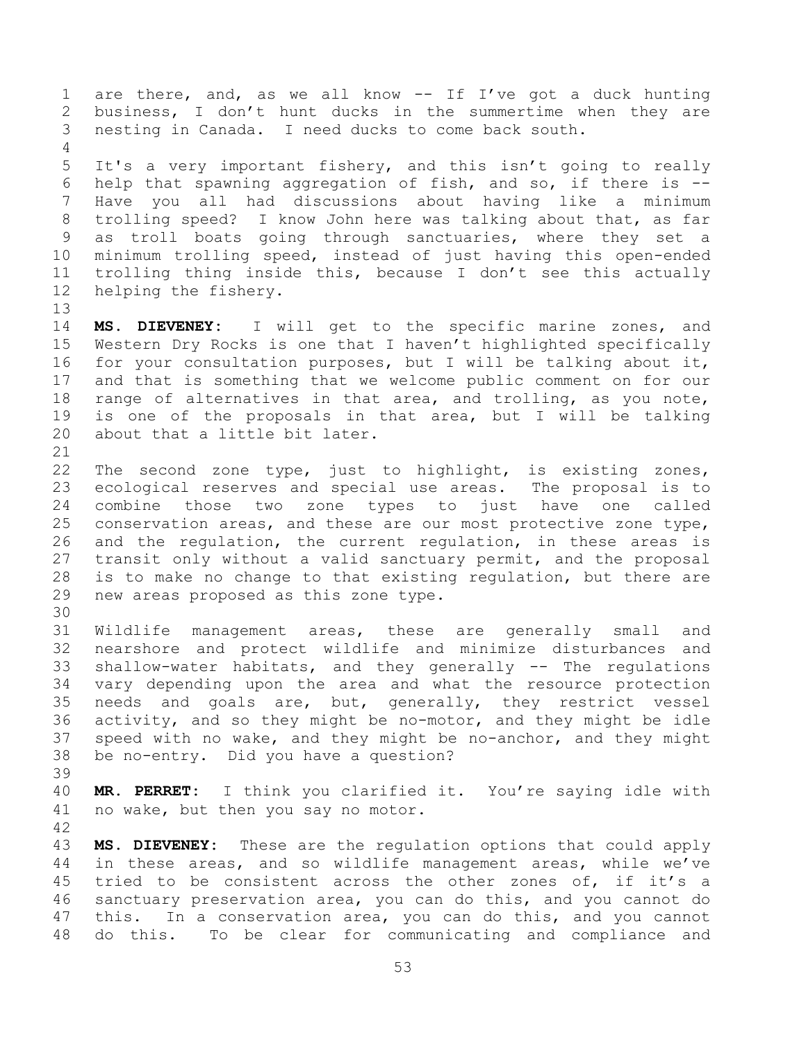are there, and, as we all know -- If I've got a duck hunting business, I don't hunt ducks in the summertime when they are nesting in Canada. I need ducks to come back south.

It's a very important fishery, and this isn't going to really help that spawning aggregation of fish, and so, if there is -- Have you all had discussions about having like a minimum trolling speed? I know John here was talking about that, as far as troll boats going through sanctuaries, where they set a minimum trolling speed, instead of just having this open-ended trolling thing inside this, because I don't see this actually helping the fishery.

**MS. DIEVENEY:** I will get to the specific marine zones, and Western Dry Rocks is one that I haven't highlighted specifically for your consultation purposes, but I will be talking about it, and that is something that we welcome public comment on for our range of alternatives in that area, and trolling, as you note, is one of the proposals in that area, but I will be talking about that a little bit later.

The second zone type, just to highlight, is existing zones, ecological reserves and special use areas. The proposal is to combine those two zone types to just have one called conservation areas, and these are our most protective zone type, and the regulation, the current regulation, in these areas is transit only without a valid sanctuary permit, and the proposal is to make no change to that existing regulation, but there are new areas proposed as this zone type.

Wildlife management areas, these are generally small and nearshore and protect wildlife and minimize disturbances and shallow-water habitats, and they generally -- The regulations vary depending upon the area and what the resource protection needs and goals are, but, generally, they restrict vessel activity, and so they might be no-motor, and they might be idle speed with no wake, and they might be no-anchor, and they might be no-entry. Did you have a question?

**MR. PERRET:** I think you clarified it. You're saying idle with no wake, but then you say no motor.

**MS. DIEVENEY:** These are the regulation options that could apply in these areas, and so wildlife management areas, while we've tried to be consistent across the other zones of, if it's a sanctuary preservation area, you can do this, and you cannot do this. In a conservation area, you can do this, and you cannot do this. To be clear for communicating and compliance and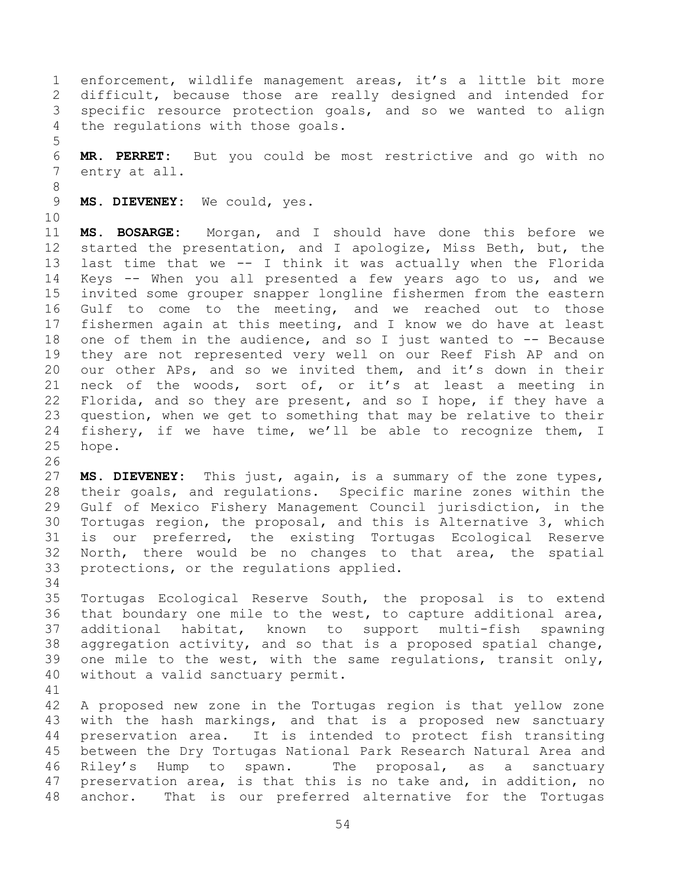enforcement, wildlife management areas, it's a little bit more difficult, because those are really designed and intended for specific resource protection goals, and so we wanted to align the regulations with those goals.

**MR. PERRET:** But you could be most restrictive and go with no entry at all.

**MS. DIEVENEY:** We could, yes.

**MS. BOSARGE:** Morgan, and I should have done this before we started the presentation, and I apologize, Miss Beth, but, the last time that we -- I think it was actually when the Florida Keys -- When you all presented a few years ago to us, and we invited some grouper snapper longline fishermen from the eastern Gulf to come to the meeting, and we reached out to those fishermen again at this meeting, and I know we do have at least one of them in the audience, and so I just wanted to -- Because they are not represented very well on our Reef Fish AP and on our other APs, and so we invited them, and it's down in their neck of the woods, sort of, or it's at least a meeting in Florida, and so they are present, and so I hope, if they have a question, when we get to something that may be relative to their fishery, if we have time, we'll be able to recognize them, I hope.

**MS. DIEVENEY:** This just, again, is a summary of the zone types, their goals, and regulations. Specific marine zones within the Gulf of Mexico Fishery Management Council jurisdiction, in the Tortugas region, the proposal, and this is Alternative 3, which is our preferred, the existing Tortugas Ecological Reserve North, there would be no changes to that area, the spatial protections, or the regulations applied.

Tortugas Ecological Reserve South, the proposal is to extend that boundary one mile to the west, to capture additional area, additional habitat, known to support multi-fish spawning aggregation activity, and so that is a proposed spatial change, one mile to the west, with the same regulations, transit only, without a valid sanctuary permit.

A proposed new zone in the Tortugas region is that yellow zone with the hash markings, and that is a proposed new sanctuary preservation area. It is intended to protect fish transiting between the Dry Tortugas National Park Research Natural Area and Riley's Hump to spawn. The proposal, as a sanctuary preservation area, is that this is no take and, in addition, no anchor. That is our preferred alternative for the Tortugas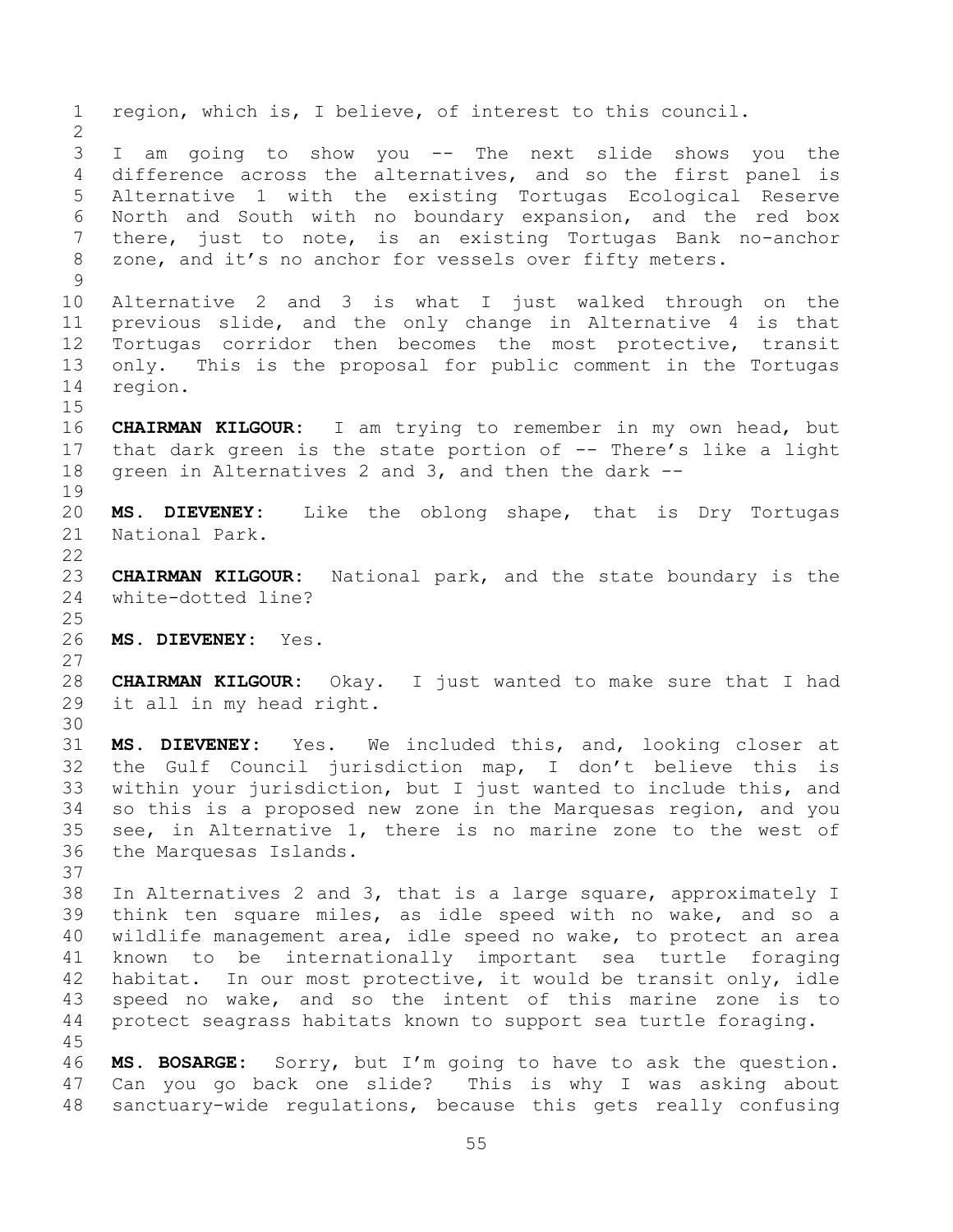region, which is, I believe, of interest to this council.

I am going to show you -- The next slide shows you the difference across the alternatives, and so the first panel is Alternative 1 with the existing Tortugas Ecological Reserve North and South with no boundary expansion, and the red box there, just to note, is an existing Tortugas Bank no-anchor zone, and it's no anchor for vessels over fifty meters.

Alternative 2 and 3 is what I just walked through on the previous slide, and the only change in Alternative 4 is that Tortugas corridor then becomes the most protective, transit only. This is the proposal for public comment in the Tortugas region.

**CHAIRMAN KILGOUR:** I am trying to remember in my own head, but that dark green is the state portion of -- There's like a light green in Alternatives 2 and 3, and then the dark --

**MS. DIEVENEY:** Like the oblong shape, that is Dry Tortugas National Park.

**CHAIRMAN KILGOUR:** National park, and the state boundary is the white-dotted line?

**MS. DIEVENEY:** Yes.

**CHAIRMAN KILGOUR:** Okay. I just wanted to make sure that I had it all in my head right.

**MS. DIEVENEY:** Yes. We included this, and, looking closer at the Gulf Council jurisdiction map, I don't believe this is within your jurisdiction, but I just wanted to include this, and so this is a proposed new zone in the Marquesas region, and you see, in Alternative 1, there is no marine zone to the west of the Marquesas Islands.

In Alternatives 2 and 3, that is a large square, approximately I think ten square miles, as idle speed with no wake, and so a wildlife management area, idle speed no wake, to protect an area known to be internationally important sea turtle foraging habitat. In our most protective, it would be transit only, idle speed no wake, and so the intent of this marine zone is to protect seagrass habitats known to support sea turtle foraging.

**MS. BOSARGE:** Sorry, but I'm going to have to ask the question. Can you go back one slide? This is why I was asking about sanctuary-wide regulations, because this gets really confusing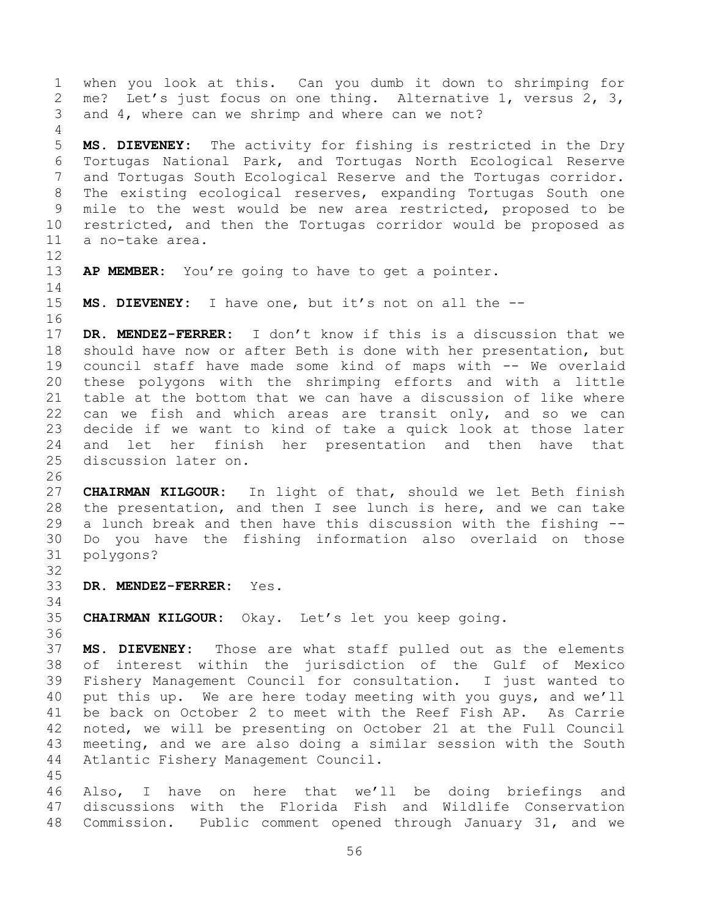when you look at this. Can you dumb it down to shrimping for me? Let's just focus on one thing. Alternative 1, versus 2, 3, and 4, where can we shrimp and where can we not?

**MS. DIEVENEY:** The activity for fishing is restricted in the Dry Tortugas National Park, and Tortugas North Ecological Reserve and Tortugas South Ecological Reserve and the Tortugas corridor. The existing ecological reserves, expanding Tortugas South one mile to the west would be new area restricted, proposed to be restricted, and then the Tortugas corridor would be proposed as a no-take area.

**AP MEMBER:** You're going to have to get a pointer.

**MS. DIEVENEY:** I have one, but it's not on all the --

**DR. MENDEZ-FERRER:** I don't know if this is a discussion that we should have now or after Beth is done with her presentation, but council staff have made some kind of maps with -- We overlaid these polygons with the shrimping efforts and with a little table at the bottom that we can have a discussion of like where can we fish and which areas are transit only, and so we can decide if we want to kind of take a quick look at those later and let her finish her presentation and then have that discussion later on.

**CHAIRMAN KILGOUR:** In light of that, should we let Beth finish the presentation, and then I see lunch is here, and we can take a lunch break and then have this discussion with the fishing -- Do you have the fishing information also overlaid on those polygons?

**DR. MENDEZ-FERRER:** Yes.

**CHAIRMAN KILGOUR:** Okay. Let's let you keep going.

**MS. DIEVENEY:** Those are what staff pulled out as the elements of interest within the jurisdiction of the Gulf of Mexico Fishery Management Council for consultation. I just wanted to put this up. We are here today meeting with you guys, and we'll be back on October 2 to meet with the Reef Fish AP. As Carrie noted, we will be presenting on October 21 at the Full Council meeting, and we are also doing a similar session with the South Atlantic Fishery Management Council.

Also, I have on here that we'll be doing briefings and discussions with the Florida Fish and Wildlife Conservation Commission. Public comment opened through January 31, and we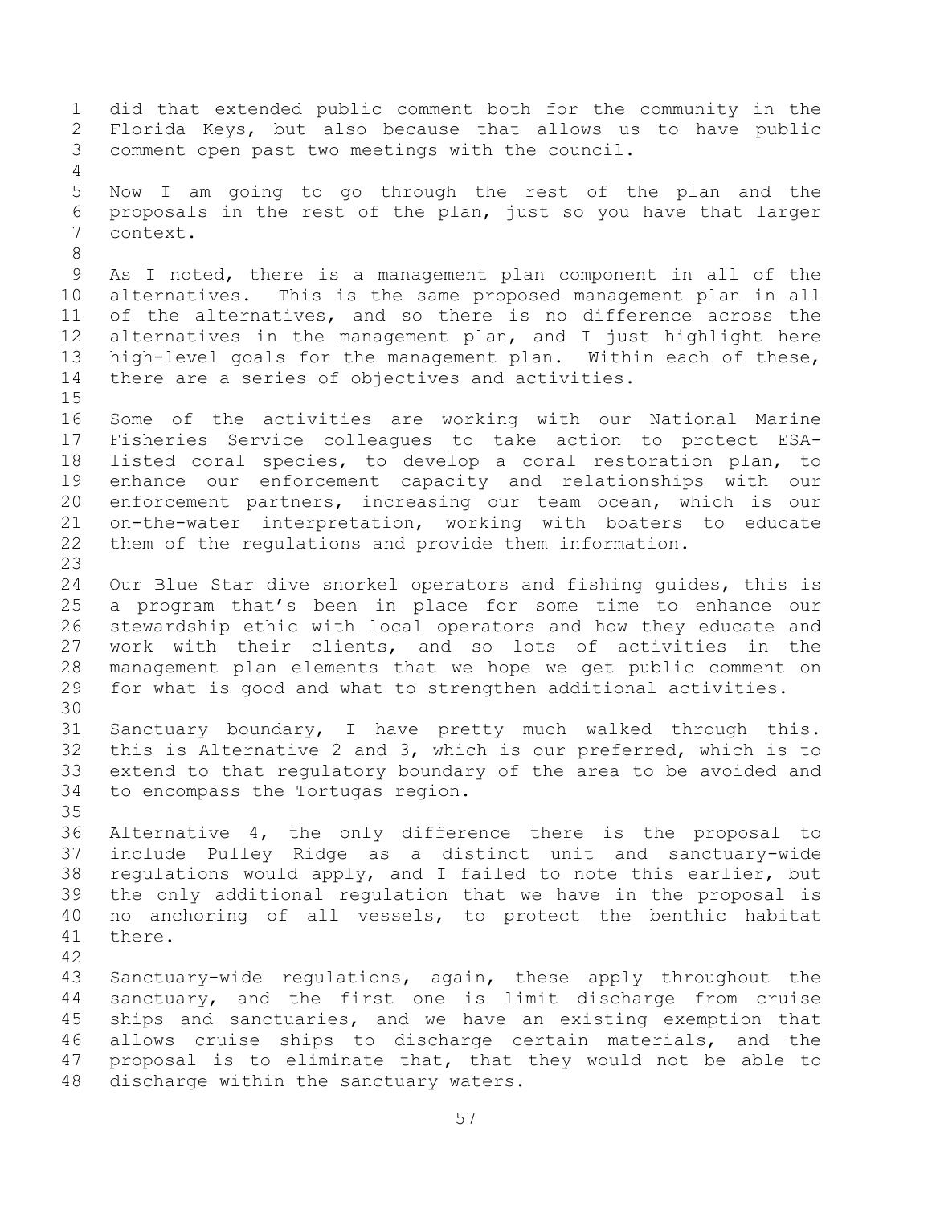did that extended public comment both for the community in the Florida Keys, but also because that allows us to have public comment open past two meetings with the council.

Now I am going to go through the rest of the plan and the proposals in the rest of the plan, just so you have that larger context.

As I noted, there is a management plan component in all of the alternatives. This is the same proposed management plan in all of the alternatives, and so there is no difference across the alternatives in the management plan, and I just highlight here high-level goals for the management plan. Within each of these, there are a series of objectives and activities.

Some of the activities are working with our National Marine Fisheries Service colleagues to take action to protect ESA-listed coral species, to develop a coral restoration plan, to enhance our enforcement capacity and relationships with our enforcement partners, increasing our team ocean, which is our on-the-water interpretation, working with boaters to educate them of the regulations and provide them information.

Our Blue Star dive snorkel operators and fishing guides, this is a program that's been in place for some time to enhance our stewardship ethic with local operators and how they educate and work with their clients, and so lots of activities in the management plan elements that we hope we get public comment on for what is good and what to strengthen additional activities.

Sanctuary boundary, I have pretty much walked through this. this is Alternative 2 and 3, which is our preferred, which is to extend to that regulatory boundary of the area to be avoided and to encompass the Tortugas region.

Alternative 4, the only difference there is the proposal to include Pulley Ridge as a distinct unit and sanctuary-wide regulations would apply, and I failed to note this earlier, but the only additional regulation that we have in the proposal is no anchoring of all vessels, to protect the benthic habitat there.

Sanctuary-wide regulations, again, these apply throughout the sanctuary, and the first one is limit discharge from cruise ships and sanctuaries, and we have an existing exemption that allows cruise ships to discharge certain materials, and the proposal is to eliminate that, that they would not be able to discharge within the sanctuary waters.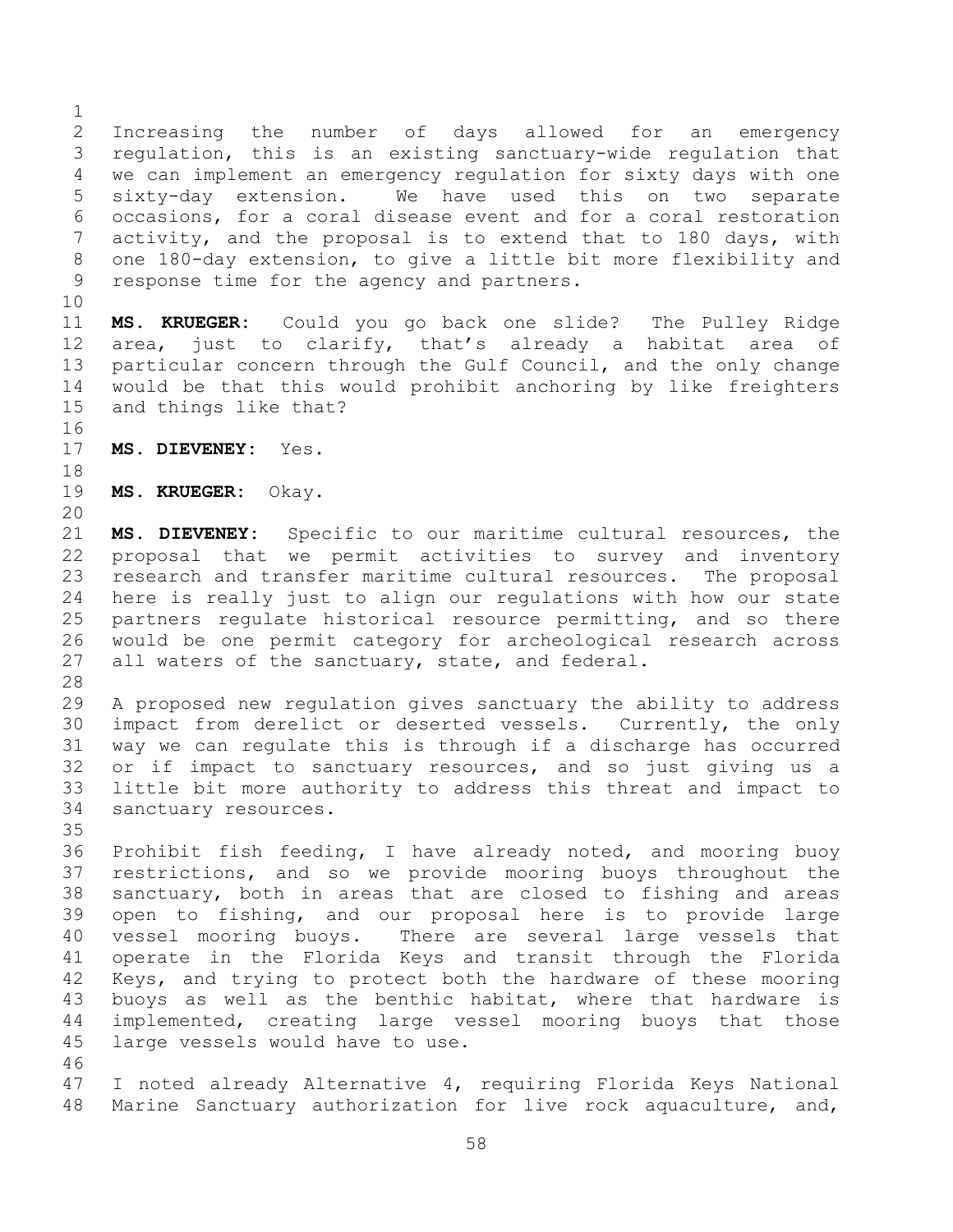Increasing the number of days allowed for an emergency regulation, this is an existing sanctuary-wide regulation that we can implement an emergency regulation for sixty days with one sixty-day extension. We have used this on two separate occasions, for a coral disease event and for a coral restoration activity, and the proposal is to extend that to 180 days, with one 180-day extension, to give a little bit more flexibility and response time for the agency and partners.

**MS. KRUEGER:** Could you go back one slide? The Pulley Ridge area, just to clarify, that's already a habitat area of particular concern through the Gulf Council, and the only change would be that this would prohibit anchoring by like freighters and things like that?

**MS. DIEVENEY:** Yes.

**MS. KRUEGER:** Okay.

**MS. DIEVENEY:** Specific to our maritime cultural resources, the proposal that we permit activities to survey and inventory research and transfer maritime cultural resources. The proposal here is really just to align our regulations with how our state partners regulate historical resource permitting, and so there would be one permit category for archeological research across all waters of the sanctuary, state, and federal.

A proposed new regulation gives sanctuary the ability to address impact from derelict or deserted vessels. Currently, the only way we can regulate this is through if a discharge has occurred or if impact to sanctuary resources, and so just giving us a little bit more authority to address this threat and impact to sanctuary resources.

Prohibit fish feeding, I have already noted, and mooring buoy restrictions, and so we provide mooring buoys throughout the sanctuary, both in areas that are closed to fishing and areas open to fishing, and our proposal here is to provide large vessel mooring buoys. There are several large vessels that operate in the Florida Keys and transit through the Florida Keys, and trying to protect both the hardware of these mooring buoys as well as the benthic habitat, where that hardware is implemented, creating large vessel mooring buoys that those large vessels would have to use.

I noted already Alternative 4, requiring Florida Keys National Marine Sanctuary authorization for live rock aquaculture, and,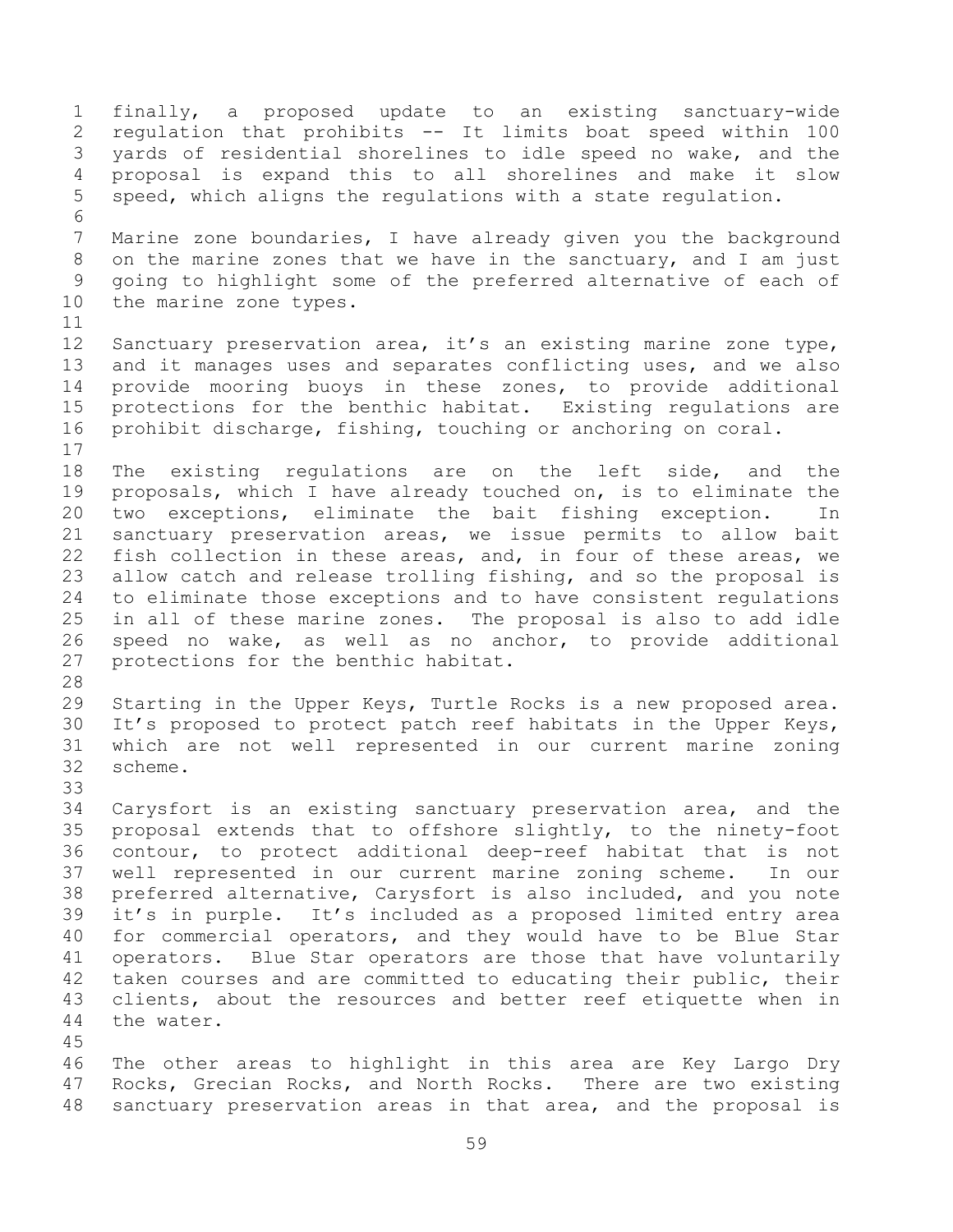finally, a proposed update to an existing sanctuary-wide regulation that prohibits -- It limits boat speed within 100 yards of residential shorelines to idle speed no wake, and the proposal is expand this to all shorelines and make it slow speed, which aligns the regulations with a state regulation.

Marine zone boundaries, I have already given you the background on the marine zones that we have in the sanctuary, and I am just going to highlight some of the preferred alternative of each of the marine zone types.

Sanctuary preservation area, it's an existing marine zone type, and it manages uses and separates conflicting uses, and we also provide mooring buoys in these zones, to provide additional protections for the benthic habitat. Existing regulations are prohibit discharge, fishing, touching or anchoring on coral.

The existing regulations are on the left side, and the proposals, which I have already touched on, is to eliminate the two exceptions, eliminate the bait fishing exception. In sanctuary preservation areas, we issue permits to allow bait fish collection in these areas, and, in four of these areas, we allow catch and release trolling fishing, and so the proposal is to eliminate those exceptions and to have consistent regulations in all of these marine zones. The proposal is also to add idle speed no wake, as well as no anchor, to provide additional protections for the benthic habitat.

Starting in the Upper Keys, Turtle Rocks is a new proposed area. It's proposed to protect patch reef habitats in the Upper Keys, which are not well represented in our current marine zoning scheme.

Carysfort is an existing sanctuary preservation area, and the proposal extends that to offshore slightly, to the ninety-foot contour, to protect additional deep-reef habitat that is not well represented in our current marine zoning scheme. In our preferred alternative, Carysfort is also included, and you note it's in purple. It's included as a proposed limited entry area for commercial operators, and they would have to be Blue Star operators. Blue Star operators are those that have voluntarily taken courses and are committed to educating their public, their clients, about the resources and better reef etiquette when in the water.

The other areas to highlight in this area are Key Largo Dry Rocks, Grecian Rocks, and North Rocks. There are two existing sanctuary preservation areas in that area, and the proposal is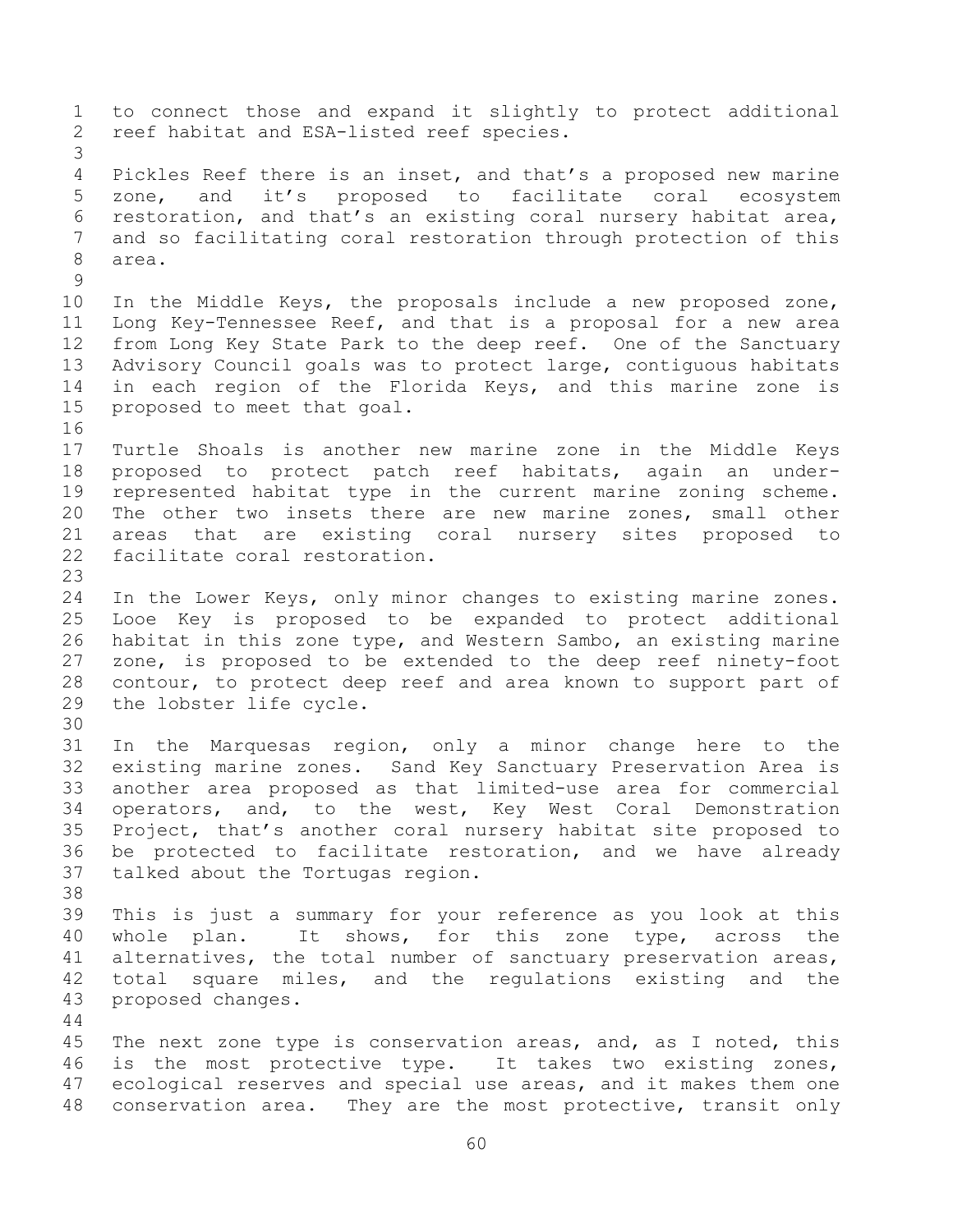to connect those and expand it slightly to protect additional reef habitat and ESA-listed reef species.

Pickles Reef there is an inset, and that's a proposed new marine zone, and it's proposed to facilitate coral ecosystem restoration, and that's an existing coral nursery habitat area, and so facilitating coral restoration through protection of this area.

In the Middle Keys, the proposals include a new proposed zone, Long Key-Tennessee Reef, and that is a proposal for a new area from Long Key State Park to the deep reef. One of the Sanctuary Advisory Council goals was to protect large, contiguous habitats in each region of the Florida Keys, and this marine zone is proposed to meet that goal.

Turtle Shoals is another new marine zone in the Middle Keys proposed to protect patch reef habitats, again an under-represented habitat type in the current marine zoning scheme. The other two insets there are new marine zones, small other areas that are existing coral nursery sites proposed to facilitate coral restoration.

In the Lower Keys, only minor changes to existing marine zones. Looe Key is proposed to be expanded to protect additional habitat in this zone type, and Western Sambo, an existing marine zone, is proposed to be extended to the deep reef ninety-foot contour, to protect deep reef and area known to support part of the lobster life cycle.

In the Marquesas region, only a minor change here to the existing marine zones. Sand Key Sanctuary Preservation Area is another area proposed as that limited-use area for commercial operators, and, to the west, Key West Coral Demonstration Project, that's another coral nursery habitat site proposed to be protected to facilitate restoration, and we have already talked about the Tortugas region.

This is just a summary for your reference as you look at this whole plan. It shows, for this zone type, across the alternatives, the total number of sanctuary preservation areas, total square miles, and the regulations existing and the proposed changes.

The next zone type is conservation areas, and, as I noted, this is the most protective type. It takes two existing zones, ecological reserves and special use areas, and it makes them one conservation area. They are the most protective, transit only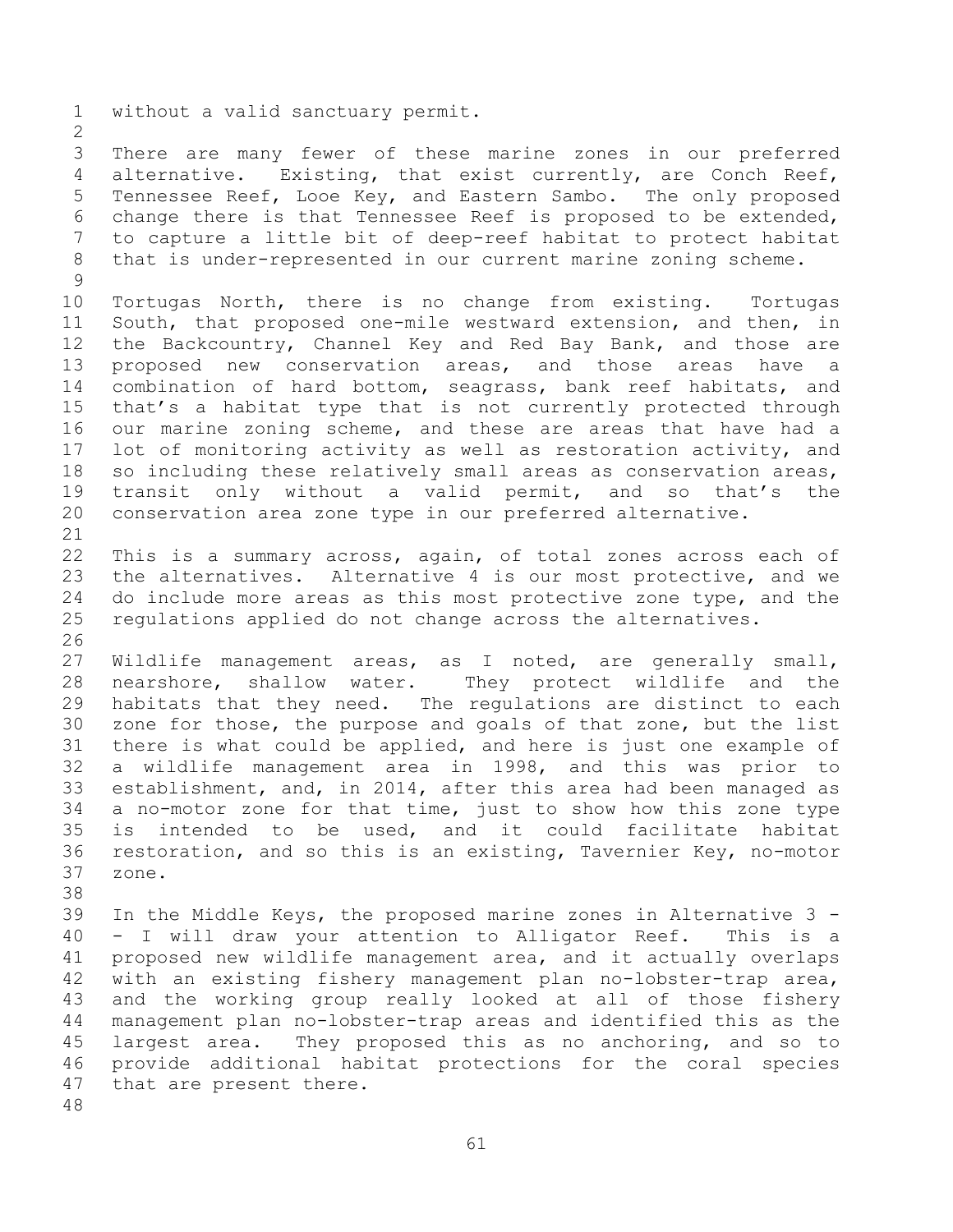without a valid sanctuary permit.

There are many fewer of these marine zones in our preferred alternative. Existing, that exist currently, are Conch Reef, Tennessee Reef, Looe Key, and Eastern Sambo. The only proposed change there is that Tennessee Reef is proposed to be extended, to capture a little bit of deep-reef habitat to protect habitat that is under-represented in our current marine zoning scheme.

Tortugas North, there is no change from existing. Tortugas South, that proposed one-mile westward extension, and then, in the Backcountry, Channel Key and Red Bay Bank, and those are proposed new conservation areas, and those areas have a combination of hard bottom, seagrass, bank reef habitats, and that's a habitat type that is not currently protected through our marine zoning scheme, and these are areas that have had a lot of monitoring activity as well as restoration activity, and so including these relatively small areas as conservation areas, transit only without a valid permit, and so that's the conservation area zone type in our preferred alternative.

This is a summary across, again, of total zones across each of the alternatives. Alternative 4 is our most protective, and we do include more areas as this most protective zone type, and the regulations applied do not change across the alternatives.

Wildlife management areas, as I noted, are generally small, nearshore, shallow water. They protect wildlife and the habitats that they need. The regulations are distinct to each zone for those, the purpose and goals of that zone, but the list there is what could be applied, and here is just one example of a wildlife management area in 1998, and this was prior to establishment, and, in 2014, after this area had been managed as a no-motor zone for that time, just to show how this zone type is intended to be used, and it could facilitate habitat restoration, and so this is an existing, Tavernier Key, no-motor zone.

In the Middle Keys, the proposed marine zones in Alternative 3 -- I will draw your attention to Alligator Reef. This is a proposed new wildlife management area, and it actually overlaps with an existing fishery management plan no-lobster-trap area, and the working group really looked at all of those fishery management plan no-lobster-trap areas and identified this as the largest area. They proposed this as no anchoring, and so to provide additional habitat protections for the coral species that are present there.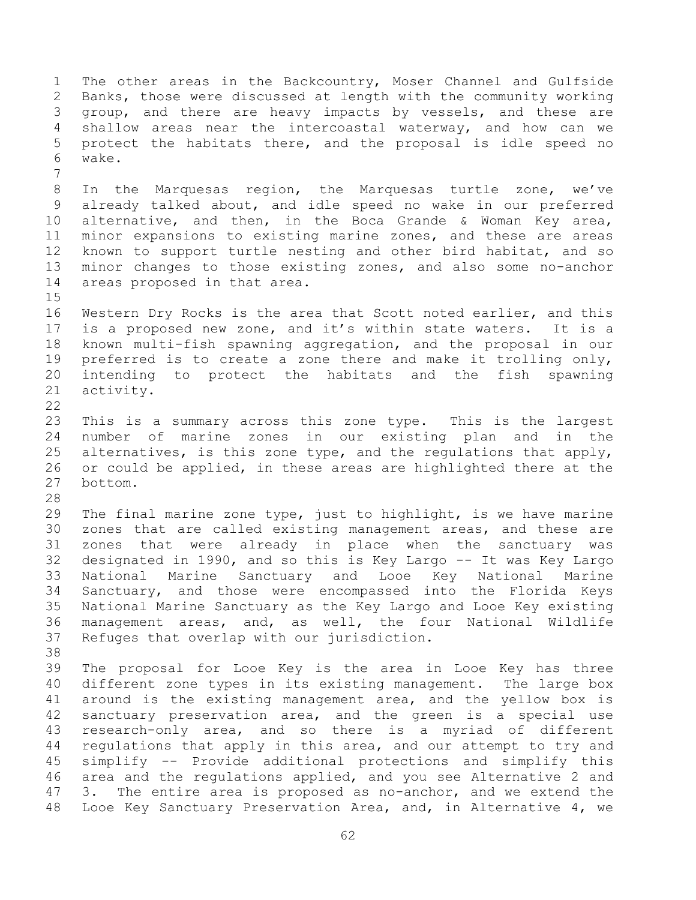The other areas in the Backcountry, Moser Channel and Gulfside Banks, those were discussed at length with the community working group, and there are heavy impacts by vessels, and these are shallow areas near the intercoastal waterway, and how can we protect the habitats there, and the proposal is idle speed no wake.

In the Marquesas region, the Marquesas turtle zone, we've already talked about, and idle speed no wake in our preferred alternative, and then, in the Boca Grande & Woman Key area, minor expansions to existing marine zones, and these are areas known to support turtle nesting and other bird habitat, and so minor changes to those existing zones, and also some no-anchor areas proposed in that area.

Western Dry Rocks is the area that Scott noted earlier, and this is a proposed new zone, and it's within state waters. It is a known multi-fish spawning aggregation, and the proposal in our preferred is to create a zone there and make it trolling only, intending to protect the habitats and the fish spawning activity.

This is a summary across this zone type. This is the largest number of marine zones in our existing plan and in the alternatives, is this zone type, and the regulations that apply, or could be applied, in these areas are highlighted there at the bottom.

The final marine zone type, just to highlight, is we have marine zones that are called existing management areas, and these are zones that were already in place when the sanctuary was designated in 1990, and so this is Key Largo -- It was Key Largo National Marine Sanctuary and Looe Key National Marine Sanctuary, and those were encompassed into the Florida Keys National Marine Sanctuary as the Key Largo and Looe Key existing management areas, and, as well, the four National Wildlife Refuges that overlap with our jurisdiction.

The proposal for Looe Key is the area in Looe Key has three different zone types in its existing management. The large box around is the existing management area, and the yellow box is sanctuary preservation area, and the green is a special use research-only area, and so there is a myriad of different regulations that apply in this area, and our attempt to try and simplify -- Provide additional protections and simplify this area and the regulations applied, and you see Alternative 2 and 3. The entire area is proposed as no-anchor, and we extend the Looe Key Sanctuary Preservation Area, and, in Alternative 4, we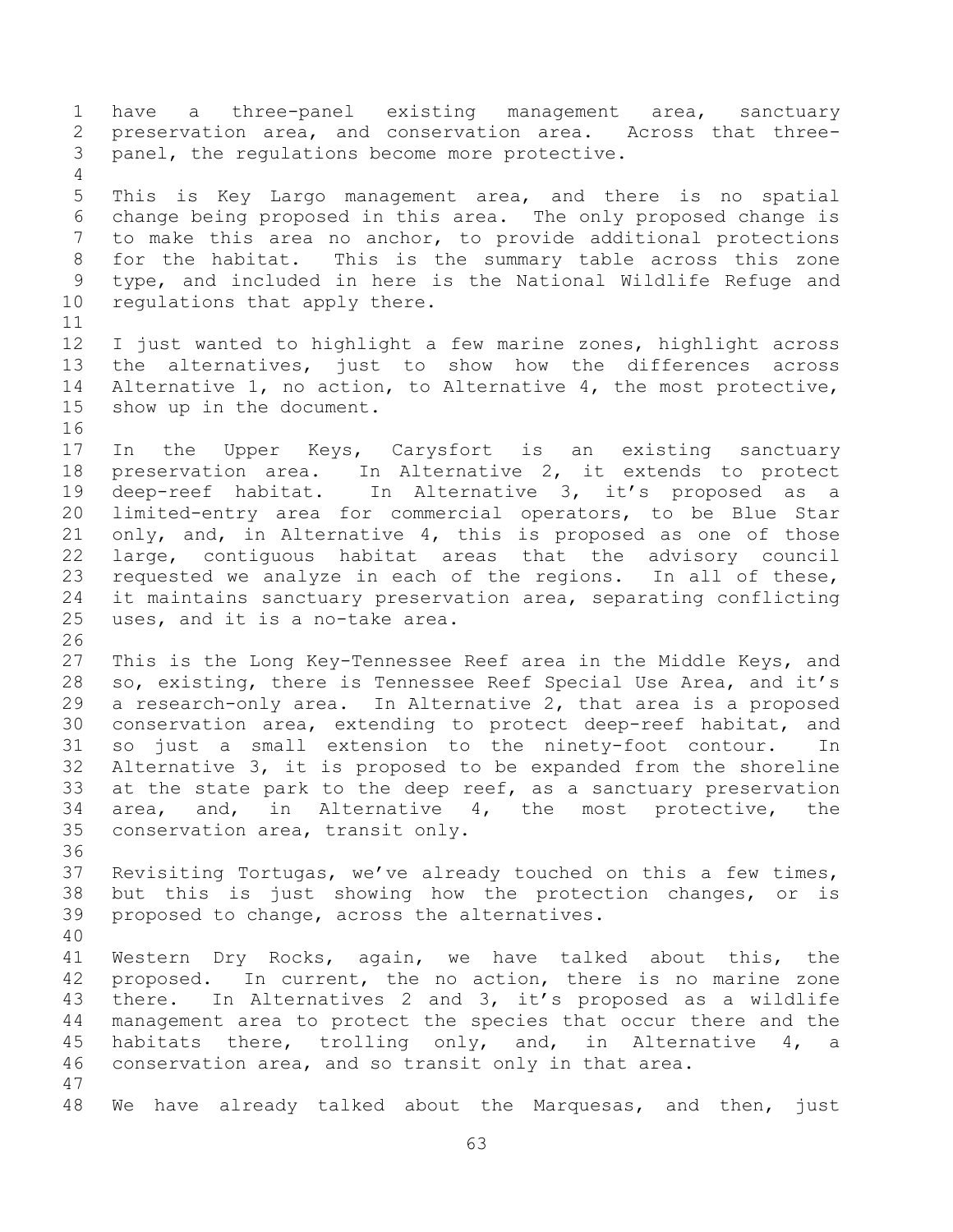have a three-panel existing management area, sanctuary preservation area, and conservation area. Across that three-panel, the regulations become more protective.

This is Key Largo management area, and there is no spatial change being proposed in this area. The only proposed change is to make this area no anchor, to provide additional protections for the habitat. This is the summary table across this zone type, and included in here is the National Wildlife Refuge and regulations that apply there.

I just wanted to highlight a few marine zones, highlight across the alternatives, just to show how the differences across Alternative 1, no action, to Alternative 4, the most protective, show up in the document.

In the Upper Keys, Carysfort is an existing sanctuary preservation area. In Alternative 2, it extends to protect deep-reef habitat. In Alternative 3, it's proposed as a limited-entry area for commercial operators, to be Blue Star only, and, in Alternative 4, this is proposed as one of those large, contiguous habitat areas that the advisory council requested we analyze in each of the regions. In all of these, it maintains sanctuary preservation area, separating conflicting uses, and it is a no-take area.

This is the Long Key-Tennessee Reef area in the Middle Keys, and so, existing, there is Tennessee Reef Special Use Area, and it's a research-only area. In Alternative 2, that area is a proposed conservation area, extending to protect deep-reef habitat, and so just a small extension to the ninety-foot contour. In Alternative 3, it is proposed to be expanded from the shoreline at the state park to the deep reef, as a sanctuary preservation area, and, in Alternative 4, the most protective, the conservation area, transit only.

Revisiting Tortugas, we've already touched on this a few times, but this is just showing how the protection changes, or is proposed to change, across the alternatives.

Western Dry Rocks, again, we have talked about this, the proposed. In current, the no action, there is no marine zone there. In Alternatives 2 and 3, it's proposed as a wildlife management area to protect the species that occur there and the habitats there, trolling only, and, in Alternative 4, a conservation area, and so transit only in that area.

We have already talked about the Marquesas, and then, just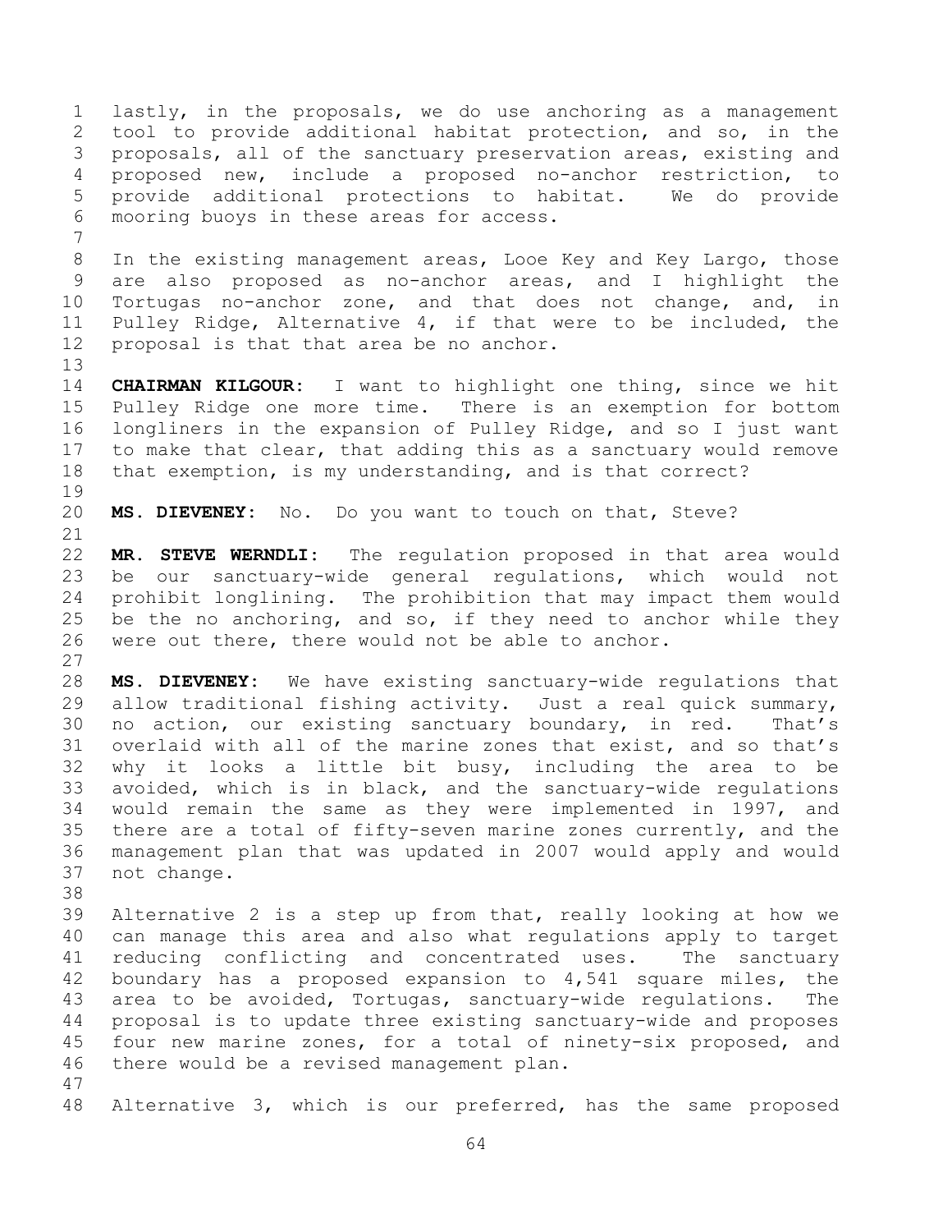lastly, in the proposals, we do use anchoring as a management tool to provide additional habitat protection, and so, in the proposals, all of the sanctuary preservation areas, existing and proposed new, include a proposed no-anchor restriction, to provide additional protections to habitat. We do provide mooring buoys in these areas for access.

In the existing management areas, Looe Key and Key Largo, those are also proposed as no-anchor areas, and I highlight the Tortugas no-anchor zone, and that does not change, and, in Pulley Ridge, Alternative 4, if that were to be included, the proposal is that that area be no anchor.

**CHAIRMAN KILGOUR:** I want to highlight one thing, since we hit Pulley Ridge one more time. There is an exemption for bottom longliners in the expansion of Pulley Ridge, and so I just want to make that clear, that adding this as a sanctuary would remove that exemption, is my understanding, and is that correct?

**MS. DIEVENEY:** No. Do you want to touch on that, Steve?

**MR. STEVE WERNDLI:** The regulation proposed in that area would be our sanctuary-wide general regulations, which would not prohibit longlining. The prohibition that may impact them would be the no anchoring, and so, if they need to anchor while they were out there, there would not be able to anchor.

**MS. DIEVENEY:** We have existing sanctuary-wide regulations that allow traditional fishing activity. Just a real quick summary, no action, our existing sanctuary boundary, in red. That's overlaid with all of the marine zones that exist, and so that's why it looks a little bit busy, including the area to be avoided, which is in black, and the sanctuary-wide regulations would remain the same as they were implemented in 1997, and there are a total of fifty-seven marine zones currently, and the management plan that was updated in 2007 would apply and would not change.

Alternative 2 is a step up from that, really looking at how we can manage this area and also what regulations apply to target reducing conflicting and concentrated uses. The sanctuary boundary has a proposed expansion to 4,541 square miles, the area to be avoided, Tortugas, sanctuary-wide regulations. The proposal is to update three existing sanctuary-wide and proposes four new marine zones, for a total of ninety-six proposed, and there would be a revised management plan.

Alternative 3, which is our preferred, has the same proposed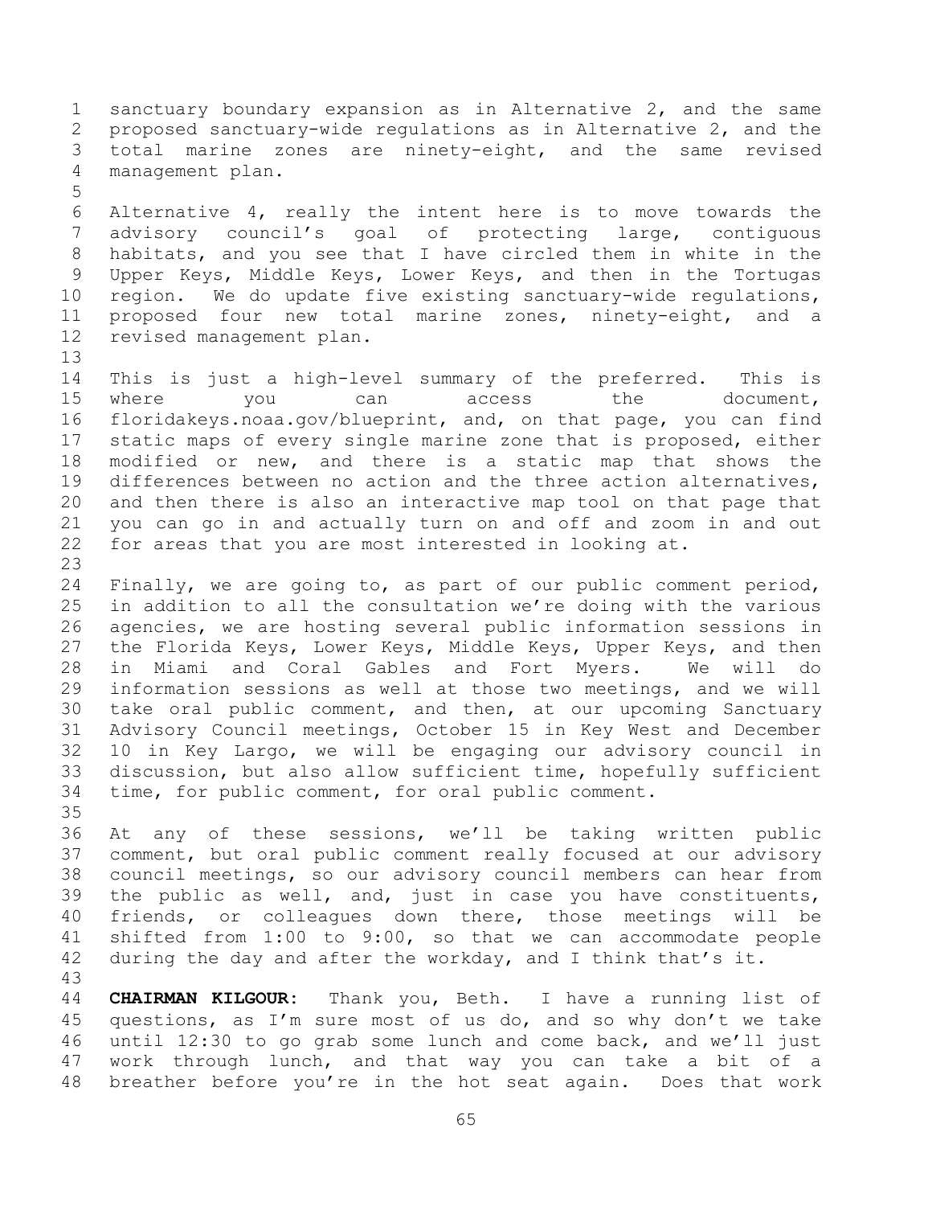sanctuary boundary expansion as in Alternative 2, and the same proposed sanctuary-wide regulations as in Alternative 2, and the total marine zones are ninety-eight, and the same revised management plan.

Alternative 4, really the intent here is to move towards the advisory council's goal of protecting large, contiguous habitats, and you see that I have circled them in white in the Upper Keys, Middle Keys, Lower Keys, and then in the Tortugas region. We do update five existing sanctuary-wide regulations, proposed four new total marine zones, ninety-eight, and a revised management plan.

This is just a high-level summary of the preferred. This is where you can access the document, floridakeys.noaa.gov/blueprint, and, on that page, you can find static maps of every single marine zone that is proposed, either modified or new, and there is a static map that shows the differences between no action and the three action alternatives, and then there is also an interactive map tool on that page that you can go in and actually turn on and off and zoom in and out for areas that you are most interested in looking at.

Finally, we are going to, as part of our public comment period, in addition to all the consultation we're doing with the various agencies, we are hosting several public information sessions in the Florida Keys, Lower Keys, Middle Keys, Upper Keys, and then in Miami and Coral Gables and Fort Myers. We will do information sessions as well at those two meetings, and we will take oral public comment, and then, at our upcoming Sanctuary Advisory Council meetings, October 15 in Key West and December 10 in Key Largo, we will be engaging our advisory council in discussion, but also allow sufficient time, hopefully sufficient time, for public comment, for oral public comment.

At any of these sessions, we'll be taking written public comment, but oral public comment really focused at our advisory council meetings, so our advisory council members can hear from the public as well, and, just in case you have constituents, friends, or colleagues down there, those meetings will be shifted from 1:00 to 9:00, so that we can accommodate people during the day and after the workday, and I think that's it.

**CHAIRMAN KILGOUR:** Thank you, Beth. I have a running list of questions, as I'm sure most of us do, and so why don't we take until 12:30 to go grab some lunch and come back, and we'll just work through lunch, and that way you can take a bit of a breather before you're in the hot seat again. Does that work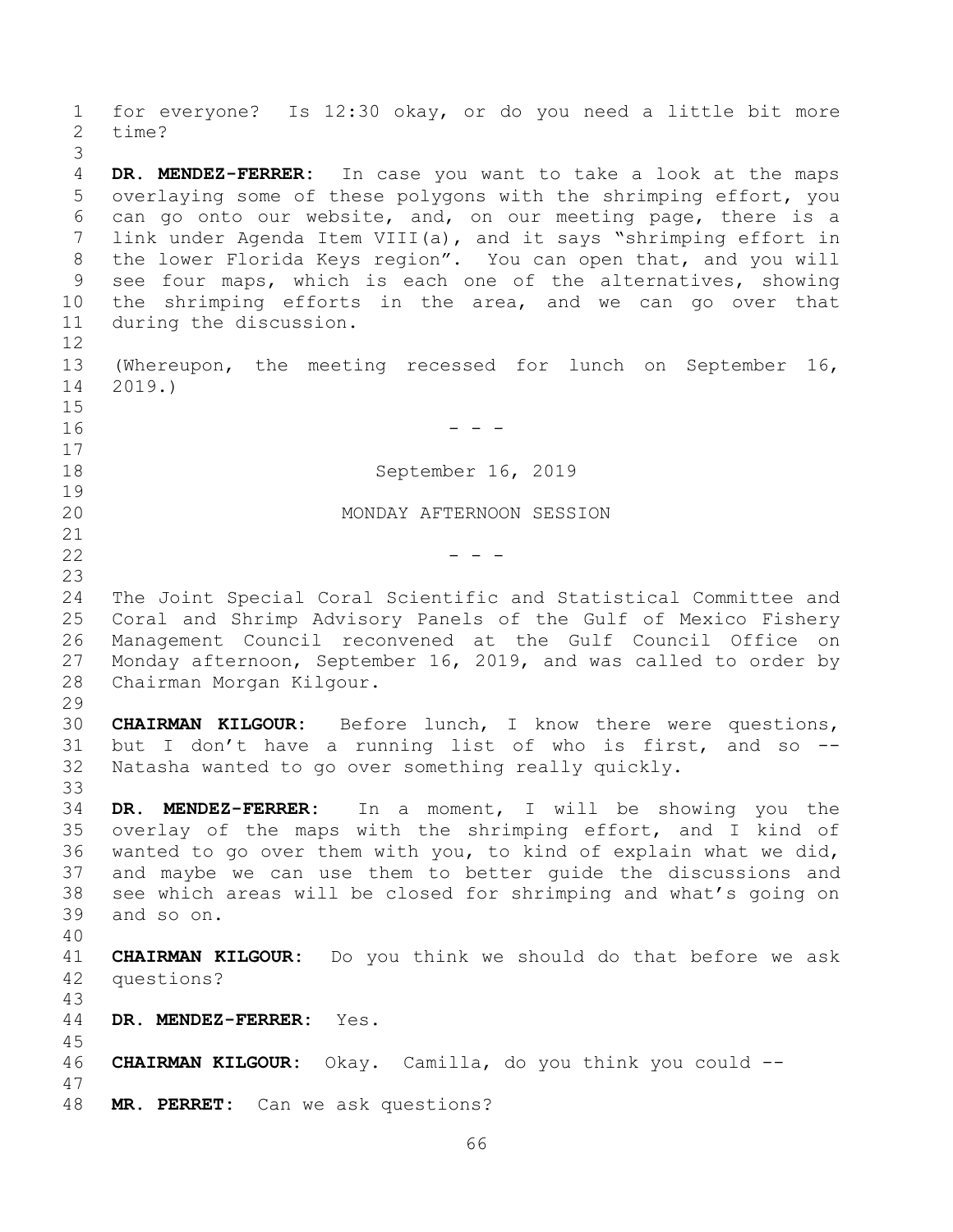for everyone? Is 12:30 okay, or do you need a little bit more time?

**DR. MENDEZ-FERRER:** In case you want to take a look at the maps overlaying some of these polygons with the shrimping effort, you can go onto our website, and, on our meeting page, there is a link under Agenda Item VIII(a), and it says "shrimping effort in the lower Florida Keys region". You can open that, and you will see four maps, which is each one of the alternatives, showing the shrimping efforts in the area, and we can go over that during the discussion.

(Whereupon, the meeting recessed for lunch on September 16, 2019.)

- - -

September 16, 2019

MONDAY AFTERNOON SESSION

- - -

The Joint Special Coral Scientific and Statistical Committee and Coral and Shrimp Advisory Panels of the Gulf of Mexico Fishery Management Council reconvened at the Gulf Council Office on Monday afternoon, September 16, 2019, and was called to order by Chairman Morgan Kilgour.

**CHAIRMAN KILGOUR:** Before lunch, I know there were questions, but I don't have a running list of who is first, and so -- Natasha wanted to go over something really quickly.

**DR. MENDEZ-FERRER:** In a moment, I will be showing you the overlay of the maps with the shrimping effort, and I kind of wanted to go over them with you, to kind of explain what we did, and maybe we can use them to better guide the discussions and see which areas will be closed for shrimping and what's going on and so on.

**CHAIRMAN KILGOUR:** Do you think we should do that before we ask questions?

**DR. MENDEZ-FERRER:** Yes.

**CHAIRMAN KILGOUR:** Okay. Camilla, do you think you could --

**MR. PERRET:** Can we ask questions?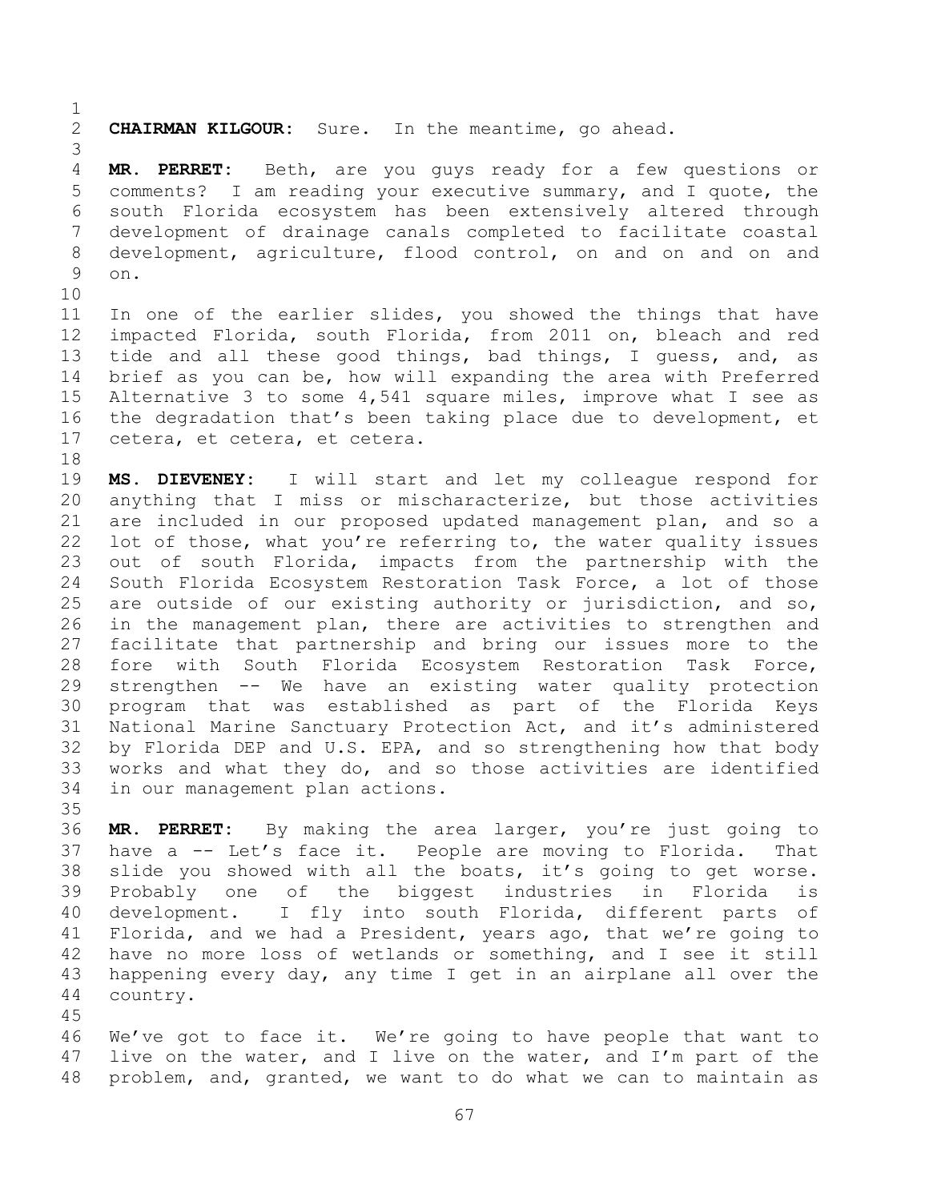**CHAIRMAN KILGOUR:** Sure. In the meantime, go ahead.

**MR. PERRET:** Beth, are you guys ready for a few questions or comments? I am reading your executive summary, and I quote, the south Florida ecosystem has been extensively altered through development of drainage canals completed to facilitate coastal development, agriculture, flood control, on and on and on and on.

In one of the earlier slides, you showed the things that have impacted Florida, south Florida, from 2011 on, bleach and red tide and all these good things, bad things, I guess, and, as brief as you can be, how will expanding the area with Preferred Alternative 3 to some 4,541 square miles, improve what I see as the degradation that's been taking place due to development, et cetera, et cetera, et cetera.

**MS. DIEVENEY:** I will start and let my colleague respond for anything that I miss or mischaracterize, but those activities are included in our proposed updated management plan, and so a lot of those, what you're referring to, the water quality issues out of south Florida, impacts from the partnership with the South Florida Ecosystem Restoration Task Force, a lot of those are outside of our existing authority or jurisdiction, and so, in the management plan, there are activities to strengthen and facilitate that partnership and bring our issues more to the fore with South Florida Ecosystem Restoration Task Force, strengthen -- We have an existing water quality protection program that was established as part of the Florida Keys National Marine Sanctuary Protection Act, and it's administered by Florida DEP and U.S. EPA, and so strengthening how that body works and what they do, and so those activities are identified in our management plan actions.

**MR. PERRET:** By making the area larger, you're just going to have a -- Let's face it. People are moving to Florida. That slide you showed with all the boats, it's going to get worse. Probably one of the biggest industries in Florida is development. I fly into south Florida, different parts of Florida, and we had a President, years ago, that we're going to have no more loss of wetlands or something, and I see it still happening every day, any time I get in an airplane all over the country.

We've got to face it. We're going to have people that want to live on the water, and I live on the water, and I'm part of the problem, and, granted, we want to do what we can to maintain as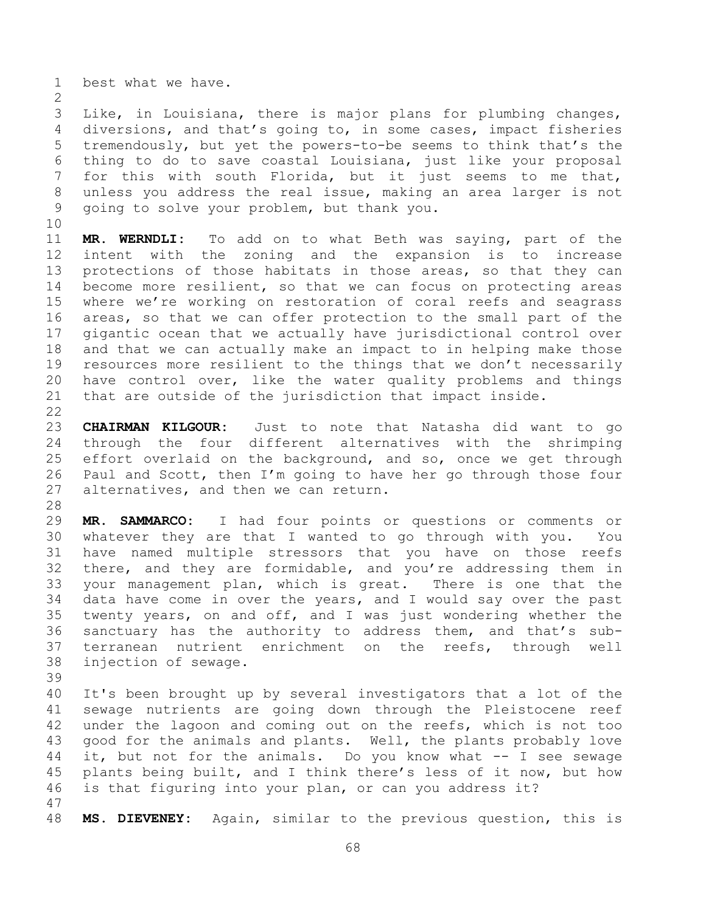best what we have.

Like, in Louisiana, there is major plans for plumbing changes, diversions, and that's going to, in some cases, impact fisheries tremendously, but yet the powers-to-be seems to think that's the thing to do to save coastal Louisiana, just like your proposal for this with south Florida, but it just seems to me that, unless you address the real issue, making an area larger is not going to solve your problem, but thank you.

**MR. WERNDLI:** To add on to what Beth was saying, part of the intent with the zoning and the expansion is to increase protections of those habitats in those areas, so that they can become more resilient, so that we can focus on protecting areas where we're working on restoration of coral reefs and seagrass areas, so that we can offer protection to the small part of the gigantic ocean that we actually have jurisdictional control over and that we can actually make an impact to in helping make those resources more resilient to the things that we don't necessarily have control over, like the water quality problems and things that are outside of the jurisdiction that impact inside.

**CHAIRMAN KILGOUR:** Just to note that Natasha did want to go through the four different alternatives with the shrimping effort overlaid on the background, and so, once we get through Paul and Scott, then I'm going to have her go through those four alternatives, and then we can return.

**MR. SAMMARCO:** I had four points or questions or comments or whatever they are that I wanted to go through with you. You have named multiple stressors that you have on those reefs there, and they are formidable, and you're addressing them in your management plan, which is great. There is one that the data have come in over the years, and I would say over the past twenty years, on and off, and I was just wondering whether the sanctuary has the authority to address them, and that's sub-terranean nutrient enrichment on the reefs, through well injection of sewage.

It's been brought up by several investigators that a lot of the sewage nutrients are going down through the Pleistocene reef under the lagoon and coming out on the reefs, which is not too good for the animals and plants. Well, the plants probably love it, but not for the animals. Do you know what -- I see sewage plants being built, and I think there's less of it now, but how is that figuring into your plan, or can you address it?

**MS. DIEVENEY:** Again, similar to the previous question, this is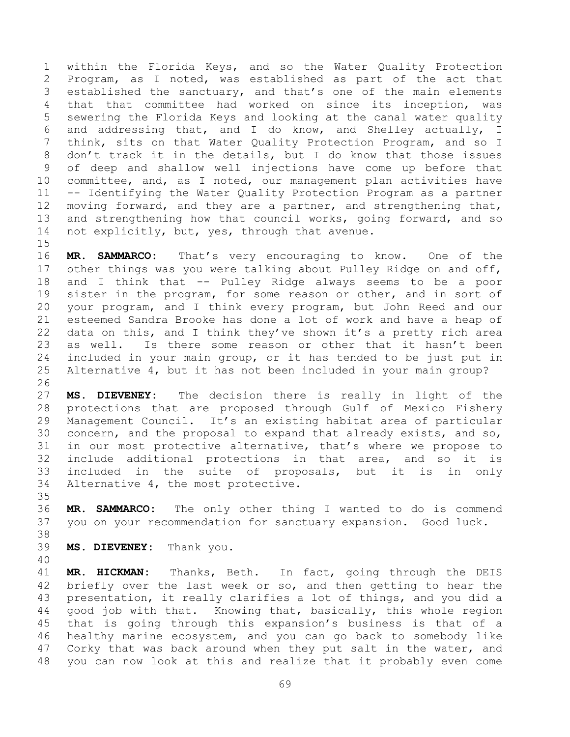within the Florida Keys, and so the Water Quality Protection Program, as I noted, was established as part of the act that established the sanctuary, and that's one of the main elements that that committee had worked on since its inception, was sewering the Florida Keys and looking at the canal water quality and addressing that, and I do know, and Shelley actually, I think, sits on that Water Quality Protection Program, and so I don't track it in the details, but I do know that those issues of deep and shallow well injections have come up before that committee, and, as I noted, our management plan activities have -- Identifying the Water Quality Protection Program as a partner moving forward, and they are a partner, and strengthening that, and strengthening how that council works, going forward, and so not explicitly, but, yes, through that avenue.

**MR. SAMMARCO:** That's very encouraging to know. One of the other things was you were talking about Pulley Ridge on and off, and I think that -- Pulley Ridge always seems to be a poor sister in the program, for some reason or other, and in sort of your program, and I think every program, but John Reed and our esteemed Sandra Brooke has done a lot of work and have a heap of data on this, and I think they've shown it's a pretty rich area as well. Is there some reason or other that it hasn't been included in your main group, or it has tended to be just put in Alternative 4, but it has not been included in your main group?

**MS. DIEVENEY:** The decision there is really in light of the protections that are proposed through Gulf of Mexico Fishery Management Council. It's an existing habitat area of particular concern, and the proposal to expand that already exists, and so, in our most protective alternative, that's where we propose to include additional protections in that area, and so it is included in the suite of proposals, but it is in only Alternative 4, the most protective.

**MR. SAMMARCO:** The only other thing I wanted to do is commend you on your recommendation for sanctuary expansion. Good luck.

**MS. DIEVENEY:** Thank you.

**MR. HICKMAN:** Thanks, Beth. In fact, going through the DEIS briefly over the last week or so, and then getting to hear the presentation, it really clarifies a lot of things, and you did a good job with that. Knowing that, basically, this whole region that is going through this expansion's business is that of a healthy marine ecosystem, and you can go back to somebody like Corky that was back around when they put salt in the water, and you can now look at this and realize that it probably even come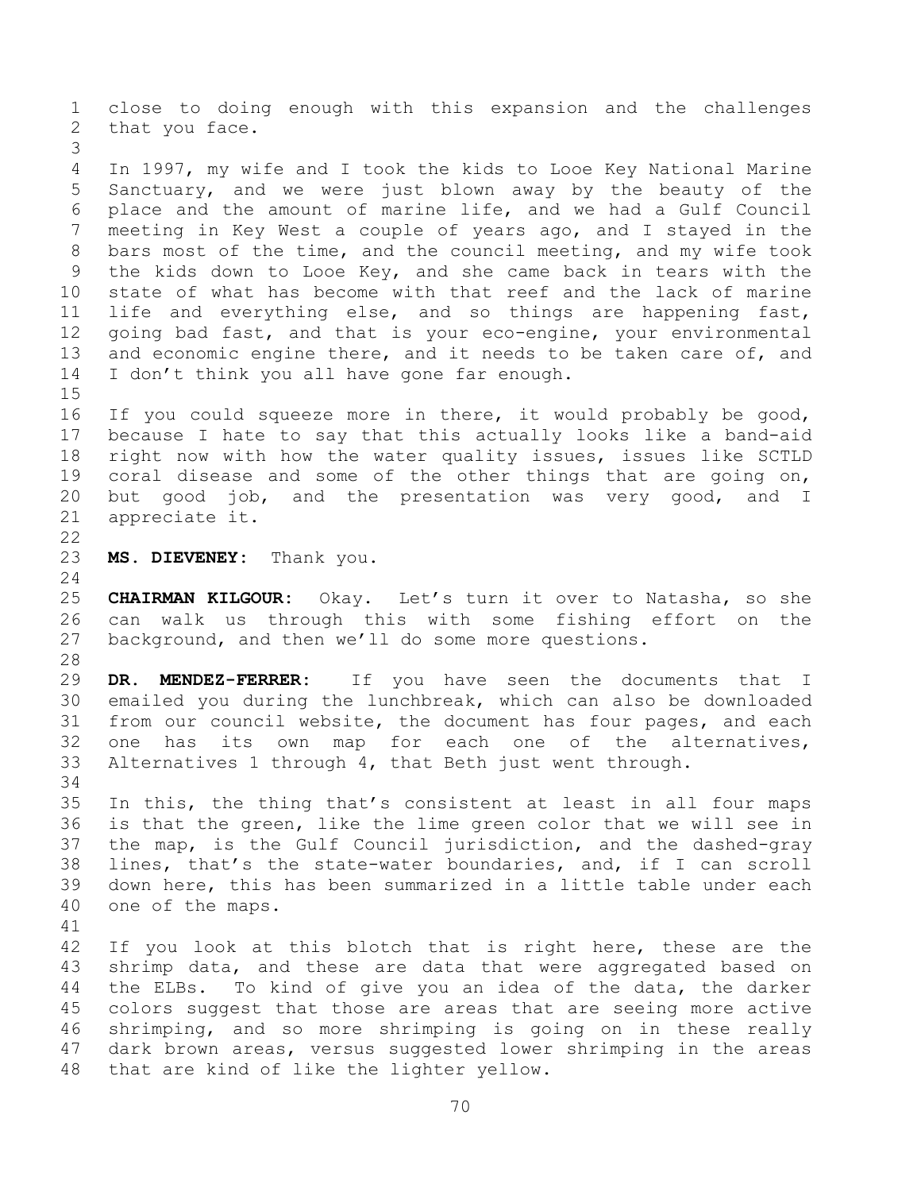close to doing enough with this expansion and the challenges that you face.

In 1997, my wife and I took the kids to Looe Key National Marine Sanctuary, and we were just blown away by the beauty of the place and the amount of marine life, and we had a Gulf Council meeting in Key West a couple of years ago, and I stayed in the bars most of the time, and the council meeting, and my wife took the kids down to Looe Key, and she came back in tears with the state of what has become with that reef and the lack of marine life and everything else, and so things are happening fast, going bad fast, and that is your eco-engine, your environmental and economic engine there, and it needs to be taken care of, and I don't think you all have gone far enough.

If you could squeeze more in there, it would probably be good, because I hate to say that this actually looks like a band-aid right now with how the water quality issues, issues like SCTLD coral disease and some of the other things that are going on, but good job, and the presentation was very good, and I appreciate it.

**MS. DIEVENEY:** Thank you.

**CHAIRMAN KILGOUR:** Okay. Let's turn it over to Natasha, so she can walk us through this with some fishing effort on the background, and then we'll do some more questions.

**DR. MENDEZ-FERRER:** If you have seen the documents that I emailed you during the lunchbreak, which can also be downloaded from our council website, the document has four pages, and each one has its own map for each one of the alternatives, Alternatives 1 through 4, that Beth just went through.

In this, the thing that's consistent at least in all four maps is that the green, like the lime green color that we will see in the map, is the Gulf Council jurisdiction, and the dashed-gray lines, that's the state-water boundaries, and, if I can scroll down here, this has been summarized in a little table under each one of the maps.

If you look at this blotch that is right here, these are the shrimp data, and these are data that were aggregated based on the ELBs. To kind of give you an idea of the data, the darker colors suggest that those are areas that are seeing more active shrimping, and so more shrimping is going on in these really dark brown areas, versus suggested lower shrimping in the areas that are kind of like the lighter yellow.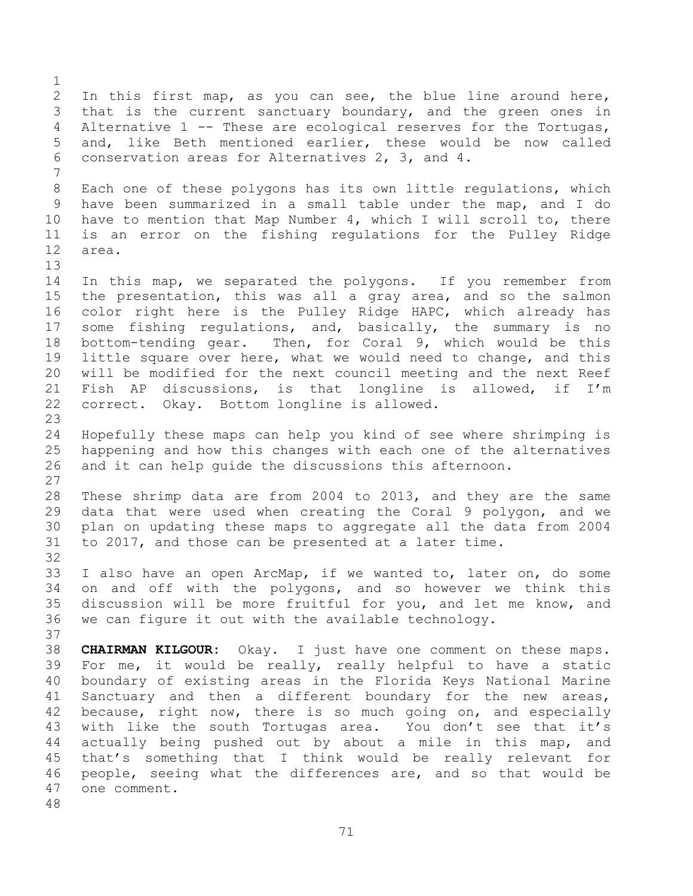In this first map, as you can see, the blue line around here, that is the current sanctuary boundary, and the green ones in Alternative 1 -- These are ecological reserves for the Tortugas, and, like Beth mentioned earlier, these would be now called conservation areas for Alternatives 2, 3, and 4.

Each one of these polygons has its own little regulations, which have been summarized in a small table under the map, and I do have to mention that Map Number 4, which I will scroll to, there is an error on the fishing regulations for the Pulley Ridge area.

In this map, we separated the polygons. If you remember from the presentation, this was all a gray area, and so the salmon color right here is the Pulley Ridge HAPC, which already has some fishing regulations, and, basically, the summary is no bottom-tending gear. Then, for Coral 9, which would be this little square over here, what we would need to change, and this will be modified for the next council meeting and the next Reef Fish AP discussions, is that longline is allowed, if I'm correct. Okay. Bottom longline is allowed.

Hopefully these maps can help you kind of see where shrimping is happening and how this changes with each one of the alternatives and it can help guide the discussions this afternoon.

These shrimp data are from 2004 to 2013, and they are the same data that were used when creating the Coral 9 polygon, and we plan on updating these maps to aggregate all the data from 2004 to 2017, and those can be presented at a later time.

I also have an open ArcMap, if we wanted to, later on, do some on and off with the polygons, and so however we think this discussion will be more fruitful for you, and let me know, and we can figure it out with the available technology.

**CHAIRMAN KILGOUR:** Okay. I just have one comment on these maps. For me, it would be really, really helpful to have a static boundary of existing areas in the Florida Keys National Marine Sanctuary and then a different boundary for the new areas, because, right now, there is so much going on, and especially with like the south Tortugas area. You don't see that it's actually being pushed out by about a mile in this map, and that's something that I think would be really relevant for people, seeing what the differences are, and so that would be one comment.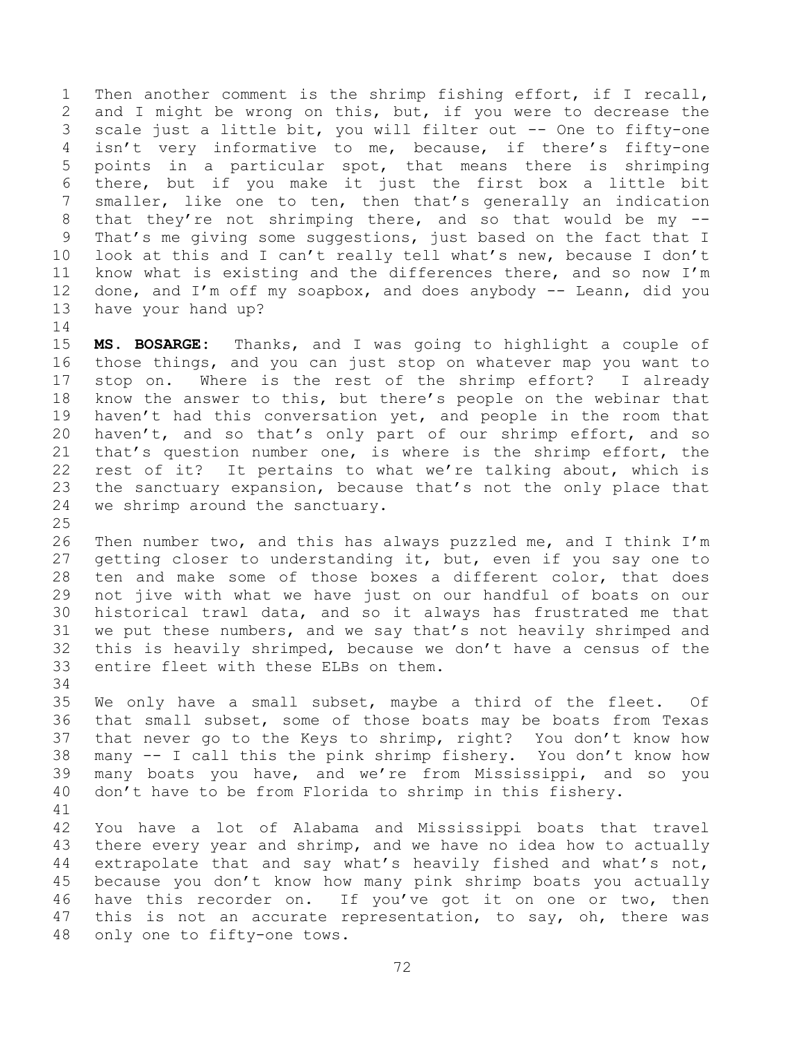Then another comment is the shrimp fishing effort, if I recall, and I might be wrong on this, but, if you were to decrease the scale just a little bit, you will filter out -- One to fifty-one isn't very informative to me, because, if there's fifty-one points in a particular spot, that means there is shrimping there, but if you make it just the first box a little bit smaller, like one to ten, then that's generally an indication that they're not shrimping there, and so that would be my -- That's me giving some suggestions, just based on the fact that I look at this and I can't really tell what's new, because I don't know what is existing and the differences there, and so now I'm done, and I'm off my soapbox, and does anybody -- Leann, did you have your hand up?

**MS. BOSARGE:** Thanks, and I was going to highlight a couple of those things, and you can just stop on whatever map you want to stop on. Where is the rest of the shrimp effort? I already know the answer to this, but there's people on the webinar that haven't had this conversation yet, and people in the room that haven't, and so that's only part of our shrimp effort, and so that's question number one, is where is the shrimp effort, the rest of it? It pertains to what we're talking about, which is the sanctuary expansion, because that's not the only place that we shrimp around the sanctuary.

Then number two, and this has always puzzled me, and I think I'm getting closer to understanding it, but, even if you say one to ten and make some of those boxes a different color, that does not jive with what we have just on our handful of boats on our historical trawl data, and so it always has frustrated me that we put these numbers, and we say that's not heavily shrimped and this is heavily shrimped, because we don't have a census of the entire fleet with these ELBs on them.

We only have a small subset, maybe a third of the fleet. Of that small subset, some of those boats may be boats from Texas that never go to the Keys to shrimp, right? You don't know how many -- I call this the pink shrimp fishery. You don't know how many boats you have, and we're from Mississippi, and so you don't have to be from Florida to shrimp in this fishery.

You have a lot of Alabama and Mississippi boats that travel there every year and shrimp, and we have no idea how to actually extrapolate that and say what's heavily fished and what's not, because you don't know how many pink shrimp boats you actually have this recorder on. If you've got it on one or two, then this is not an accurate representation, to say, oh, there was only one to fifty-one tows.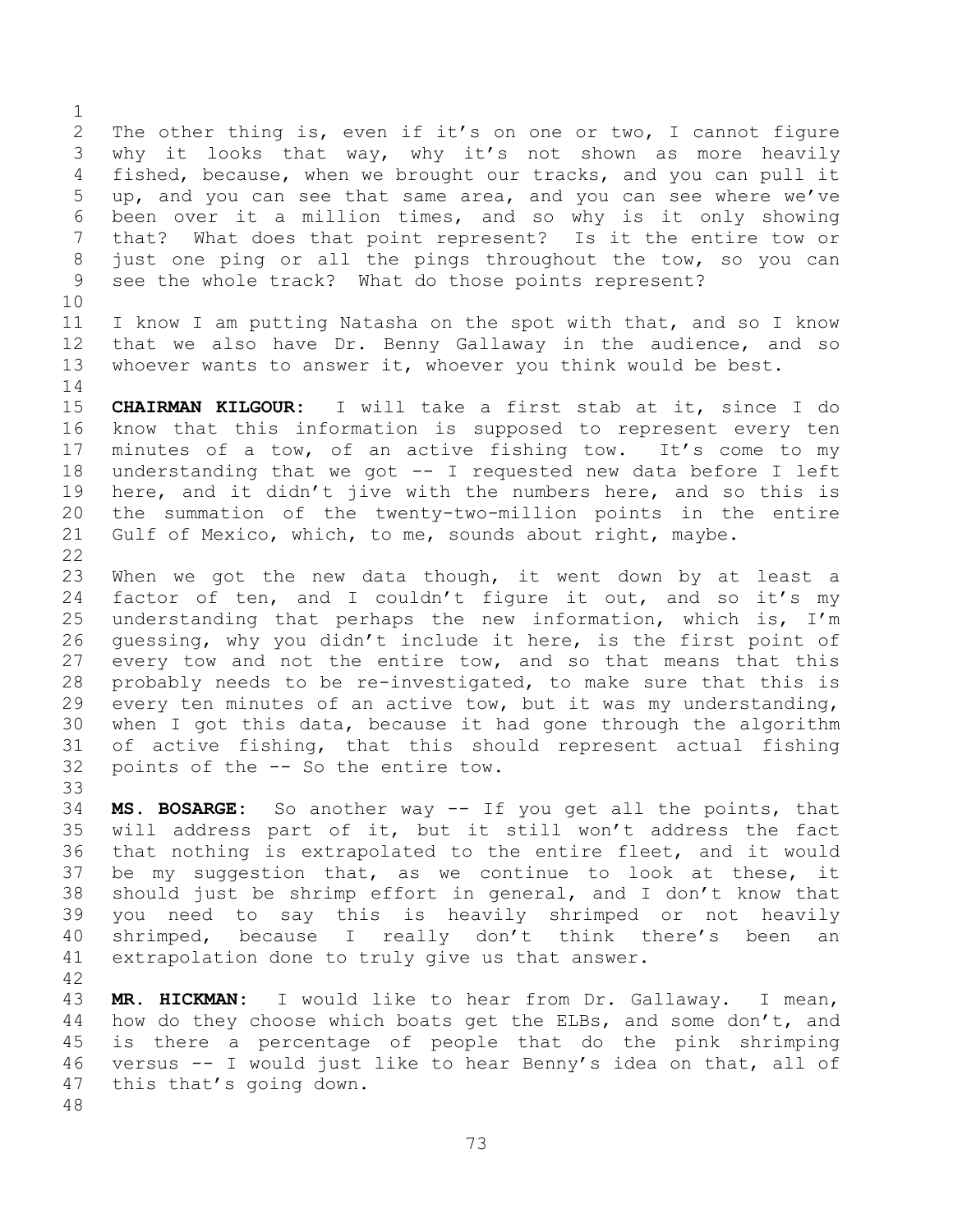The other thing is, even if it's on one or two, I cannot figure why it looks that way, why it's not shown as more heavily fished, because, when we brought our tracks, and you can pull it up, and you can see that same area, and you can see where we've been over it a million times, and so why is it only showing that? What does that point represent? Is it the entire tow or just one ping or all the pings throughout the tow, so you can see the whole track? What do those points represent?

I know I am putting Natasha on the spot with that, and so I know that we also have Dr. Benny Gallaway in the audience, and so whoever wants to answer it, whoever you think would be best.

**CHAIRMAN KILGOUR:** I will take a first stab at it, since I do know that this information is supposed to represent every ten minutes of a tow, of an active fishing tow. It's come to my understanding that we got -- I requested new data before I left here, and it didn't jive with the numbers here, and so this is the summation of the twenty-two-million points in the entire Gulf of Mexico, which, to me, sounds about right, maybe.

When we got the new data though, it went down by at least a factor of ten, and I couldn't figure it out, and so it's my understanding that perhaps the new information, which is, I'm guessing, why you didn't include it here, is the first point of every tow and not the entire tow, and so that means that this probably needs to be re-investigated, to make sure that this is every ten minutes of an active tow, but it was my understanding, when I got this data, because it had gone through the algorithm of active fishing, that this should represent actual fishing points of the -- So the entire tow.

**MS. BOSARGE:** So another way -- If you get all the points, that will address part of it, but it still won't address the fact that nothing is extrapolated to the entire fleet, and it would be my suggestion that, as we continue to look at these, it should just be shrimp effort in general, and I don't know that you need to say this is heavily shrimped or not heavily shrimped, because I really don't think there's been an extrapolation done to truly give us that answer.

**MR. HICKMAN:** I would like to hear from Dr. Gallaway. I mean, how do they choose which boats get the ELBs, and some don't, and is there a percentage of people that do the pink shrimping versus -- I would just like to hear Benny's idea on that, all of this that's going down.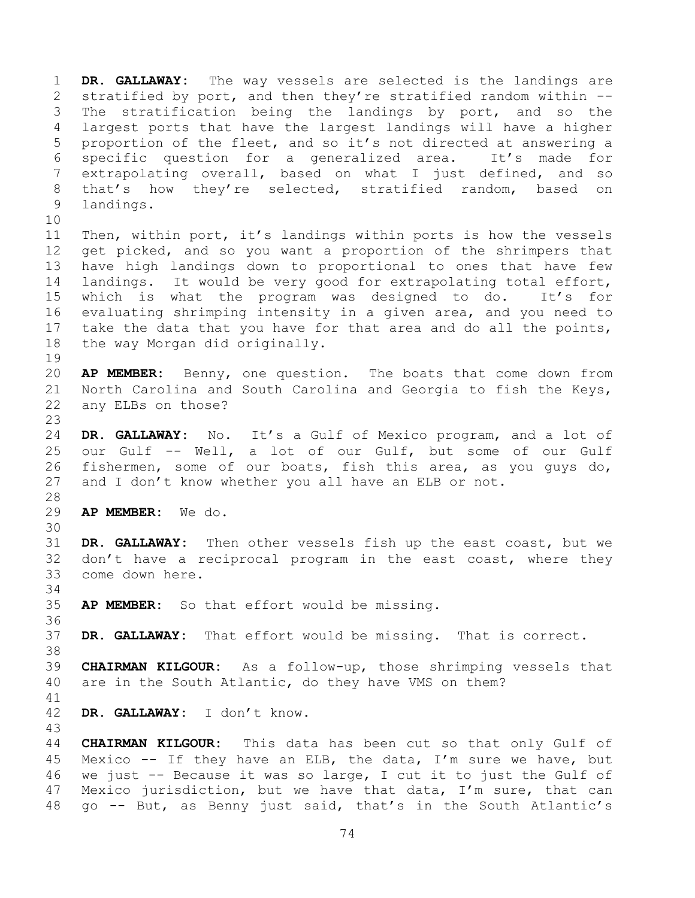**DR. GALLAWAY:** The way vessels are selected is the landings are stratified by port, and then they're stratified random within -- The stratification being the landings by port, and so the largest ports that have the largest landings will have a higher proportion of the fleet, and so it's not directed at answering a specific question for a generalized area. It's made for extrapolating overall, based on what I just defined, and so that's how they're selected, stratified random, based on landings.

Then, within port, it's landings within ports is how the vessels get picked, and so you want a proportion of the shrimpers that have high landings down to proportional to ones that have few landings. It would be very good for extrapolating total effort, which is what the program was designed to do. It's for evaluating shrimping intensity in a given area, and you need to take the data that you have for that area and do all the points, the way Morgan did originally.

**AP MEMBER:** Benny, one question. The boats that come down from North Carolina and South Carolina and Georgia to fish the Keys, any ELBs on those?

**DR. GALLAWAY:** No. It's a Gulf of Mexico program, and a lot of our Gulf -- Well, a lot of our Gulf, but some of our Gulf fishermen, some of our boats, fish this area, as you guys do, and I don't know whether you all have an ELB or not.

**AP MEMBER:** We do.

**DR. GALLAWAY:** Then other vessels fish up the east coast, but we don't have a reciprocal program in the east coast, where they come down here.

**AP MEMBER:** So that effort would be missing.

**DR. GALLAWAY:** That effort would be missing. That is correct.

**CHAIRMAN KILGOUR:** As a follow-up, those shrimping vessels that are in the South Atlantic, do they have VMS on them?

**DR. GALLAWAY:** I don't know.

**CHAIRMAN KILGOUR:** This data has been cut so that only Gulf of Mexico -- If they have an ELB, the data, I'm sure we have, but we just -- Because it was so large, I cut it to just the Gulf of Mexico jurisdiction, but we have that data, I'm sure, that can go -- But, as Benny just said, that's in the South Atlantic's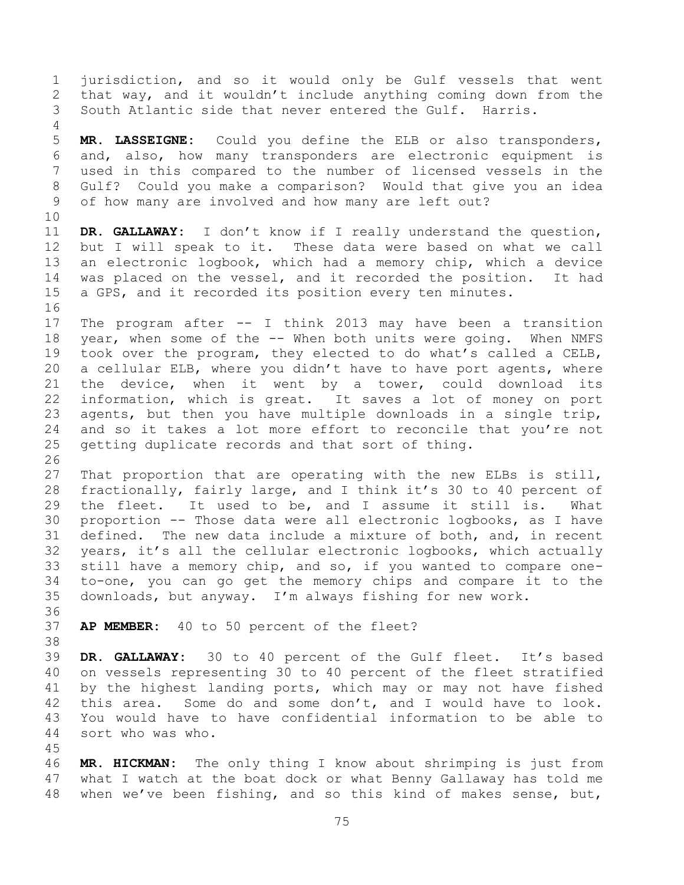jurisdiction, and so it would only be Gulf vessels that went that way, and it wouldn't include anything coming down from the South Atlantic side that never entered the Gulf. Harris.

**MR. LASSEIGNE:** Could you define the ELB or also transponders, and, also, how many transponders are electronic equipment is used in this compared to the number of licensed vessels in the Gulf? Could you make a comparison? Would that give you an idea of how many are involved and how many are left out?

**DR. GALLAWAY:** I don't know if I really understand the question, but I will speak to it. These data were based on what we call an electronic logbook, which had a memory chip, which a device was placed on the vessel, and it recorded the position. It had a GPS, and it recorded its position every ten minutes.

The program after -- I think 2013 may have been a transition year, when some of the -- When both units were going. When NMFS took over the program, they elected to do what's called a CELB, a cellular ELB, where you didn't have to have port agents, where the device, when it went by a tower, could download its information, which is great. It saves a lot of money on port agents, but then you have multiple downloads in a single trip, and so it takes a lot more effort to reconcile that you're not getting duplicate records and that sort of thing.

That proportion that are operating with the new ELBs is still, fractionally, fairly large, and I think it's 30 to 40 percent of the fleet. It used to be, and I assume it still is. What proportion -- Those data were all electronic logbooks, as I have defined. The new data include a mixture of both, and, in recent years, it's all the cellular electronic logbooks, which actually still have a memory chip, and so, if you wanted to compare one-to-one, you can go get the memory chips and compare it to the downloads, but anyway. I'm always fishing for new work.

**AP MEMBER:** 40 to 50 percent of the fleet?

**DR. GALLAWAY:** 30 to 40 percent of the Gulf fleet. It's based on vessels representing 30 to 40 percent of the fleet stratified by the highest landing ports, which may or may not have fished this area. Some do and some don't, and I would have to look. You would have to have confidential information to be able to sort who was who.

**MR. HICKMAN:** The only thing I know about shrimping is just from what I watch at the boat dock or what Benny Gallaway has told me when we've been fishing, and so this kind of makes sense, but,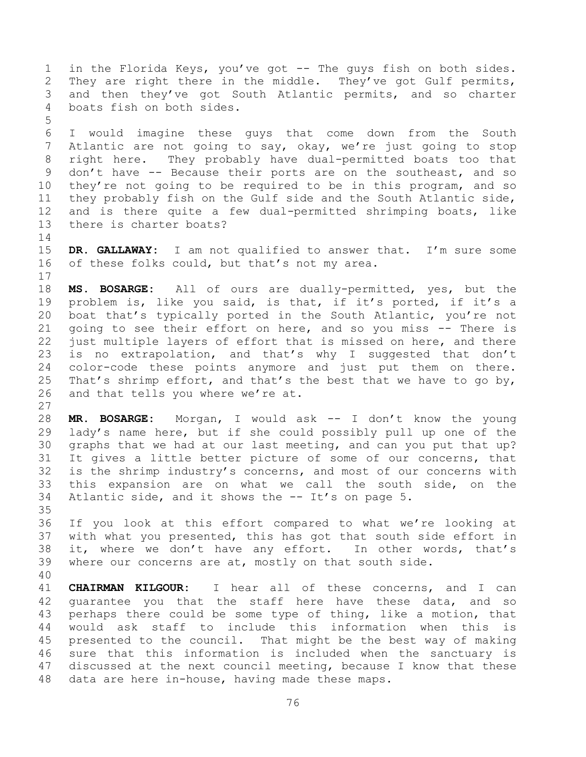in the Florida Keys, you've got -- The guys fish on both sides. They are right there in the middle. They've got Gulf permits, and then they've got South Atlantic permits, and so charter boats fish on both sides.

I would imagine these guys that come down from the South Atlantic are not going to say, okay, we're just going to stop right here. They probably have dual-permitted boats too that don't have -- Because their ports are on the southeast, and so they're not going to be required to be in this program, and so they probably fish on the Gulf side and the South Atlantic side, and is there quite a few dual-permitted shrimping boats, like there is charter boats?

**DR. GALLAWAY:** I am not qualified to answer that. I'm sure some of these folks could, but that's not my area.

**MS. BOSARGE:** All of ours are dually-permitted, yes, but the problem is, like you said, is that, if it's ported, if it's a boat that's typically ported in the South Atlantic, you're not going to see their effort on here, and so you miss -- There is just multiple layers of effort that is missed on here, and there is no extrapolation, and that's why I suggested that don't color-code these points anymore and just put them on there. That's shrimp effort, and that's the best that we have to go by, and that tells you where we're at.

**MR. BOSARGE:** Morgan, I would ask -- I don't know the young lady's name here, but if she could possibly pull up one of the graphs that we had at our last meeting, and can you put that up? It gives a little better picture of some of our concerns, that is the shrimp industry's concerns, and most of our concerns with this expansion are on what we call the south side, on the Atlantic side, and it shows the -- It's on page 5.

If you look at this effort compared to what we're looking at with what you presented, this has got that south side effort in it, where we don't have any effort. In other words, that's where our concerns are at, mostly on that south side.

**CHAIRMAN KILGOUR:** I hear all of these concerns, and I can guarantee you that the staff here have these data, and so perhaps there could be some type of thing, like a motion, that would ask staff to include this information when this is presented to the council. That might be the best way of making sure that this information is included when the sanctuary is discussed at the next council meeting, because I know that these data are here in-house, having made these maps.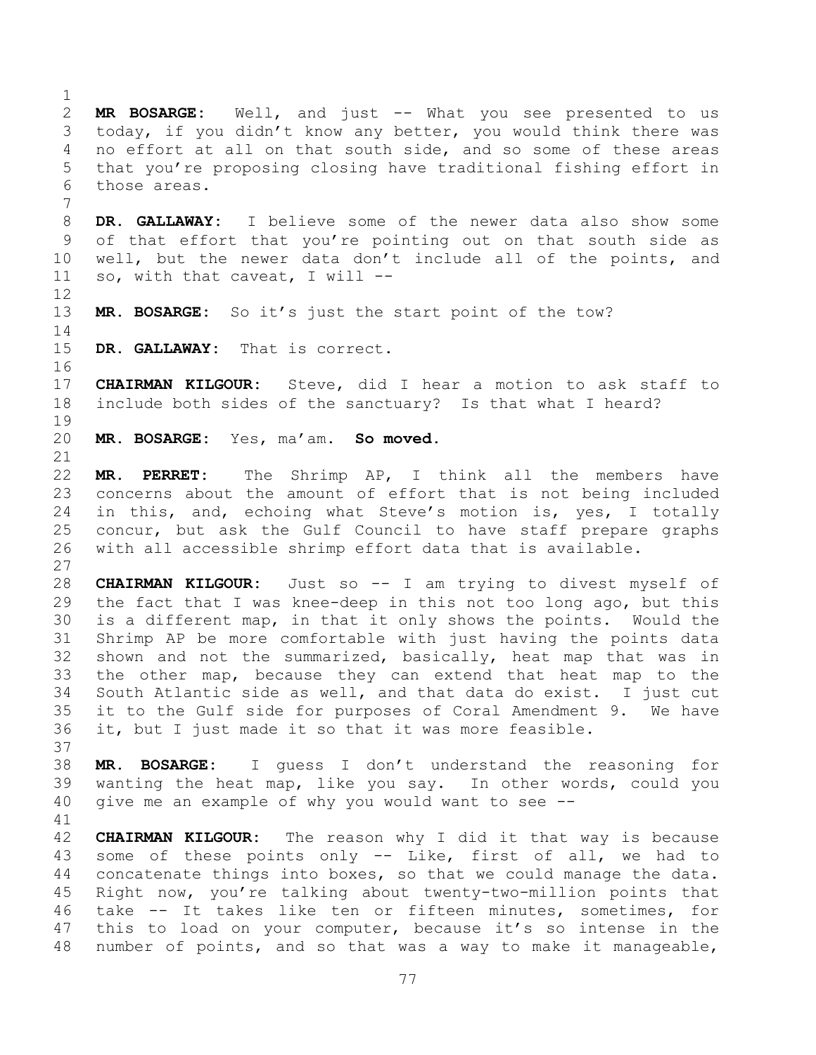**MR BOSARGE:** Well, and just -- What you see presented to us today, if you didn't know any better, you would think there was no effort at all on that south side, and so some of these areas that you're proposing closing have traditional fishing effort in those areas.

**DR. GALLAWAY:** I believe some of the newer data also show some of that effort that you're pointing out on that south side as well, but the newer data don't include all of the points, and so, with that caveat, I will --

**MR. BOSARGE:** So it's just the start point of the tow?

**DR. GALLAWAY:** That is correct.

**CHAIRMAN KILGOUR:** Steve, did I hear a motion to ask staff to include both sides of the sanctuary? Is that what I heard?

**MR. BOSARGE:** Yes, ma'am. **So moved.**

**MR. PERRET:** The Shrimp AP, I think all the members have concerns about the amount of effort that is not being included in this, and, echoing what Steve's motion is, yes, I totally concur, but ask the Gulf Council to have staff prepare graphs with all accessible shrimp effort data that is available.

**CHAIRMAN KILGOUR:** Just so -- I am trying to divest myself of the fact that I was knee-deep in this not too long ago, but this is a different map, in that it only shows the points. Would the Shrimp AP be more comfortable with just having the points data shown and not the summarized, basically, heat map that was in the other map, because they can extend that heat map to the South Atlantic side as well, and that data do exist. I just cut it to the Gulf side for purposes of Coral Amendment 9. We have it, but I just made it so that it was more feasible.

**MR. BOSARGE:** I guess I don't understand the reasoning for wanting the heat map, like you say. In other words, could you give me an example of why you would want to see --

**CHAIRMAN KILGOUR:** The reason why I did it that way is because some of these points only -- Like, first of all, we had to concatenate things into boxes, so that we could manage the data. Right now, you're talking about twenty-two-million points that take -- It takes like ten or fifteen minutes, sometimes, for this to load on your computer, because it's so intense in the number of points, and so that was a way to make it manageable,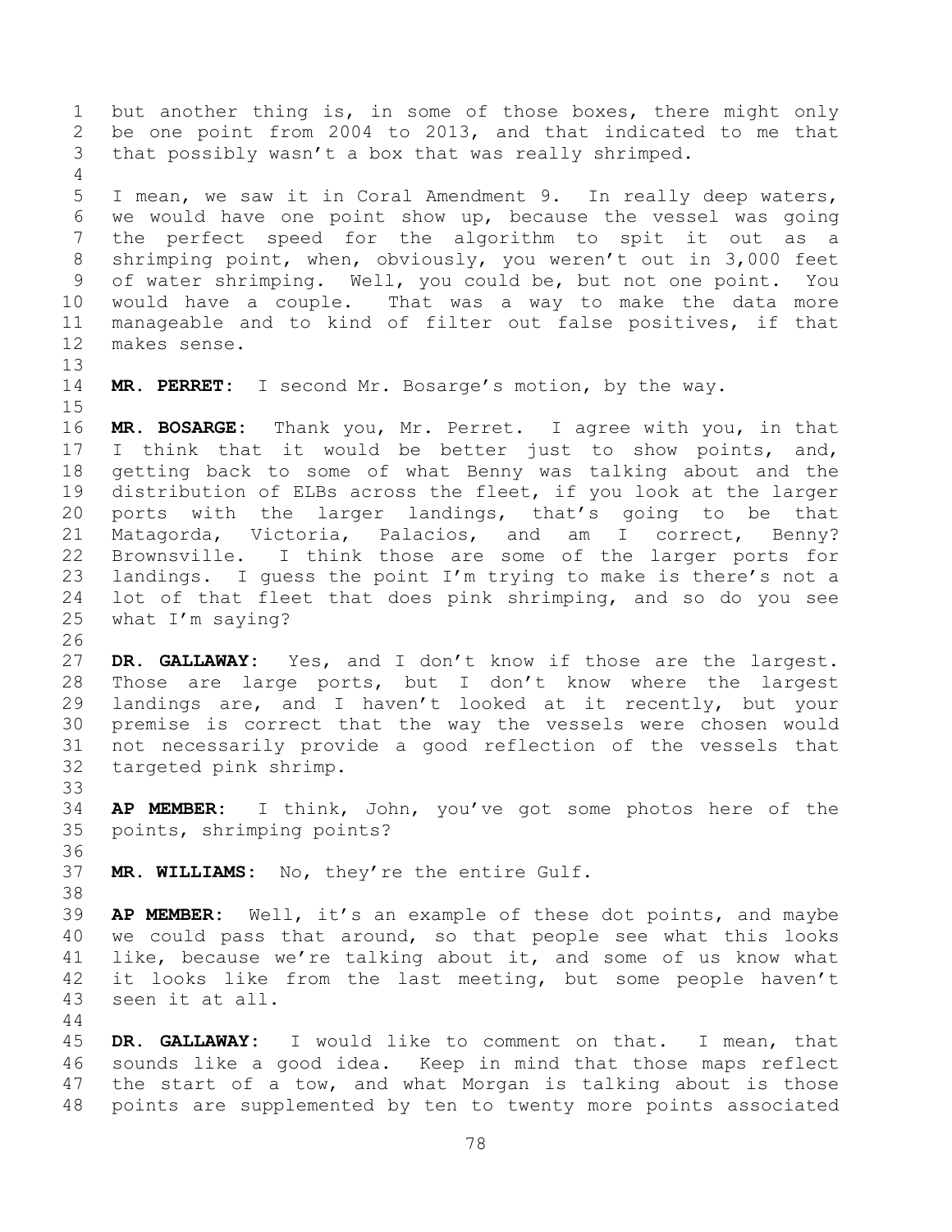but another thing is, in some of those boxes, there might only be one point from 2004 to 2013, and that indicated to me that that possibly wasn't a box that was really shrimped.

I mean, we saw it in Coral Amendment 9. In really deep waters, we would have one point show up, because the vessel was going the perfect speed for the algorithm to spit it out as a shrimping point, when, obviously, you weren't out in 3,000 feet of water shrimping. Well, you could be, but not one point. You would have a couple. That was a way to make the data more manageable and to kind of filter out false positives, if that makes sense.

**MR. PERRET:** I second Mr. Bosarge's motion, by the way.

**MR. BOSARGE:** Thank you, Mr. Perret. I agree with you, in that I think that it would be better just to show points, and, getting back to some of what Benny was talking about and the distribution of ELBs across the fleet, if you look at the larger ports with the larger landings, that's going to be that Matagorda, Victoria, Palacios, and am I correct, Benny? Brownsville. I think those are some of the larger ports for landings. I guess the point I'm trying to make is there's not a lot of that fleet that does pink shrimping, and so do you see what I'm saying?

**DR. GALLAWAY:** Yes, and I don't know if those are the largest. Those are large ports, but I don't know where the largest landings are, and I haven't looked at it recently, but your premise is correct that the way the vessels were chosen would not necessarily provide a good reflection of the vessels that targeted pink shrimp.

**AP MEMBER:** I think, John, you've got some photos here of the points, shrimping points?

**MR. WILLIAMS:** No, they're the entire Gulf.

**AP MEMBER:** Well, it's an example of these dot points, and maybe we could pass that around, so that people see what this looks like, because we're talking about it, and some of us know what it looks like from the last meeting, but some people haven't seen it at all.

**DR. GALLAWAY:** I would like to comment on that. I mean, that sounds like a good idea. Keep in mind that those maps reflect the start of a tow, and what Morgan is talking about is those points are supplemented by ten to twenty more points associated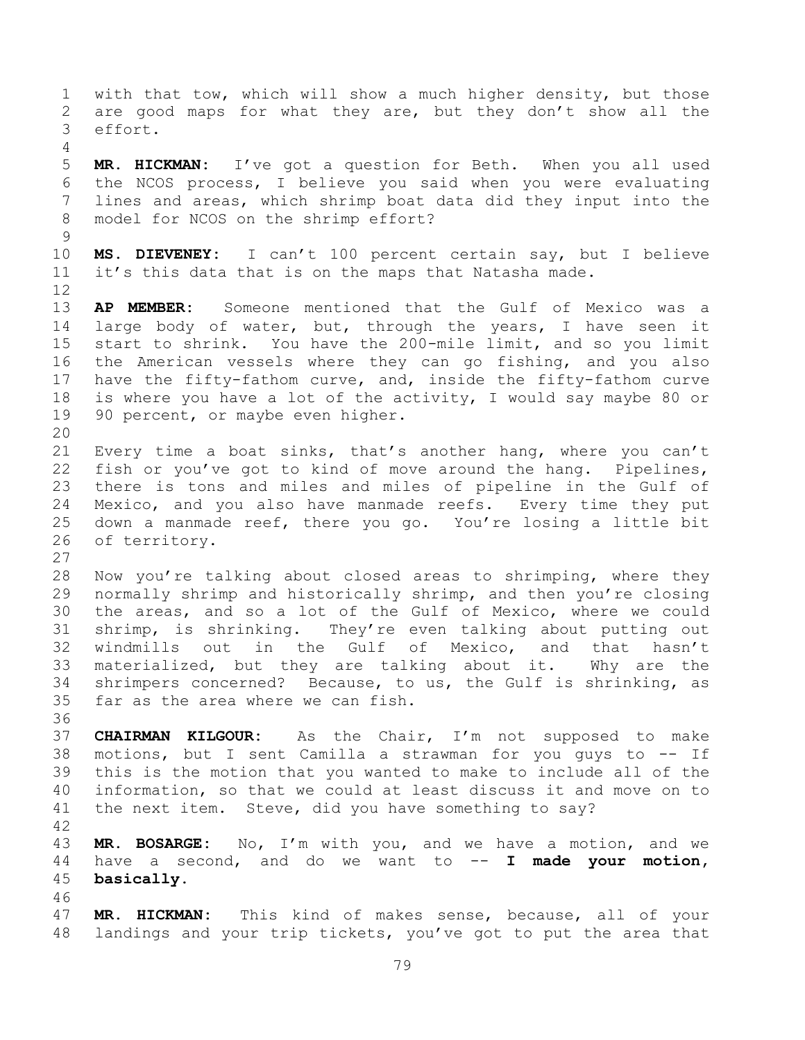with that tow, which will show a much higher density, but those are good maps for what they are, but they don't show all the effort.

**MR. HICKMAN:** I've got a question for Beth. When you all used the NCOS process, I believe you said when you were evaluating lines and areas, which shrimp boat data did they input into the model for NCOS on the shrimp effort?

**MS. DIEVENEY:** I can't 100 percent certain say, but I believe it's this data that is on the maps that Natasha made.

**AP MEMBER:** Someone mentioned that the Gulf of Mexico was a large body of water, but, through the years, I have seen it start to shrink. You have the 200-mile limit, and so you limit the American vessels where they can go fishing, and you also have the fifty-fathom curve, and, inside the fifty-fathom curve is where you have a lot of the activity, I would say maybe 80 or 90 percent, or maybe even higher.

Every time a boat sinks, that's another hang, where you can't fish or you've got to kind of move around the hang. Pipelines, there is tons and miles and miles of pipeline in the Gulf of Mexico, and you also have manmade reefs. Every time they put down a manmade reef, there you go. You're losing a little bit of territory.

Now you're talking about closed areas to shrimping, where they normally shrimp and historically shrimp, and then you're closing the areas, and so a lot of the Gulf of Mexico, where we could shrimp, is shrinking. They're even talking about putting out windmills out in the Gulf of Mexico, and that hasn't materialized, but they are talking about it. Why are the shrimpers concerned? Because, to us, the Gulf is shrinking, as far as the area where we can fish.

**CHAIRMAN KILGOUR:** As the Chair, I'm not supposed to make motions, but I sent Camilla a strawman for you guys to -- If this is the motion that you wanted to make to include all of the information, so that we could at least discuss it and move on to the next item. Steve, did you have something to say?

**MR. BOSARGE:** No, I'm with you, and we have a motion, and we have a second, and do we want to -- **I made your motion, basically.**

**MR. HICKMAN:** This kind of makes sense, because, all of your landings and your trip tickets, you've got to put the area that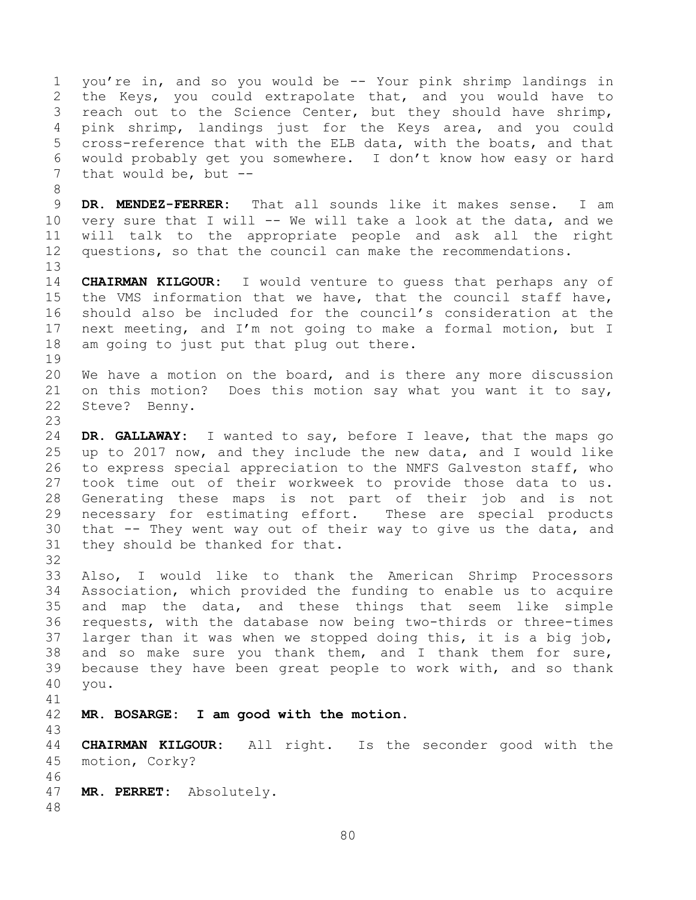you're in, and so you would be -- Your pink shrimp landings in the Keys, you could extrapolate that, and you would have to reach out to the Science Center, but they should have shrimp, pink shrimp, landings just for the Keys area, and you could cross-reference that with the ELB data, with the boats, and that would probably get you somewhere. I don't know how easy or hard that would be, but --

**DR. MENDEZ-FERRER:** That all sounds like it makes sense. I am very sure that I will -- We will take a look at the data, and we will talk to the appropriate people and ask all the right questions, so that the council can make the recommendations.

**CHAIRMAN KILGOUR:** I would venture to guess that perhaps any of the VMS information that we have, that the council staff have, should also be included for the council's consideration at the next meeting, and I'm not going to make a formal motion, but I am going to just put that plug out there.

We have a motion on the board, and is there any more discussion on this motion? Does this motion say what you want it to say, Steve? Benny.

**DR. GALLAWAY:** I wanted to say, before I leave, that the maps go up to 2017 now, and they include the new data, and I would like to express special appreciation to the NMFS Galveston staff, who took time out of their workweek to provide those data to us. Generating these maps is not part of their job and is not necessary for estimating effort. These are special products that -- They went way out of their way to give us the data, and they should be thanked for that.

Also, I would like to thank the American Shrimp Processors Association, which provided the funding to enable us to acquire and map the data, and these things that seem like simple requests, with the database now being two-thirds or three-times larger than it was when we stopped doing this, it is a big job, and so make sure you thank them, and I thank them for sure, because they have been great people to work with, and so thank you.

**MR. BOSARGE: I am good with the motion.**

**CHAIRMAN KILGOUR:** All right. Is the seconder good with the motion, Corky?

**MR. PERRET:** Absolutely.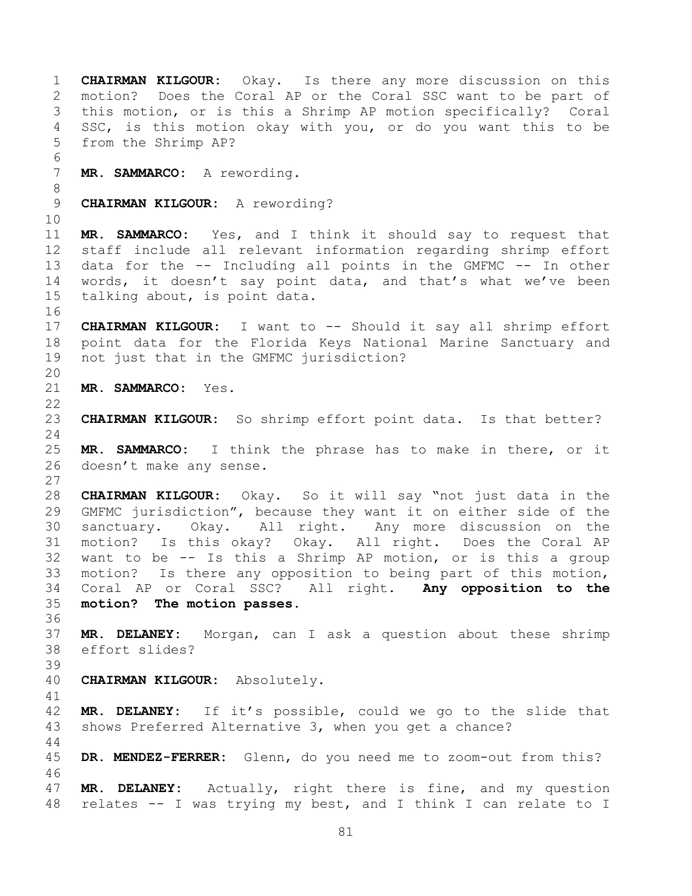**CHAIRMAN KILGOUR:** Okay. Is there any more discussion on this motion? Does the Coral AP or the Coral SSC want to be part of this motion, or is this a Shrimp AP motion specifically? Coral SSC, is this motion okay with you, or do you want this to be from the Shrimp AP?

**MR. SAMMARCO:** A rewording.

**CHAIRMAN KILGOUR:** A rewording?

**MR. SAMMARCO:** Yes, and I think it should say to request that staff include all relevant information regarding shrimp effort data for the -- Including all points in the GMFMC -- In other words, it doesn't say point data, and that's what we've been talking about, is point data.

**CHAIRMAN KILGOUR:** I want to -- Should it say all shrimp effort point data for the Florida Keys National Marine Sanctuary and not just that in the GMFMC jurisdiction?

**MR. SAMMARCO:** Yes.

**CHAIRMAN KILGOUR:** So shrimp effort point data. Is that better?

**MR. SAMMARCO:** I think the phrase has to make in there, or it doesn't make any sense.

**CHAIRMAN KILGOUR:** Okay. So it will say "not just data in the GMFMC jurisdiction", because they want it on either side of the sanctuary. Okay. All right. Any more discussion on the motion? Is this okay? Okay. All right. Does the Coral AP want to be -- Is this a Shrimp AP motion, or is this a group motion? Is there any opposition to being part of this motion, Coral AP or Coral SSC? All right. **Any opposition to the motion? The motion passes.**

**MR. DELANEY:** Morgan, can I ask a question about these shrimp effort slides?

**CHAIRMAN KILGOUR:** Absolutely.

**MR. DELANEY:** If it's possible, could we go to the slide that shows Preferred Alternative 3, when you get a chance?

**DR. MENDEZ-FERRER:** Glenn, do you need me to zoom-out from this?

**MR. DELANEY:** Actually, right there is fine, and my question relates -- I was trying my best, and I think I can relate to I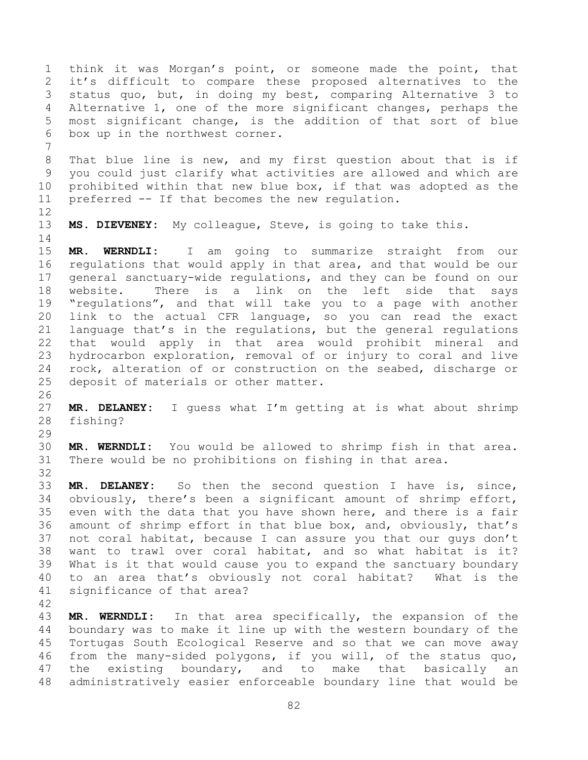think it was Morgan's point, or someone made the point, that it's difficult to compare these proposed alternatives to the status quo, but, in doing my best, comparing Alternative 3 to Alternative 1, one of the more significant changes, perhaps the most significant change, is the addition of that sort of blue box up in the northwest corner.

That blue line is new, and my first question about that is if you could just clarify what activities are allowed and which are prohibited within that new blue box, if that was adopted as the preferred -- If that becomes the new regulation.

**MS. DIEVENEY:** My colleague, Steve, is going to take this.

**MR. WERNDLI:** I am going to summarize straight from our regulations that would apply in that area, and that would be our general sanctuary-wide regulations, and they can be found on our website. There is a link on the left side that says "regulations", and that will take you to a page with another link to the actual CFR language, so you can read the exact language that's in the regulations, but the general regulations that would apply in that area would prohibit mineral and hydrocarbon exploration, removal of or injury to coral and live rock, alteration of or construction on the seabed, discharge or deposit of materials or other matter.

**MR. DELANEY:** I guess what I'm getting at is what about shrimp fishing?

**MR. WERNDLI:** You would be allowed to shrimp fish in that area. There would be no prohibitions on fishing in that area.

**MR. DELANEY:** So then the second question I have is, since, obviously, there's been a significant amount of shrimp effort, even with the data that you have shown here, and there is a fair amount of shrimp effort in that blue box, and, obviously, that's not coral habitat, because I can assure you that our guys don't want to trawl over coral habitat, and so what habitat is it? What is it that would cause you to expand the sanctuary boundary to an area that's obviously not coral habitat? What is the significance of that area?

**MR. WERNDLI:** In that area specifically, the expansion of the boundary was to make it line up with the western boundary of the Tortugas South Ecological Reserve and so that we can move away from the many-sided polygons, if you will, of the status quo, the existing boundary, and to make that basically an administratively easier enforceable boundary line that would be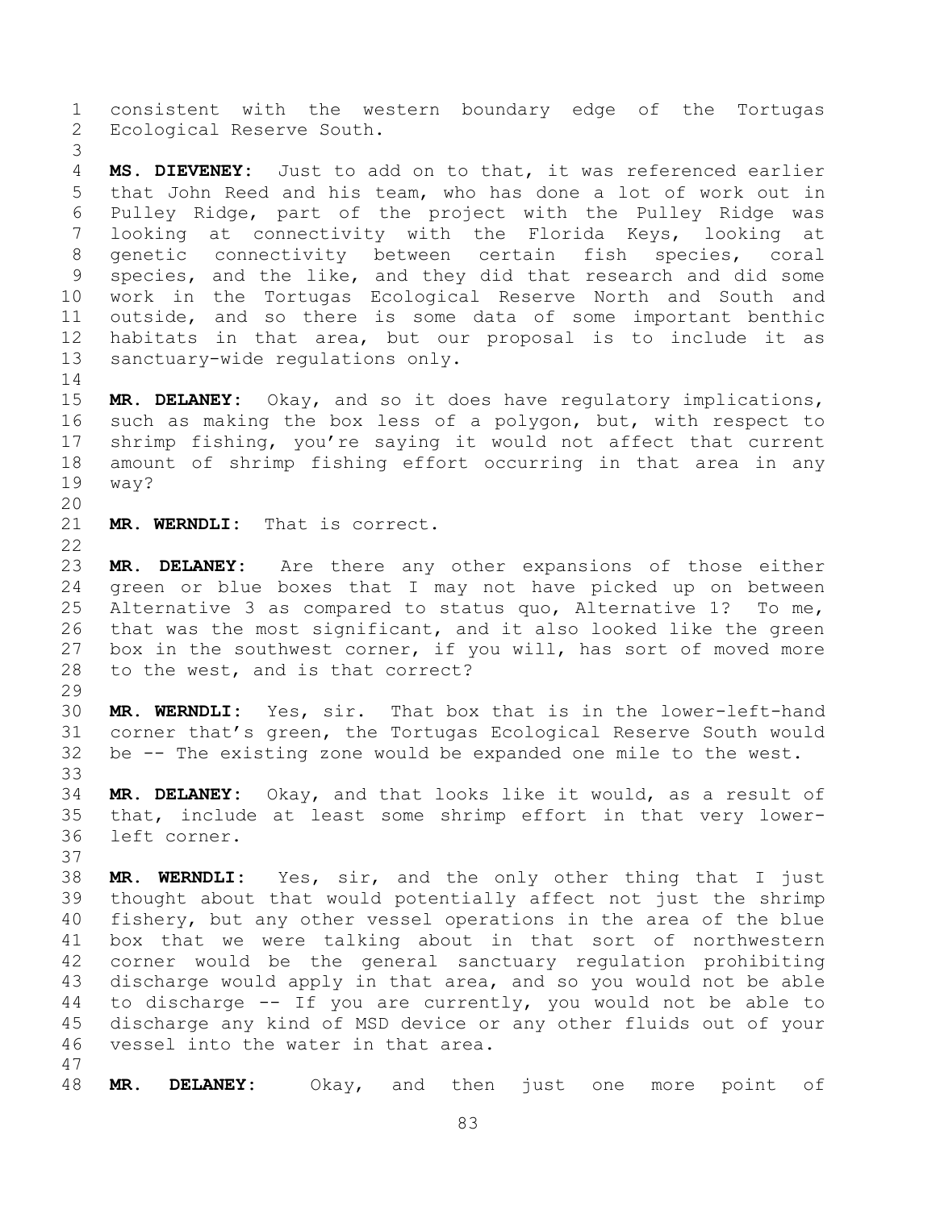consistent with the western boundary edge of the Tortugas Ecological Reserve South.

**MS. DIEVENEY:** Just to add on to that, it was referenced earlier that John Reed and his team, who has done a lot of work out in Pulley Ridge, part of the project with the Pulley Ridge was looking at connectivity with the Florida Keys, looking at genetic connectivity between certain fish species, coral species, and the like, and they did that research and did some work in the Tortugas Ecological Reserve North and South and outside, and so there is some data of some important benthic habitats in that area, but our proposal is to include it as sanctuary-wide regulations only.

**MR. DELANEY:** Okay, and so it does have regulatory implications, such as making the box less of a polygon, but, with respect to shrimp fishing, you're saying it would not affect that current amount of shrimp fishing effort occurring in that area in any way?

**MR. WERNDLI:** That is correct.

**MR. DELANEY:** Are there any other expansions of those either green or blue boxes that I may not have picked up on between Alternative 3 as compared to status quo, Alternative 1? To me, that was the most significant, and it also looked like the green box in the southwest corner, if you will, has sort of moved more to the west, and is that correct?

**MR. WERNDLI:** Yes, sir. That box that is in the lower-left-hand corner that's green, the Tortugas Ecological Reserve South would be -- The existing zone would be expanded one mile to the west.

**MR. DELANEY:** Okay, and that looks like it would, as a result of that, include at least some shrimp effort in that very lower-left corner.

**MR. WERNDLI:** Yes, sir, and the only other thing that I just thought about that would potentially affect not just the shrimp fishery, but any other vessel operations in the area of the blue box that we were talking about in that sort of northwestern corner would be the general sanctuary regulation prohibiting discharge would apply in that area, and so you would not be able to discharge -- If you are currently, you would not be able to discharge any kind of MSD device or any other fluids out of your vessel into the water in that area.

**MR. DELANEY:** Okay, and then just one more point of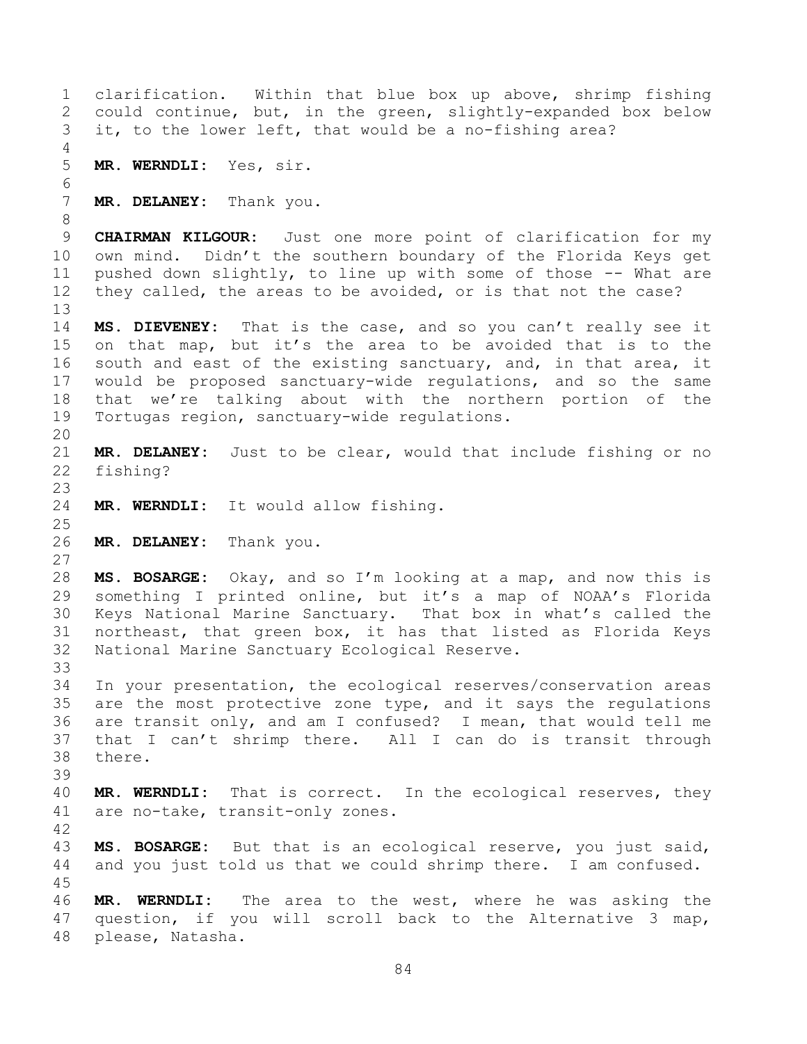clarification. Within that blue box up above, shrimp fishing could continue, but, in the green, slightly-expanded box below it, to the lower left, that would be a no-fishing area?

**MR. WERNDLI:** Yes, sir.

**MR. DELANEY:** Thank you.

**CHAIRMAN KILGOUR:** Just one more point of clarification for my own mind. Didn't the southern boundary of the Florida Keys get pushed down slightly, to line up with some of those -- What are they called, the areas to be avoided, or is that not the case?

**MS. DIEVENEY:** That is the case, and so you can't really see it on that map, but it's the area to be avoided that is to the south and east of the existing sanctuary, and, in that area, it would be proposed sanctuary-wide regulations, and so the same that we're talking about with the northern portion of the Tortugas region, sanctuary-wide regulations.

**MR. DELANEY:** Just to be clear, would that include fishing or no fishing?

**MR. WERNDLI:** It would allow fishing.

**MR. DELANEY:** Thank you.

**MS. BOSARGE:** Okay, and so I'm looking at a map, and now this is something I printed online, but it's a map of NOAA's Florida Keys National Marine Sanctuary. That box in what's called the northeast, that green box, it has that listed as Florida Keys National Marine Sanctuary Ecological Reserve.

In your presentation, the ecological reserves/conservation areas are the most protective zone type, and it says the regulations are transit only, and am I confused? I mean, that would tell me that I can't shrimp there. All I can do is transit through there.

**MR. WERNDLI:** That is correct. In the ecological reserves, they are no-take, transit-only zones.

**MS. BOSARGE:** But that is an ecological reserve, you just said, and you just told us that we could shrimp there. I am confused.

**MR. WERNDLI:** The area to the west, where he was asking the question, if you will scroll back to the Alternative 3 map, please, Natasha.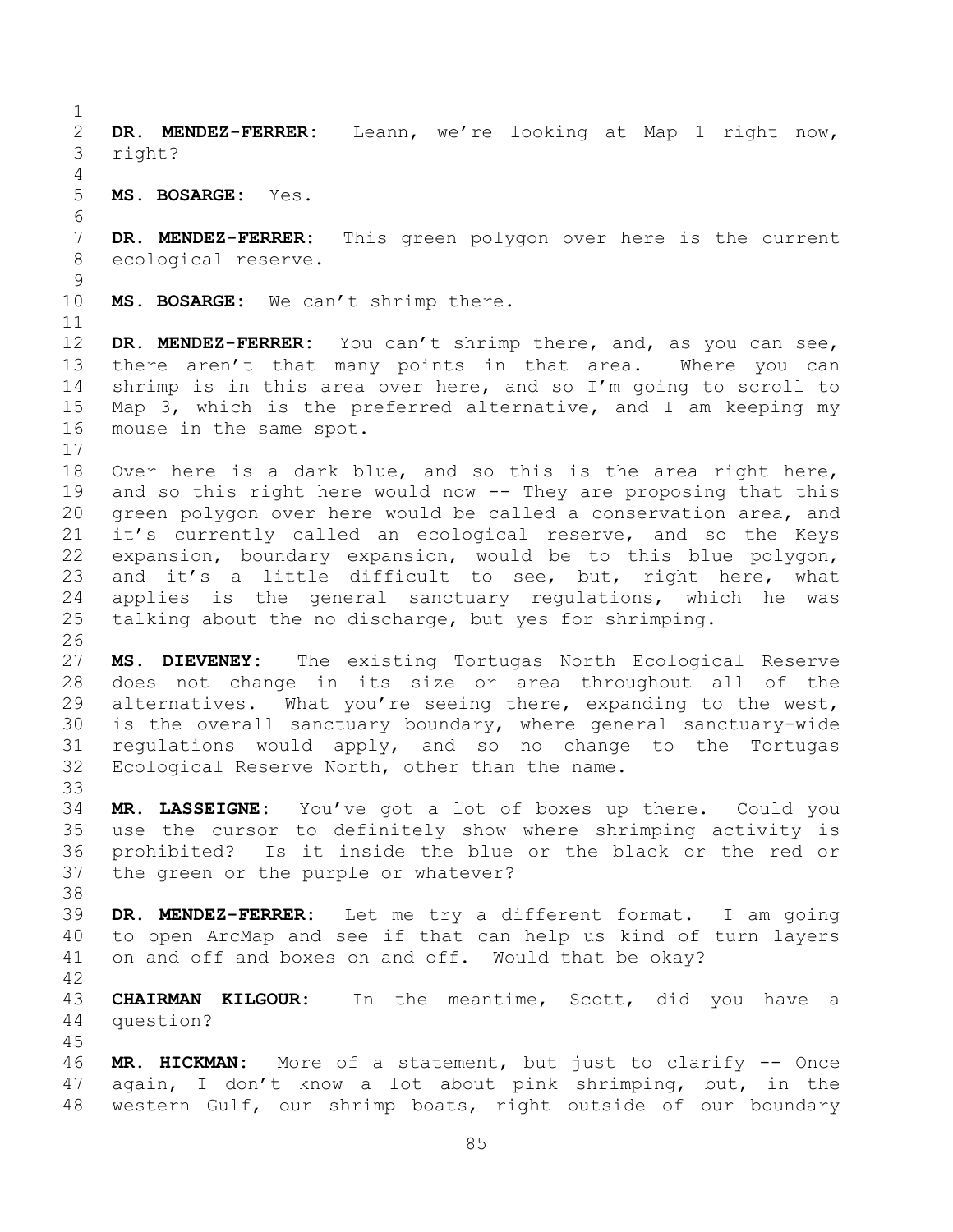**DR. MENDEZ-FERRER:** Leann, we're looking at Map 1 right now, right?

**MS. BOSARGE:** Yes.

**DR. MENDEZ-FERRER:** This green polygon over here is the current ecological reserve.

**MS. BOSARGE:** We can't shrimp there.

**DR. MENDEZ-FERRER:** You can't shrimp there, and, as you can see, there aren't that many points in that area. Where you can shrimp is in this area over here, and so I'm going to scroll to Map 3, which is the preferred alternative, and I am keeping my mouse in the same spot.

Over here is a dark blue, and so this is the area right here, and so this right here would now -- They are proposing that this green polygon over here would be called a conservation area, and it's currently called an ecological reserve, and so the Keys expansion, boundary expansion, would be to this blue polygon, and it's a little difficult to see, but, right here, what applies is the general sanctuary regulations, which he was talking about the no discharge, but yes for shrimping.

**MS. DIEVENEY:** The existing Tortugas North Ecological Reserve does not change in its size or area throughout all of the alternatives. What you're seeing there, expanding to the west, is the overall sanctuary boundary, where general sanctuary-wide regulations would apply, and so no change to the Tortugas Ecological Reserve North, other than the name.

**MR. LASSEIGNE:** You've got a lot of boxes up there. Could you use the cursor to definitely show where shrimping activity is prohibited? Is it inside the blue or the black or the red or the green or the purple or whatever?

**DR. MENDEZ-FERRER:** Let me try a different format. I am going to open ArcMap and see if that can help us kind of turn layers on and off and boxes on and off. Would that be okay?

**CHAIRMAN KILGOUR:** In the meantime, Scott, did you have a question?

**MR. HICKMAN:** More of a statement, but just to clarify -- Once again, I don't know a lot about pink shrimping, but, in the western Gulf, our shrimp boats, right outside of our boundary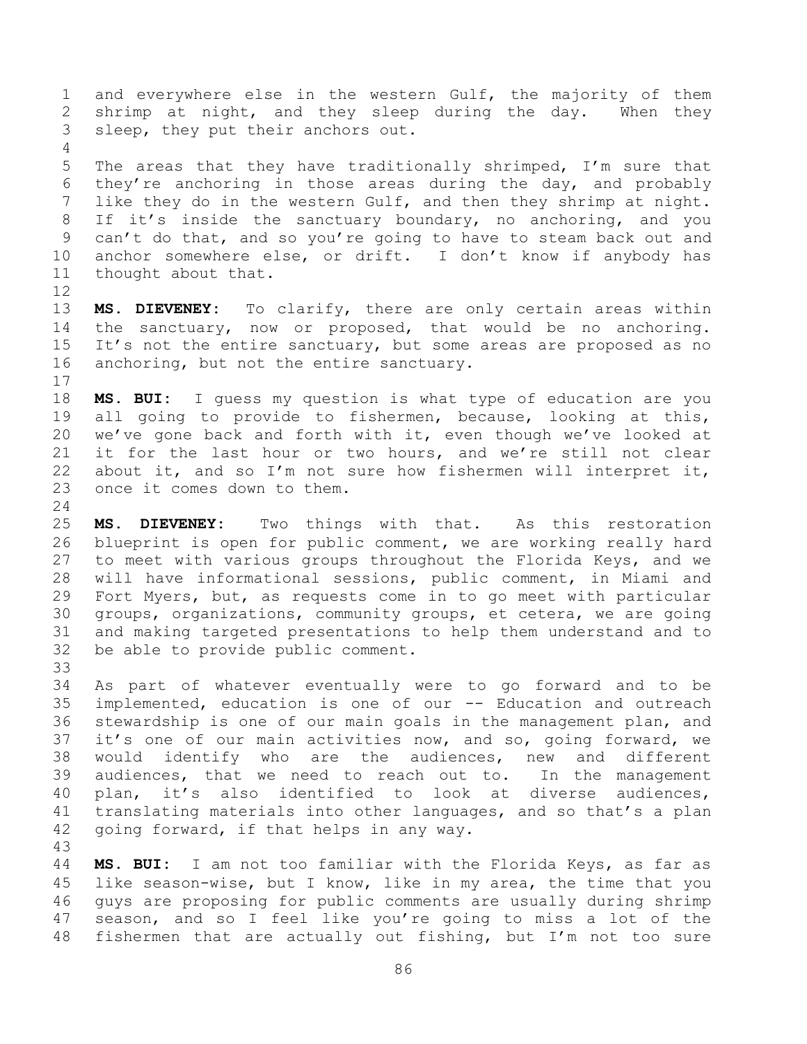and everywhere else in the western Gulf, the majority of them shrimp at night, and they sleep during the day. When they sleep, they put their anchors out.

The areas that they have traditionally shrimped, I'm sure that they're anchoring in those areas during the day, and probably like they do in the western Gulf, and then they shrimp at night. If it's inside the sanctuary boundary, no anchoring, and you can't do that, and so you're going to have to steam back out and anchor somewhere else, or drift. I don't know if anybody has thought about that.

**MS. DIEVENEY:** To clarify, there are only certain areas within the sanctuary, now or proposed, that would be no anchoring. It's not the entire sanctuary, but some areas are proposed as no anchoring, but not the entire sanctuary.

**MS. BUI:** I guess my question is what type of education are you all going to provide to fishermen, because, looking at this, we've gone back and forth with it, even though we've looked at it for the last hour or two hours, and we're still not clear about it, and so I'm not sure how fishermen will interpret it, once it comes down to them.

**MS. DIEVENEY:** Two things with that. As this restoration blueprint is open for public comment, we are working really hard to meet with various groups throughout the Florida Keys, and we will have informational sessions, public comment, in Miami and Fort Myers, but, as requests come in to go meet with particular groups, organizations, community groups, et cetera, we are going and making targeted presentations to help them understand and to be able to provide public comment.

As part of whatever eventually were to go forward and to be implemented, education is one of our -- Education and outreach stewardship is one of our main goals in the management plan, and it's one of our main activities now, and so, going forward, we would identify who are the audiences, new and different audiences, that we need to reach out to. In the management plan, it's also identified to look at diverse audiences, translating materials into other languages, and so that's a plan going forward, if that helps in any way.

**MS. BUI:** I am not too familiar with the Florida Keys, as far as like season-wise, but I know, like in my area, the time that you guys are proposing for public comments are usually during shrimp season, and so I feel like you're going to miss a lot of the fishermen that are actually out fishing, but I'm not too sure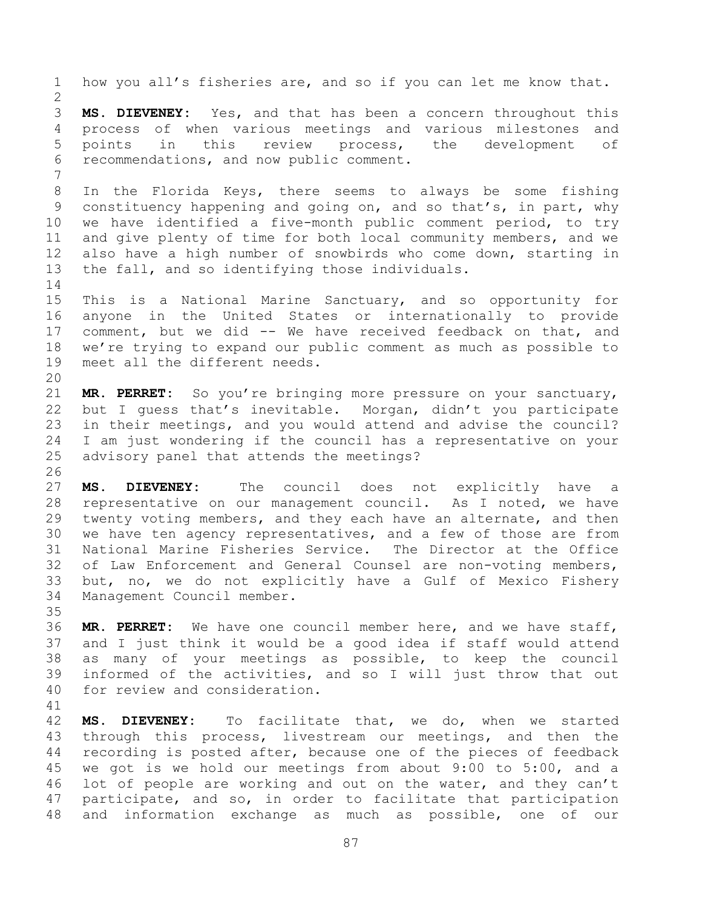how you all's fisheries are, and so if you can let me know that.

**MS. DIEVENEY:** Yes, and that has been a concern throughout this process of when various meetings and various milestones and points in this review process, the development of recommendations, and now public comment.

In the Florida Keys, there seems to always be some fishing constituency happening and going on, and so that's, in part, why we have identified a five-month public comment period, to try and give plenty of time for both local community members, and we also have a high number of snowbirds who come down, starting in the fall, and so identifying those individuals.

This is a National Marine Sanctuary, and so opportunity for anyone in the United States or internationally to provide comment, but we did -- We have received feedback on that, and we're trying to expand our public comment as much as possible to meet all the different needs.

**MR. PERRET:** So you're bringing more pressure on your sanctuary, but I guess that's inevitable. Morgan, didn't you participate in their meetings, and you would attend and advise the council? I am just wondering if the council has a representative on your advisory panel that attends the meetings?

**MS. DIEVENEY:** The council does not explicitly have a representative on our management council. As I noted, we have twenty voting members, and they each have an alternate, and then we have ten agency representatives, and a few of those are from National Marine Fisheries Service. The Director at the Office of Law Enforcement and General Counsel are non-voting members, but, no, we do not explicitly have a Gulf of Mexico Fishery Management Council member.

**MR. PERRET:** We have one council member here, and we have staff, and I just think it would be a good idea if staff would attend as many of your meetings as possible, to keep the council informed of the activities, and so I will just throw that out for review and consideration.

**MS. DIEVENEY:** To facilitate that, we do, when we started through this process, livestream our meetings, and then the recording is posted after, because one of the pieces of feedback we got is we hold our meetings from about 9:00 to 5:00, and a lot of people are working and out on the water, and they can't participate, and so, in order to facilitate that participation and information exchange as much as possible, one of our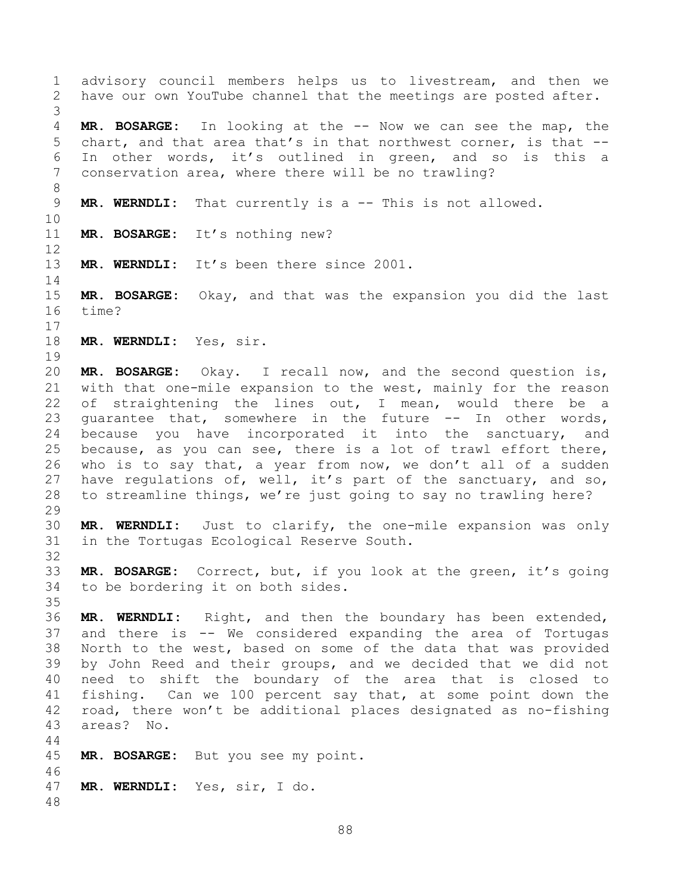advisory council members helps us to livestream, and then we have our own YouTube channel that the meetings are posted after.

**MR. BOSARGE:** In looking at the -- Now we can see the map, the chart, and that area that's in that northwest corner, is that -- In other words, it's outlined in green, and so is this a conservation area, where there will be no trawling?

**MR. WERNDLI:** That currently is a -- This is not allowed.

**MR. BOSARGE:** It's nothing new?

**MR. WERNDLI:** It's been there since 2001.

**MR. BOSARGE:** Okay, and that was the expansion you did the last time?

**MR. WERNDLI:** Yes, sir.

**MR. BOSARGE:** Okay. I recall now, and the second question is, with that one-mile expansion to the west, mainly for the reason of straightening the lines out, I mean, would there be a guarantee that, somewhere in the future -- In other words, because you have incorporated it into the sanctuary, and because, as you can see, there is a lot of trawl effort there, who is to say that, a year from now, we don't all of a sudden have regulations of, well, it's part of the sanctuary, and so, to streamline things, we're just going to say no trawling here?

**MR. WERNDLI:** Just to clarify, the one-mile expansion was only in the Tortugas Ecological Reserve South.

**MR. BOSARGE:** Correct, but, if you look at the green, it's going to be bordering it on both sides.

**MR. WERNDLI:** Right, and then the boundary has been extended, and there is -- We considered expanding the area of Tortugas North to the west, based on some of the data that was provided by John Reed and their groups, and we decided that we did not need to shift the boundary of the area that is closed to fishing. Can we 100 percent say that, at some point down the road, there won't be additional places designated as no-fishing areas? No.

**MR. BOSARGE:** But you see my point.

**MR. WERNDLI:** Yes, sir, I do.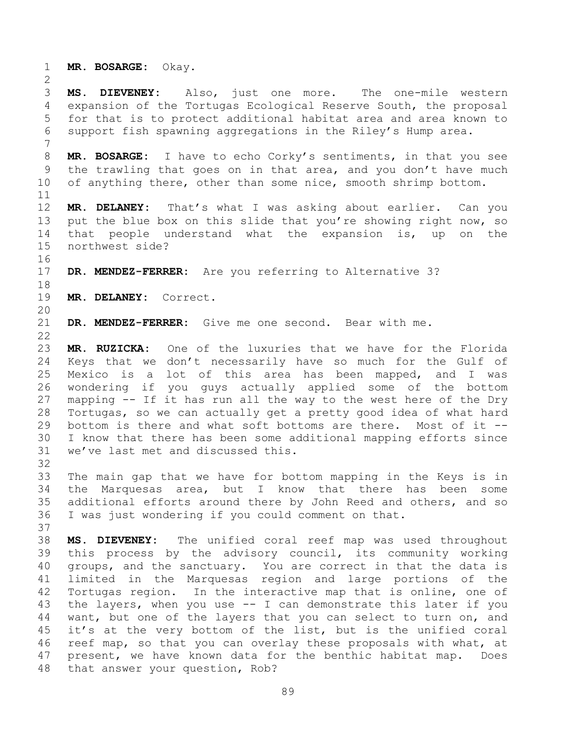**MR. BOSARGE:** Okay.

**MS. DIEVENEY:** Also, just one more. The one-mile western expansion of the Tortugas Ecological Reserve South, the proposal for that is to protect additional habitat area and area known to support fish spawning aggregations in the Riley's Hump area.

**MR. BOSARGE:** I have to echo Corky's sentiments, in that you see the trawling that goes on in that area, and you don't have much of anything there, other than some nice, smooth shrimp bottom.

**MR. DELANEY:** That's what I was asking about earlier. Can you put the blue box on this slide that you're showing right now, so that people understand what the expansion is, up on the northwest side?

**DR. MENDEZ-FERRER:** Are you referring to Alternative 3?

**MR. DELANEY:** Correct.

**DR. MENDEZ-FERRER:** Give me one second. Bear with me.

**MR. RUZICKA:** One of the luxuries that we have for the Florida Keys that we don't necessarily have so much for the Gulf of Mexico is a lot of this area has been mapped, and I was wondering if you guys actually applied some of the bottom mapping -- If it has run all the way to the west here of the Dry Tortugas, so we can actually get a pretty good idea of what hard bottom is there and what soft bottoms are there. Most of it -- I know that there has been some additional mapping efforts since we've last met and discussed this.

The main gap that we have for bottom mapping in the Keys is in the Marquesas area, but I know that there has been some additional efforts around there by John Reed and others, and so I was just wondering if you could comment on that.

**MS. DIEVENEY:** The unified coral reef map was used throughout this process by the advisory council, its community working groups, and the sanctuary. You are correct in that the data is limited in the Marquesas region and large portions of the Tortugas region. In the interactive map that is online, one of the layers, when you use -- I can demonstrate this later if you want, but one of the layers that you can select to turn on, and it's at the very bottom of the list, but is the unified coral reef map, so that you can overlay these proposals with what, at present, we have known data for the benthic habitat map. Does that answer your question, Rob?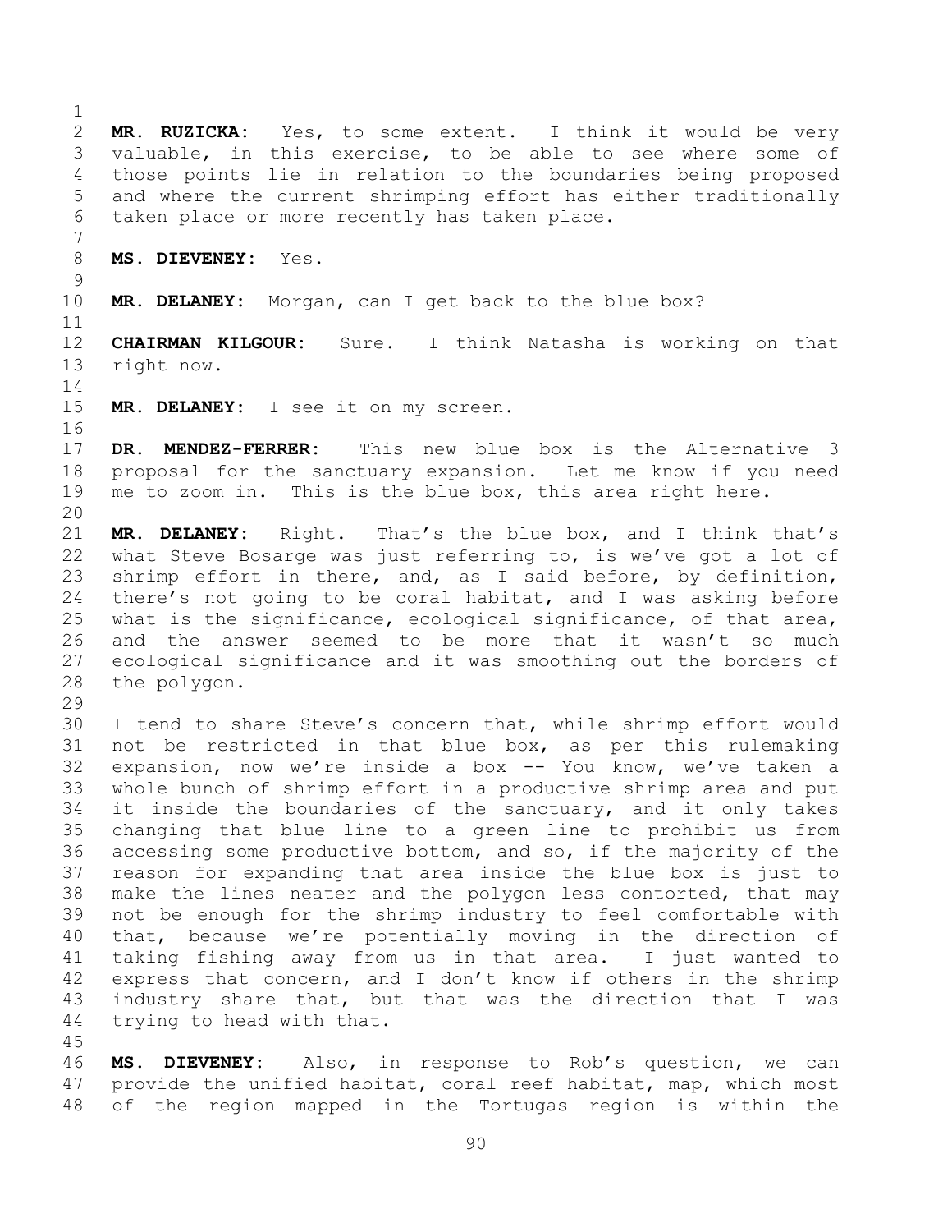**MR. RUZICKA:** Yes, to some extent. I think it would be very valuable, in this exercise, to be able to see where some of those points lie in relation to the boundaries being proposed and where the current shrimping effort has either traditionally taken place or more recently has taken place.

**MS. DIEVENEY:** Yes.

**MR. DELANEY:** Morgan, can I get back to the blue box?

**CHAIRMAN KILGOUR:** Sure. I think Natasha is working on that right now.

**MR. DELANEY:** I see it on my screen.

**DR. MENDEZ-FERRER:** This new blue box is the Alternative 3 proposal for the sanctuary expansion. Let me know if you need me to zoom in. This is the blue box, this area right here.

**MR. DELANEY:** Right. That's the blue box, and I think that's what Steve Bosarge was just referring to, is we've got a lot of shrimp effort in there, and, as I said before, by definition, there's not going to be coral habitat, and I was asking before what is the significance, ecological significance, of that area, and the answer seemed to be more that it wasn't so much ecological significance and it was smoothing out the borders of the polygon.

I tend to share Steve's concern that, while shrimp effort would not be restricted in that blue box, as per this rulemaking expansion, now we're inside a box -- You know, we've taken a whole bunch of shrimp effort in a productive shrimp area and put it inside the boundaries of the sanctuary, and it only takes changing that blue line to a green line to prohibit us from accessing some productive bottom, and so, if the majority of the reason for expanding that area inside the blue box is just to make the lines neater and the polygon less contorted, that may not be enough for the shrimp industry to feel comfortable with that, because we're potentially moving in the direction of taking fishing away from us in that area. I just wanted to express that concern, and I don't know if others in the shrimp industry share that, but that was the direction that I was trying to head with that.

**MS. DIEVENEY:** Also, in response to Rob's question, we can provide the unified habitat, coral reef habitat, map, which most of the region mapped in the Tortugas region is within the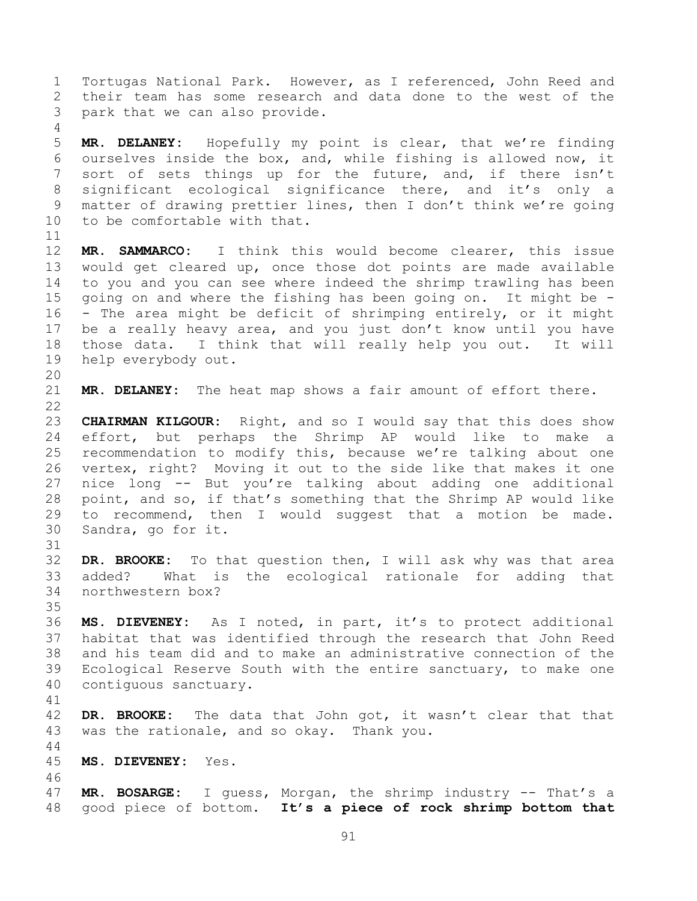Tortugas National Park. However, as I referenced, John Reed and their team has some research and data done to the west of the park that we can also provide.

**MR. DELANEY:** Hopefully my point is clear, that we're finding ourselves inside the box, and, while fishing is allowed now, it sort of sets things up for the future, and, if there isn't significant ecological significance there, and it's only a matter of drawing prettier lines, then I don't think we're going to be comfortable with that.

**MR. SAMMARCO:** I think this would become clearer, this issue would get cleared up, once those dot points are made available to you and you can see where indeed the shrimp trawling has been going on and where the fishing has been going on. It might be -- The area might be deficit of shrimping entirely, or it might be a really heavy area, and you just don't know until you have those data. I think that will really help you out. It will help everybody out.

**MR. DELANEY:** The heat map shows a fair amount of effort there.

**CHAIRMAN KILGOUR:** Right, and so I would say that this does show effort, but perhaps the Shrimp AP would like to make a recommendation to modify this, because we're talking about one vertex, right? Moving it out to the side like that makes it one nice long -- But you're talking about adding one additional point, and so, if that's something that the Shrimp AP would like to recommend, then I would suggest that a motion be made. Sandra, go for it.

**DR. BROOKE:** To that question then, I will ask why was that area added? What is the ecological rationale for adding that northwestern box?

**MS. DIEVENEY:** As I noted, in part, it's to protect additional habitat that was identified through the research that John Reed and his team did and to make an administrative connection of the Ecological Reserve South with the entire sanctuary, to make one contiguous sanctuary.

**DR. BROOKE:** The data that John got, it wasn't clear that that was the rationale, and so okay. Thank you.

**MS. DIEVENEY:** Yes.

**MR. BOSARGE:** I guess, Morgan, the shrimp industry -- That's a good piece of bottom. **It's a piece of rock shrimp bottom that**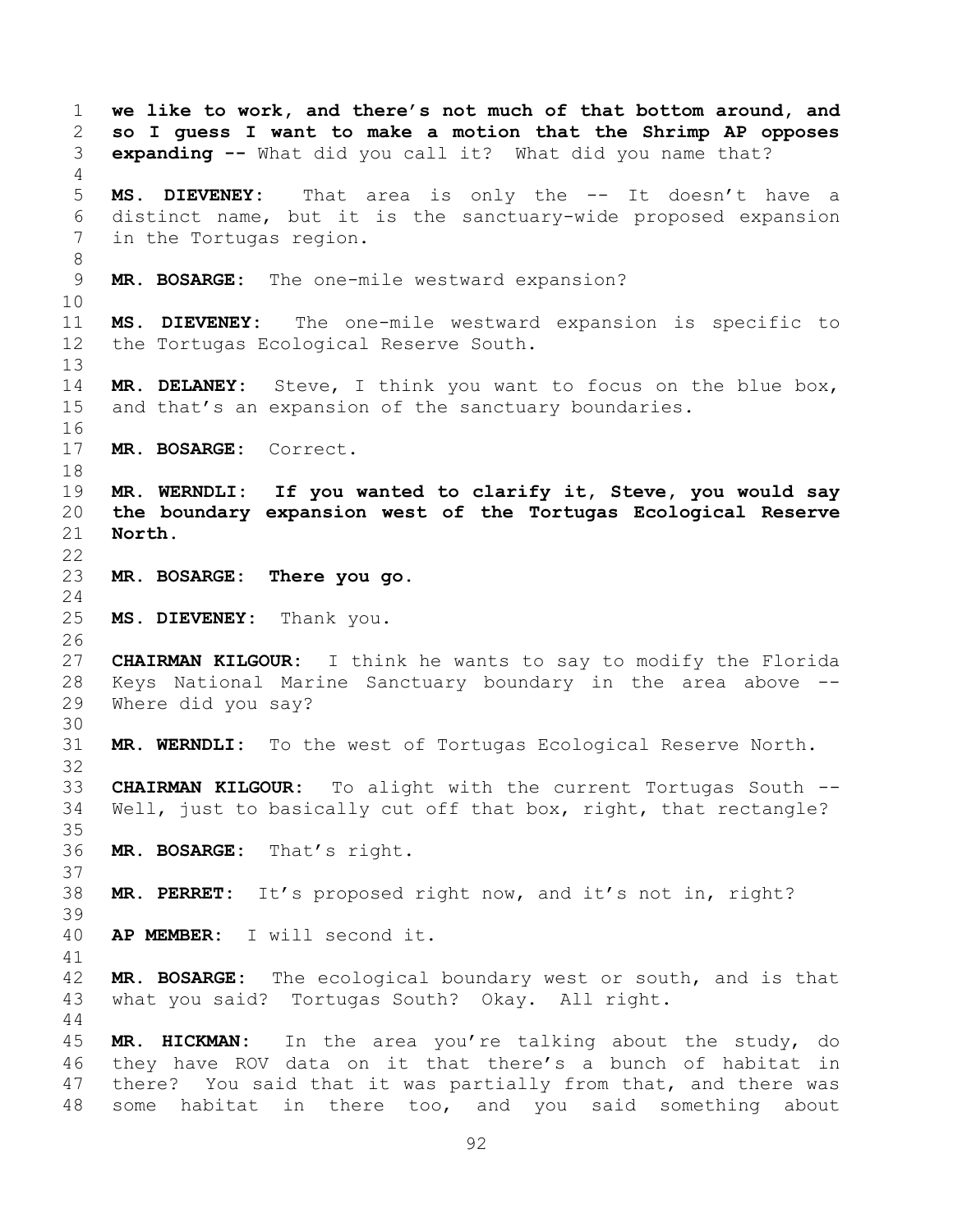**we like to work, and there's not much of that bottom around, and so I guess I want to make a motion that the Shrimp AP opposes expanding --** What did you call it? What did you name that?

**MS. DIEVENEY:** That area is only the -- It doesn't have a distinct name, but it is the sanctuary-wide proposed expansion in the Tortugas region.

**MR. BOSARGE:** The one-mile westward expansion?

**MS. DIEVENEY:** The one-mile westward expansion is specific to the Tortugas Ecological Reserve South.

**MR. DELANEY:** Steve, I think you want to focus on the blue box, and that's an expansion of the sanctuary boundaries.

**MR. BOSARGE:** Correct.

**MR. WERNDLI: If you wanted to clarify it, Steve, you would say the boundary expansion west of the Tortugas Ecological Reserve North.**

**MR. BOSARGE: There you go.**

**MS. DIEVENEY:** Thank you.

**CHAIRMAN KILGOUR:** I think he wants to say to modify the Florida Keys National Marine Sanctuary boundary in the area above -- Where did you say?

**MR. WERNDLI:** To the west of Tortugas Ecological Reserve North.

**CHAIRMAN KILGOUR:** To alight with the current Tortugas South -- Well, just to basically cut off that box, right, that rectangle?

**MR. BOSARGE:** That's right.

**MR. PERRET:** It's proposed right now, and it's not in, right?

**AP MEMBER:** I will second it.

**MR. BOSARGE:** The ecological boundary west or south, and is that what you said? Tortugas South? Okay. All right.

**MR. HICKMAN:** In the area you're talking about the study, do they have ROV data on it that there's a bunch of habitat in there? You said that it was partially from that, and there was some habitat in there too, and you said something about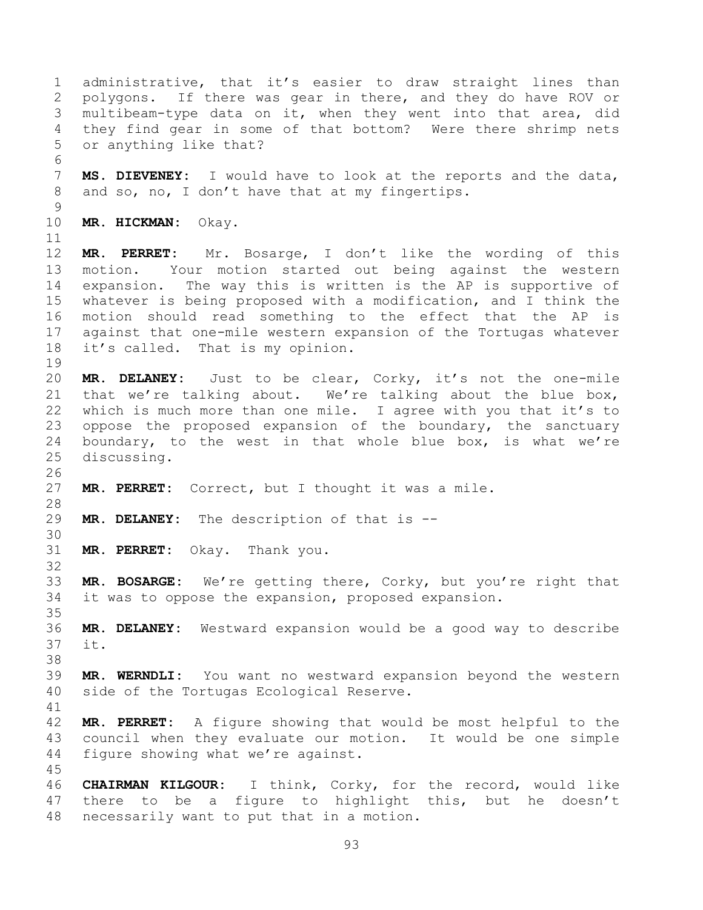administrative, that it's easier to draw straight lines than polygons. If there was gear in there, and they do have ROV or multibeam-type data on it, when they went into that area, did they find gear in some of that bottom? Were there shrimp nets or anything like that?

**MS. DIEVENEY:** I would have to look at the reports and the data, and so, no, I don't have that at my fingertips.

**MR. HICKMAN:** Okay.

**MR. PERRET:** Mr. Bosarge, I don't like the wording of this motion. Your motion started out being against the western expansion. The way this is written is the AP is supportive of whatever is being proposed with a modification, and I think the motion should read something to the effect that the AP is against that one-mile western expansion of the Tortugas whatever it's called. That is my opinion.

**MR. DELANEY:** Just to be clear, Corky, it's not the one-mile that we're talking about. We're talking about the blue box, which is much more than one mile. I agree with you that it's to oppose the proposed expansion of the boundary, the sanctuary boundary, to the west in that whole blue box, is what we're discussing.

**MR. PERRET:** Correct, but I thought it was a mile.

**MR. DELANEY:** The description of that is --

**MR. PERRET:** Okay. Thank you.

**MR. BOSARGE:** We're getting there, Corky, but you're right that it was to oppose the expansion, proposed expansion.

**MR. DELANEY:** Westward expansion would be a good way to describe it.

**MR. WERNDLI:** You want no westward expansion beyond the western side of the Tortugas Ecological Reserve.

**MR. PERRET:** A figure showing that would be most helpful to the council when they evaluate our motion. It would be one simple figure showing what we're against.

**CHAIRMAN KILGOUR:** I think, Corky, for the record, would like there to be a figure to highlight this, but he doesn't necessarily want to put that in a motion.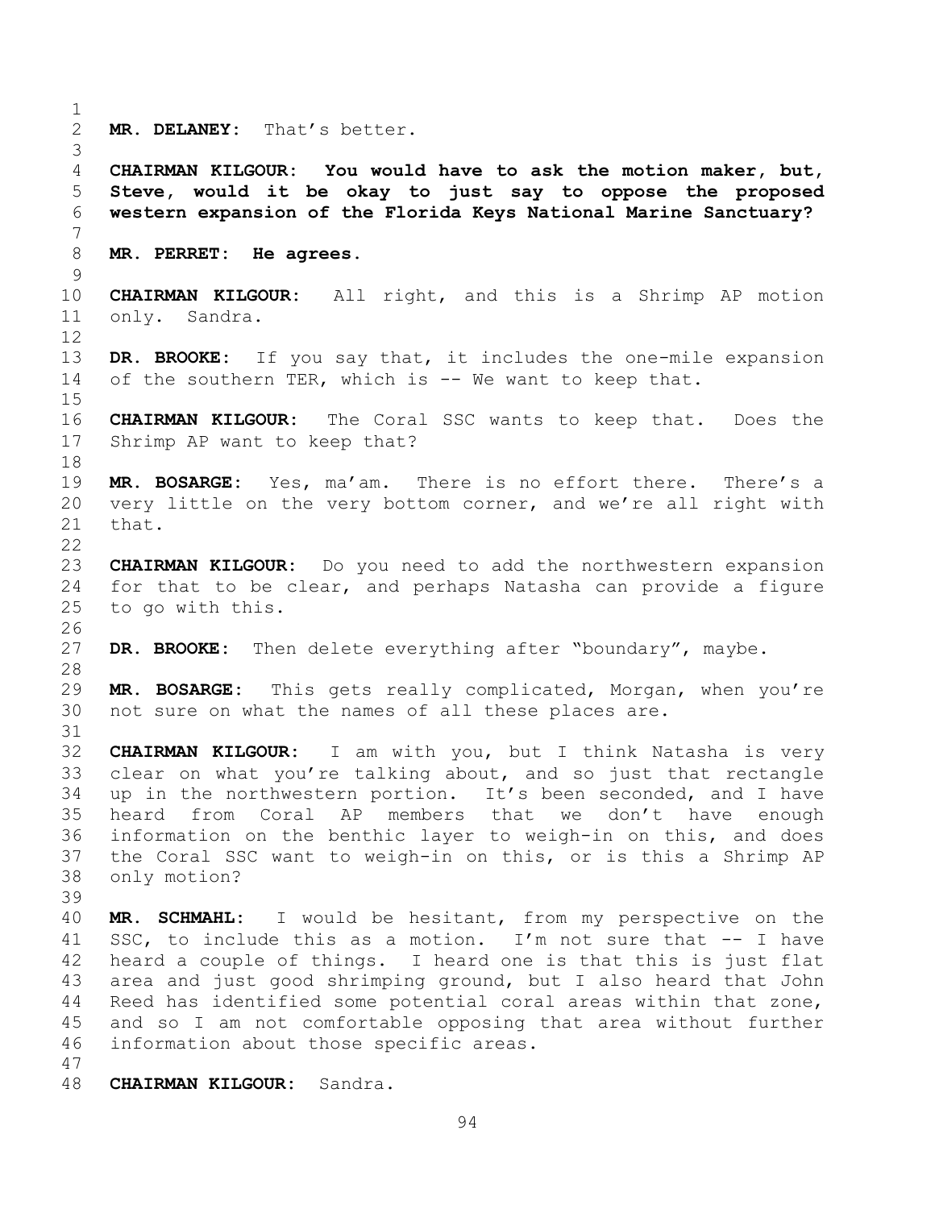**MR. DELANEY:** That's better.

**CHAIRMAN KILGOUR: You would have to ask the motion maker, but, Steve, would it be okay to just say to oppose the proposed western expansion of the Florida Keys National Marine Sanctuary?**

**MR. PERRET: He agrees.**

**CHAIRMAN KILGOUR:** All right, and this is a Shrimp AP motion only. Sandra.

**DR. BROOKE:** If you say that, it includes the one-mile expansion of the southern TER, which is -- We want to keep that.

**CHAIRMAN KILGOUR:** The Coral SSC wants to keep that. Does the Shrimp AP want to keep that?

**MR. BOSARGE:** Yes, ma'am. There is no effort there. There's a very little on the very bottom corner, and we're all right with that.

**CHAIRMAN KILGOUR:** Do you need to add the northwestern expansion for that to be clear, and perhaps Natasha can provide a figure to go with this.

**DR. BROOKE:** Then delete everything after "boundary", maybe.

**MR. BOSARGE:** This gets really complicated, Morgan, when you're not sure on what the names of all these places are.

**CHAIRMAN KILGOUR:** I am with you, but I think Natasha is very clear on what you're talking about, and so just that rectangle up in the northwestern portion. It's been seconded, and I have heard from Coral AP members that we don't have enough information on the benthic layer to weigh-in on this, and does the Coral SSC want to weigh-in on this, or is this a Shrimp AP only motion?

**MR. SCHMAHL:** I would be hesitant, from my perspective on the SSC, to include this as a motion. I'm not sure that -- I have heard a couple of things. I heard one is that this is just flat area and just good shrimping ground, but I also heard that John Reed has identified some potential coral areas within that zone, and so I am not comfortable opposing that area without further information about those specific areas.

**CHAIRMAN KILGOUR:** Sandra.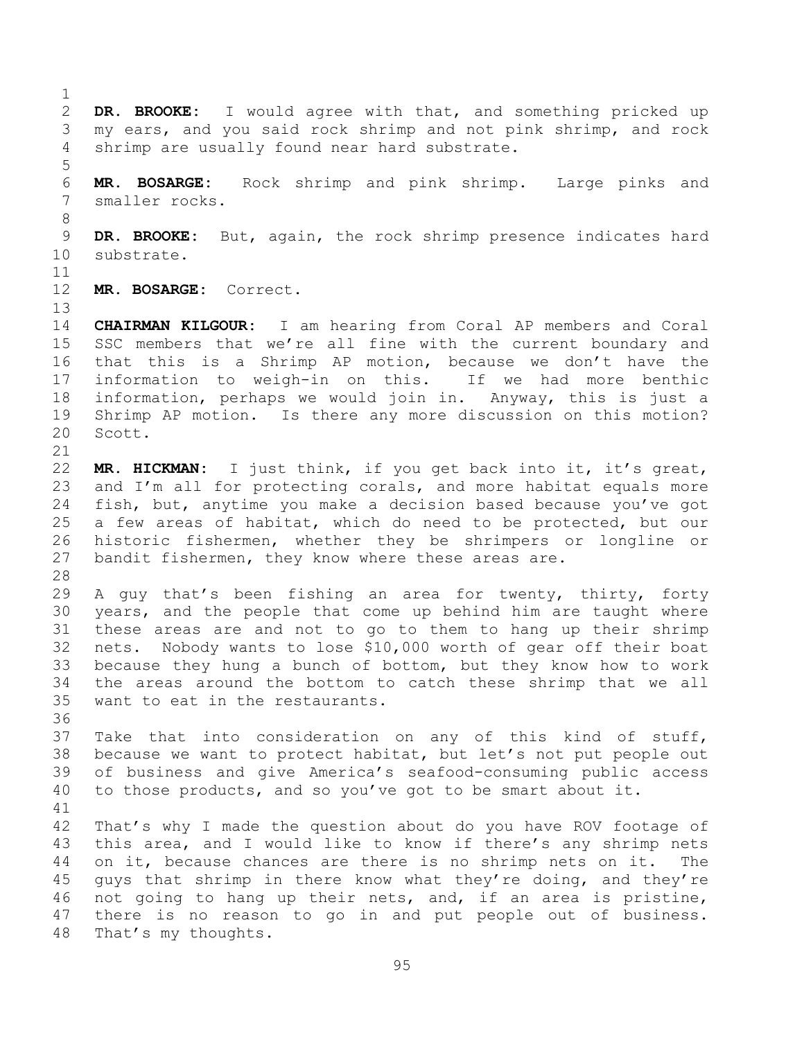**DR. BROOKE:** I would agree with that, and something pricked up my ears, and you said rock shrimp and not pink shrimp, and rock shrimp are usually found near hard substrate.

**MR. BOSARGE:** Rock shrimp and pink shrimp. Large pinks and smaller rocks.

**DR. BROOKE:** But, again, the rock shrimp presence indicates hard substrate.

**MR. BOSARGE:** Correct.

**CHAIRMAN KILGOUR:** I am hearing from Coral AP members and Coral SSC members that we're all fine with the current boundary and that this is a Shrimp AP motion, because we don't have the information to weigh-in on this. If we had more benthic information, perhaps we would join in. Anyway, this is just a Shrimp AP motion. Is there any more discussion on this motion? Scott.

**MR. HICKMAN:** I just think, if you get back into it, it's great, and I'm all for protecting corals, and more habitat equals more fish, but, anytime you make a decision based because you've got a few areas of habitat, which do need to be protected, but our historic fishermen, whether they be shrimpers or longline or bandit fishermen, they know where these areas are.

A guy that's been fishing an area for twenty, thirty, forty years, and the people that come up behind him are taught where these areas are and not to go to them to hang up their shrimp nets. Nobody wants to lose $10,000 worth of gear off their boat because they hung a bunch of bottom, but they know how to work the areas around the bottom to catch these shrimp that we all want to eat in the restaurants.

Take that into consideration on any of this kind of stuff, because we want to protect habitat, but let's not put people out of business and give America's seafood-consuming public access to those products, and so you've got to be smart about it.

That's why I made the question about do you have ROV footage of this area, and I would like to know if there's any shrimp nets on it, because chances are there is no shrimp nets on it. The guys that shrimp in there know what they're doing, and they're not going to hang up their nets, and, if an area is pristine, there is no reason to go in and put people out of business. That's my thoughts.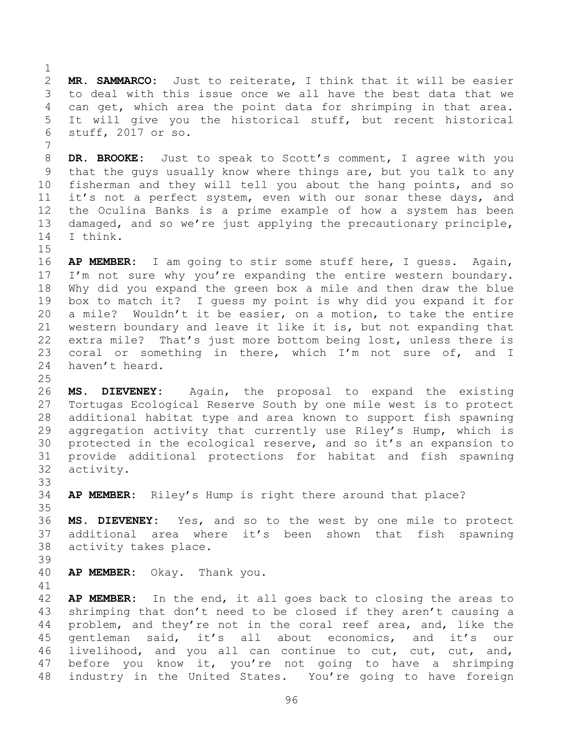**MR. SAMMARCO:** Just to reiterate, I think that it will be easier to deal with this issue once we all have the best data that we can get, which area the point data for shrimping in that area. It will give you the historical stuff, but recent historical stuff, 2017 or so.

**DR. BROOKE:** Just to speak to Scott's comment, I agree with you that the guys usually know where things are, but you talk to any fisherman and they will tell you about the hang points, and so it's not a perfect system, even with our sonar these days, and the Oculina Banks is a prime example of how a system has been damaged, and so we're just applying the precautionary principle, I think.

**AP MEMBER:** I am going to stir some stuff here, I guess. Again, I'm not sure why you're expanding the entire western boundary. Why did you expand the green box a mile and then draw the blue box to match it? I guess my point is why did you expand it for a mile? Wouldn't it be easier, on a motion, to take the entire western boundary and leave it like it is, but not expanding that extra mile? That's just more bottom being lost, unless there is coral or something in there, which I'm not sure of, and I haven't heard.

**MS. DIEVENEY:** Again, the proposal to expand the existing Tortugas Ecological Reserve South by one mile west is to protect additional habitat type and area known to support fish spawning aggregation activity that currently use Riley's Hump, which is protected in the ecological reserve, and so it's an expansion to provide additional protections for habitat and fish spawning activity.

**AP MEMBER:** Riley's Hump is right there around that place?

**MS. DIEVENEY:** Yes, and so to the west by one mile to protect additional area where it's been shown that fish spawning activity takes place.

**AP MEMBER:** Okay. Thank you.

**AP MEMBER:** In the end, it all goes back to closing the areas to shrimping that don't need to be closed if they aren't causing a problem, and they're not in the coral reef area, and, like the gentleman said, it's all about economics, and it's our livelihood, and you all can continue to cut, cut, cut, and, before you know it, you're not going to have a shrimping industry in the United States. You're going to have foreign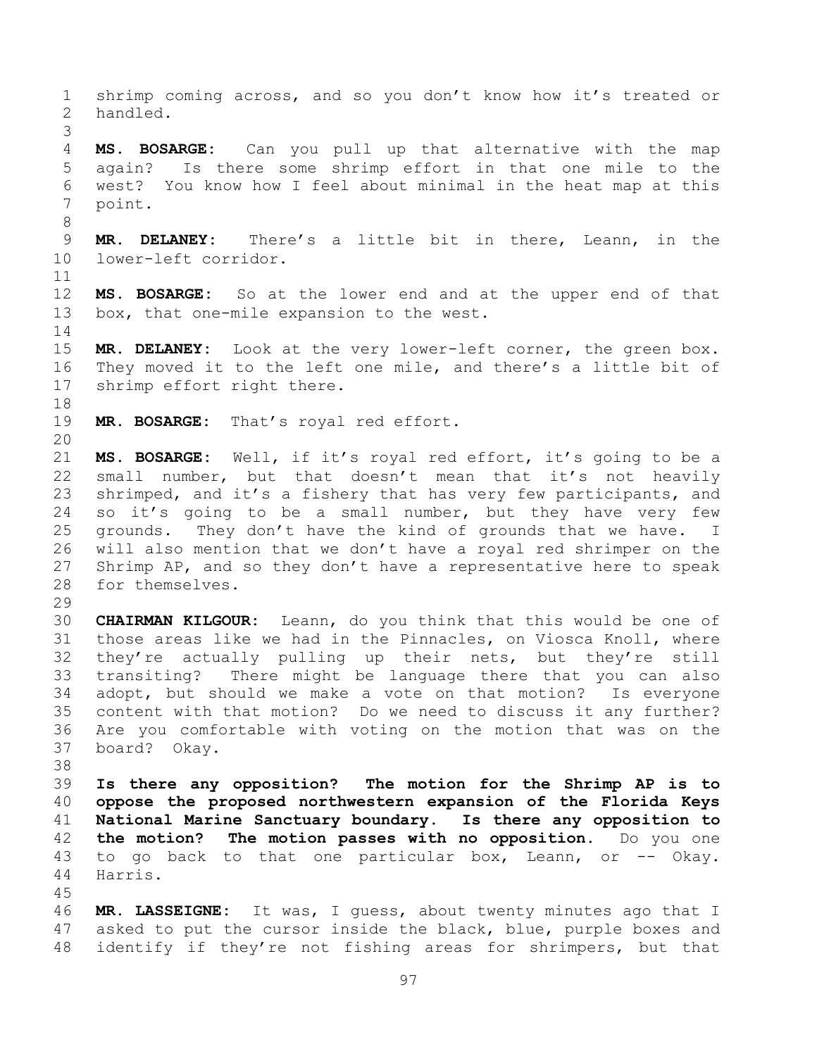shrimp coming across, and so you don't know how it's treated or handled.

**MS. BOSARGE:** Can you pull up that alternative with the map again? Is there some shrimp effort in that one mile to the west? You know how I feel about minimal in the heat map at this point.

**MR. DELANEY:** There's a little bit in there, Leann, in the lower-left corridor.

**MS. BOSARGE:** So at the lower end and at the upper end of that box, that one-mile expansion to the west.

**MR. DELANEY:** Look at the very lower-left corner, the green box. They moved it to the left one mile, and there's a little bit of shrimp effort right there.

**MR. BOSARGE:** That's royal red effort.

**MS. BOSARGE:** Well, if it's royal red effort, it's going to be a small number, but that doesn't mean that it's not heavily shrimped, and it's a fishery that has very few participants, and so it's going to be a small number, but they have very few grounds. They don't have the kind of grounds that we have. I will also mention that we don't have a royal red shrimper on the Shrimp AP, and so they don't have a representative here to speak for themselves.

**CHAIRMAN KILGOUR:** Leann, do you think that this would be one of those areas like we had in the Pinnacles, on Viosca Knoll, where they're actually pulling up their nets, but they're still transiting? There might be language there that you can also adopt, but should we make a vote on that motion? Is everyone content with that motion? Do we need to discuss it any further? Are you comfortable with voting on the motion that was on the board? Okay.

**Is there any opposition? The motion for the Shrimp AP is to oppose the proposed northwestern expansion of the Florida Keys National Marine Sanctuary boundary. Is there any opposition to the motion? The motion passes with no opposition.** Do you one to go back to that one particular box, Leann, or -- Okay. Harris.

**MR. LASSEIGNE:** It was, I guess, about twenty minutes ago that I asked to put the cursor inside the black, blue, purple boxes and identify if they're not fishing areas for shrimpers, but that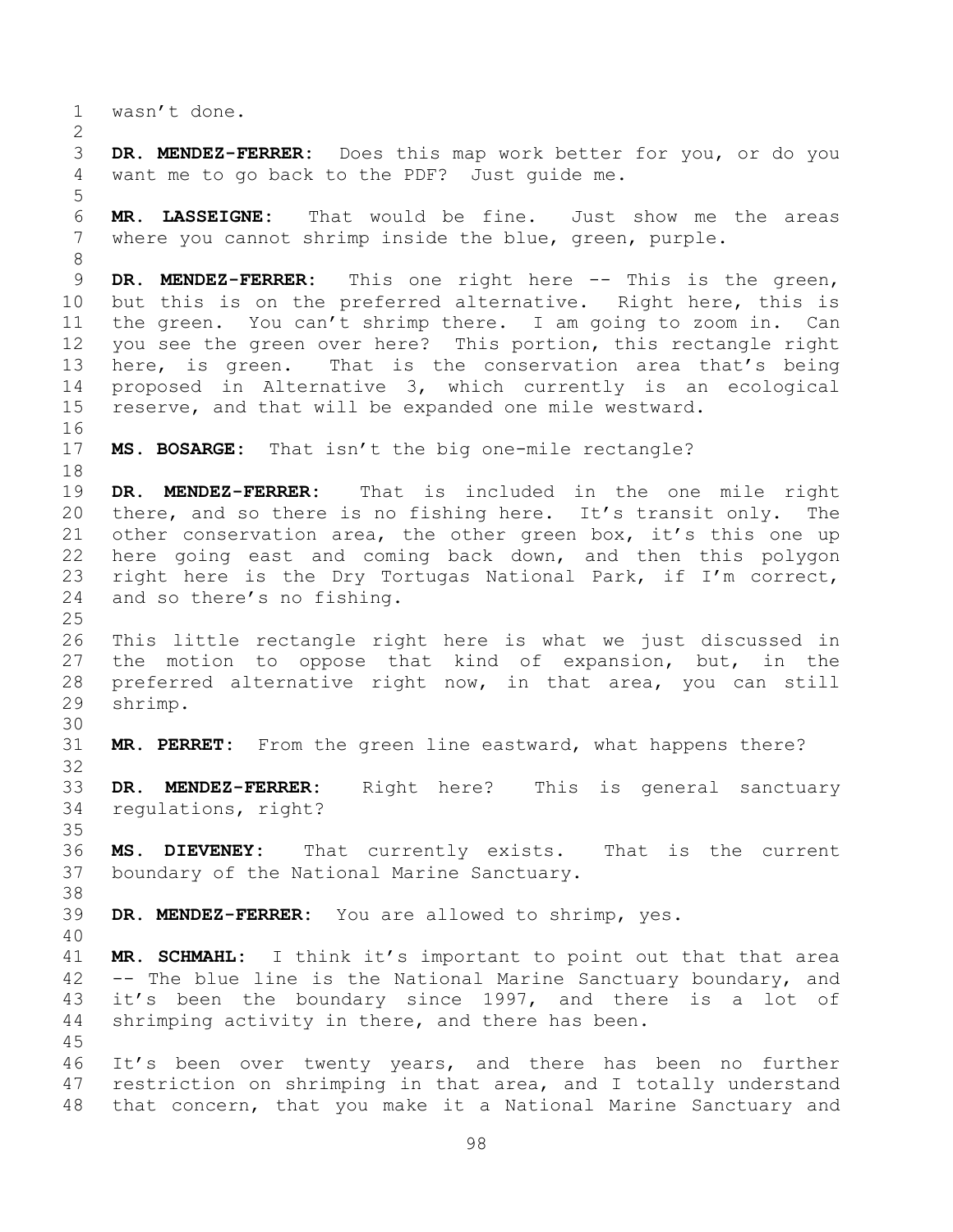wasn't done.

**DR. MENDEZ-FERRER:** Does this map work better for you, or do you want me to go back to the PDF? Just guide me.

**MR. LASSEIGNE:** That would be fine. Just show me the areas where you cannot shrimp inside the blue, green, purple.

**DR. MENDEZ-FERRER:** This one right here -- This is the green, but this is on the preferred alternative. Right here, this is the green. You can't shrimp there. I am going to zoom in. Can you see the green over here? This portion, this rectangle right here, is green. That is the conservation area that's being proposed in Alternative 3, which currently is an ecological reserve, and that will be expanded one mile westward.

**MS. BOSARGE:** That isn't the big one-mile rectangle?

**DR. MENDEZ-FERRER:** That is included in the one mile right there, and so there is no fishing here. It's transit only. The other conservation area, the other green box, it's this one up here going east and coming back down, and then this polygon right here is the Dry Tortugas National Park, if I'm correct, and so there's no fishing.

This little rectangle right here is what we just discussed in the motion to oppose that kind of expansion, but, in the preferred alternative right now, in that area, you can still shrimp.

**MR. PERRET:** From the green line eastward, what happens there?

**DR. MENDEZ-FERRER:** Right here? This is general sanctuary regulations, right?

**MS. DIEVENEY:** That currently exists. That is the current boundary of the National Marine Sanctuary.

**DR. MENDEZ-FERRER:** You are allowed to shrimp, yes.

**MR. SCHMAHL:** I think it's important to point out that that area -- The blue line is the National Marine Sanctuary boundary, and it's been the boundary since 1997, and there is a lot of shrimping activity in there, and there has been.

It's been over twenty years, and there has been no further restriction on shrimping in that area, and I totally understand that concern, that you make it a National Marine Sanctuary and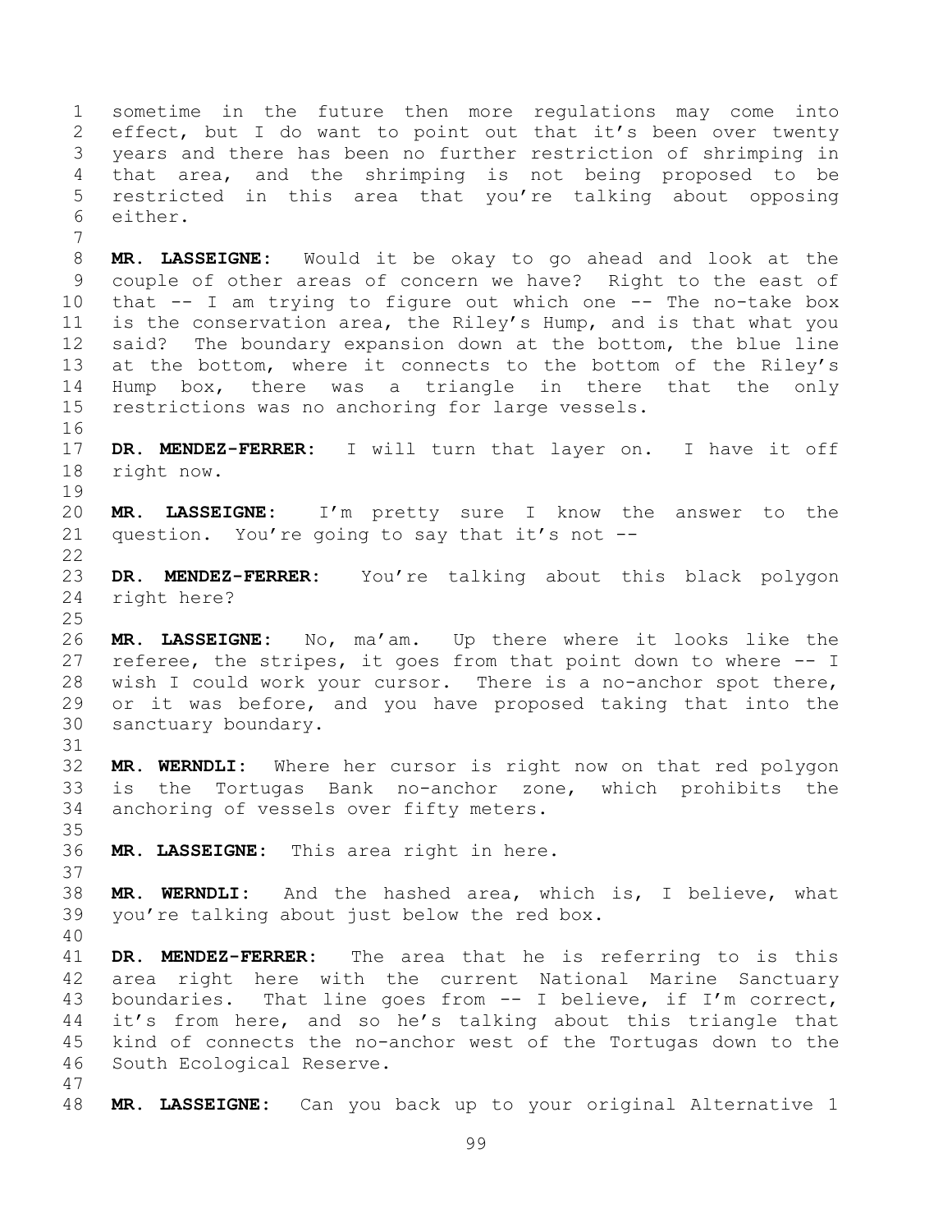sometime in the future then more regulations may come into effect, but I do want to point out that it's been over twenty years and there has been no further restriction of shrimping in that area, and the shrimping is not being proposed to be restricted in this area that you're talking about opposing either.

**MR. LASSEIGNE:** Would it be okay to go ahead and look at the couple of other areas of concern we have? Right to the east of that -- I am trying to figure out which one -- The no-take box is the conservation area, the Riley's Hump, and is that what you said? The boundary expansion down at the bottom, the blue line at the bottom, where it connects to the bottom of the Riley's Hump box, there was a triangle in there that the only restrictions was no anchoring for large vessels.

**DR. MENDEZ-FERRER:** I will turn that layer on. I have it off right now.

**MR. LASSEIGNE:** I'm pretty sure I know the answer to the question. You're going to say that it's not --

**DR. MENDEZ-FERRER:** You're talking about this black polygon right here?

**MR. LASSEIGNE:** No, ma'am. Up there where it looks like the referee, the stripes, it goes from that point down to where -- I wish I could work your cursor. There is a no-anchor spot there, or it was before, and you have proposed taking that into the sanctuary boundary.

**MR. WERNDLI:** Where her cursor is right now on that red polygon is the Tortugas Bank no-anchor zone, which prohibits the anchoring of vessels over fifty meters.

**MR. LASSEIGNE:** This area right in here.

**MR. WERNDLI:** And the hashed area, which is, I believe, what you're talking about just below the red box.

**DR. MENDEZ-FERRER:** The area that he is referring to is this area right here with the current National Marine Sanctuary boundaries. That line goes from -- I believe, if I'm correct, it's from here, and so he's talking about this triangle that kind of connects the no-anchor west of the Tortugas down to the South Ecological Reserve.

**MR. LASSEIGNE:** Can you back up to your original Alternative 1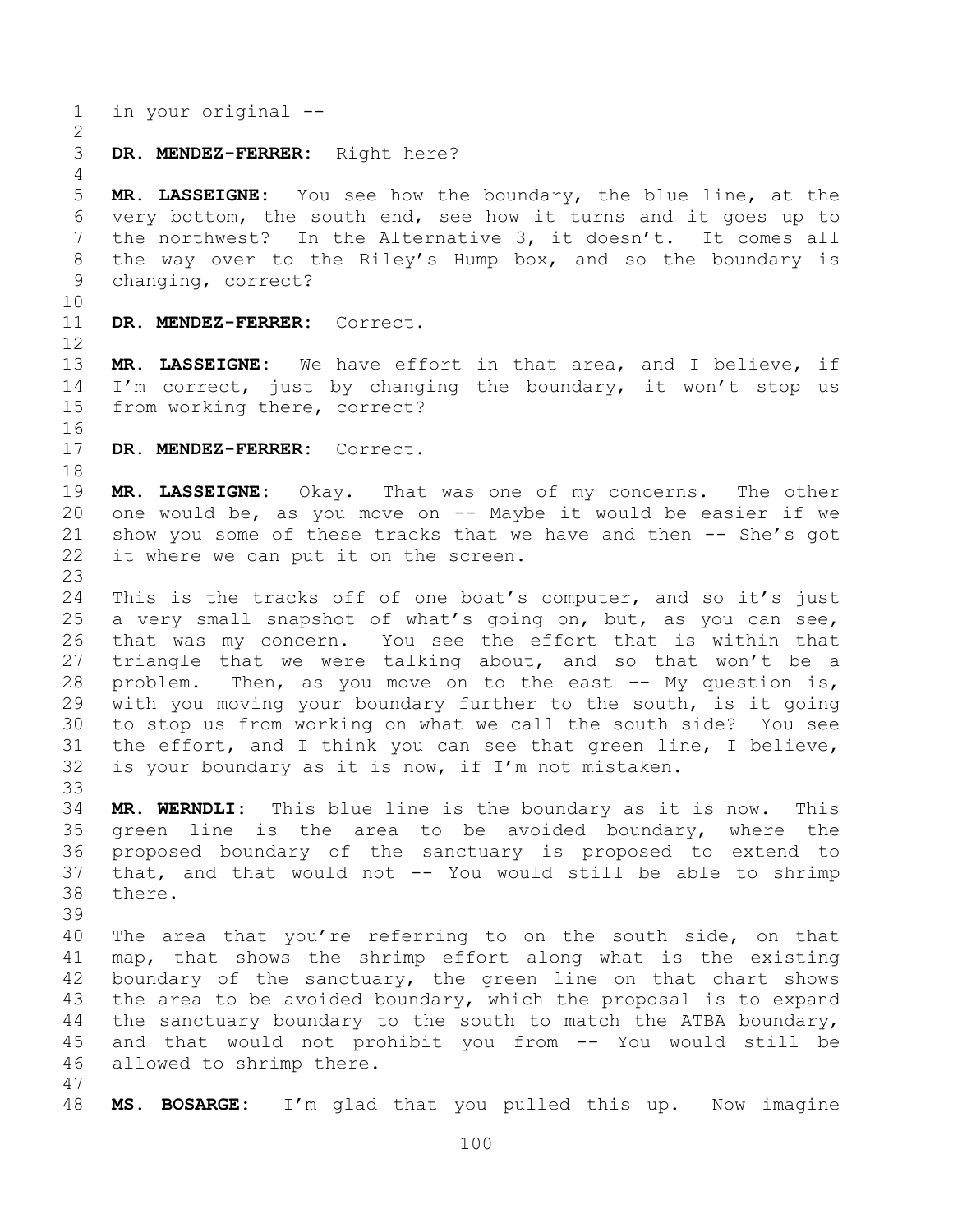in your original --

**DR. MENDEZ-FERRER:** Right here?

**MR. LASSEIGNE:** You see how the boundary, the blue line, at the very bottom, the south end, see how it turns and it goes up to the northwest? In the Alternative 3, it doesn't. It comes all the way over to the Riley's Hump box, and so the boundary is changing, correct?

**DR. MENDEZ-FERRER:** Correct.

**MR. LASSEIGNE:** We have effort in that area, and I believe, if I'm correct, just by changing the boundary, it won't stop us from working there, correct?

**DR. MENDEZ-FERRER:** Correct.

**MR. LASSEIGNE:** Okay. That was one of my concerns. The other one would be, as you move on -- Maybe it would be easier if we show you some of these tracks that we have and then -- She's got it where we can put it on the screen.

This is the tracks off of one boat's computer, and so it's just a very small snapshot of what's going on, but, as you can see, that was my concern. You see the effort that is within that triangle that we were talking about, and so that won't be a problem. Then, as you move on to the east -- My question is, with you moving your boundary further to the south, is it going to stop us from working on what we call the south side? You see the effort, and I think you can see that green line, I believe, is your boundary as it is now, if I'm not mistaken.

**MR. WERNDLI:** This blue line is the boundary as it is now. This green line is the area to be avoided boundary, where the proposed boundary of the sanctuary is proposed to extend to that, and that would not -- You would still be able to shrimp there.

The area that you're referring to on the south side, on that map, that shows the shrimp effort along what is the existing boundary of the sanctuary, the green line on that chart shows the area to be avoided boundary, which the proposal is to expand the sanctuary boundary to the south to match the ATBA boundary, and that would not prohibit you from -- You would still be allowed to shrimp there.

**MS. BOSARGE:** I'm glad that you pulled this up. Now imagine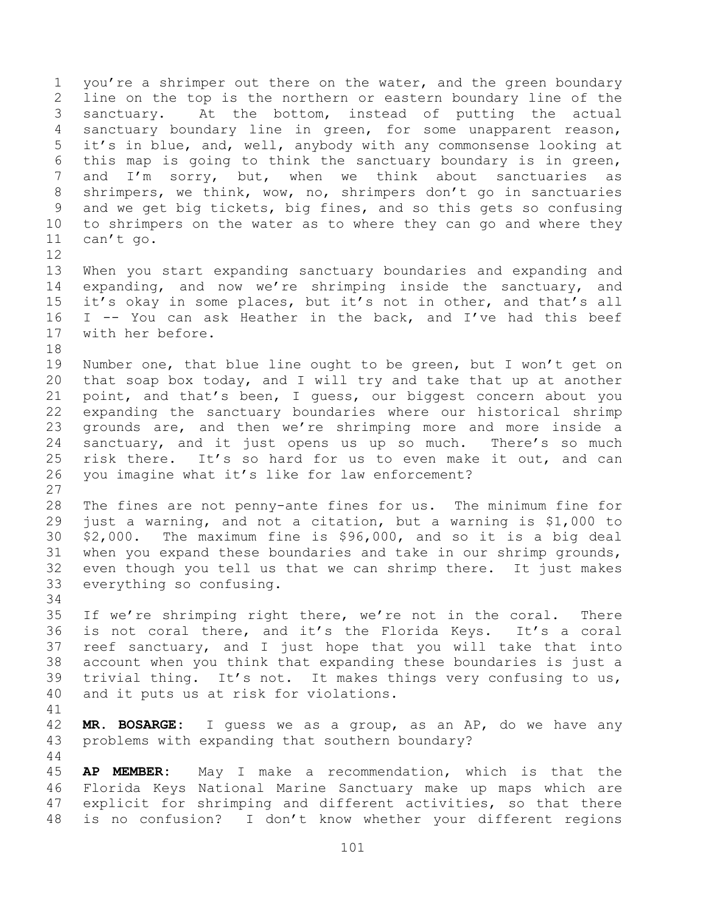you're a shrimper out there on the water, and the green boundary line on the top is the northern or eastern boundary line of the sanctuary. At the bottom, instead of putting the actual sanctuary boundary line in green, for some unapparent reason, it's in blue, and, well, anybody with any commonsense looking at this map is going to think the sanctuary boundary is in green, and I'm sorry, but, when we think about sanctuaries as shrimpers, we think, wow, no, shrimpers don't go in sanctuaries and we get big tickets, big fines, and so this gets so confusing to shrimpers on the water as to where they can go and where they can't go.

When you start expanding sanctuary boundaries and expanding and expanding, and now we're shrimping inside the sanctuary, and it's okay in some places, but it's not in other, and that's all I -- You can ask Heather in the back, and I've had this beef with her before.

Number one, that blue line ought to be green, but I won't get on that soap box today, and I will try and take that up at another point, and that's been, I guess, our biggest concern about you expanding the sanctuary boundaries where our historical shrimp grounds are, and then we're shrimping more and more inside a sanctuary, and it just opens us up so much. There's so much risk there. It's so hard for us to even make it out, and can you imagine what it's like for law enforcement?

The fines are not penny-ante fines for us. The minimum fine for just a warning, and not a citation, but a warning is $1,000 to $2,000. The maximum fine is $96,000, and so it is a big deal when you expand these boundaries and take in our shrimp grounds, even though you tell us that we can shrimp there. It just makes everything so confusing.

If we're shrimping right there, we're not in the coral. There is not coral there, and it's the Florida Keys. It's a coral reef sanctuary, and I just hope that you will take that into account when you think that expanding these boundaries is just a trivial thing. It's not. It makes things very confusing to us, and it puts us at risk for violations.

**MR. BOSARGE:** I guess we as a group, as an AP, do we have any problems with expanding that southern boundary?

**AP MEMBER:** May I make a recommendation, which is that the Florida Keys National Marine Sanctuary make up maps which are explicit for shrimping and different activities, so that there is no confusion? I don't know whether your different regions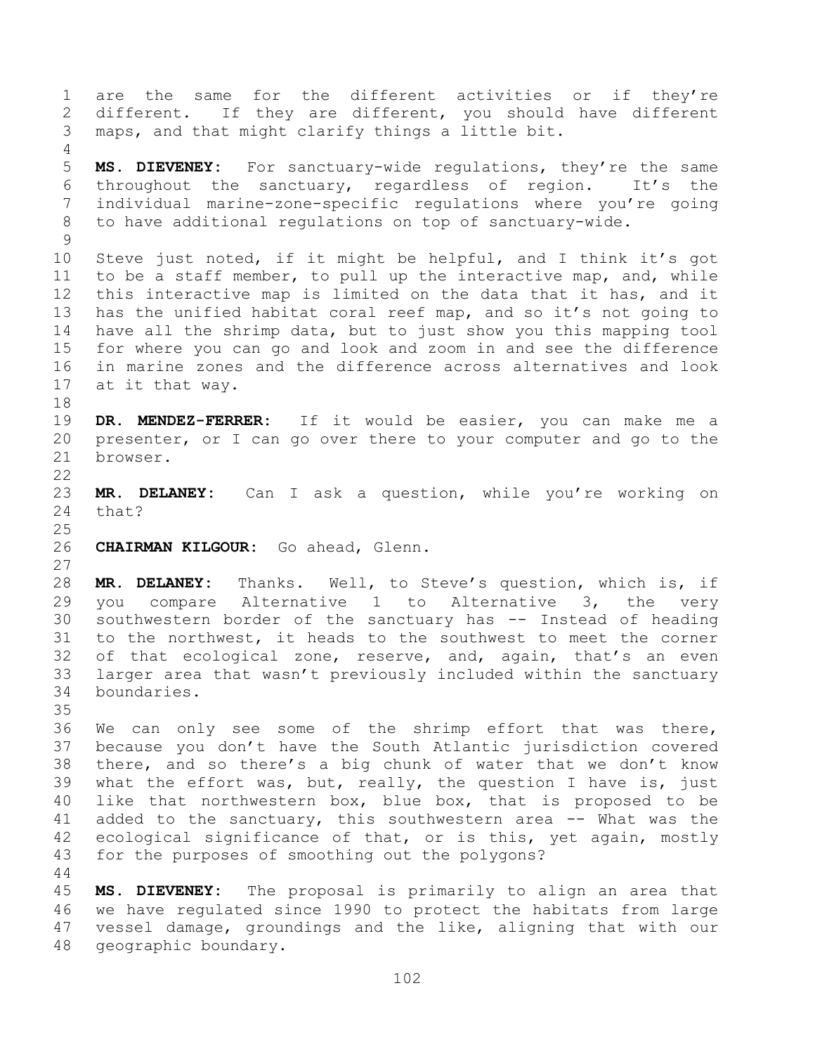are the same for the different activities or if they're different. If they are different, you should have different maps, and that might clarify things a little bit.

**MS. DIEVENEY:** For sanctuary-wide regulations, they're the same throughout the sanctuary, regardless of region. It's the individual marine-zone-specific regulations where you're going to have additional regulations on top of sanctuary-wide.

Steve just noted, if it might be helpful, and I think it's got to be a staff member, to pull up the interactive map, and, while this interactive map is limited on the data that it has, and it has the unified habitat coral reef map, and so it's not going to have all the shrimp data, but to just show you this mapping tool for where you can go and look and zoom in and see the difference in marine zones and the difference across alternatives and look at it that way.

**DR. MENDEZ-FERRER:** If it would be easier, you can make me a presenter, or I can go over there to your computer and go to the browser.

**MR. DELANEY:** Can I ask a question, while you're working on that?

**CHAIRMAN KILGOUR:** Go ahead, Glenn.

**MR. DELANEY:** Thanks. Well, to Steve's question, which is, if you compare Alternative 1 to Alternative 3, the very southwestern border of the sanctuary has -- Instead of heading to the northwest, it heads to the southwest to meet the corner of that ecological zone, reserve, and, again, that's an even larger area that wasn't previously included within the sanctuary boundaries.

We can only see some of the shrimp effort that was there, because you don't have the South Atlantic jurisdiction covered there, and so there's a big chunk of water that we don't know what the effort was, but, really, the question I have is, just like that northwestern box, blue box, that is proposed to be added to the sanctuary, this southwestern area -- What was the ecological significance of that, or is this, yet again, mostly for the purposes of smoothing out the polygons?

**MS. DIEVENEY:** The proposal is primarily to align an area that we have regulated since 1990 to protect the habitats from large vessel damage, groundings and the like, aligning that with our geographic boundary.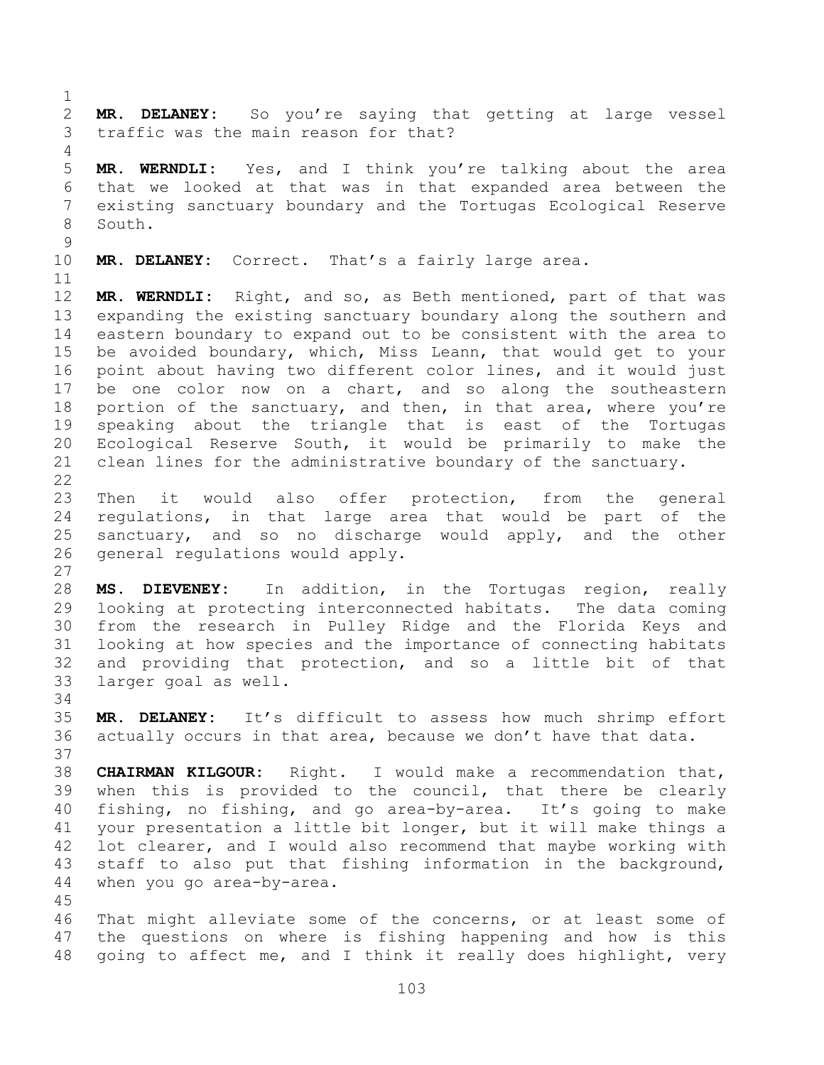**MR. DELANEY:** So you're saying that getting at large vessel traffic was the main reason for that?

**MR. WERNDLI:** Yes, and I think you're talking about the area that we looked at that was in that expanded area between the existing sanctuary boundary and the Tortugas Ecological Reserve South.

**MR. DELANEY:** Correct. That's a fairly large area.

**MR. WERNDLI:** Right, and so, as Beth mentioned, part of that was expanding the existing sanctuary boundary along the southern and eastern boundary to expand out to be consistent with the area to be avoided boundary, which, Miss Leann, that would get to your point about having two different color lines, and it would just be one color now on a chart, and so along the southeastern portion of the sanctuary, and then, in that area, where you're speaking about the triangle that is east of the Tortugas Ecological Reserve South, it would be primarily to make the clean lines for the administrative boundary of the sanctuary.

Then it would also offer protection, from the general regulations, in that large area that would be part of the sanctuary, and so no discharge would apply, and the other general regulations would apply.

**MS. DIEVENEY:** In addition, in the Tortugas region, really looking at protecting interconnected habitats. The data coming from the research in Pulley Ridge and the Florida Keys and looking at how species and the importance of connecting habitats and providing that protection, and so a little bit of that larger goal as well.

**MR. DELANEY:** It's difficult to assess how much shrimp effort actually occurs in that area, because we don't have that data.

**CHAIRMAN KILGOUR:** Right. I would make a recommendation that, when this is provided to the council, that there be clearly fishing, no fishing, and go area-by-area. It's going to make your presentation a little bit longer, but it will make things a lot clearer, and I would also recommend that maybe working with staff to also put that fishing information in the background, when you go area-by-area.

That might alleviate some of the concerns, or at least some of the questions on where is fishing happening and how is this going to affect me, and I think it really does highlight, very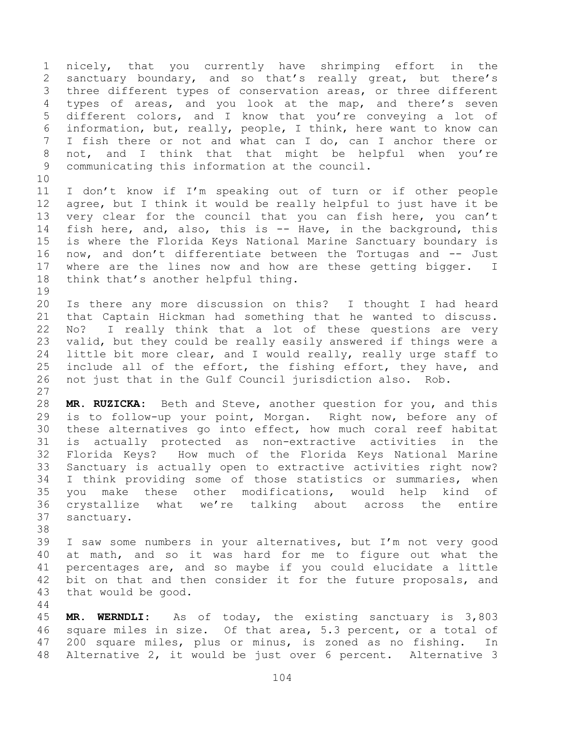nicely, that you currently have shrimping effort in the sanctuary boundary, and so that's really great, but there's three different types of conservation areas, or three different types of areas, and you look at the map, and there's seven different colors, and I know that you're conveying a lot of information, but, really, people, I think, here want to know can I fish there or not and what can I do, can I anchor there or not, and I think that that might be helpful when you're communicating this information at the council.

I don't know if I'm speaking out of turn or if other people agree, but I think it would be really helpful to just have it be very clear for the council that you can fish here, you can't fish here, and, also, this is -- Have, in the background, this is where the Florida Keys National Marine Sanctuary boundary is now, and don't differentiate between the Tortugas and -- Just where are the lines now and how are these getting bigger. I think that's another helpful thing.

Is there any more discussion on this? I thought I had heard that Captain Hickman had something that he wanted to discuss. No? I really think that a lot of these questions are very valid, but they could be really easily answered if things were a little bit more clear, and I would really, really urge staff to include all of the effort, the fishing effort, they have, and not just that in the Gulf Council jurisdiction also. Rob.

**MR. RUZICKA:** Beth and Steve, another question for you, and this is to follow-up your point, Morgan. Right now, before any of these alternatives go into effect, how much coral reef habitat is actually protected as non-extractive activities in the Florida Keys? How much of the Florida Keys National Marine Sanctuary is actually open to extractive activities right now? I think providing some of those statistics or summaries, when you make these other modifications, would help kind of crystallize what we're talking about across the entire sanctuary.

I saw some numbers in your alternatives, but I'm not very good at math, and so it was hard for me to figure out what the percentages are, and so maybe if you could elucidate a little bit on that and then consider it for the future proposals, and that would be good.

**MR. WERNDLI:** As of today, the existing sanctuary is 3,803 square miles in size. Of that area, 5.3 percent, or a total of 200 square miles, plus or minus, is zoned as no fishing. In Alternative 2, it would be just over 6 percent. Alternative 3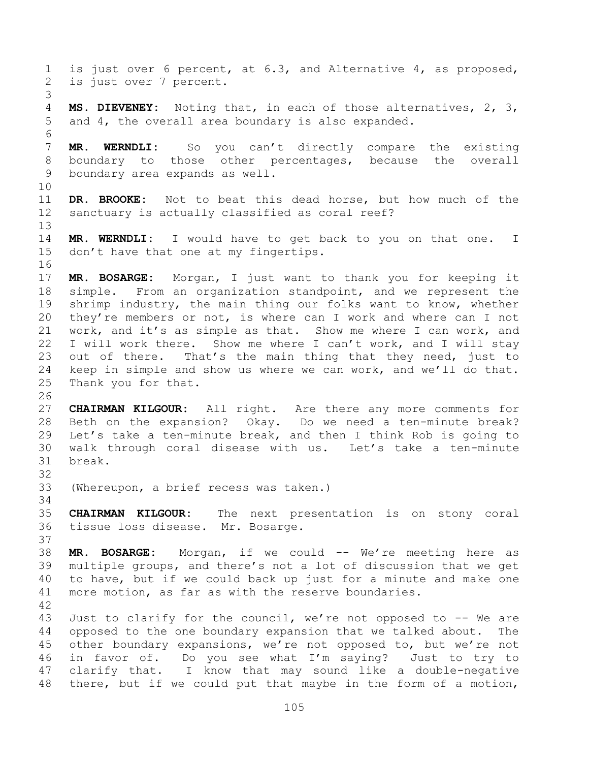is just over 6 percent, at 6.3, and Alternative 4, as proposed, is just over 7 percent.

**MS. DIEVENEY:** Noting that, in each of those alternatives, 2, 3, and 4, the overall area boundary is also expanded.

**MR. WERNDLI:** So you can't directly compare the existing boundary to those other percentages, because the overall boundary area expands as well.

**DR. BROOKE:** Not to beat this dead horse, but how much of the sanctuary is actually classified as coral reef?

**MR. WERNDLI:** I would have to get back to you on that one. I don't have that one at my fingertips.

**MR. BOSARGE:** Morgan, I just want to thank you for keeping it simple. From an organization standpoint, and we represent the shrimp industry, the main thing our folks want to know, whether they're members or not, is where can I work and where can I not work, and it's as simple as that. Show me where I can work, and I will work there. Show me where I can't work, and I will stay out of there. That's the main thing that they need, just to keep in simple and show us where we can work, and we'll do that. Thank you for that.

**CHAIRMAN KILGOUR:** All right. Are there any more comments for Beth on the expansion? Okay. Do we need a ten-minute break? Let's take a ten-minute break, and then I think Rob is going to walk through coral disease with us. Let's take a ten-minute break.

(Whereupon, a brief recess was taken.)

**CHAIRMAN KILGOUR:** The next presentation is on stony coral tissue loss disease. Mr. Bosarge.

**MR. BOSARGE:** Morgan, if we could -- We're meeting here as multiple groups, and there's not a lot of discussion that we get to have, but if we could back up just for a minute and make one more motion, as far as with the reserve boundaries.

Just to clarify for the council, we're not opposed to -- We are opposed to the one boundary expansion that we talked about. The other boundary expansions, we're not opposed to, but we're not in favor of. Do you see what I'm saying? Just to try to clarify that. I know that may sound like a double-negative there, but if we could put that maybe in the form of a motion,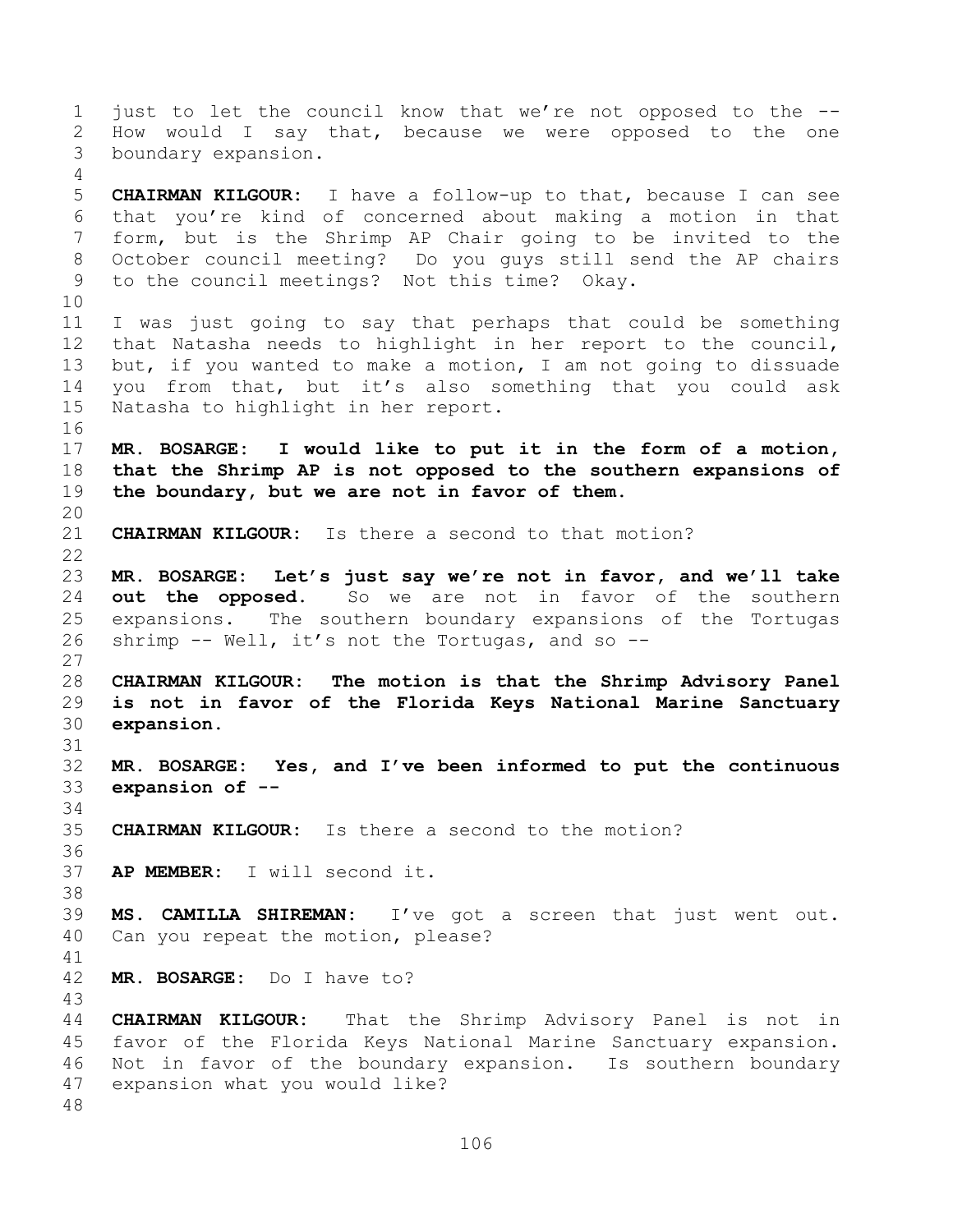just to let the council know that we're not opposed to the -- How would I say that, because we were opposed to the one boundary expansion.

**CHAIRMAN KILGOUR:** I have a follow-up to that, because I can see that you're kind of concerned about making a motion in that form, but is the Shrimp AP Chair going to be invited to the October council meeting? Do you guys still send the AP chairs to the council meetings? Not this time? Okay.

I was just going to say that perhaps that could be something that Natasha needs to highlight in her report to the council, but, if you wanted to make a motion, I am not going to dissuade you from that, but it's also something that you could ask Natasha to highlight in her report.

**MR. BOSARGE: I would like to put it in the form of a motion, that the Shrimp AP is not opposed to the southern expansions of the boundary, but we are not in favor of them.**

**CHAIRMAN KILGOUR:** Is there a second to that motion?

**MR. BOSARGE: Let's just say we're not in favor, and we'll take out the opposed.** So we are not in favor of the southern expansions. The southern boundary expansions of the Tortugas shrimp -- Well, it's not the Tortugas, and so --

**CHAIRMAN KILGOUR: The motion is that the Shrimp Advisory Panel is not in favor of the Florida Keys National Marine Sanctuary expansion.**

**MR. BOSARGE: Yes, and I've been informed to put the continuous expansion of --**

**CHAIRMAN KILGOUR:** Is there a second to the motion?

**AP MEMBER:** I will second it.

**MS. CAMILLA SHIREMAN:** I've got a screen that just went out. Can you repeat the motion, please?

**MR. BOSARGE:** Do I have to?

**CHAIRMAN KILGOUR:** That the Shrimp Advisory Panel is not in favor of the Florida Keys National Marine Sanctuary expansion. Not in favor of the boundary expansion. Is southern boundary expansion what you would like?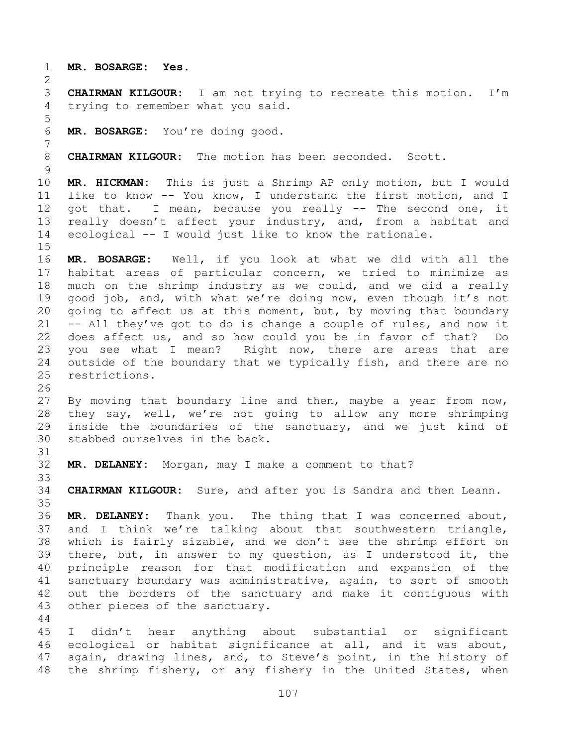**MR. BOSARGE: Yes.**

**CHAIRMAN KILGOUR:** I am not trying to recreate this motion. I'm trying to remember what you said.

**MR. BOSARGE:** You're doing good.

**CHAIRMAN KILGOUR:** The motion has been seconded. Scott.

**MR. HICKMAN:** This is just a Shrimp AP only motion, but I would like to know -- You know, I understand the first motion, and I got that. I mean, because you really -- The second one, it really doesn't affect your industry, and, from a habitat and ecological -- I would just like to know the rationale.

**MR. BOSARGE:** Well, if you look at what we did with all the habitat areas of particular concern, we tried to minimize as much on the shrimp industry as we could, and we did a really good job, and, with what we're doing now, even though it's not going to affect us at this moment, but, by moving that boundary -- All they've got to do is change a couple of rules, and now it does affect us, and so how could you be in favor of that? Do you see what I mean? Right now, there are areas that are outside of the boundary that we typically fish, and there are no restrictions.

By moving that boundary line and then, maybe a year from now, they say, well, we're not going to allow any more shrimping inside the boundaries of the sanctuary, and we just kind of stabbed ourselves in the back.

**MR. DELANEY:** Morgan, may I make a comment to that?

**CHAIRMAN KILGOUR:** Sure, and after you is Sandra and then Leann.

**MR. DELANEY:** Thank you. The thing that I was concerned about, and I think we're talking about that southwestern triangle, which is fairly sizable, and we don't see the shrimp effort on there, but, in answer to my question, as I understood it, the principle reason for that modification and expansion of the sanctuary boundary was administrative, again, to sort of smooth out the borders of the sanctuary and make it contiguous with other pieces of the sanctuary.

I didn't hear anything about substantial or significant ecological or habitat significance at all, and it was about, again, drawing lines, and, to Steve's point, in the history of the shrimp fishery, or any fishery in the United States, when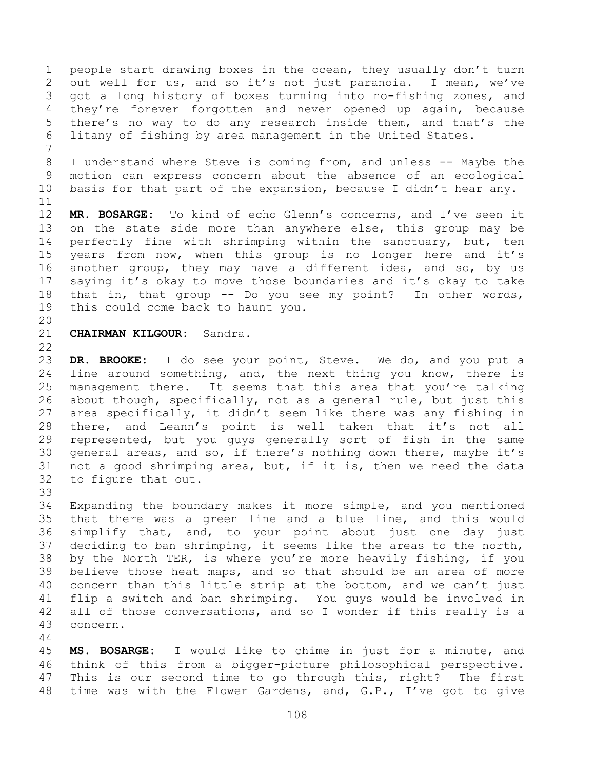people start drawing boxes in the ocean, they usually don't turn out well for us, and so it's not just paranoia. I mean, we've got a long history of boxes turning into no-fishing zones, and they're forever forgotten and never opened up again, because there's no way to do any research inside them, and that's the litany of fishing by area management in the United States.

I understand where Steve is coming from, and unless -- Maybe the motion can express concern about the absence of an ecological basis for that part of the expansion, because I didn't hear any.

**MR. BOSARGE:** To kind of echo Glenn's concerns, and I've seen it on the state side more than anywhere else, this group may be perfectly fine with shrimping within the sanctuary, but, ten years from now, when this group is no longer here and it's another group, they may have a different idea, and so, by us saying it's okay to move those boundaries and it's okay to take that in, that group -- Do you see my point? In other words, this could come back to haunt you.

**CHAIRMAN KILGOUR:** Sandra.

**DR. BROOKE:** I do see your point, Steve. We do, and you put a line around something, and, the next thing you know, there is management there. It seems that this area that you're talking about though, specifically, not as a general rule, but just this area specifically, it didn't seem like there was any fishing in there, and Leann's point is well taken that it's not all represented, but you guys generally sort of fish in the same general areas, and so, if there's nothing down there, maybe it's not a good shrimping area, but, if it is, then we need the data to figure that out.

Expanding the boundary makes it more simple, and you mentioned that there was a green line and a blue line, and this would simplify that, and, to your point about just one day just deciding to ban shrimping, it seems like the areas to the north, by the North TER, is where you're more heavily fishing, if you believe those heat maps, and so that should be an area of more concern than this little strip at the bottom, and we can't just flip a switch and ban shrimping. You guys would be involved in all of those conversations, and so I wonder if this really is a concern.

**MS. BOSARGE:** I would like to chime in just for a minute, and think of this from a bigger-picture philosophical perspective. This is our second time to go through this, right? The first time was with the Flower Gardens, and, G.P., I've got to give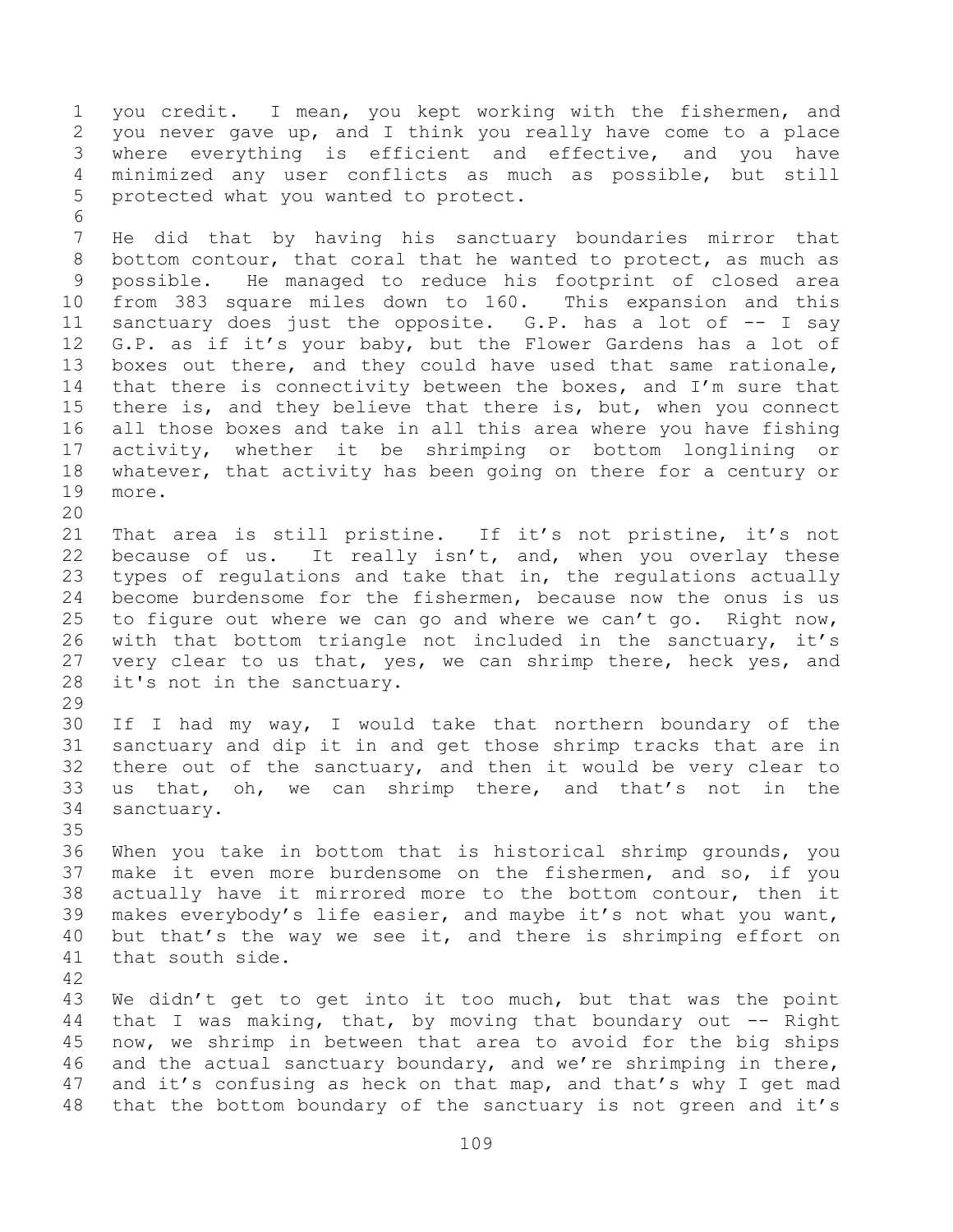you credit. I mean, you kept working with the fishermen, and you never gave up, and I think you really have come to a place where everything is efficient and effective, and you have minimized any user conflicts as much as possible, but still protected what you wanted to protect.

He did that by having his sanctuary boundaries mirror that bottom contour, that coral that he wanted to protect, as much as possible. He managed to reduce his footprint of closed area from 383 square miles down to 160. This expansion and this sanctuary does just the opposite. G.P. has a lot of -- I say G.P. as if it's your baby, but the Flower Gardens has a lot of boxes out there, and they could have used that same rationale, that there is connectivity between the boxes, and I'm sure that there is, and they believe that there is, but, when you connect all those boxes and take in all this area where you have fishing activity, whether it be shrimping or bottom longlining or whatever, that activity has been going on there for a century or more.

That area is still pristine. If it's not pristine, it's not because of us. It really isn't, and, when you overlay these types of regulations and take that in, the regulations actually become burdensome for the fishermen, because now the onus is us to figure out where we can go and where we can't go. Right now, with that bottom triangle not included in the sanctuary, it's very clear to us that, yes, we can shrimp there, heck yes, and it's not in the sanctuary.

If I had my way, I would take that northern boundary of the sanctuary and dip it in and get those shrimp tracks that are in there out of the sanctuary, and then it would be very clear to us that, oh, we can shrimp there, and that's not in the sanctuary.

When you take in bottom that is historical shrimp grounds, you make it even more burdensome on the fishermen, and so, if you actually have it mirrored more to the bottom contour, then it makes everybody's life easier, and maybe it's not what you want, but that's the way we see it, and there is shrimping effort on that south side.

We didn't get to get into it too much, but that was the point that I was making, that, by moving that boundary out -- Right now, we shrimp in between that area to avoid for the big ships and the actual sanctuary boundary, and we're shrimping in there, and it's confusing as heck on that map, and that's why I get mad that the bottom boundary of the sanctuary is not green and it's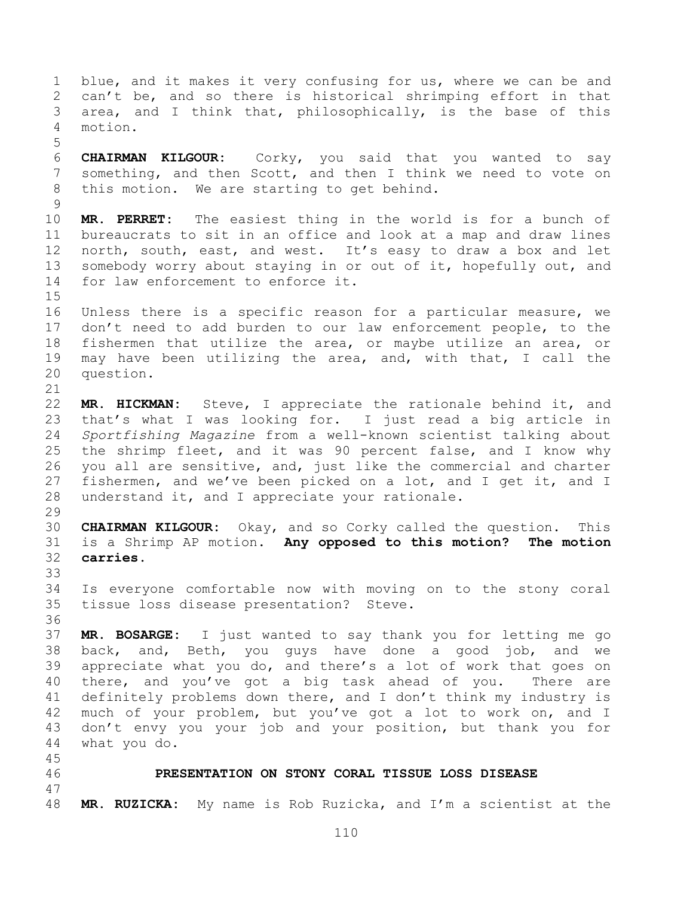blue, and it makes it very confusing for us, where we can be and can't be, and so there is historical shrimping effort in that area, and I think that, philosophically, is the base of this motion.

**CHAIRMAN KILGOUR:** Corky, you said that you wanted to say something, and then Scott, and then I think we need to vote on this motion. We are starting to get behind.

**MR. PERRET:** The easiest thing in the world is for a bunch of bureaucrats to sit in an office and look at a map and draw lines north, south, east, and west. It's easy to draw a box and let somebody worry about staying in or out of it, hopefully out, and for law enforcement to enforce it.

Unless there is a specific reason for a particular measure, we don't need to add burden to our law enforcement people, to the fishermen that utilize the area, or maybe utilize an area, or may have been utilizing the area, and, with that, I call the question.

**MR. HICKMAN:** Steve, I appreciate the rationale behind it, and that's what I was looking for. I just read a big article in *Sportfishing Magazine* from a well-known scientist talking about the shrimp fleet, and it was 90 percent false, and I know why you all are sensitive, and, just like the commercial and charter fishermen, and we've been picked on a lot, and I get it, and I understand it, and I appreciate your rationale.

**CHAIRMAN KILGOUR:** Okay, and so Corky called the question. This is a Shrimp AP motion. **Any opposed to this motion? The motion carries.**

Is everyone comfortable now with moving on to the stony coral tissue loss disease presentation? Steve.

**MR. BOSARGE:** I just wanted to say thank you for letting me go back, and, Beth, you guys have done a good job, and we appreciate what you do, and there's a lot of work that goes on there, and you've got a big task ahead of you. There are definitely problems down there, and I don't think my industry is much of your problem, but you've got a lot to work on, and I don't envy you your job and your position, but thank you for what you do.

## PRESENTATION ON STONY CORAL TISSUE LOSS DISEASE

**MR. RUZICKA:** My name is Rob Ruzicka, and I'm a scientist at the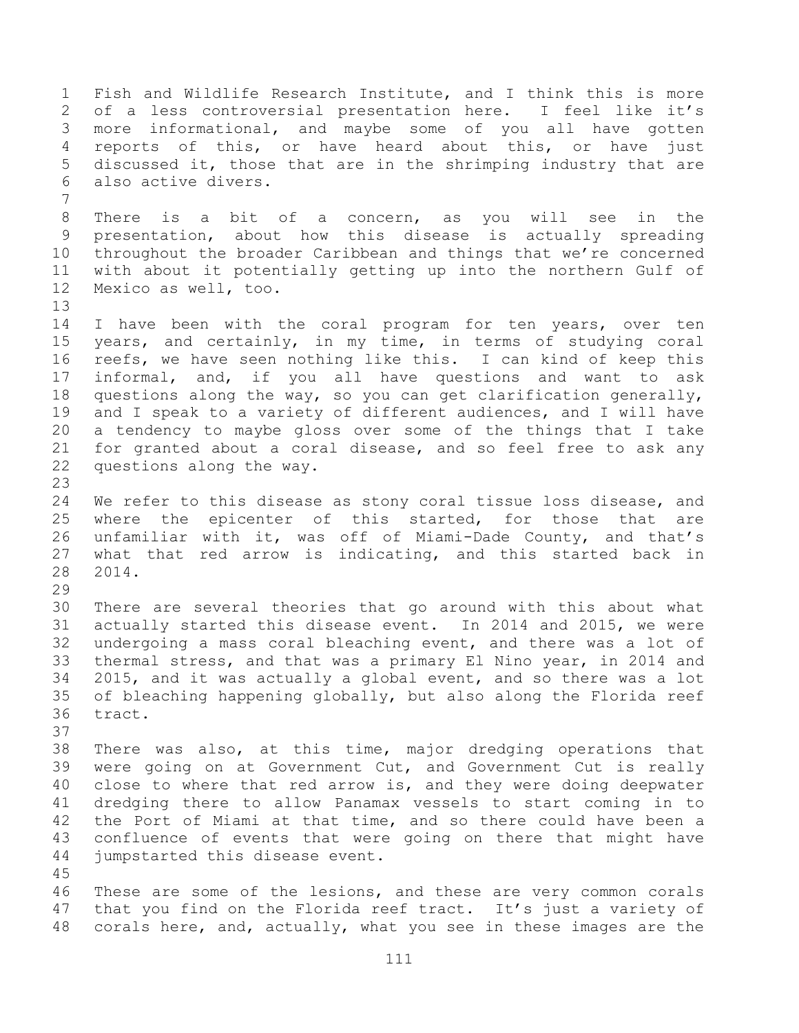Fish and Wildlife Research Institute, and I think this is more of a less controversial presentation here. I feel like it's more informational, and maybe some of you all have gotten reports of this, or have heard about this, or have just discussed it, those that are in the shrimping industry that are also active divers.

There is a bit of a concern, as you will see in the presentation, about how this disease is actually spreading throughout the broader Caribbean and things that we're concerned with about it potentially getting up into the northern Gulf of Mexico as well, too.

I have been with the coral program for ten years, over ten years, and certainly, in my time, in terms of studying coral reefs, we have seen nothing like this. I can kind of keep this informal, and, if you all have questions and want to ask questions along the way, so you can get clarification generally, and I speak to a variety of different audiences, and I will have a tendency to maybe gloss over some of the things that I take for granted about a coral disease, and so feel free to ask any questions along the way.

We refer to this disease as stony coral tissue loss disease, and where the epicenter of this started, for those that are unfamiliar with it, was off of Miami-Dade County, and that's what that red arrow is indicating, and this started back in 2014.

There are several theories that go around with this about what actually started this disease event. In 2014 and 2015, we were undergoing a mass coral bleaching event, and there was a lot of thermal stress, and that was a primary El Nino year, in 2014 and 2015, and it was actually a global event, and so there was a lot of bleaching happening globally, but also along the Florida reef tract.

There was also, at this time, major dredging operations that were going on at Government Cut, and Government Cut is really close to where that red arrow is, and they were doing deepwater dredging there to allow Panamax vessels to start coming in to the Port of Miami at that time, and so there could have been a confluence of events that were going on there that might have jumpstarted this disease event.

These are some of the lesions, and these are very common corals that you find on the Florida reef tract. It's just a variety of corals here, and, actually, what you see in these images are the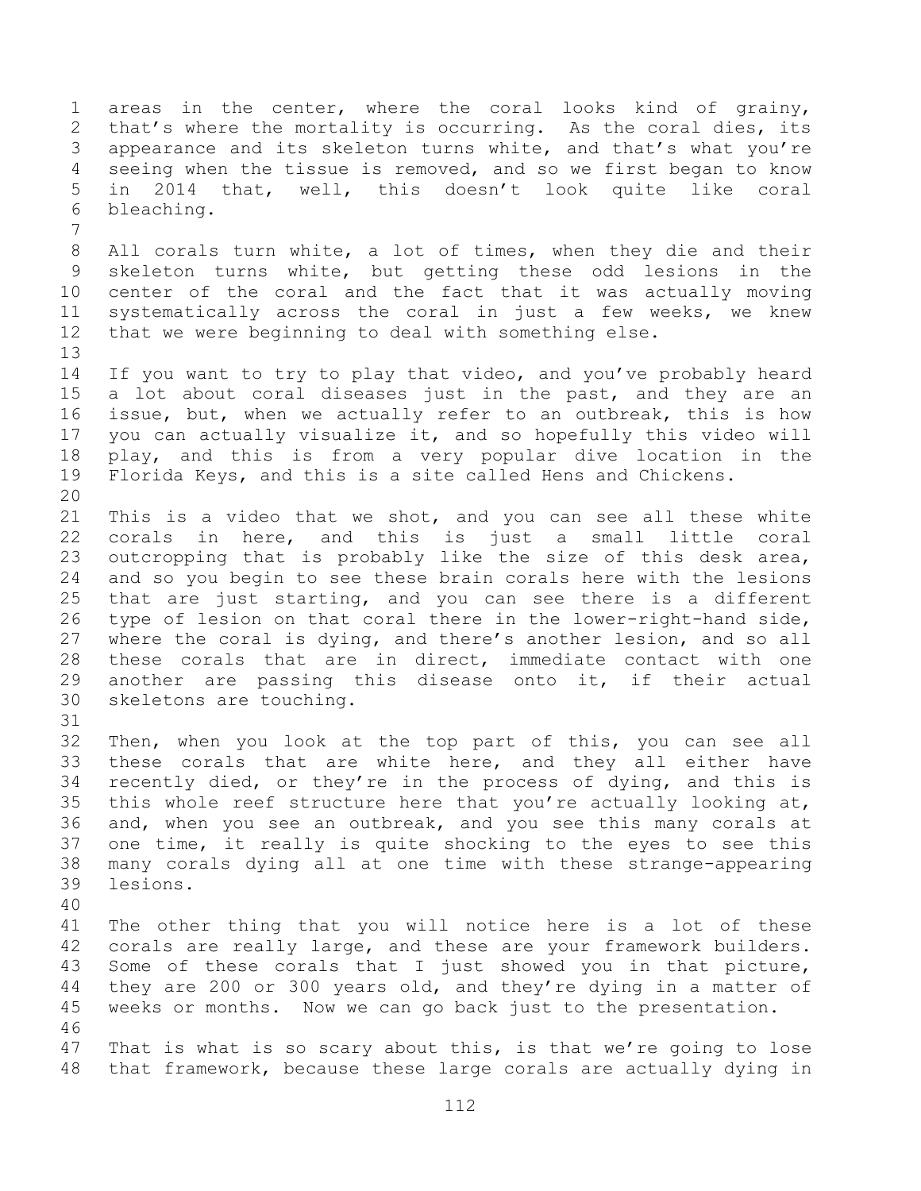areas in the center, where the coral looks kind of grainy, that's where the mortality is occurring. As the coral dies, its appearance and its skeleton turns white, and that's what you're seeing when the tissue is removed, and so we first began to know in 2014 that, well, this doesn't look quite like coral bleaching.

All corals turn white, a lot of times, when they die and their skeleton turns white, but getting these odd lesions in the center of the coral and the fact that it was actually moving systematically across the coral in just a few weeks, we knew that we were beginning to deal with something else.

If you want to try to play that video, and you've probably heard a lot about coral diseases just in the past, and they are an issue, but, when we actually refer to an outbreak, this is how you can actually visualize it, and so hopefully this video will play, and this is from a very popular dive location in the Florida Keys, and this is a site called Hens and Chickens.

This is a video that we shot, and you can see all these white corals in here, and this is just a small little coral outcropping that is probably like the size of this desk area, and so you begin to see these brain corals here with the lesions that are just starting, and you can see there is a different type of lesion on that coral there in the lower-right-hand side, where the coral is dying, and there's another lesion, and so all these corals that are in direct, immediate contact with one another are passing this disease onto it, if their actual skeletons are touching.

Then, when you look at the top part of this, you can see all these corals that are white here, and they all either have recently died, or they're in the process of dying, and this is this whole reef structure here that you're actually looking at, and, when you see an outbreak, and you see this many corals at one time, it really is quite shocking to the eyes to see this many corals dying all at one time with these strange-appearing lesions.

The other thing that you will notice here is a lot of these corals are really large, and these are your framework builders. Some of these corals that I just showed you in that picture, they are 200 or 300 years old, and they're dying in a matter of weeks or months. Now we can go back just to the presentation.

That is what is so scary about this, is that we're going to lose that framework, because these large corals are actually dying in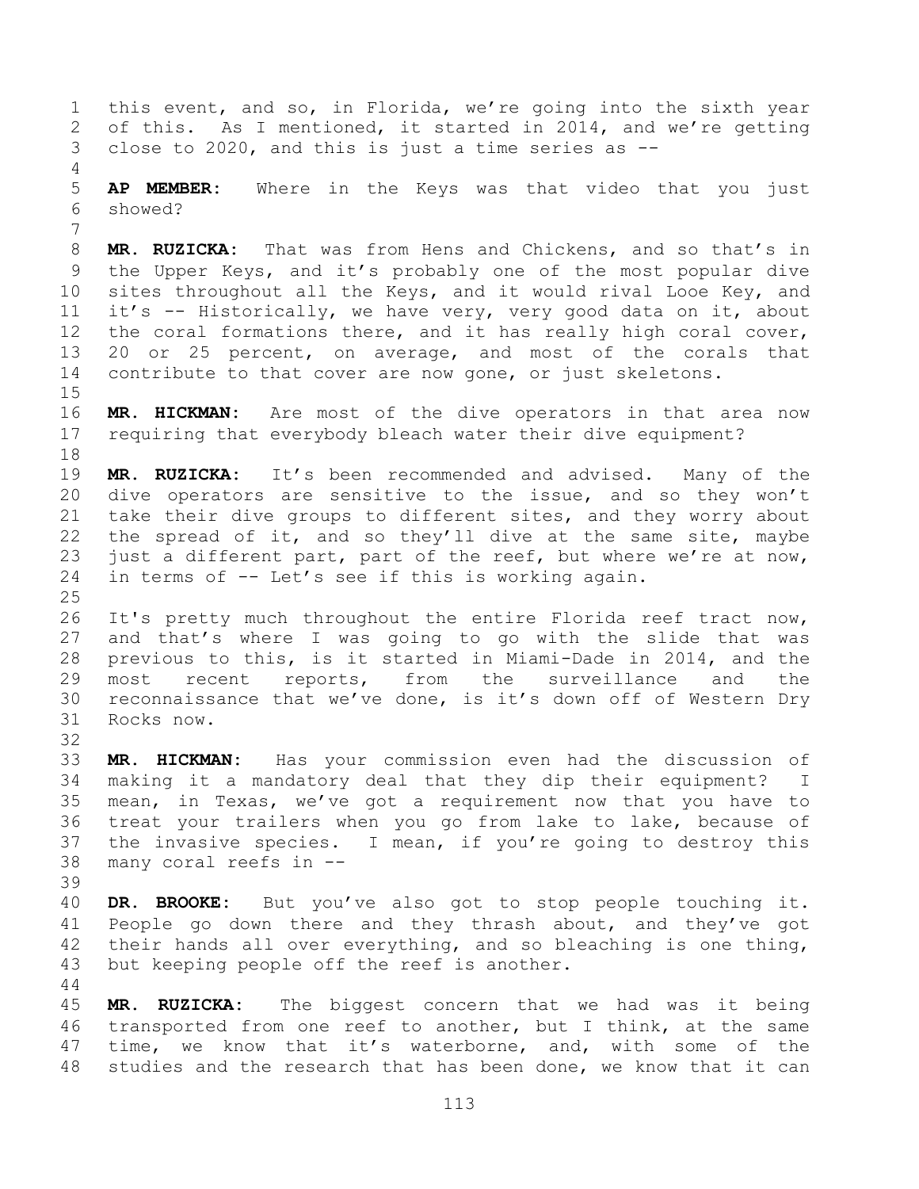this event, and so, in Florida, we're going into the sixth year of this. As I mentioned, it started in 2014, and we're getting close to 2020, and this is just a time series as --

**AP MEMBER:** Where in the Keys was that video that you just showed?

**MR. RUZICKA:** That was from Hens and Chickens, and so that's in the Upper Keys, and it's probably one of the most popular dive sites throughout all the Keys, and it would rival Looe Key, and it's -- Historically, we have very, very good data on it, about the coral formations there, and it has really high coral cover, 20 or 25 percent, on average, and most of the corals that contribute to that cover are now gone, or just skeletons.

**MR. HICKMAN:** Are most of the dive operators in that area now requiring that everybody bleach water their dive equipment?

**MR. RUZICKA:** It's been recommended and advised. Many of the dive operators are sensitive to the issue, and so they won't take their dive groups to different sites, and they worry about the spread of it, and so they'll dive at the same site, maybe just a different part, part of the reef, but where we're at now, in terms of -- Let's see if this is working again.

It's pretty much throughout the entire Florida reef tract now, and that's where I was going to go with the slide that was previous to this, is it started in Miami-Dade in 2014, and the most recent reports, from the surveillance and the reconnaissance that we've done, is it's down off of Western Dry Rocks now.

**MR. HICKMAN:** Has your commission even had the discussion of making it a mandatory deal that they dip their equipment? I mean, in Texas, we've got a requirement now that you have to treat your trailers when you go from lake to lake, because of the invasive species. I mean, if you're going to destroy this many coral reefs in --

**DR. BROOKE:** But you've also got to stop people touching it. People go down there and they thrash about, and they've got their hands all over everything, and so bleaching is one thing, but keeping people off the reef is another.

**MR. RUZICKA:** The biggest concern that we had was it being transported from one reef to another, but I think, at the same time, we know that it's waterborne, and, with some of the studies and the research that has been done, we know that it can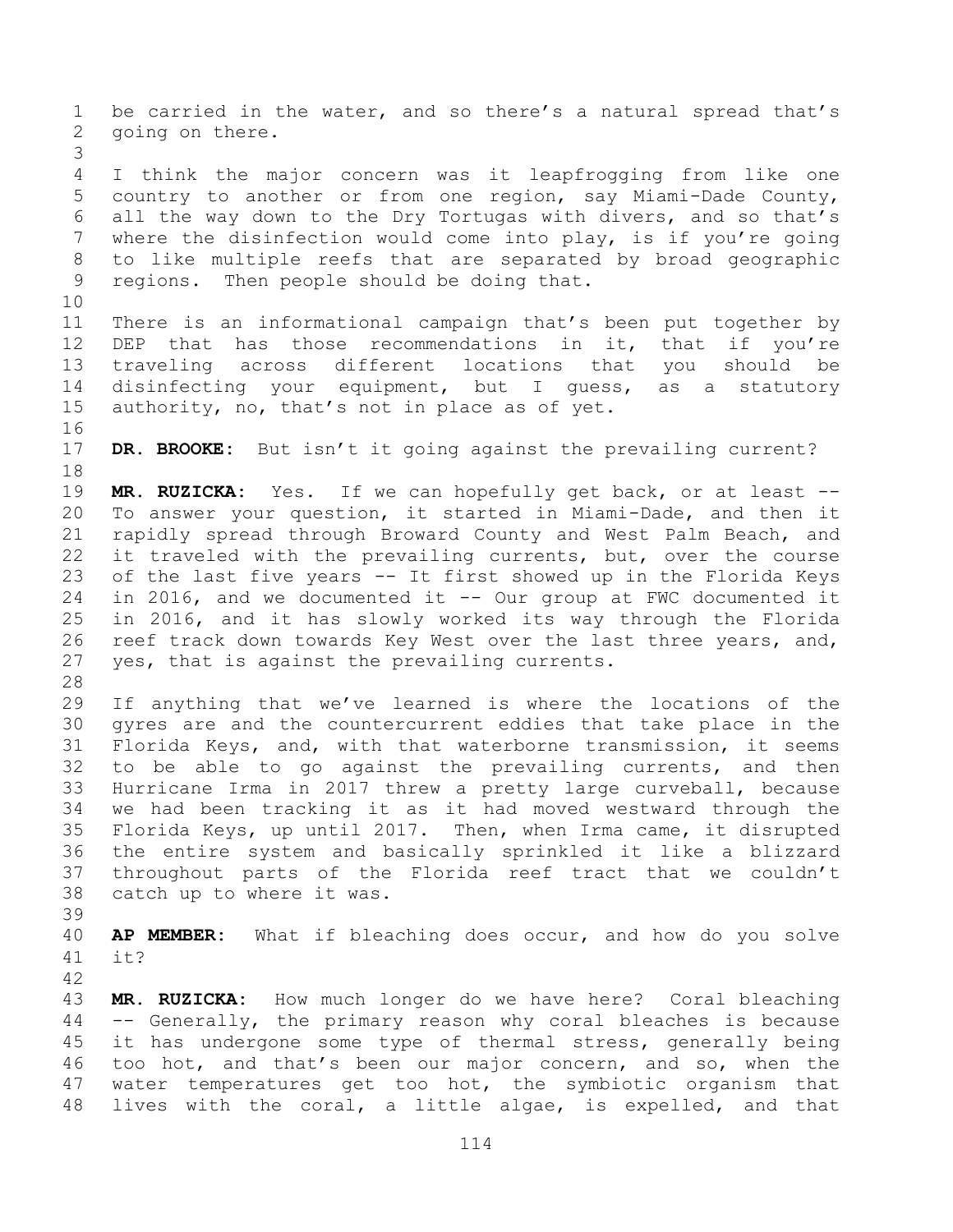be carried in the water, and so there's a natural spread that's going on there.

I think the major concern was it leapfrogging from like one country to another or from one region, say Miami-Dade County, all the way down to the Dry Tortugas with divers, and so that's where the disinfection would come into play, is if you're going to like multiple reefs that are separated by broad geographic regions. Then people should be doing that.

There is an informational campaign that's been put together by DEP that has those recommendations in it, that if you're traveling across different locations that you should be disinfecting your equipment, but I guess, as a statutory authority, no, that's not in place as of yet.

**DR. BROOKE:** But isn't it going against the prevailing current?

**MR. RUZICKA:** Yes. If we can hopefully get back, or at least -- To answer your question, it started in Miami-Dade, and then it rapidly spread through Broward County and West Palm Beach, and it traveled with the prevailing currents, but, over the course of the last five years -- It first showed up in the Florida Keys in 2016, and we documented it -- Our group at FWC documented it in 2016, and it has slowly worked its way through the Florida reef track down towards Key West over the last three years, and, yes, that is against the prevailing currents.

If anything that we've learned is where the locations of the gyres are and the countercurrent eddies that take place in the Florida Keys, and, with that waterborne transmission, it seems to be able to go against the prevailing currents, and then Hurricane Irma in 2017 threw a pretty large curveball, because we had been tracking it as it had moved westward through the Florida Keys, up until 2017. Then, when Irma came, it disrupted the entire system and basically sprinkled it like a blizzard throughout parts of the Florida reef tract that we couldn't catch up to where it was.

**AP MEMBER:** What if bleaching does occur, and how do you solve it?

**MR. RUZICKA:** How much longer do we have here? Coral bleaching -- Generally, the primary reason why coral bleaches is because it has undergone some type of thermal stress, generally being too hot, and that's been our major concern, and so, when the water temperatures get too hot, the symbiotic organism that lives with the coral, a little algae, is expelled, and that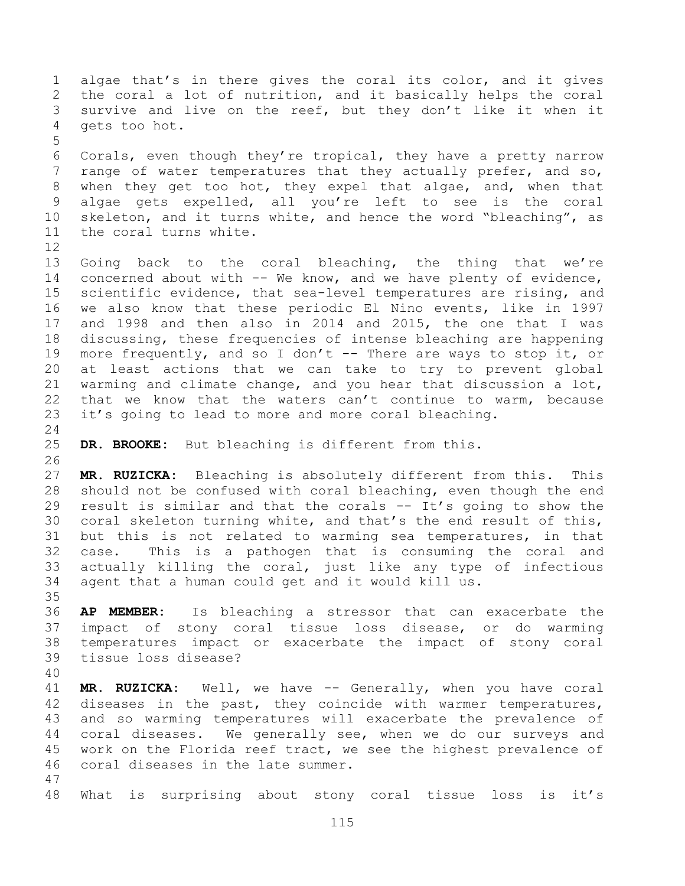algae that's in there gives the coral its color, and it gives the coral a lot of nutrition, and it basically helps the coral survive and live on the reef, but they don't like it when it gets too hot.

Corals, even though they're tropical, they have a pretty narrow range of water temperatures that they actually prefer, and so, when they get too hot, they expel that algae, and, when that algae gets expelled, all you're left to see is the coral skeleton, and it turns white, and hence the word "bleaching", as the coral turns white.

Going back to the coral bleaching, the thing that we're concerned about with -- We know, and we have plenty of evidence, scientific evidence, that sea-level temperatures are rising, and we also know that these periodic El Nino events, like in 1997 and 1998 and then also in 2014 and 2015, the one that I was discussing, these frequencies of intense bleaching are happening more frequently, and so I don't -- There are ways to stop it, or at least actions that we can take to try to prevent global warming and climate change, and you hear that discussion a lot, that we know that the waters can't continue to warm, because it's going to lead to more and more coral bleaching.

**DR. BROOKE:** But bleaching is different from this.

**MR. RUZICKA:** Bleaching is absolutely different from this. This should not be confused with coral bleaching, even though the end result is similar and that the corals -- It's going to show the coral skeleton turning white, and that's the end result of this, but this is not related to warming sea temperatures, in that case. This is a pathogen that is consuming the coral and actually killing the coral, just like any type of infectious agent that a human could get and it would kill us.

**AP MEMBER:** Is bleaching a stressor that can exacerbate the impact of stony coral tissue loss disease, or do warming temperatures impact or exacerbate the impact of stony coral tissue loss disease?

**MR. RUZICKA:** Well, we have -- Generally, when you have coral diseases in the past, they coincide with warmer temperatures, and so warming temperatures will exacerbate the prevalence of coral diseases. We generally see, when we do our surveys and work on the Florida reef tract, we see the highest prevalence of coral diseases in the late summer.

What is surprising about stony coral tissue loss is it's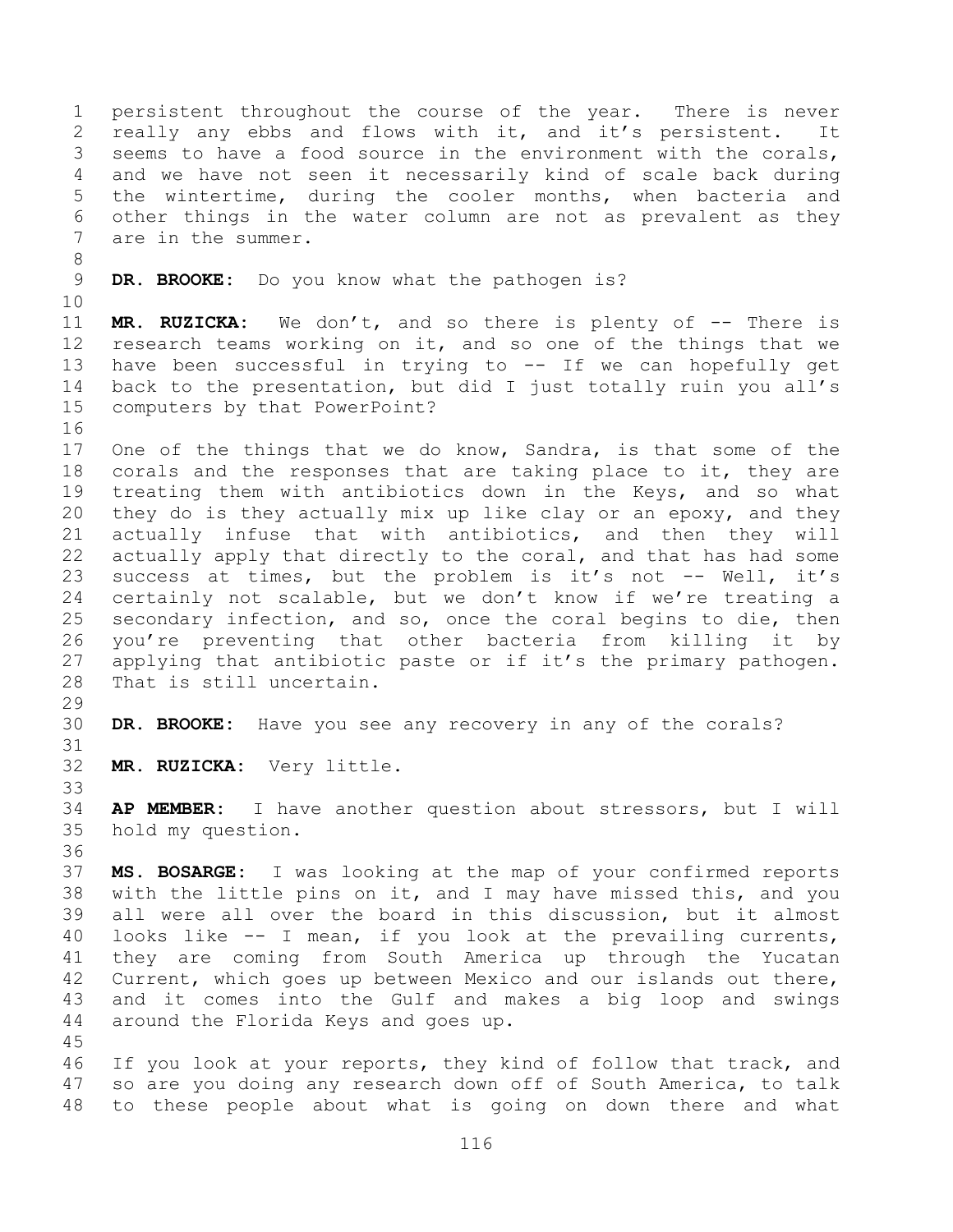persistent throughout the course of the year. There is never really any ebbs and flows with it, and it's persistent. It seems to have a food source in the environment with the corals, and we have not seen it necessarily kind of scale back during the wintertime, during the cooler months, when bacteria and other things in the water column are not as prevalent as they are in the summer.

**DR. BROOKE:** Do you know what the pathogen is?

**MR. RUZICKA:** We don't, and so there is plenty of -- There is research teams working on it, and so one of the things that we have been successful in trying to -- If we can hopefully get back to the presentation, but did I just totally ruin you all's computers by that PowerPoint?

One of the things that we do know, Sandra, is that some of the corals and the responses that are taking place to it, they are treating them with antibiotics down in the Keys, and so what they do is they actually mix up like clay or an epoxy, and they actually infuse that with antibiotics, and then they will actually apply that directly to the coral, and that has had some success at times, but the problem is it's not -- Well, it's certainly not scalable, but we don't know if we're treating a secondary infection, and so, once the coral begins to die, then you're preventing that other bacteria from killing it by applying that antibiotic paste or if it's the primary pathogen. That is still uncertain.

**DR. BROOKE:** Have you see any recovery in any of the corals?

**MR. RUZICKA:** Very little.

**AP MEMBER:** I have another question about stressors, but I will hold my question.

**MS. BOSARGE:** I was looking at the map of your confirmed reports with the little pins on it, and I may have missed this, and you all were all over the board in this discussion, but it almost looks like -- I mean, if you look at the prevailing currents, they are coming from South America up through the Yucatan Current, which goes up between Mexico and our islands out there, and it comes into the Gulf and makes a big loop and swings around the Florida Keys and goes up.

If you look at your reports, they kind of follow that track, and so are you doing any research down off of South America, to talk to these people about what is going on down there and what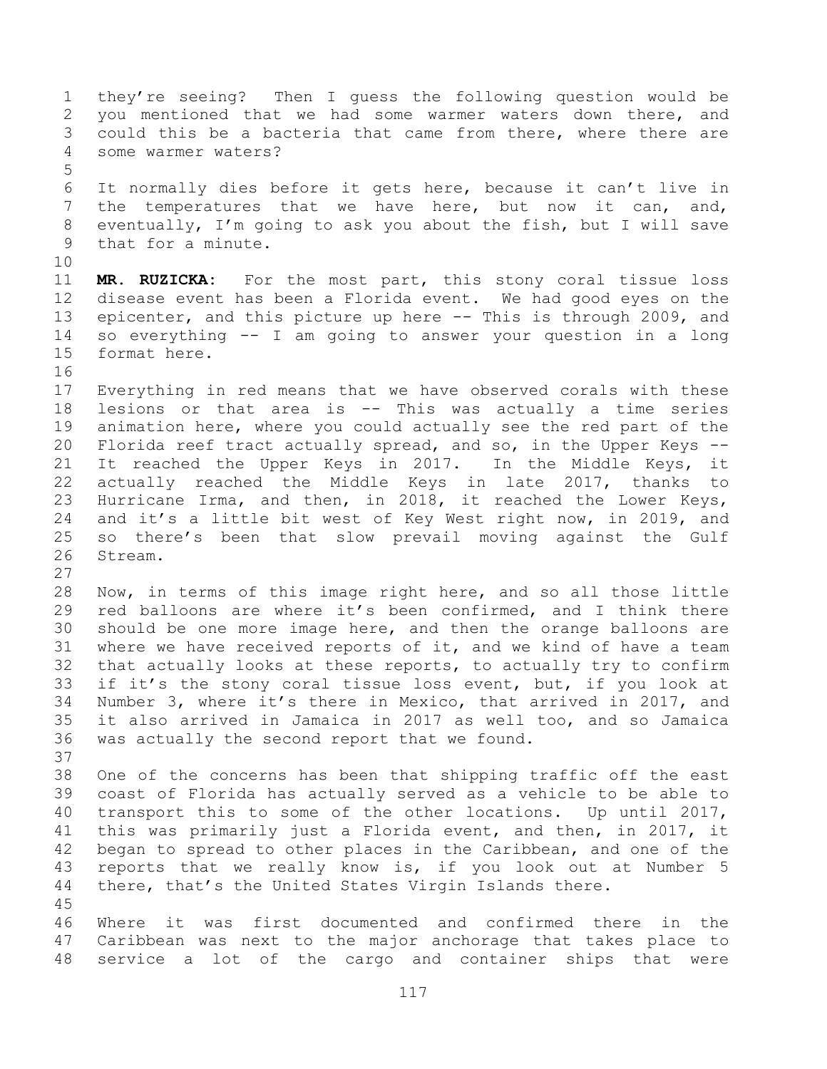they're seeing? Then I guess the following question would be you mentioned that we had some warmer waters down there, and could this be a bacteria that came from there, where there are some warmer waters?

It normally dies before it gets here, because it can't live in the temperatures that we have here, but now it can, and, eventually, I'm going to ask you about the fish, but I will save that for a minute.

**MR. RUZICKA:** For the most part, this stony coral tissue loss disease event has been a Florida event. We had good eyes on the epicenter, and this picture up here -- This is through 2009, and so everything -- I am going to answer your question in a long format here.

Everything in red means that we have observed corals with these lesions or that area is -- This was actually a time series animation here, where you could actually see the red part of the Florida reef tract actually spread, and so, in the Upper Keys -- It reached the Upper Keys in 2017. In the Middle Keys, it actually reached the Middle Keys in late 2017, thanks to Hurricane Irma, and then, in 2018, it reached the Lower Keys, and it's a little bit west of Key West right now, in 2019, and so there's been that slow prevail moving against the Gulf Stream.

Now, in terms of this image right here, and so all those little red balloons are where it's been confirmed, and I think there should be one more image here, and then the orange balloons are where we have received reports of it, and we kind of have a team that actually looks at these reports, to actually try to confirm if it's the stony coral tissue loss event, but, if you look at Number 3, where it's there in Mexico, that arrived in 2017, and it also arrived in Jamaica in 2017 as well too, and so Jamaica was actually the second report that we found.

One of the concerns has been that shipping traffic off the east coast of Florida has actually served as a vehicle to be able to transport this to some of the other locations. Up until 2017, this was primarily just a Florida event, and then, in 2017, it began to spread to other places in the Caribbean, and one of the reports that we really know is, if you look out at Number 5 there, that's the United States Virgin Islands there.

Where it was first documented and confirmed there in the Caribbean was next to the major anchorage that takes place to service a lot of the cargo and container ships that were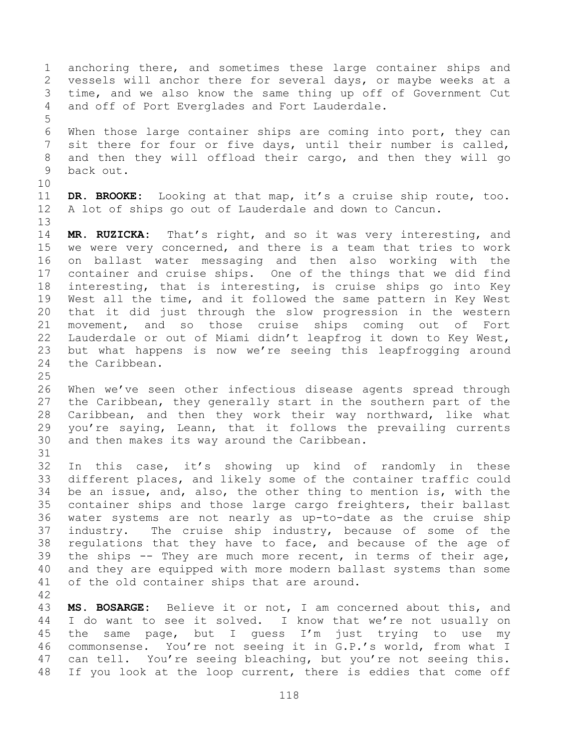anchoring there, and sometimes these large container ships and vessels will anchor there for several days, or maybe weeks at a time, and we also know the same thing up off of Government Cut and off of Port Everglades and Fort Lauderdale.

When those large container ships are coming into port, they can sit there for four or five days, until their number is called, and then they will offload their cargo, and then they will go back out.

**DR. BROOKE:** Looking at that map, it's a cruise ship route, too. A lot of ships go out of Lauderdale and down to Cancun.

**MR. RUZICKA:** That's right, and so it was very interesting, and we were very concerned, and there is a team that tries to work on ballast water messaging and then also working with the container and cruise ships. One of the things that we did find interesting, that is interesting, is cruise ships go into Key West all the time, and it followed the same pattern in Key West that it did just through the slow progression in the western movement, and so those cruise ships coming out of Fort Lauderdale or out of Miami didn't leapfrog it down to Key West, but what happens is now we're seeing this leapfrogging around the Caribbean.

When we've seen other infectious disease agents spread through the Caribbean, they generally start in the southern part of the Caribbean, and then they work their way northward, like what you're saying, Leann, that it follows the prevailing currents and then makes its way around the Caribbean.

In this case, it's showing up kind of randomly in these different places, and likely some of the container traffic could be an issue, and, also, the other thing to mention is, with the container ships and those large cargo freighters, their ballast water systems are not nearly as up-to-date as the cruise ship industry. The cruise ship industry, because of some of the regulations that they have to face, and because of the age of the ships -- They are much more recent, in terms of their age, and they are equipped with more modern ballast systems than some of the old container ships that are around.

**MS. BOSARGE:** Believe it or not, I am concerned about this, and I do want to see it solved. I know that we're not usually on the same page, but I guess I'm just trying to use my commonsense. You're not seeing it in G.P.'s world, from what I can tell. You're seeing bleaching, but you're not seeing this. If you look at the loop current, there is eddies that come off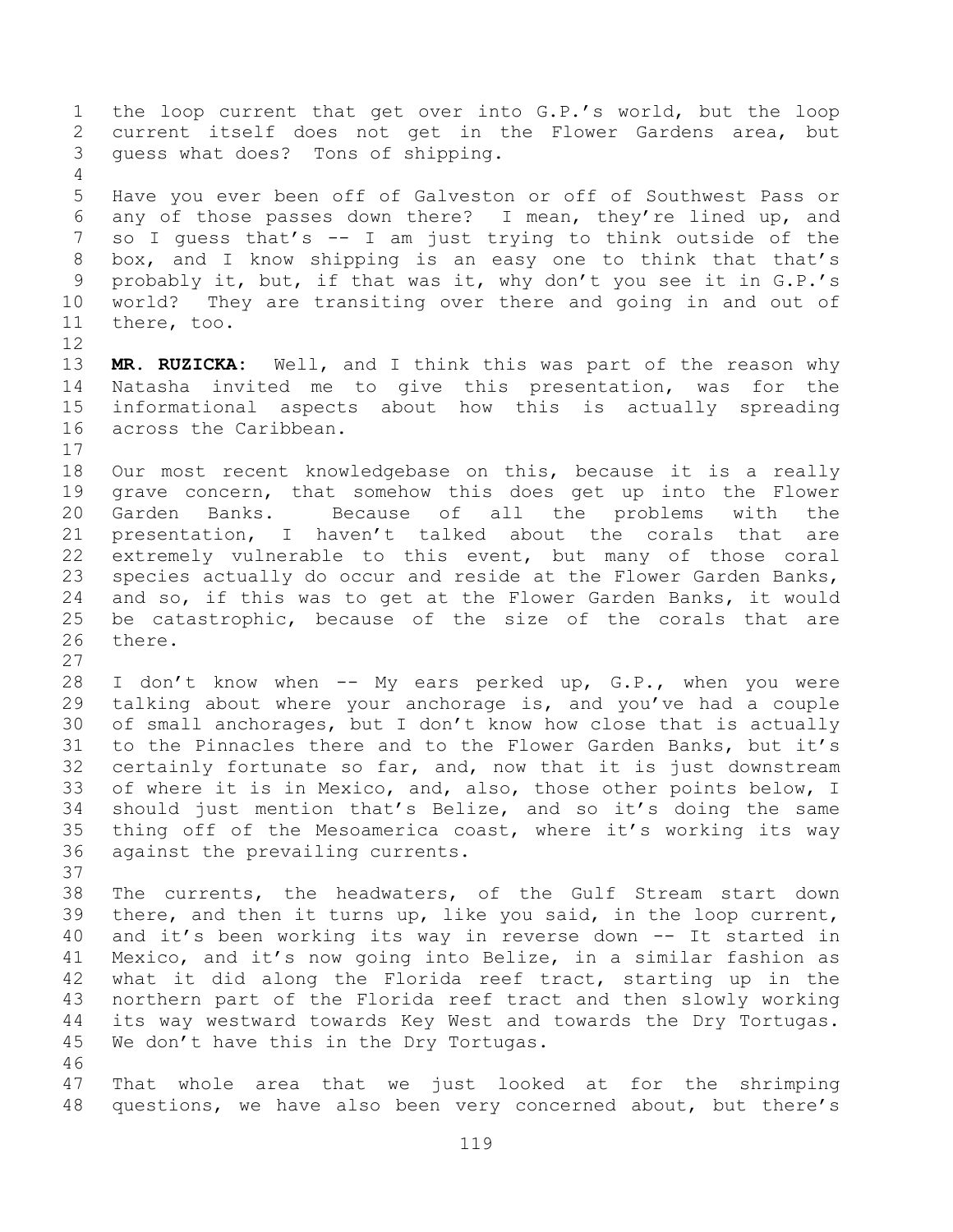the loop current that get over into G.P.'s world, but the loop current itself does not get in the Flower Gardens area, but guess what does? Tons of shipping.

Have you ever been off of Galveston or off of Southwest Pass or any of those passes down there? I mean, they're lined up, and so I guess that's -- I am just trying to think outside of the box, and I know shipping is an easy one to think that that's probably it, but, if that was it, why don't you see it in G.P.'s world? They are transiting over there and going in and out of there, too.

**MR. RUZICKA:** Well, and I think this was part of the reason why Natasha invited me to give this presentation, was for the informational aspects about how this is actually spreading across the Caribbean.

Our most recent knowledgebase on this, because it is a really grave concern, that somehow this does get up into the Flower Garden Banks. Because of all the problems with the presentation, I haven't talked about the corals that are extremely vulnerable to this event, but many of those coral species actually do occur and reside at the Flower Garden Banks, and so, if this was to get at the Flower Garden Banks, it would be catastrophic, because of the size of the corals that are there.

I don't know when -- My ears perked up, G.P., when you were talking about where your anchorage is, and you've had a couple of small anchorages, but I don't know how close that is actually to the Pinnacles there and to the Flower Garden Banks, but it's certainly fortunate so far, and, now that it is just downstream of where it is in Mexico, and, also, those other points below, I should just mention that's Belize, and so it's doing the same thing off of the Mesoamerica coast, where it's working its way against the prevailing currents.

The currents, the headwaters, of the Gulf Stream start down there, and then it turns up, like you said, in the loop current, and it's been working its way in reverse down -- It started in Mexico, and it's now going into Belize, in a similar fashion as what it did along the Florida reef tract, starting up in the northern part of the Florida reef tract and then slowly working its way westward towards Key West and towards the Dry Tortugas. We don't have this in the Dry Tortugas.

That whole area that we just looked at for the shrimping questions, we have also been very concerned about, but there's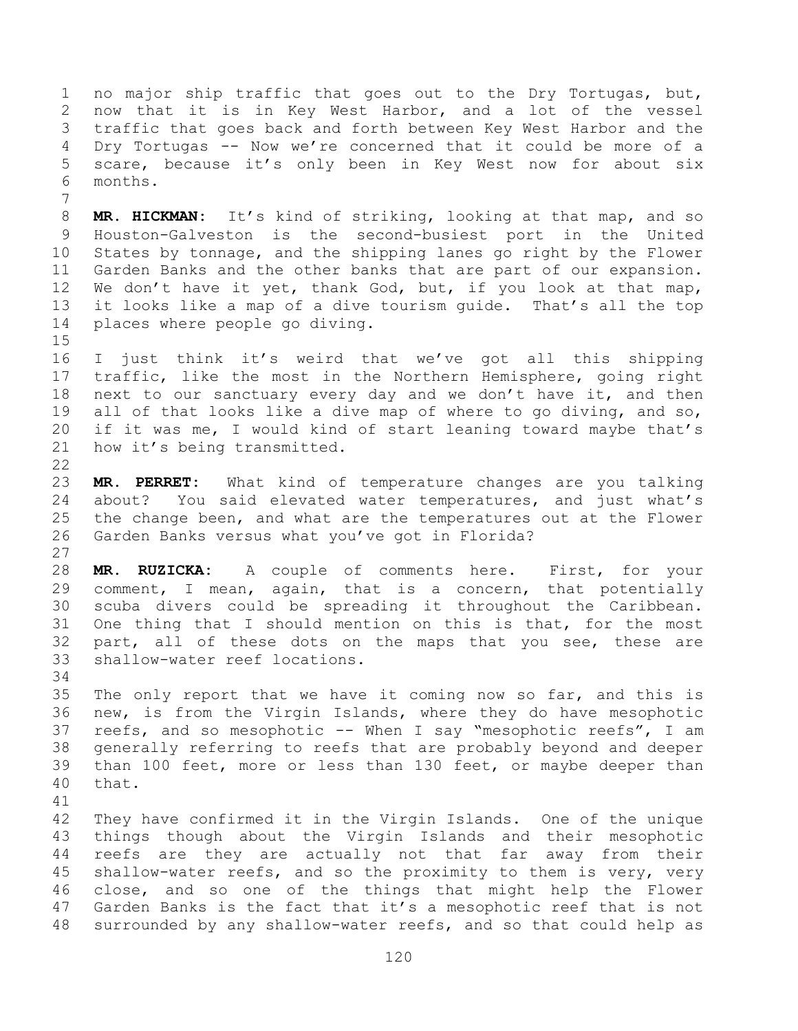no major ship traffic that goes out to the Dry Tortugas, but, now that it is in Key West Harbor, and a lot of the vessel traffic that goes back and forth between Key West Harbor and the Dry Tortugas -- Now we're concerned that it could be more of a scare, because it's only been in Key West now for about six months.

**MR. HICKMAN:** It's kind of striking, looking at that map, and so Houston-Galveston is the second-busiest port in the United States by tonnage, and the shipping lanes go right by the Flower Garden Banks and the other banks that are part of our expansion. We don't have it yet, thank God, but, if you look at that map, it looks like a map of a dive tourism guide. That's all the top places where people go diving.

I just think it's weird that we've got all this shipping traffic, like the most in the Northern Hemisphere, going right next to our sanctuary every day and we don't have it, and then all of that looks like a dive map of where to go diving, and so, if it was me, I would kind of start leaning toward maybe that's how it's being transmitted.

**MR. PERRET:** What kind of temperature changes are you talking about? You said elevated water temperatures, and just what's the change been, and what are the temperatures out at the Flower Garden Banks versus what you've got in Florida?

**MR. RUZICKA:** A couple of comments here. First, for your comment, I mean, again, that is a concern, that potentially scuba divers could be spreading it throughout the Caribbean. One thing that I should mention on this is that, for the most part, all of these dots on the maps that you see, these are shallow-water reef locations.

The only report that we have it coming now so far, and this is new, is from the Virgin Islands, where they do have mesophotic reefs, and so mesophotic -- When I say "mesophotic reefs", I am generally referring to reefs that are probably beyond and deeper than 100 feet, more or less than 130 feet, or maybe deeper than that.

They have confirmed it in the Virgin Islands. One of the unique things though about the Virgin Islands and their mesophotic reefs are they are actually not that far away from their shallow-water reefs, and so the proximity to them is very, very close, and so one of the things that might help the Flower Garden Banks is the fact that it's a mesophotic reef that is not surrounded by any shallow-water reefs, and so that could help as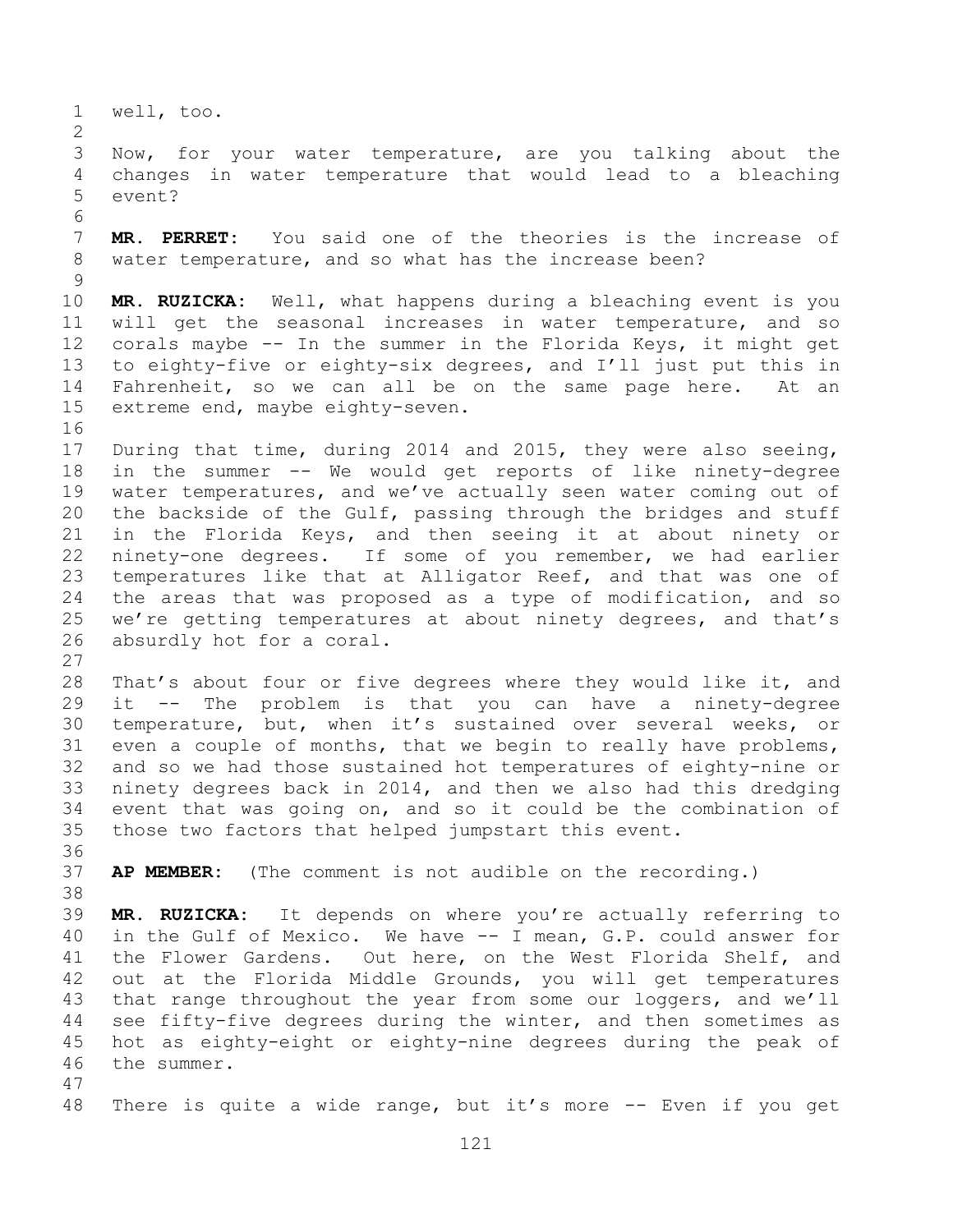well, too.

Now, for your water temperature, are you talking about the changes in water temperature that would lead to a bleaching event?

**MR. PERRET:** You said one of the theories is the increase of water temperature, and so what has the increase been?

**MR. RUZICKA:** Well, what happens during a bleaching event is you will get the seasonal increases in water temperature, and so corals maybe -- In the summer in the Florida Keys, it might get to eighty-five or eighty-six degrees, and I'll just put this in Fahrenheit, so we can all be on the same page here. At an extreme end, maybe eighty-seven.

During that time, during 2014 and 2015, they were also seeing, in the summer -- We would get reports of like ninety-degree water temperatures, and we've actually seen water coming out of the backside of the Gulf, passing through the bridges and stuff in the Florida Keys, and then seeing it at about ninety or ninety-one degrees. If some of you remember, we had earlier temperatures like that at Alligator Reef, and that was one of the areas that was proposed as a type of modification, and so we're getting temperatures at about ninety degrees, and that's absurdly hot for a coral.

That's about four or five degrees where they would like it, and it -- The problem is that you can have a ninety-degree temperature, but, when it's sustained over several weeks, or even a couple of months, that we begin to really have problems, and so we had those sustained hot temperatures of eighty-nine or ninety degrees back in 2014, and then we also had this dredging event that was going on, and so it could be the combination of those two factors that helped jumpstart this event.

**AP MEMBER:** (The comment is not audible on the recording.)

**MR. RUZICKA:** It depends on where you're actually referring to in the Gulf of Mexico. We have -- I mean, G.P. could answer for the Flower Gardens. Out here, on the West Florida Shelf, and out at the Florida Middle Grounds, you will get temperatures that range throughout the year from some our loggers, and we'll see fifty-five degrees during the winter, and then sometimes as hot as eighty-eight or eighty-nine degrees during the peak of the summer.

There is quite a wide range, but it's more -- Even if you get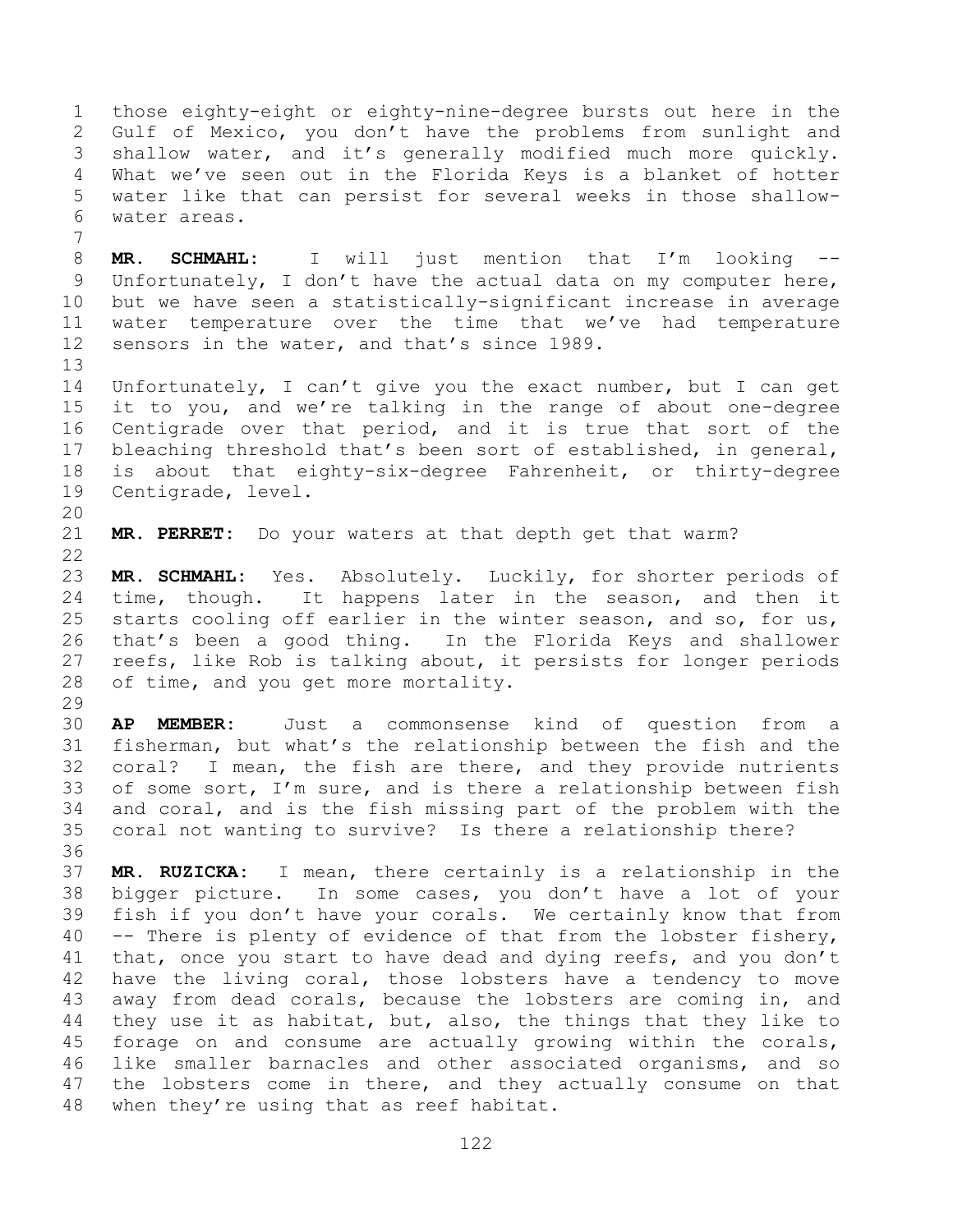those eighty-eight or eighty-nine-degree bursts out here in the Gulf of Mexico, you don't have the problems from sunlight and shallow water, and it's generally modified much more quickly. What we've seen out in the Florida Keys is a blanket of hotter water like that can persist for several weeks in those shallow-water areas.

**MR. SCHMAHL:** I will just mention that I'm looking -- Unfortunately, I don't have the actual data on my computer here, but we have seen a statistically-significant increase in average water temperature over the time that we've had temperature sensors in the water, and that's since 1989.

Unfortunately, I can't give you the exact number, but I can get it to you, and we're talking in the range of about one-degree Centigrade over that period, and it is true that sort of the bleaching threshold that's been sort of established, in general, is about that eighty-six-degree Fahrenheit, or thirty-degree Centigrade, level.

**MR. PERRET:** Do your waters at that depth get that warm?

**MR. SCHMAHL:** Yes. Absolutely. Luckily, for shorter periods of time, though. It happens later in the season, and then it starts cooling off earlier in the winter season, and so, for us, that's been a good thing. In the Florida Keys and shallower reefs, like Rob is talking about, it persists for longer periods of time, and you get more mortality.

**AP MEMBER:** Just a commonsense kind of question from a fisherman, but what's the relationship between the fish and the coral? I mean, the fish are there, and they provide nutrients of some sort, I'm sure, and is there a relationship between fish and coral, and is the fish missing part of the problem with the coral not wanting to survive? Is there a relationship there?

**MR. RUZICKA:** I mean, there certainly is a relationship in the bigger picture. In some cases, you don't have a lot of your fish if you don't have your corals. We certainly know that from -- There is plenty of evidence of that from the lobster fishery, that, once you start to have dead and dying reefs, and you don't have the living coral, those lobsters have a tendency to move away from dead corals, because the lobsters are coming in, and they use it as habitat, but, also, the things that they like to forage on and consume are actually growing within the corals, like smaller barnacles and other associated organisms, and so the lobsters come in there, and they actually consume on that when they're using that as reef habitat.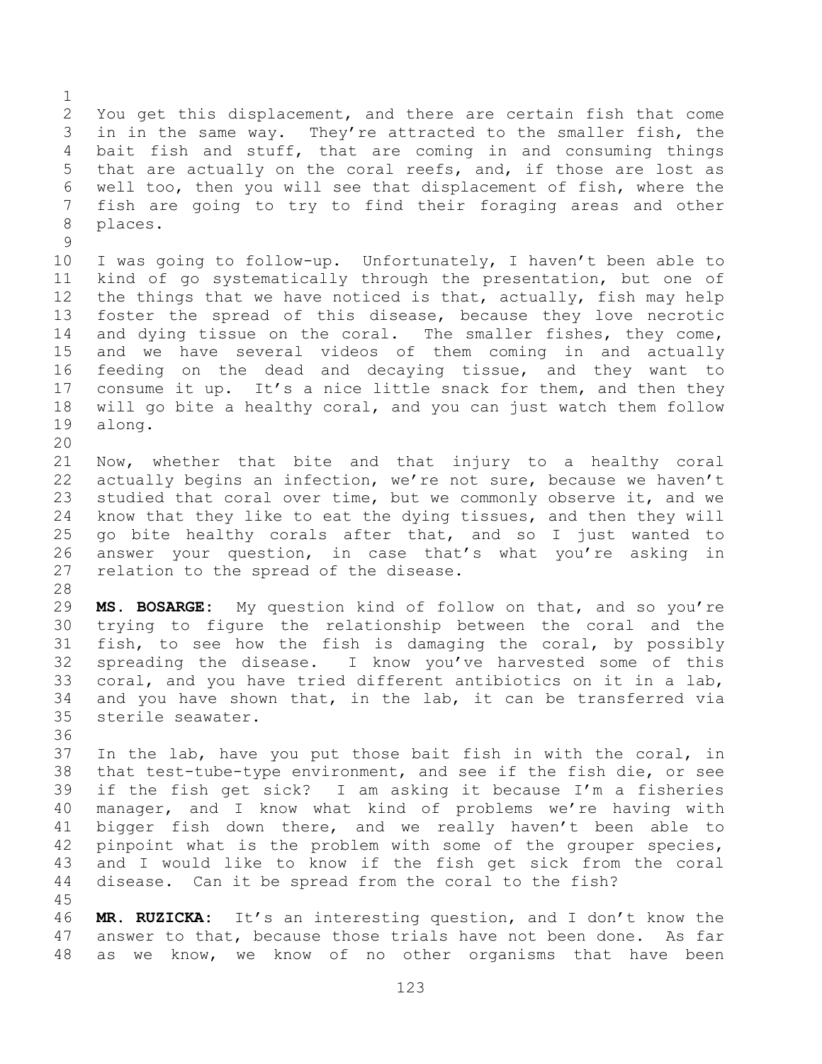You get this displacement, and there are certain fish that come in in the same way. They're attracted to the smaller fish, the bait fish and stuff, that are coming in and consuming things that are actually on the coral reefs, and, if those are lost as well too, then you will see that displacement of fish, where the fish are going to try to find their foraging areas and other places.

I was going to follow-up. Unfortunately, I haven't been able to kind of go systematically through the presentation, but one of the things that we have noticed is that, actually, fish may help foster the spread of this disease, because they love necrotic and dying tissue on the coral. The smaller fishes, they come, and we have several videos of them coming in and actually feeding on the dead and decaying tissue, and they want to consume it up. It's a nice little snack for them, and then they will go bite a healthy coral, and you can just watch them follow along.

Now, whether that bite and that injury to a healthy coral actually begins an infection, we're not sure, because we haven't studied that coral over time, but we commonly observe it, and we know that they like to eat the dying tissues, and then they will go bite healthy corals after that, and so I just wanted to answer your question, in case that's what you're asking in relation to the spread of the disease.

**MS. BOSARGE:** My question kind of follow on that, and so you're trying to figure the relationship between the coral and the fish, to see how the fish is damaging the coral, by possibly spreading the disease. I know you've harvested some of this coral, and you have tried different antibiotics on it in a lab, and you have shown that, in the lab, it can be transferred via sterile seawater.

In the lab, have you put those bait fish in with the coral, in that test-tube-type environment, and see if the fish die, or see if the fish get sick? I am asking it because I'm a fisheries manager, and I know what kind of problems we're having with bigger fish down there, and we really haven't been able to pinpoint what is the problem with some of the grouper species, and I would like to know if the fish get sick from the coral disease. Can it be spread from the coral to the fish?

**MR. RUZICKA:** It's an interesting question, and I don't know the answer to that, because those trials have not been done. As far as we know, we know of no other organisms that have been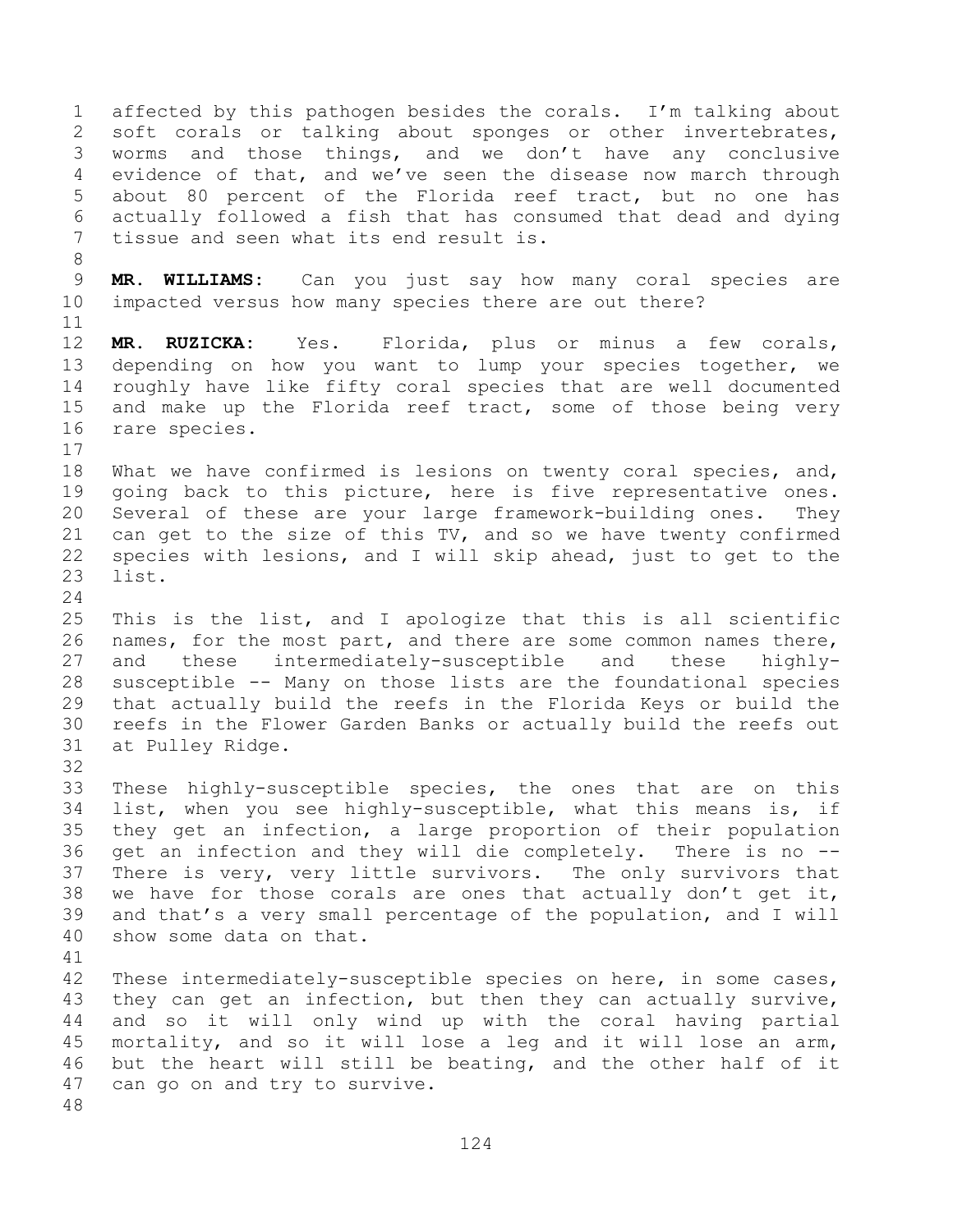affected by this pathogen besides the corals. I'm talking about soft corals or talking about sponges or other invertebrates, worms and those things, and we don't have any conclusive evidence of that, and we've seen the disease now march through about 80 percent of the Florida reef tract, but no one has actually followed a fish that has consumed that dead and dying tissue and seen what its end result is.

**MR. WILLIAMS:** Can you just say how many coral species are impacted versus how many species there are out there?

**MR. RUZICKA:** Yes. Florida, plus or minus a few corals, depending on how you want to lump your species together, we roughly have like fifty coral species that are well documented and make up the Florida reef tract, some of those being very rare species.

What we have confirmed is lesions on twenty coral species, and, going back to this picture, here is five representative ones. Several of these are your large framework-building ones. They can get to the size of this TV, and so we have twenty confirmed species with lesions, and I will skip ahead, just to get to the list.

This is the list, and I apologize that this is all scientific names, for the most part, and there are some common names there, and these intermediately-susceptible and these highly-susceptible -- Many on those lists are the foundational species that actually build the reefs in the Florida Keys or build the reefs in the Flower Garden Banks or actually build the reefs out at Pulley Ridge.

These highly-susceptible species, the ones that are on this list, when you see highly-susceptible, what this means is, if they get an infection, a large proportion of their population get an infection and they will die completely. There is no -- There is very, very little survivors. The only survivors that we have for those corals are ones that actually don't get it, and that's a very small percentage of the population, and I will show some data on that.

These intermediately-susceptible species on here, in some cases, they can get an infection, but then they can actually survive, and so it will only wind up with the coral having partial mortality, and so it will lose a leg and it will lose an arm, but the heart will still be beating, and the other half of it can go on and try to survive.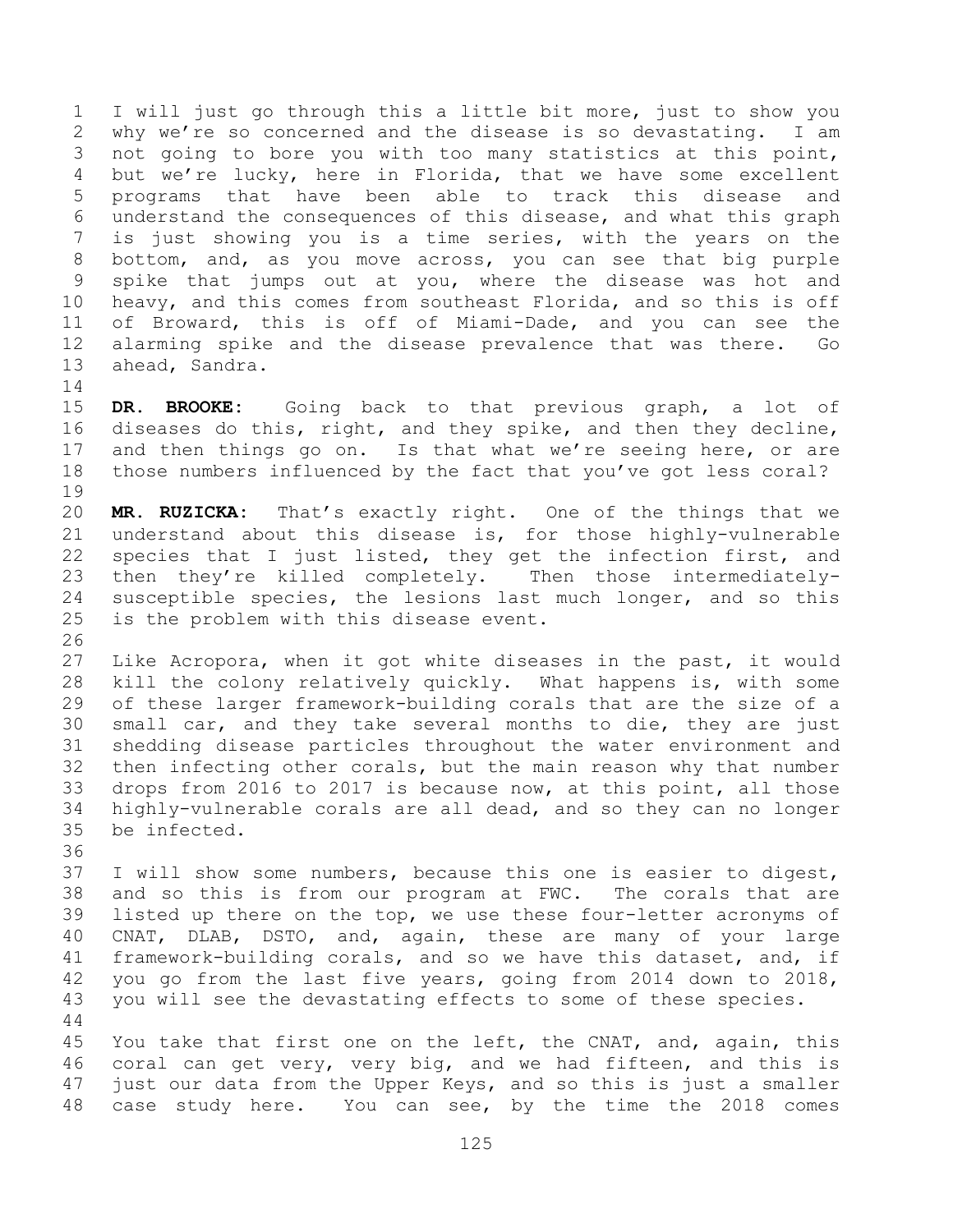I will just go through this a little bit more, just to show you why we're so concerned and the disease is so devastating. I am not going to bore you with too many statistics at this point, but we're lucky, here in Florida, that we have some excellent programs that have been able to track this disease and understand the consequences of this disease, and what this graph is just showing you is a time series, with the years on the bottom, and, as you move across, you can see that big purple spike that jumps out at you, where the disease was hot and heavy, and this comes from southeast Florida, and so this is off of Broward, this is off of Miami-Dade, and you can see the alarming spike and the disease prevalence that was there. Go ahead, Sandra.

**DR. BROOKE:** Going back to that previous graph, a lot of diseases do this, right, and they spike, and then they decline, and then things go on. Is that what we're seeing here, or are those numbers influenced by the fact that you've got less coral?

**MR. RUZICKA:** That's exactly right. One of the things that we understand about this disease is, for those highly-vulnerable species that I just listed, they get the infection first, and then they're killed completely. Then those intermediately-susceptible species, the lesions last much longer, and so this is the problem with this disease event.

Like Acropora, when it got white diseases in the past, it would kill the colony relatively quickly. What happens is, with some of these larger framework-building corals that are the size of a small car, and they take several months to die, they are just shedding disease particles throughout the water environment and then infecting other corals, but the main reason why that number drops from 2016 to 2017 is because now, at this point, all those highly-vulnerable corals are all dead, and so they can no longer be infected.

I will show some numbers, because this one is easier to digest, and so this is from our program at FWC. The corals that are listed up there on the top, we use these four-letter acronyms of CNAT, DLAB, DSTO, and, again, these are many of your large framework-building corals, and so we have this dataset, and, if you go from the last five years, going from 2014 down to 2018, you will see the devastating effects to some of these species.

You take that first one on the left, the CNAT, and, again, this coral can get very, very big, and we had fifteen, and this is just our data from the Upper Keys, and so this is just a smaller case study here. You can see, by the time the 2018 comes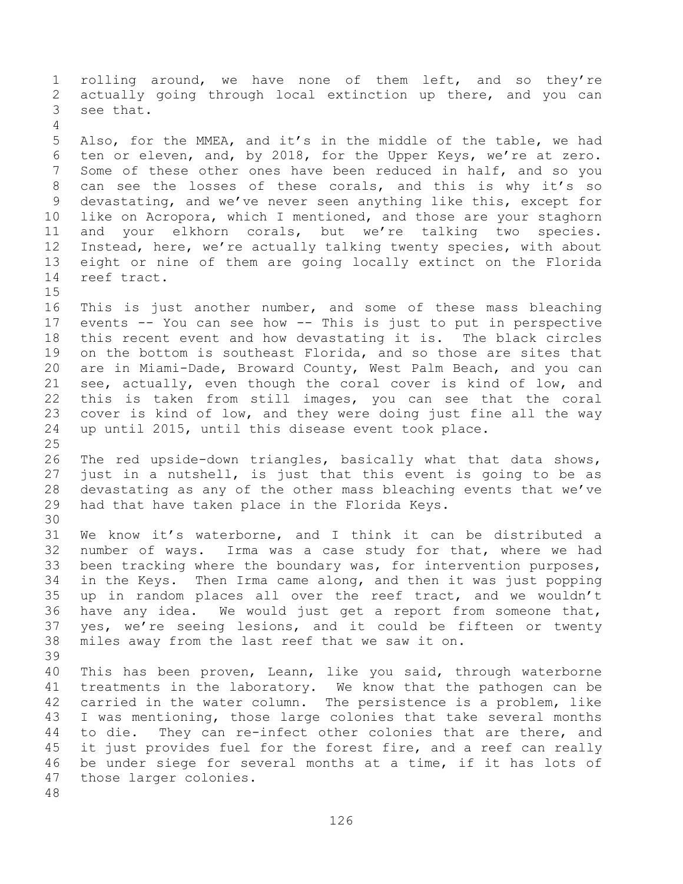rolling around, we have none of them left, and so they're actually going through local extinction up there, and you can see that.

Also, for the MMEA, and it's in the middle of the table, we had ten or eleven, and, by 2018, for the Upper Keys, we're at zero. Some of these other ones have been reduced in half, and so you can see the losses of these corals, and this is why it's so devastating, and we've never seen anything like this, except for like on Acropora, which I mentioned, and those are your staghorn and your elkhorn corals, but we're talking two species. Instead, here, we're actually talking twenty species, with about eight or nine of them are going locally extinct on the Florida reef tract.

This is just another number, and some of these mass bleaching events -- You can see how -- This is just to put in perspective this recent event and how devastating it is. The black circles on the bottom is southeast Florida, and so those are sites that are in Miami-Dade, Broward County, West Palm Beach, and you can see, actually, even though the coral cover is kind of low, and this is taken from still images, you can see that the coral cover is kind of low, and they were doing just fine all the way up until 2015, until this disease event took place.

The red upside-down triangles, basically what that data shows, just in a nutshell, is just that this event is going to be as devastating as any of the other mass bleaching events that we've had that have taken place in the Florida Keys.

We know it's waterborne, and I think it can be distributed a number of ways. Irma was a case study for that, where we had been tracking where the boundary was, for intervention purposes, in the Keys. Then Irma came along, and then it was just popping up in random places all over the reef tract, and we wouldn't have any idea. We would just get a report from someone that, yes, we're seeing lesions, and it could be fifteen or twenty miles away from the last reef that we saw it on.

This has been proven, Leann, like you said, through waterborne treatments in the laboratory. We know that the pathogen can be carried in the water column. The persistence is a problem, like I was mentioning, those large colonies that take several months to die. They can re-infect other colonies that are there, and it just provides fuel for the forest fire, and a reef can really be under siege for several months at a time, if it has lots of those larger colonies.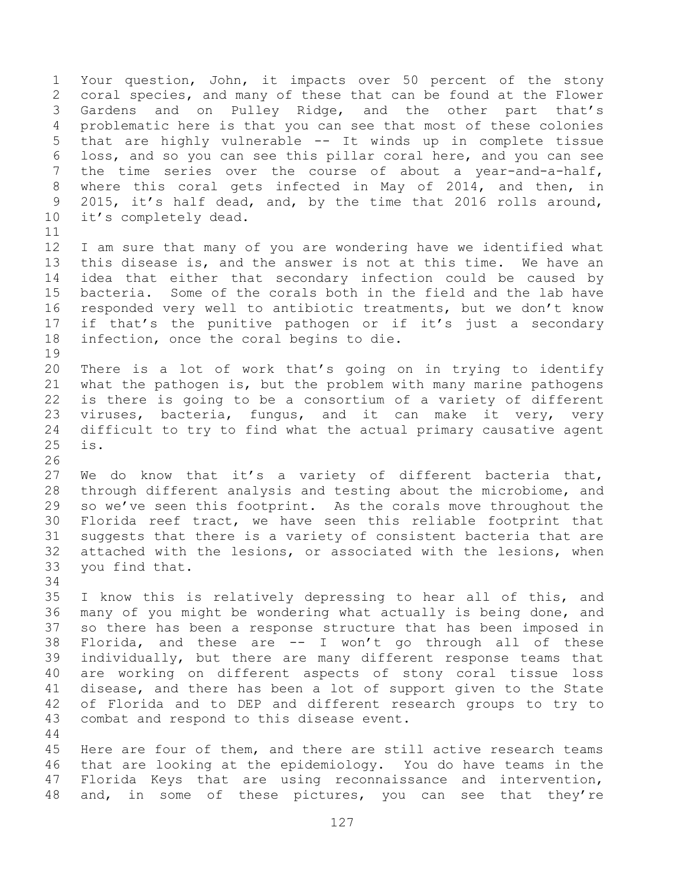Your question, John, it impacts over 50 percent of the stony coral species, and many of these that can be found at the Flower Gardens and on Pulley Ridge, and the other part that's problematic here is that you can see that most of these colonies that are highly vulnerable -- It winds up in complete tissue loss, and so you can see this pillar coral here, and you can see the time series over the course of about a year-and-a-half, where this coral gets infected in May of 2014, and then, in 2015, it's half dead, and, by the time that 2016 rolls around, it's completely dead.

I am sure that many of you are wondering have we identified what this disease is, and the answer is not at this time. We have an idea that either that secondary infection could be caused by bacteria. Some of the corals both in the field and the lab have responded very well to antibiotic treatments, but we don't know if that's the punitive pathogen or if it's just a secondary infection, once the coral begins to die.

There is a lot of work that's going on in trying to identify what the pathogen is, but the problem with many marine pathogens is there is going to be a consortium of a variety of different viruses, bacteria, fungus, and it can make it very, very difficult to try to find what the actual primary causative agent is.

We do know that it's a variety of different bacteria that, through different analysis and testing about the microbiome, and so we've seen this footprint. As the corals move throughout the Florida reef tract, we have seen this reliable footprint that suggests that there is a variety of consistent bacteria that are attached with the lesions, or associated with the lesions, when you find that.

I know this is relatively depressing to hear all of this, and many of you might be wondering what actually is being done, and so there has been a response structure that has been imposed in Florida, and these are -- I won't go through all of these individually, but there are many different response teams that are working on different aspects of stony coral tissue loss disease, and there has been a lot of support given to the State of Florida and to DEP and different research groups to try to combat and respond to this disease event.

Here are four of them, and there are still active research teams that are looking at the epidemiology. You do have teams in the Florida Keys that are using reconnaissance and intervention, and, in some of these pictures, you can see that they're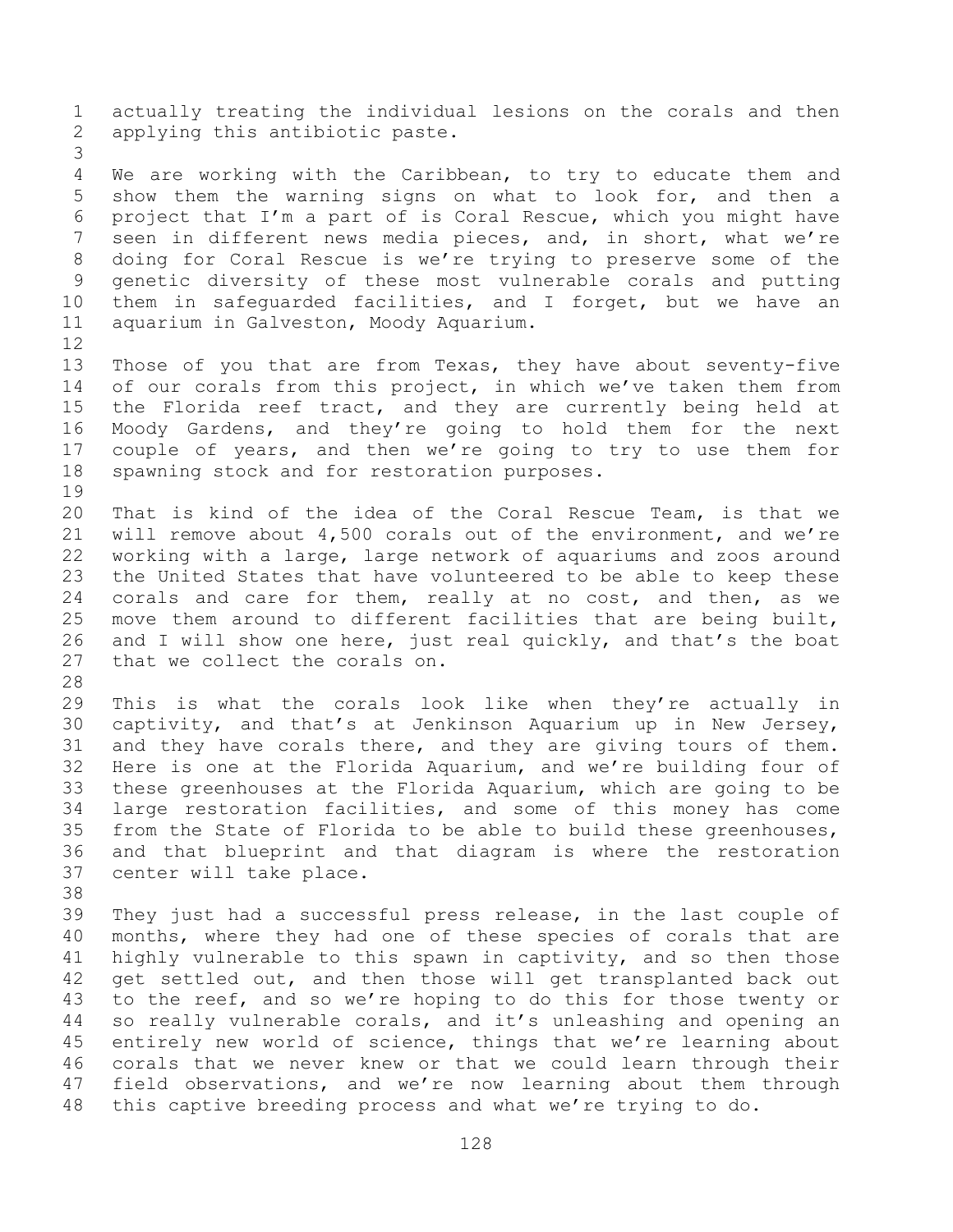actually treating the individual lesions on the corals and then applying this antibiotic paste.

We are working with the Caribbean, to try to educate them and show them the warning signs on what to look for, and then a project that I'm a part of is Coral Rescue, which you might have seen in different news media pieces, and, in short, what we're doing for Coral Rescue is we're trying to preserve some of the genetic diversity of these most vulnerable corals and putting them in safeguarded facilities, and I forget, but we have an aquarium in Galveston, Moody Aquarium.

Those of you that are from Texas, they have about seventy-five of our corals from this project, in which we've taken them from the Florida reef tract, and they are currently being held at Moody Gardens, and they're going to hold them for the next couple of years, and then we're going to try to use them for spawning stock and for restoration purposes.

That is kind of the idea of the Coral Rescue Team, is that we will remove about 4,500 corals out of the environment, and we're working with a large, large network of aquariums and zoos around the United States that have volunteered to be able to keep these corals and care for them, really at no cost, and then, as we move them around to different facilities that are being built, and I will show one here, just real quickly, and that's the boat that we collect the corals on.

This is what the corals look like when they're actually in captivity, and that's at Jenkinson Aquarium up in New Jersey, and they have corals there, and they are giving tours of them. Here is one at the Florida Aquarium, and we're building four of these greenhouses at the Florida Aquarium, which are going to be large restoration facilities, and some of this money has come from the State of Florida to be able to build these greenhouses, and that blueprint and that diagram is where the restoration center will take place.

They just had a successful press release, in the last couple of months, where they had one of these species of corals that are highly vulnerable to this spawn in captivity, and so then those get settled out, and then those will get transplanted back out to the reef, and so we're hoping to do this for those twenty or so really vulnerable corals, and it's unleashing and opening an entirely new world of science, things that we're learning about corals that we never knew or that we could learn through their field observations, and we're now learning about them through this captive breeding process and what we're trying to do.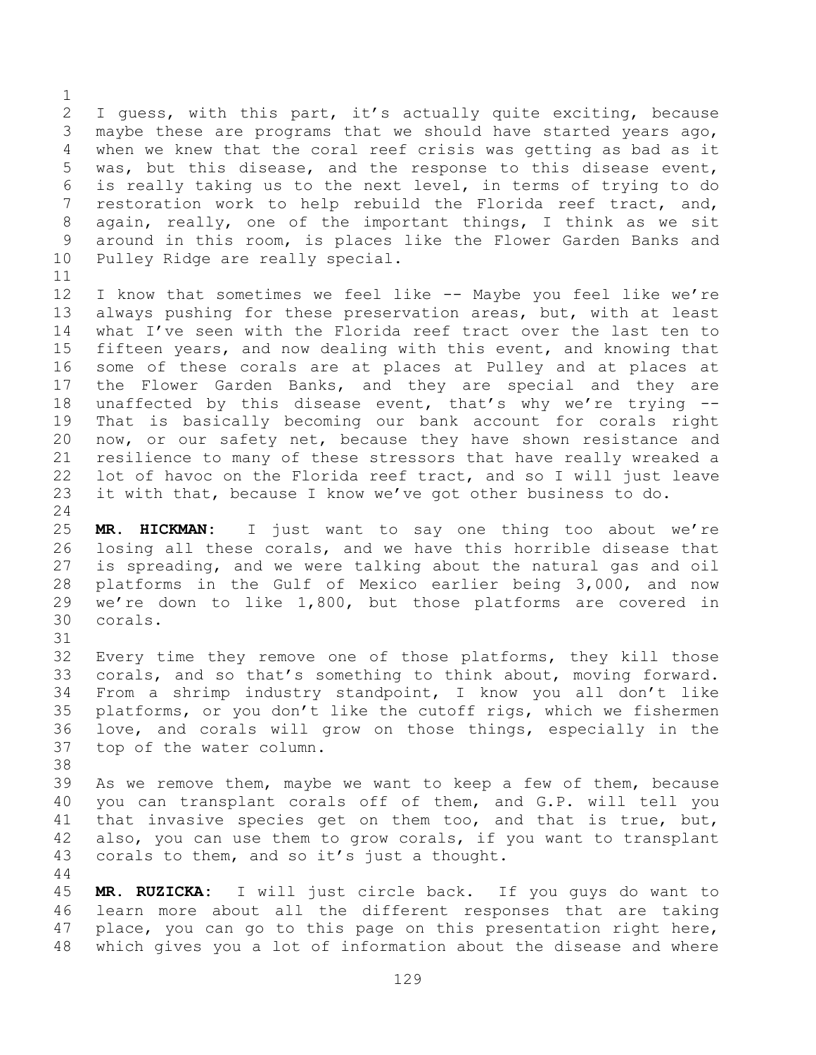I guess, with this part, it's actually quite exciting, because maybe these are programs that we should have started years ago, when we knew that the coral reef crisis was getting as bad as it was, but this disease, and the response to this disease event, is really taking us to the next level, in terms of trying to do restoration work to help rebuild the Florida reef tract, and, again, really, one of the important things, I think as we sit around in this room, is places like the Flower Garden Banks and Pulley Ridge are really special.

I know that sometimes we feel like -- Maybe you feel like we're always pushing for these preservation areas, but, with at least what I've seen with the Florida reef tract over the last ten to fifteen years, and now dealing with this event, and knowing that some of these corals are at places at Pulley and at places at the Flower Garden Banks, and they are special and they are unaffected by this disease event, that's why we're trying -- That is basically becoming our bank account for corals right now, or our safety net, because they have shown resistance and resilience to many of these stressors that have really wreaked a lot of havoc on the Florida reef tract, and so I will just leave it with that, because I know we've got other business to do.

**MR. HICKMAN:** I just want to say one thing too about we're losing all these corals, and we have this horrible disease that is spreading, and we were talking about the natural gas and oil platforms in the Gulf of Mexico earlier being 3,000, and now we're down to like 1,800, but those platforms are covered in corals.

Every time they remove one of those platforms, they kill those corals, and so that's something to think about, moving forward. From a shrimp industry standpoint, I know you all don't like platforms, or you don't like the cutoff rigs, which we fishermen love, and corals will grow on those things, especially in the top of the water column.

As we remove them, maybe we want to keep a few of them, because you can transplant corals off of them, and G.P. will tell you that invasive species get on them too, and that is true, but, also, you can use them to grow corals, if you want to transplant corals to them, and so it's just a thought.

**MR. RUZICKA:** I will just circle back. If you guys do want to learn more about all the different responses that are taking place, you can go to this page on this presentation right here, which gives you a lot of information about the disease and where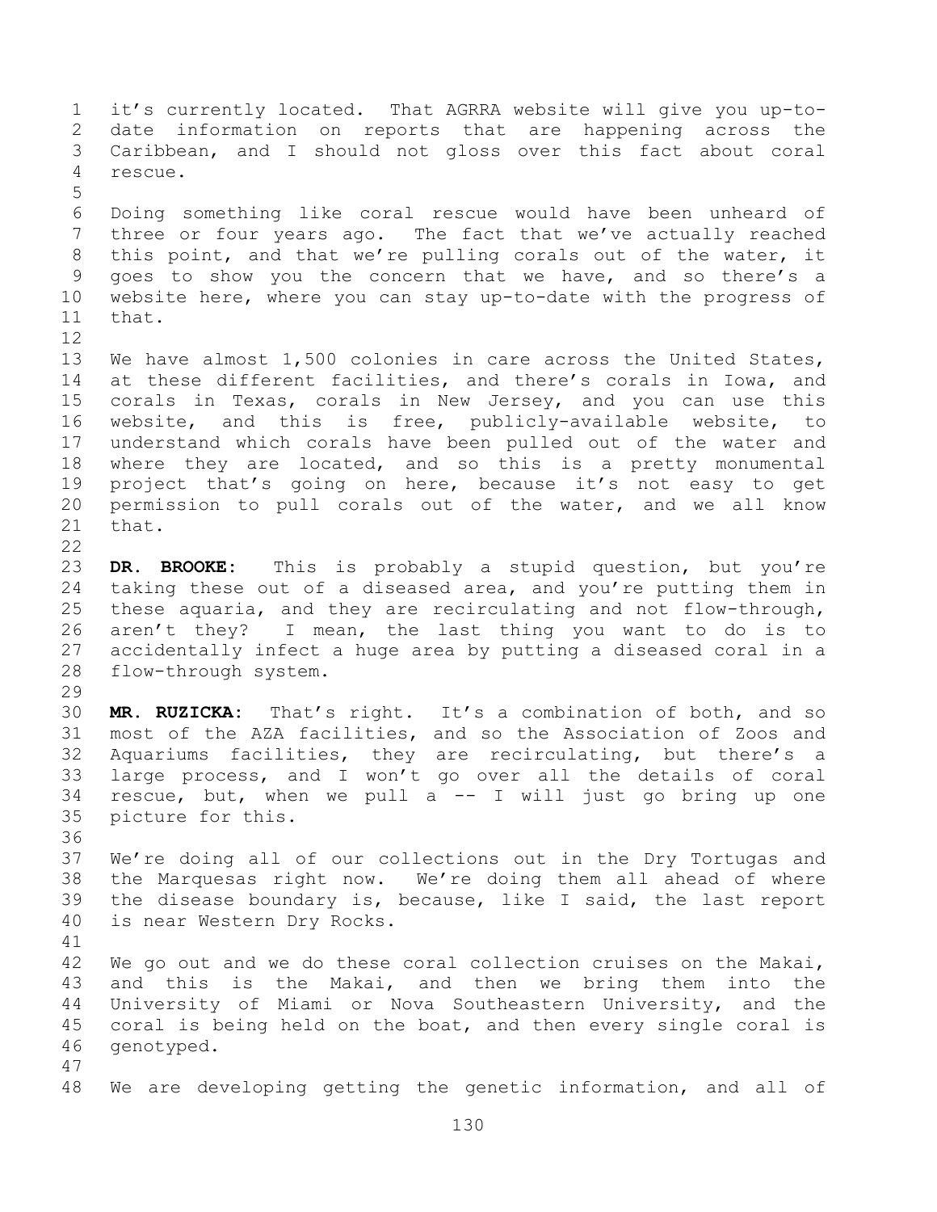it's currently located. That AGRRA website will give you up-to-date information on reports that are happening across the Caribbean, and I should not gloss over this fact about coral rescue.

Doing something like coral rescue would have been unheard of three or four years ago. The fact that we've actually reached this point, and that we're pulling corals out of the water, it goes to show you the concern that we have, and so there's a website here, where you can stay up-to-date with the progress of that.

We have almost 1,500 colonies in care across the United States, at these different facilities, and there's corals in Iowa, and corals in Texas, corals in New Jersey, and you can use this website, and this is free, publicly-available website, to understand which corals have been pulled out of the water and where they are located, and so this is a pretty monumental project that's going on here, because it's not easy to get permission to pull corals out of the water, and we all know that.

**DR. BROOKE:** This is probably a stupid question, but you're taking these out of a diseased area, and you're putting them in these aquaria, and they are recirculating and not flow-through, aren't they? I mean, the last thing you want to do is to accidentally infect a huge area by putting a diseased coral in a flow-through system.

**MR. RUZICKA:** That's right. It's a combination of both, and so most of the AZA facilities, and so the Association of Zoos and Aquariums facilities, they are recirculating, but there's a large process, and I won't go over all the details of coral rescue, but, when we pull a -- I will just go bring up one picture for this.

We're doing all of our collections out in the Dry Tortugas and the Marquesas right now. We're doing them all ahead of where the disease boundary is, because, like I said, the last report is near Western Dry Rocks.

We go out and we do these coral collection cruises on the Makai, and this is the Makai, and then we bring them into the University of Miami or Nova Southeastern University, and the coral is being held on the boat, and then every single coral is genotyped.

We are developing getting the genetic information, and all of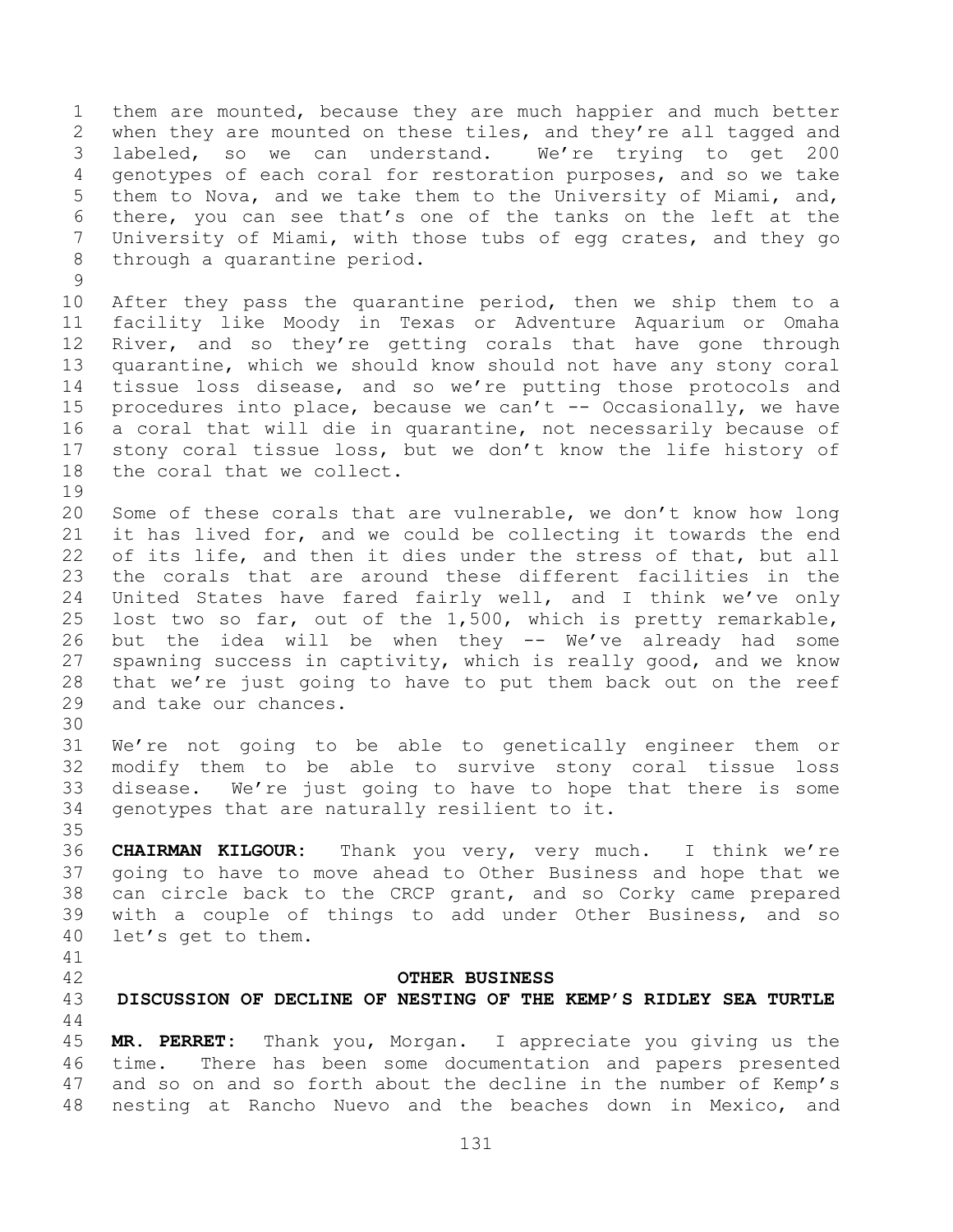them are mounted, because they are much happier and much better when they are mounted on these tiles, and they're all tagged and labeled, so we can understand. We're trying to get 200 genotypes of each coral for restoration purposes, and so we take them to Nova, and we take them to the University of Miami, and, there, you can see that's one of the tanks on the left at the University of Miami, with those tubs of egg crates, and they go through a quarantine period.

After they pass the quarantine period, then we ship them to a facility like Moody in Texas or Adventure Aquarium or Omaha River, and so they're getting corals that have gone through quarantine, which we should know should not have any stony coral tissue loss disease, and so we're putting those protocols and procedures into place, because we can't -- Occasionally, we have a coral that will die in quarantine, not necessarily because of stony coral tissue loss, but we don't know the life history of the coral that we collect.

Some of these corals that are vulnerable, we don't know how long it has lived for, and we could be collecting it towards the end of its life, and then it dies under the stress of that, but all the corals that are around these different facilities in the United States have fared fairly well, and I think we've only lost two so far, out of the 1,500, which is pretty remarkable, but the idea will be when they -- We've already had some spawning success in captivity, which is really good, and we know that we're just going to have to put them back out on the reef and take our chances.

We're not going to be able to genetically engineer them or modify them to be able to survive stony coral tissue loss disease. We're just going to have to hope that there is some genotypes that are naturally resilient to it.

**CHAIRMAN KILGOUR:** Thank you very, very much. I think we're going to have to move ahead to Other Business and hope that we can circle back to the CRCP grant, and so Corky came prepared with a couple of things to add under Other Business, and so let's get to them.

## OTHER BUSINESS

### DISCUSSION OF DECLINE OF NESTING OF THE KEMP'S RIDLEY SEA TURTLE

**MR. PERRET:** Thank you, Morgan. I appreciate you giving us the time. There has been some documentation and papers presented and so on and so forth about the decline in the number of Kemp's nesting at Rancho Nuevo and the beaches down in Mexico, and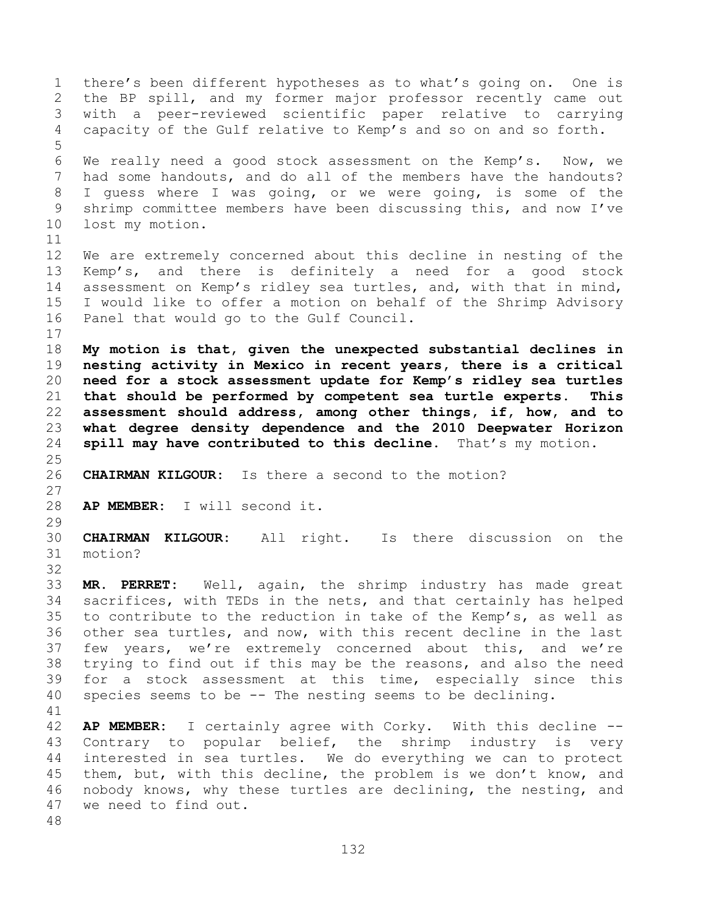there's been different hypotheses as to what's going on. One is the BP spill, and my former major professor recently came out with a peer-reviewed scientific paper relative to carrying capacity of the Gulf relative to Kemp's and so on and so forth.

We really need a good stock assessment on the Kemp's. Now, we had some handouts, and do all of the members have the handouts? I guess where I was going, or we were going, is some of the shrimp committee members have been discussing this, and now I've lost my motion.

We are extremely concerned about this decline in nesting of the Kemp's, and there is definitely a need for a good stock assessment on Kemp's ridley sea turtles, and, with that in mind, I would like to offer a motion on behalf of the Shrimp Advisory Panel that would go to the Gulf Council.

**My motion is that, given the unexpected substantial declines in nesting activity in Mexico in recent years, there is a critical need for a stock assessment update for Kemp's ridley sea turtles that should be performed by competent sea turtle experts. This assessment should address, among other things, if, how, and to what degree density dependence and the 2010 Deepwater Horizon spill may have contributed to this decline.** That's my motion.

**CHAIRMAN KILGOUR:** Is there a second to the motion?

**AP MEMBER:** I will second it.

**CHAIRMAN KILGOUR:** All right. Is there discussion on the motion?

**MR. PERRET:** Well, again, the shrimp industry has made great sacrifices, with TEDs in the nets, and that certainly has helped to contribute to the reduction in take of the Kemp's, as well as other sea turtles, and now, with this recent decline in the last few years, we're extremely concerned about this, and we're trying to find out if this may be the reasons, and also the need for a stock assessment at this time, especially since this species seems to be -- The nesting seems to be declining.

**AP MEMBER:** I certainly agree with Corky. With this decline -- Contrary to popular belief, the shrimp industry is very interested in sea turtles. We do everything we can to protect them, but, with this decline, the problem is we don't know, and nobody knows, why these turtles are declining, the nesting, and we need to find out.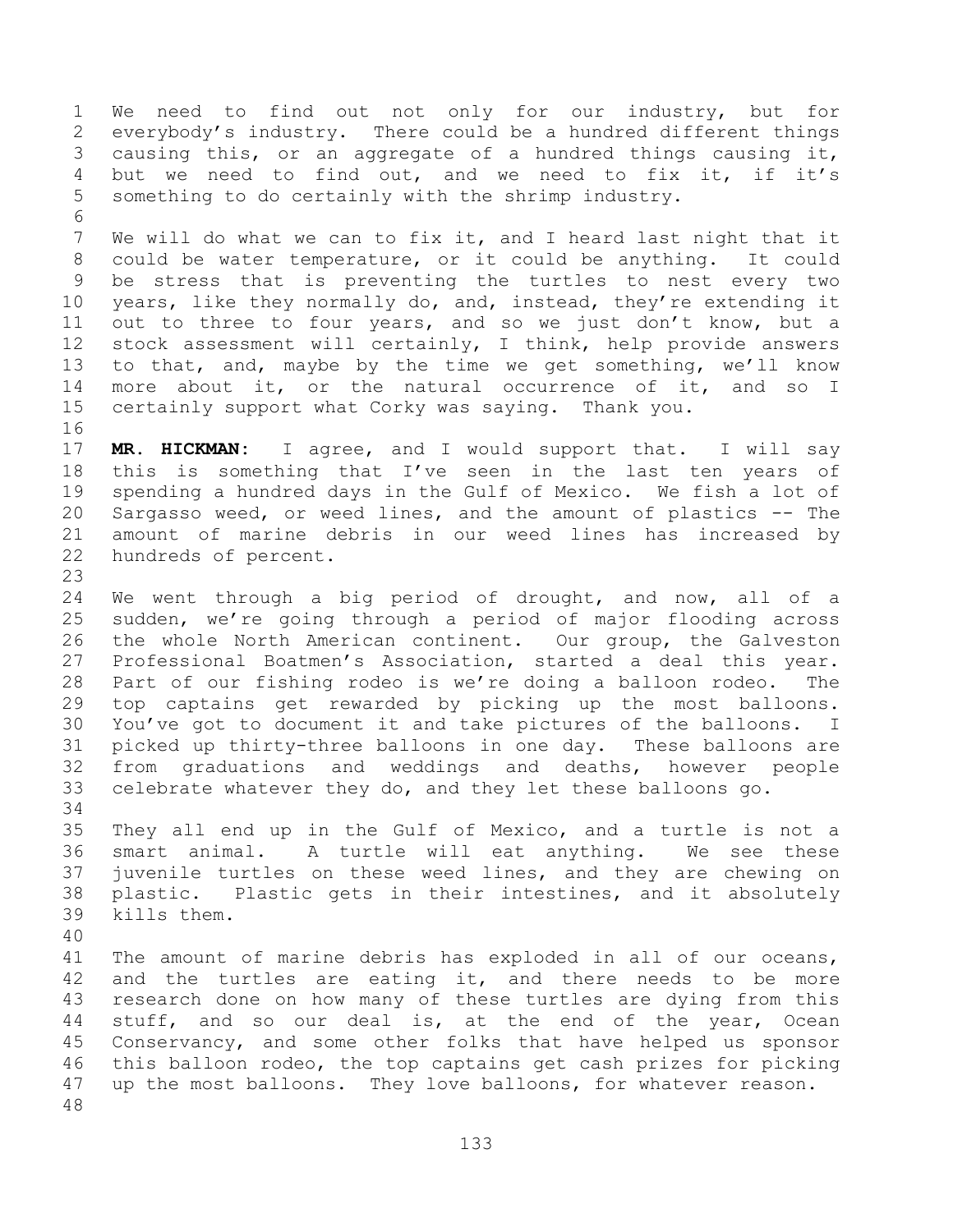We need to find out not only for our industry, but for everybody's industry. There could be a hundred different things causing this, or an aggregate of a hundred things causing it, but we need to find out, and we need to fix it, if it's something to do certainly with the shrimp industry.

We will do what we can to fix it, and I heard last night that it could be water temperature, or it could be anything. It could be stress that is preventing the turtles to nest every two years, like they normally do, and, instead, they're extending it out to three to four years, and so we just don't know, but a stock assessment will certainly, I think, help provide answers to that, and, maybe by the time we get something, we'll know more about it, or the natural occurrence of it, and so I certainly support what Corky was saying. Thank you.

**MR. HICKMAN:** I agree, and I would support that. I will say this is something that I've seen in the last ten years of spending a hundred days in the Gulf of Mexico. We fish a lot of Sargasso weed, or weed lines, and the amount of plastics -- The amount of marine debris in our weed lines has increased by hundreds of percent.

We went through a big period of drought, and now, all of a sudden, we're going through a period of major flooding across the whole North American continent. Our group, the Galveston Professional Boatmen's Association, started a deal this year. Part of our fishing rodeo is we're doing a balloon rodeo. The top captains get rewarded by picking up the most balloons. You've got to document it and take pictures of the balloons. I picked up thirty-three balloons in one day. These balloons are from graduations and weddings and deaths, however people celebrate whatever they do, and they let these balloons go.

They all end up in the Gulf of Mexico, and a turtle is not a smart animal. A turtle will eat anything. We see these juvenile turtles on these weed lines, and they are chewing on plastic. Plastic gets in their intestines, and it absolutely kills them.

The amount of marine debris has exploded in all of our oceans, and the turtles are eating it, and there needs to be more research done on how many of these turtles are dying from this stuff, and so our deal is, at the end of the year, Ocean Conservancy, and some other folks that have helped us sponsor this balloon rodeo, the top captains get cash prizes for picking up the most balloons. They love balloons, for whatever reason.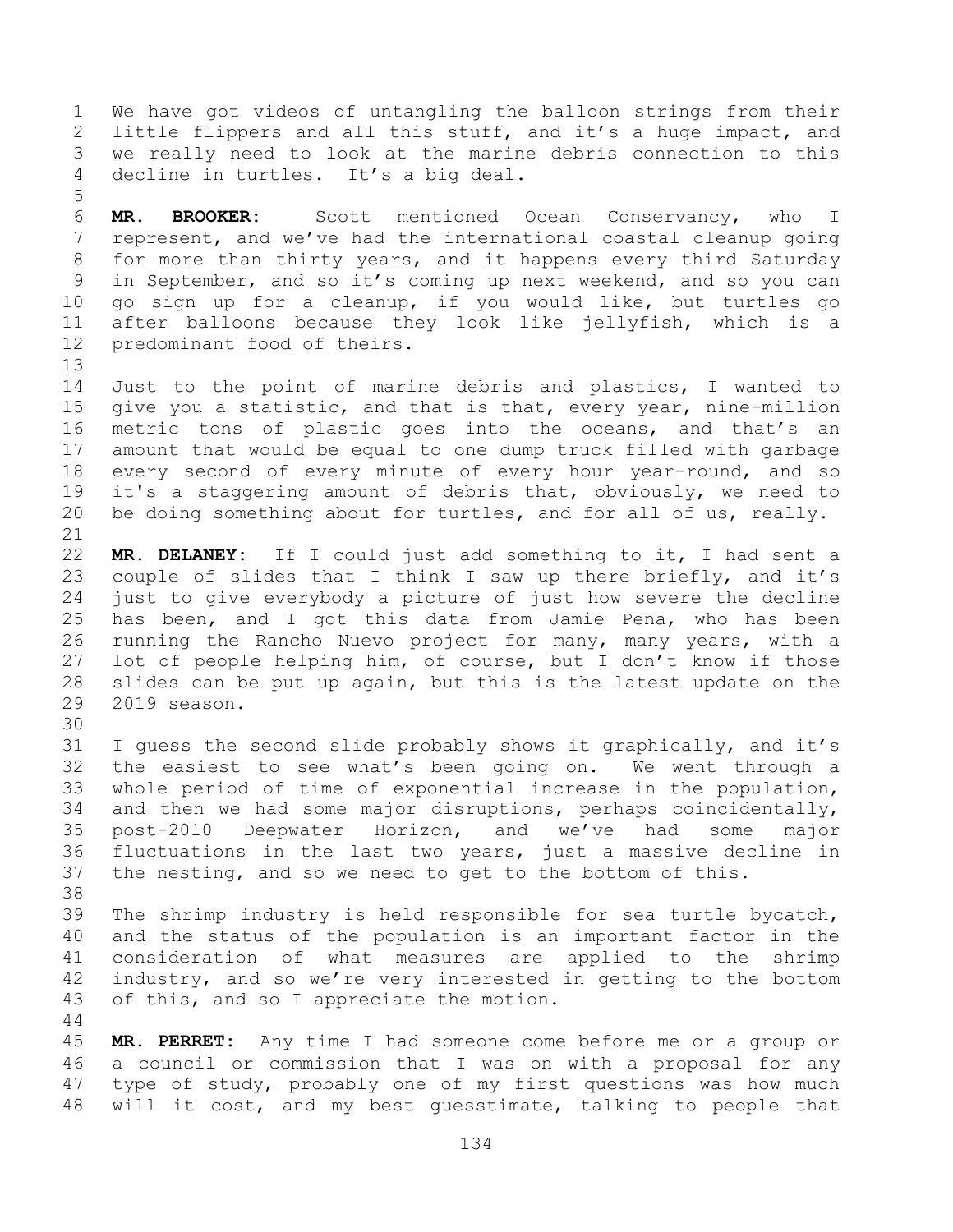We have got videos of untangling the balloon strings from their little flippers and all this stuff, and it's a huge impact, and we really need to look at the marine debris connection to this decline in turtles. It's a big deal.

**MR. BROOKER:** Scott mentioned Ocean Conservancy, who I represent, and we've had the international coastal cleanup going for more than thirty years, and it happens every third Saturday in September, and so it's coming up next weekend, and so you can go sign up for a cleanup, if you would like, but turtles go after balloons because they look like jellyfish, which is a predominant food of theirs.

Just to the point of marine debris and plastics, I wanted to give you a statistic, and that is that, every year, nine-million metric tons of plastic goes into the oceans, and that's an amount that would be equal to one dump truck filled with garbage every second of every minute of every hour year-round, and so it's a staggering amount of debris that, obviously, we need to be doing something about for turtles, and for all of us, really.

**MR. DELANEY:** If I could just add something to it, I had sent a couple of slides that I think I saw up there briefly, and it's just to give everybody a picture of just how severe the decline has been, and I got this data from Jamie Pena, who has been running the Rancho Nuevo project for many, many years, with a lot of people helping him, of course, but I don't know if those slides can be put up again, but this is the latest update on the 2019 season.

I guess the second slide probably shows it graphically, and it's the easiest to see what's been going on. We went through a whole period of time of exponential increase in the population, and then we had some major disruptions, perhaps coincidentally, post-2010 Deepwater Horizon, and we've had some major fluctuations in the last two years, just a massive decline in the nesting, and so we need to get to the bottom of this.

The shrimp industry is held responsible for sea turtle bycatch, and the status of the population is an important factor in the consideration of what measures are applied to the shrimp industry, and so we're very interested in getting to the bottom of this, and so I appreciate the motion.

**MR. PERRET:** Any time I had someone come before me or a group or a council or commission that I was on with a proposal for any type of study, probably one of my first questions was how much will it cost, and my best guesstimate, talking to people that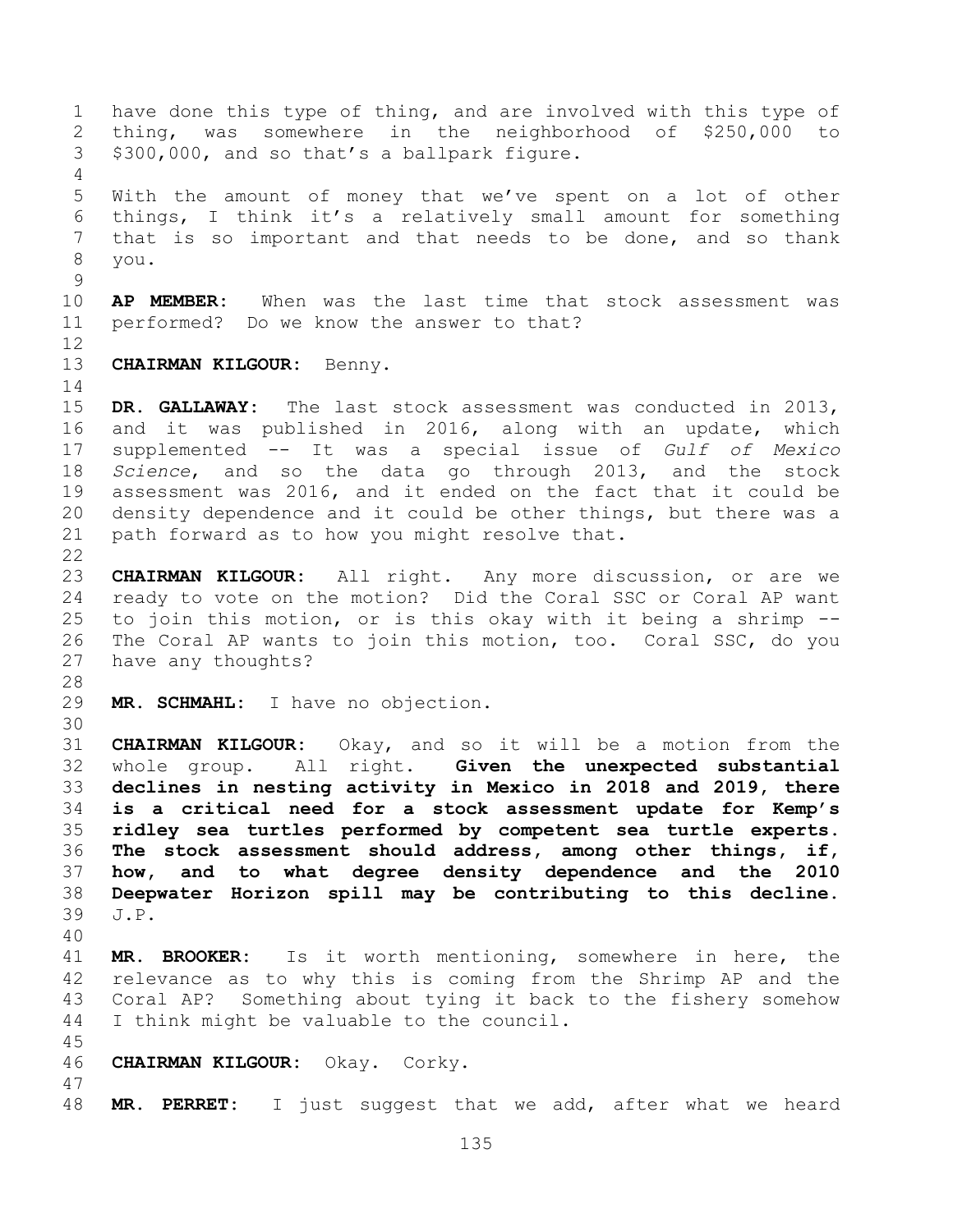have done this type of thing, and are involved with this type of thing, was somewhere in the neighborhood of $250,000 to $300,000, and so that's a ballpark figure.

With the amount of money that we've spent on a lot of other things, I think it's a relatively small amount for something that is so important and that needs to be done, and so thank you.

**AP MEMBER:** When was the last time that stock assessment was performed? Do we know the answer to that?

**CHAIRMAN KILGOUR:** Benny.

**DR. GALLAWAY:** The last stock assessment was conducted in 2013, and it was published in 2016, along with an update, which supplemented -- It was a special issue of *Gulf of Mexico Science*, and so the data go through 2013, and the stock assessment was 2016, and it ended on the fact that it could be density dependence and it could be other things, but there was a path forward as to how you might resolve that.

**CHAIRMAN KILGOUR:** All right. Any more discussion, or are we ready to vote on the motion? Did the Coral SSC or Coral AP want to join this motion, or is this okay with it being a shrimp -- The Coral AP wants to join this motion, too. Coral SSC, do you have any thoughts?

**MR. SCHMAHL:** I have no objection.

**CHAIRMAN KILGOUR:** Okay, and so it will be a motion from the whole group. All right. **Given the unexpected substantial declines in nesting activity in Mexico in 2018 and 2019, there is a critical need for a stock assessment update for Kemp's ridley sea turtles performed by competent sea turtle experts. The stock assessment should address, among other things, if, how, and to what degree density dependence and the 2010 Deepwater Horizon spill may be contributing to this decline.** J.P.

**MR. BROOKER:** Is it worth mentioning, somewhere in here, the relevance as to why this is coming from the Shrimp AP and the Coral AP? Something about tying it back to the fishery somehow I think might be valuable to the council.

**CHAIRMAN KILGOUR:** Okay. Corky.

**MR. PERRET:** I just suggest that we add, after what we heard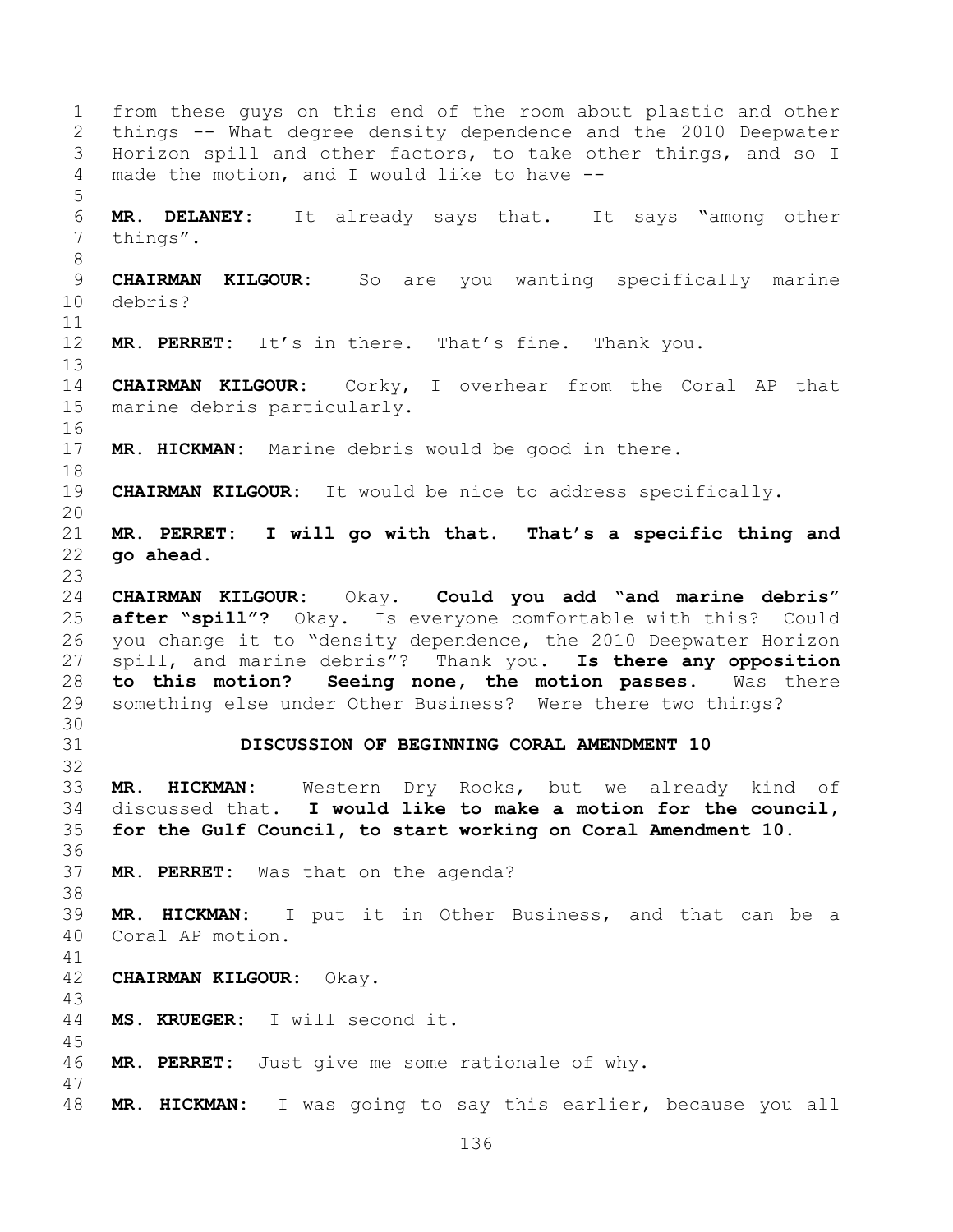from these guys on this end of the room about plastic and other things -- What degree density dependence and the 2010 Deepwater Horizon spill and other factors, to take other things, and so I made the motion, and I would like to have --

**MR. DELANEY:** It already says that. It says "among other things".

**CHAIRMAN KILGOUR:** So are you wanting specifically marine debris?

**MR. PERRET:** It's in there. That's fine. Thank you.

**CHAIRMAN KILGOUR:** Corky, I overhear from the Coral AP that marine debris particularly.

**MR. HICKMAN:** Marine debris would be good in there.

**CHAIRMAN KILGOUR:** It would be nice to address specifically.

**MR. PERRET: I will go with that. That's a specific thing and go ahead.**

**CHAIRMAN KILGOUR:** Okay. **Could you add "and marine debris" after "spill"?** Okay. Is everyone comfortable with this? Could you change it to "density dependence, the 2010 Deepwater Horizon spill, and marine debris"? Thank you. **Is there any opposition to this motion? Seeing none, the motion passes.** Was there something else under Other Business? Were there two things?

## DISCUSSION OF BEGINNING CORAL AMENDMENT 10

**MR. HICKMAN:** Western Dry Rocks, but we already kind of discussed that. **I would like to make a motion for the council, for the Gulf Council, to start working on Coral Amendment 10.**

**MR. PERRET:** Was that on the agenda?

**MR. HICKMAN:** I put it in Other Business, and that can be a Coral AP motion.

**CHAIRMAN KILGOUR:** Okay.

**MS. KRUEGER:** I will second it.

**MR. PERRET:** Just give me some rationale of why.

**MR. HICKMAN:** I was going to say this earlier, because you all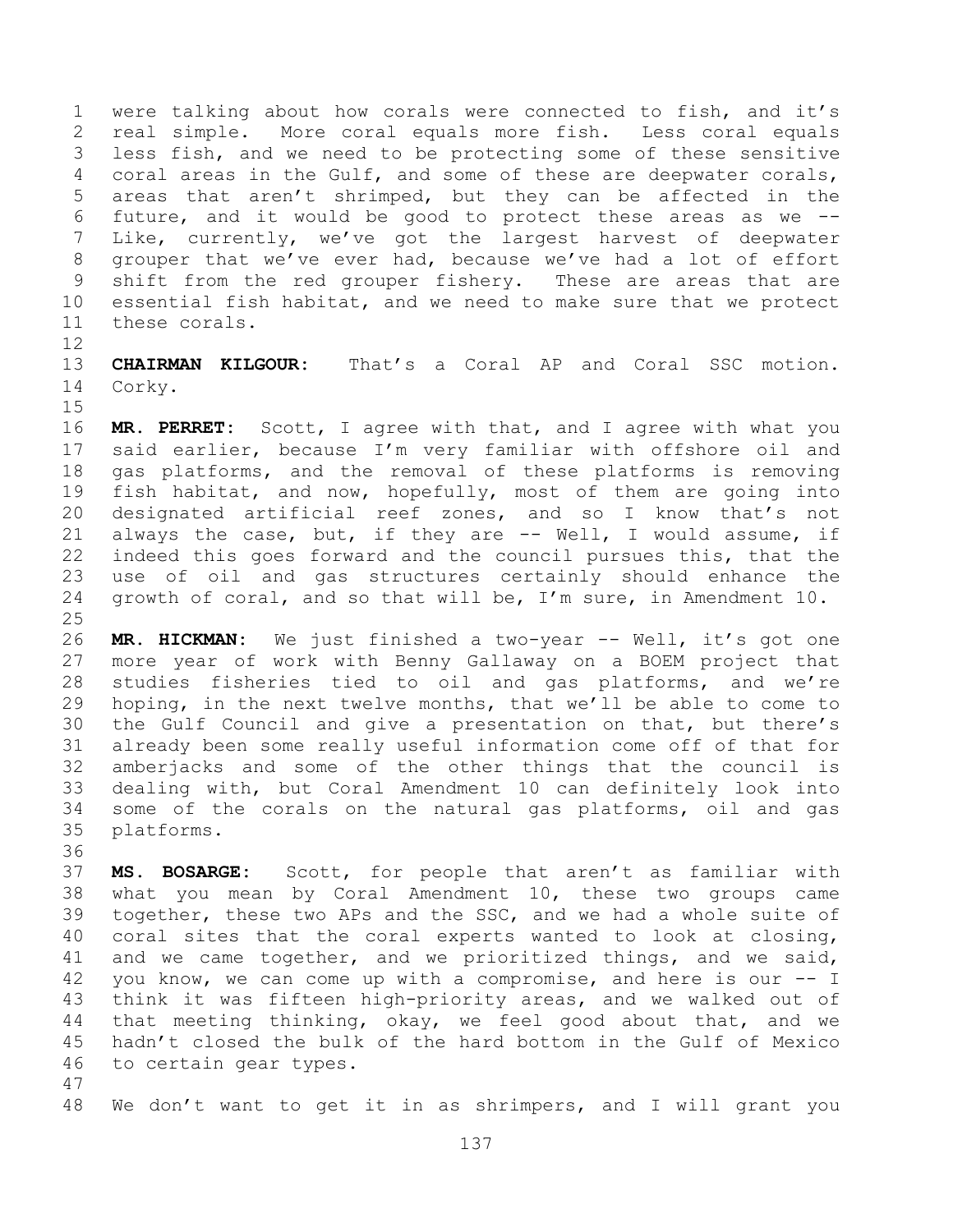were talking about how corals were connected to fish, and it's real simple. More coral equals more fish. Less coral equals less fish, and we need to be protecting some of these sensitive coral areas in the Gulf, and some of these are deepwater corals, areas that aren't shrimped, but they can be affected in the future, and it would be good to protect these areas as we -- Like, currently, we've got the largest harvest of deepwater grouper that we've ever had, because we've had a lot of effort shift from the red grouper fishery. These are areas that are essential fish habitat, and we need to make sure that we protect these corals.

**CHAIRMAN KILGOUR:** That's a Coral AP and Coral SSC motion. Corky.

**MR. PERRET:** Scott, I agree with that, and I agree with what you said earlier, because I'm very familiar with offshore oil and gas platforms, and the removal of these platforms is removing fish habitat, and now, hopefully, most of them are going into designated artificial reef zones, and so I know that's not always the case, but, if they are -- Well, I would assume, if indeed this goes forward and the council pursues this, that the use of oil and gas structures certainly should enhance the growth of coral, and so that will be, I'm sure, in Amendment 10.

**MR. HICKMAN:** We just finished a two-year -- Well, it's got one more year of work with Benny Gallaway on a BOEM project that studies fisheries tied to oil and gas platforms, and we're hoping, in the next twelve months, that we'll be able to come to the Gulf Council and give a presentation on that, but there's already been some really useful information come off of that for amberjacks and some of the other things that the council is dealing with, but Coral Amendment 10 can definitely look into some of the corals on the natural gas platforms, oil and gas platforms.

**MS. BOSARGE:** Scott, for people that aren't as familiar with what you mean by Coral Amendment 10, these two groups came together, these two APs and the SSC, and we had a whole suite of coral sites that the coral experts wanted to look at closing, and we came together, and we prioritized things, and we said, you know, we can come up with a compromise, and here is our -- I think it was fifteen high-priority areas, and we walked out of that meeting thinking, okay, we feel good about that, and we hadn't closed the bulk of the hard bottom in the Gulf of Mexico to certain gear types.

We don't want to get it in as shrimpers, and I will grant you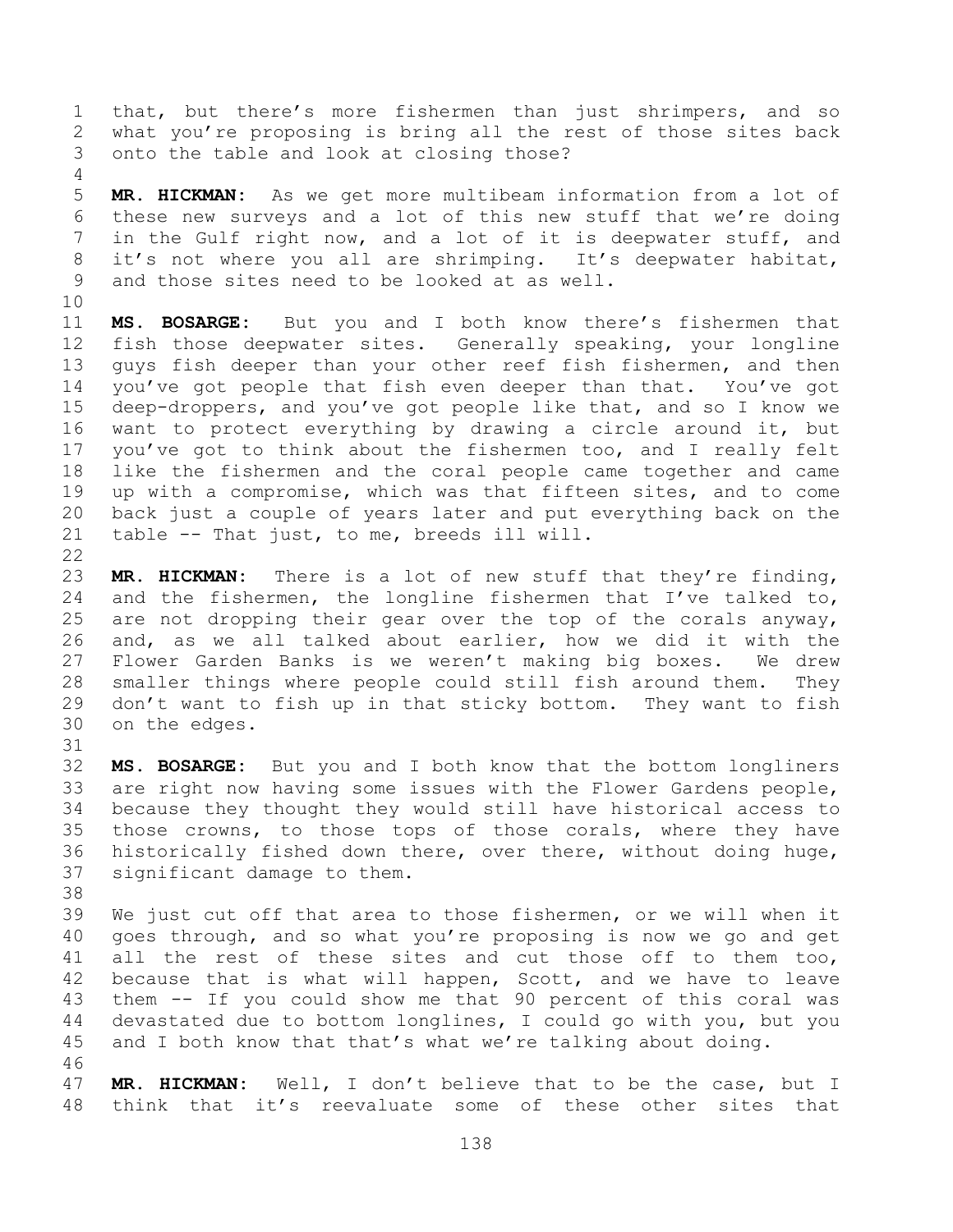that, but there's more fishermen than just shrimpers, and so what you're proposing is bring all the rest of those sites back onto the table and look at closing those?

**MR. HICKMAN:** As we get more multibeam information from a lot of these new surveys and a lot of this new stuff that we're doing in the Gulf right now, and a lot of it is deepwater stuff, and it's not where you all are shrimping. It's deepwater habitat, and those sites need to be looked at as well.

**MS. BOSARGE:** But you and I both know there's fishermen that fish those deepwater sites. Generally speaking, your longline guys fish deeper than your other reef fish fishermen, and then you've got people that fish even deeper than that. You've got deep-droppers, and you've got people like that, and so I know we want to protect everything by drawing a circle around it, but you've got to think about the fishermen too, and I really felt like the fishermen and the coral people came together and came up with a compromise, which was that fifteen sites, and to come back just a couple of years later and put everything back on the table -- That just, to me, breeds ill will.

**MR. HICKMAN:** There is a lot of new stuff that they're finding, and the fishermen, the longline fishermen that I've talked to, are not dropping their gear over the top of the corals anyway, and, as we all talked about earlier, how we did it with the Flower Garden Banks is we weren't making big boxes. We drew smaller things where people could still fish around them. They don't want to fish up in that sticky bottom. They want to fish on the edges.

**MS. BOSARGE:** But you and I both know that the bottom longliners are right now having some issues with the Flower Gardens people, because they thought they would still have historical access to those crowns, to those tops of those corals, where they have historically fished down there, over there, without doing huge, significant damage to them.

We just cut off that area to those fishermen, or we will when it goes through, and so what you're proposing is now we go and get all the rest of these sites and cut those off to them too, because that is what will happen, Scott, and we have to leave them -- If you could show me that 90 percent of this coral was devastated due to bottom longlines, I could go with you, but you and I both know that that's what we're talking about doing.

**MR. HICKMAN:** Well, I don't believe that to be the case, but I think that it's reevaluate some of these other sites that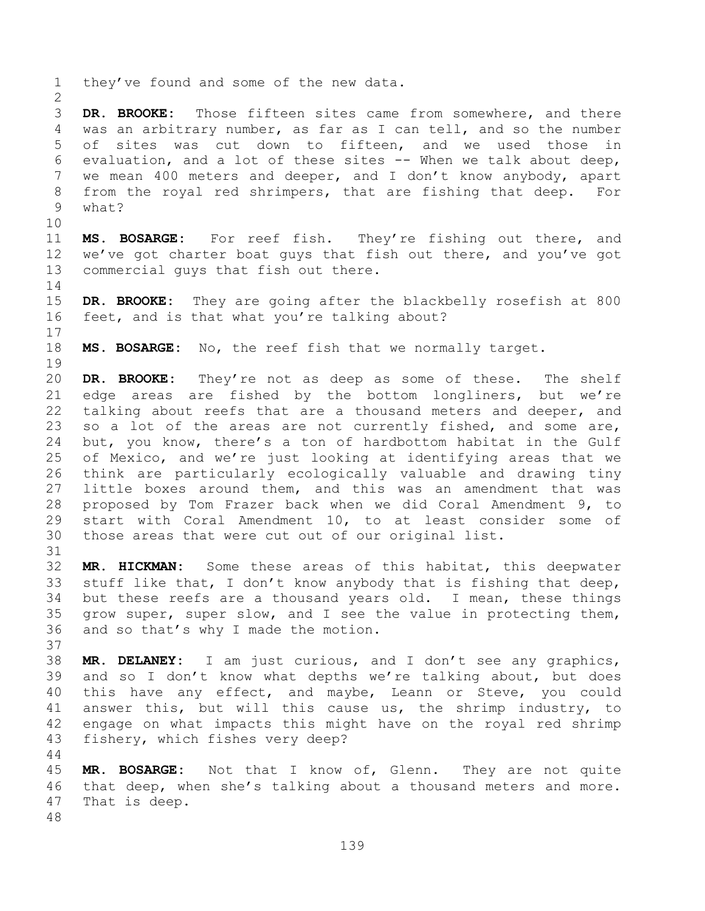they've found and some of the new data.

**DR. BROOKE:** Those fifteen sites came from somewhere, and there was an arbitrary number, as far as I can tell, and so the number of sites was cut down to fifteen, and we used those in evaluation, and a lot of these sites -- When we talk about deep, we mean 400 meters and deeper, and I don't know anybody, apart from the royal red shrimpers, that are fishing that deep. For what?

**MS. BOSARGE:** For reef fish. They're fishing out there, and we've got charter boat guys that fish out there, and you've got commercial guys that fish out there.

**DR. BROOKE:** They are going after the blackbelly rosefish at 800 feet, and is that what you're talking about?

**MS. BOSARGE:** No, the reef fish that we normally target.

**DR. BROOKE:** They're not as deep as some of these. The shelf edge areas are fished by the bottom longliners, but we're talking about reefs that are a thousand meters and deeper, and so a lot of the areas are not currently fished, and some are, but, you know, there's a ton of hardbottom habitat in the Gulf of Mexico, and we're just looking at identifying areas that we think are particularly ecologically valuable and drawing tiny little boxes around them, and this was an amendment that was proposed by Tom Frazer back when we did Coral Amendment 9, to start with Coral Amendment 10, to at least consider some of those areas that were cut out of our original list.

**MR. HICKMAN:** Some these areas of this habitat, this deepwater stuff like that, I don't know anybody that is fishing that deep, but these reefs are a thousand years old. I mean, these things grow super, super slow, and I see the value in protecting them, and so that's why I made the motion.

**MR. DELANEY:** I am just curious, and I don't see any graphics, and so I don't know what depths we're talking about, but does this have any effect, and maybe, Leann or Steve, you could answer this, but will this cause us, the shrimp industry, to engage on what impacts this might have on the royal red shrimp fishery, which fishes very deep?

**MR. BOSARGE:** Not that I know of, Glenn. They are not quite that deep, when she's talking about a thousand meters and more. That is deep.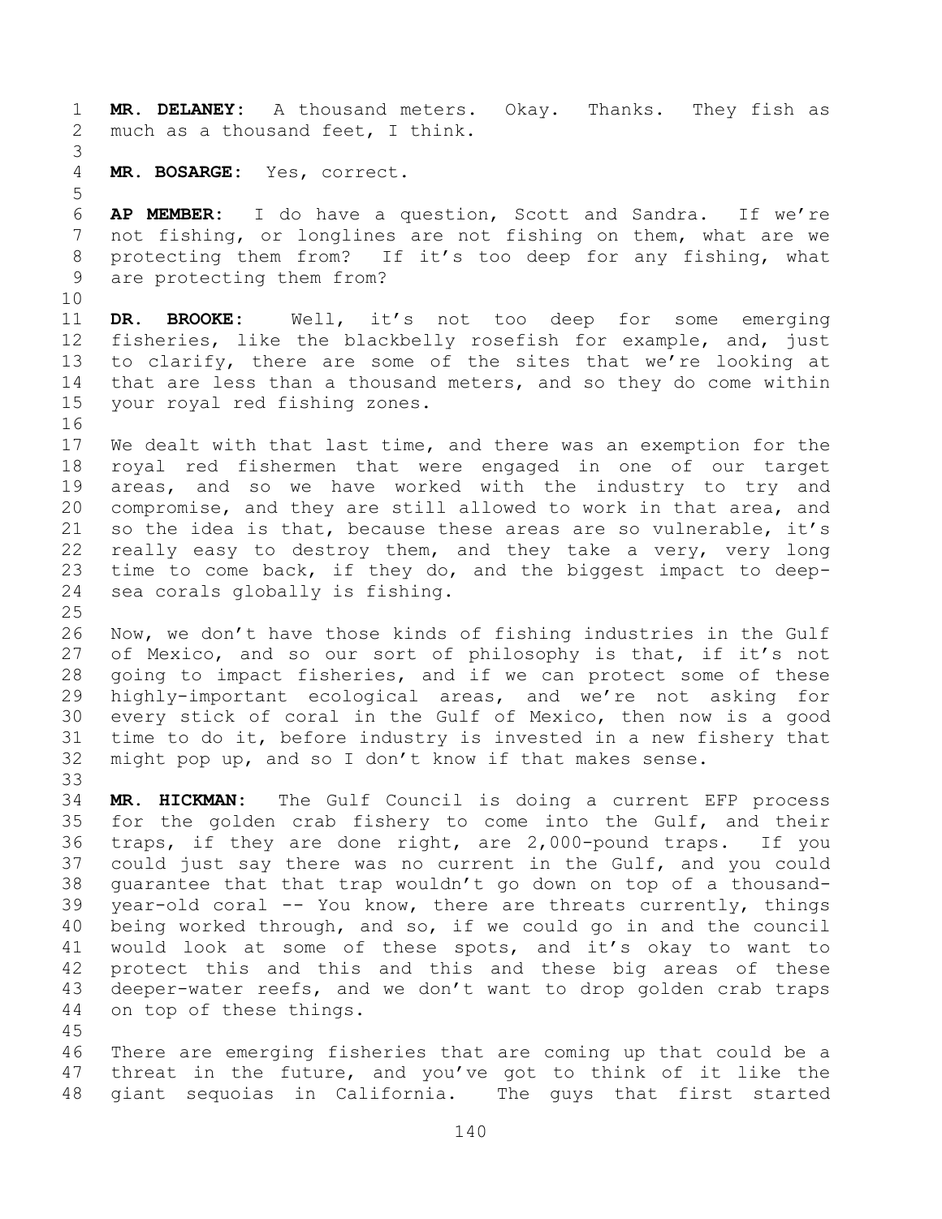**MR. DELANEY:** A thousand meters. Okay. Thanks. They fish as much as a thousand feet, I think.

**MR. BOSARGE:** Yes, correct.

**AP MEMBER:** I do have a question, Scott and Sandra. If we're not fishing, or longlines are not fishing on them, what are we protecting them from? If it's too deep for any fishing, what are protecting them from?

**DR. BROOKE:** Well, it's not too deep for some emerging fisheries, like the blackbelly rosefish for example, and, just to clarify, there are some of the sites that we're looking at that are less than a thousand meters, and so they do come within your royal red fishing zones.

We dealt with that last time, and there was an exemption for the royal red fishermen that were engaged in one of our target areas, and so we have worked with the industry to try and compromise, and they are still allowed to work in that area, and so the idea is that, because these areas are so vulnerable, it's really easy to destroy them, and they take a very, very long time to come back, if they do, and the biggest impact to deep-sea corals globally is fishing.

Now, we don't have those kinds of fishing industries in the Gulf of Mexico, and so our sort of philosophy is that, if it's not going to impact fisheries, and if we can protect some of these highly-important ecological areas, and we're not asking for every stick of coral in the Gulf of Mexico, then now is a good time to do it, before industry is invested in a new fishery that might pop up, and so I don't know if that makes sense.

**MR. HICKMAN:** The Gulf Council is doing a current EFP process for the golden crab fishery to come into the Gulf, and their traps, if they are done right, are 2,000-pound traps. If you could just say there was no current in the Gulf, and you could guarantee that that trap wouldn't go down on top of a thousand-year-old coral -- You know, there are threats currently, things being worked through, and so, if we could go in and the council would look at some of these spots, and it's okay to want to protect this and this and this and these big areas of these deeper-water reefs, and we don't want to drop golden crab traps on top of these things.

There are emerging fisheries that are coming up that could be a threat in the future, and you've got to think of it like the giant sequoias in California. The guys that first started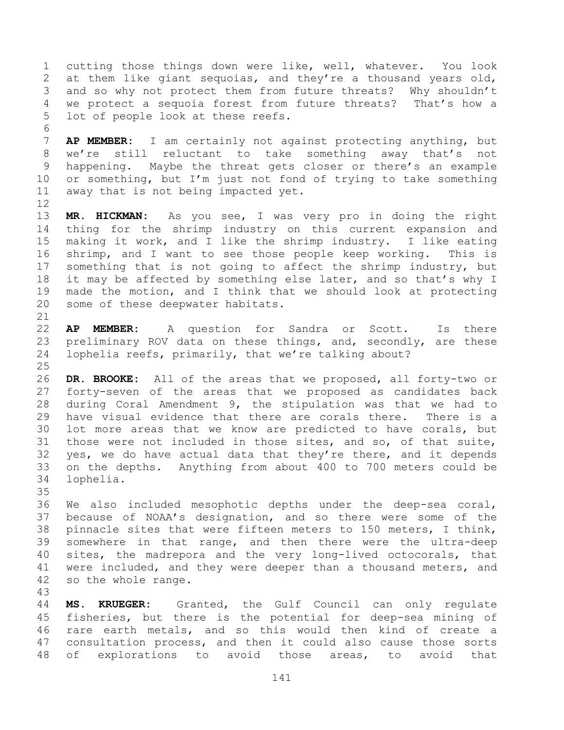cutting those things down were like, well, whatever. You look at them like giant sequoias, and they're a thousand years old, and so why not protect them from future threats? Why shouldn't we protect a sequoia forest from future threats? That's how a lot of people look at these reefs.

**AP MEMBER:** I am certainly not against protecting anything, but we're still reluctant to take something away that's not happening. Maybe the threat gets closer or there's an example or something, but I'm just not fond of trying to take something away that is not being impacted yet.

**MR. HICKMAN:** As you see, I was very pro in doing the right thing for the shrimp industry on this current expansion and making it work, and I like the shrimp industry. I like eating shrimp, and I want to see those people keep working. This is something that is not going to affect the shrimp industry, but it may be affected by something else later, and so that's why I made the motion, and I think that we should look at protecting some of these deepwater habitats.

**AP MEMBER:** A question for Sandra or Scott. Is there preliminary ROV data on these things, and, secondly, are these lophelia reefs, primarily, that we're talking about?

**DR. BROOKE:** All of the areas that we proposed, all forty-two or forty-seven of the areas that we proposed as candidates back during Coral Amendment 9, the stipulation was that we had to have visual evidence that there are corals there. There is a lot more areas that we know are predicted to have corals, but those were not included in those sites, and so, of that suite, yes, we do have actual data that they're there, and it depends on the depths. Anything from about 400 to 700 meters could be lophelia.

We also included mesophotic depths under the deep-sea coral, because of NOAA's designation, and so there were some of the pinnacle sites that were fifteen meters to 150 meters, I think, somewhere in that range, and then there were the ultra-deep sites, the madrepora and the very long-lived octocorals, that were included, and they were deeper than a thousand meters, and so the whole range.

**MS. KRUEGER:** Granted, the Gulf Council can only regulate fisheries, but there is the potential for deep-sea mining of rare earth metals, and so this would then kind of create a consultation process, and then it could also cause those sorts of explorations to avoid those areas, to avoid that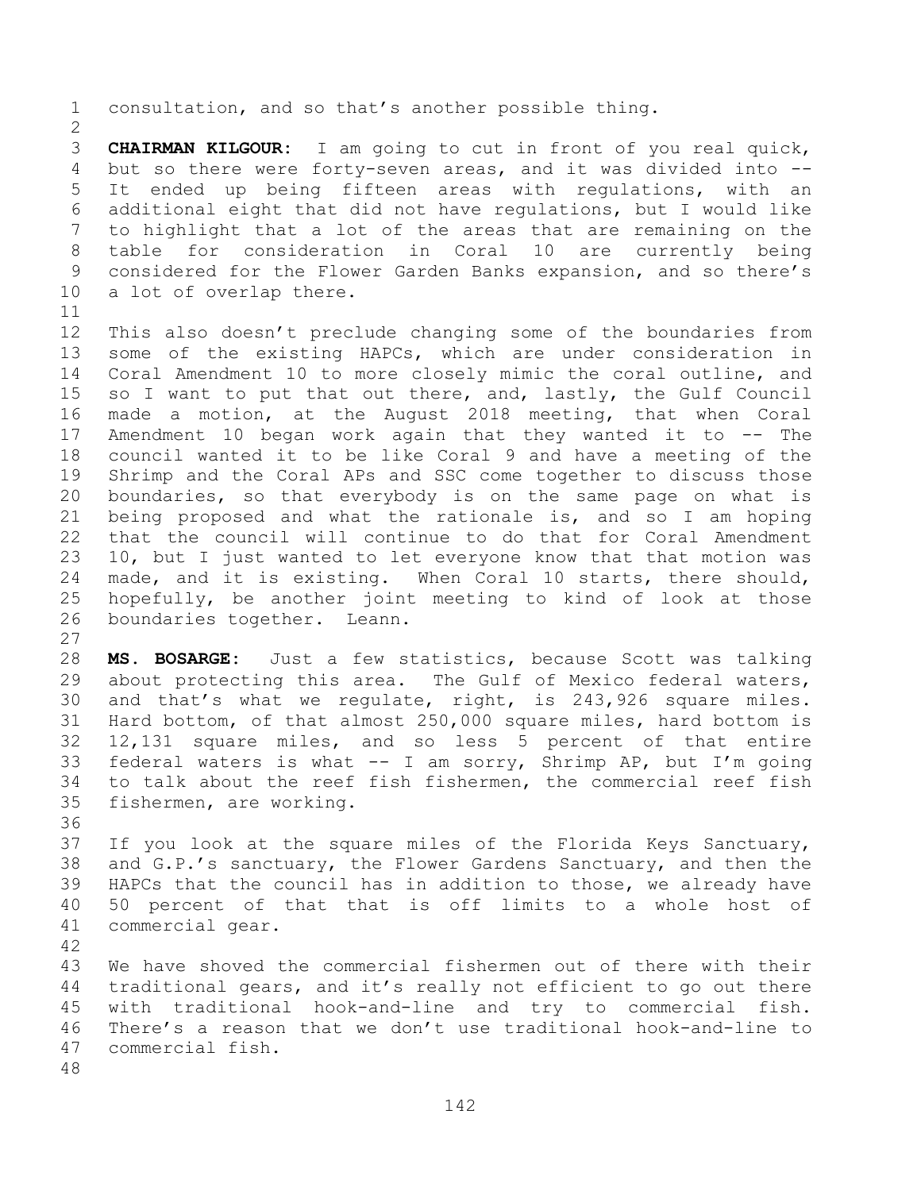consultation, and so that's another possible thing.

**CHAIRMAN KILGOUR:** I am going to cut in front of you real quick, but so there were forty-seven areas, and it was divided into -- It ended up being fifteen areas with regulations, with an additional eight that did not have regulations, but I would like to highlight that a lot of the areas that are remaining on the table for consideration in Coral 10 are currently being considered for the Flower Garden Banks expansion, and so there's a lot of overlap there.

This also doesn't preclude changing some of the boundaries from some of the existing HAPCs, which are under consideration in Coral Amendment 10 to more closely mimic the coral outline, and so I want to put that out there, and, lastly, the Gulf Council made a motion, at the August 2018 meeting, that when Coral Amendment 10 began work again that they wanted it to -- The council wanted it to be like Coral 9 and have a meeting of the Shrimp and the Coral APs and SSC come together to discuss those boundaries, so that everybody is on the same page on what is being proposed and what the rationale is, and so I am hoping that the council will continue to do that for Coral Amendment 10, but I just wanted to let everyone know that that motion was made, and it is existing. When Coral 10 starts, there should, hopefully, be another joint meeting to kind of look at those boundaries together. Leann.

**MS. BOSARGE:** Just a few statistics, because Scott was talking about protecting this area. The Gulf of Mexico federal waters, and that's what we regulate, right, is 243,926 square miles. Hard bottom, of that almost 250,000 square miles, hard bottom is 12,131 square miles, and so less 5 percent of that entire federal waters is what -- I am sorry, Shrimp AP, but I'm going to talk about the reef fish fishermen, the commercial reef fish fishermen, are working.

If you look at the square miles of the Florida Keys Sanctuary, and G.P.'s sanctuary, the Flower Gardens Sanctuary, and then the HAPCs that the council has in addition to those, we already have 50 percent of that that is off limits to a whole host of commercial gear.

We have shoved the commercial fishermen out of there with their traditional gears, and it's really not efficient to go out there with traditional hook-and-line and try to commercial fish. There's a reason that we don't use traditional hook-and-line to commercial fish.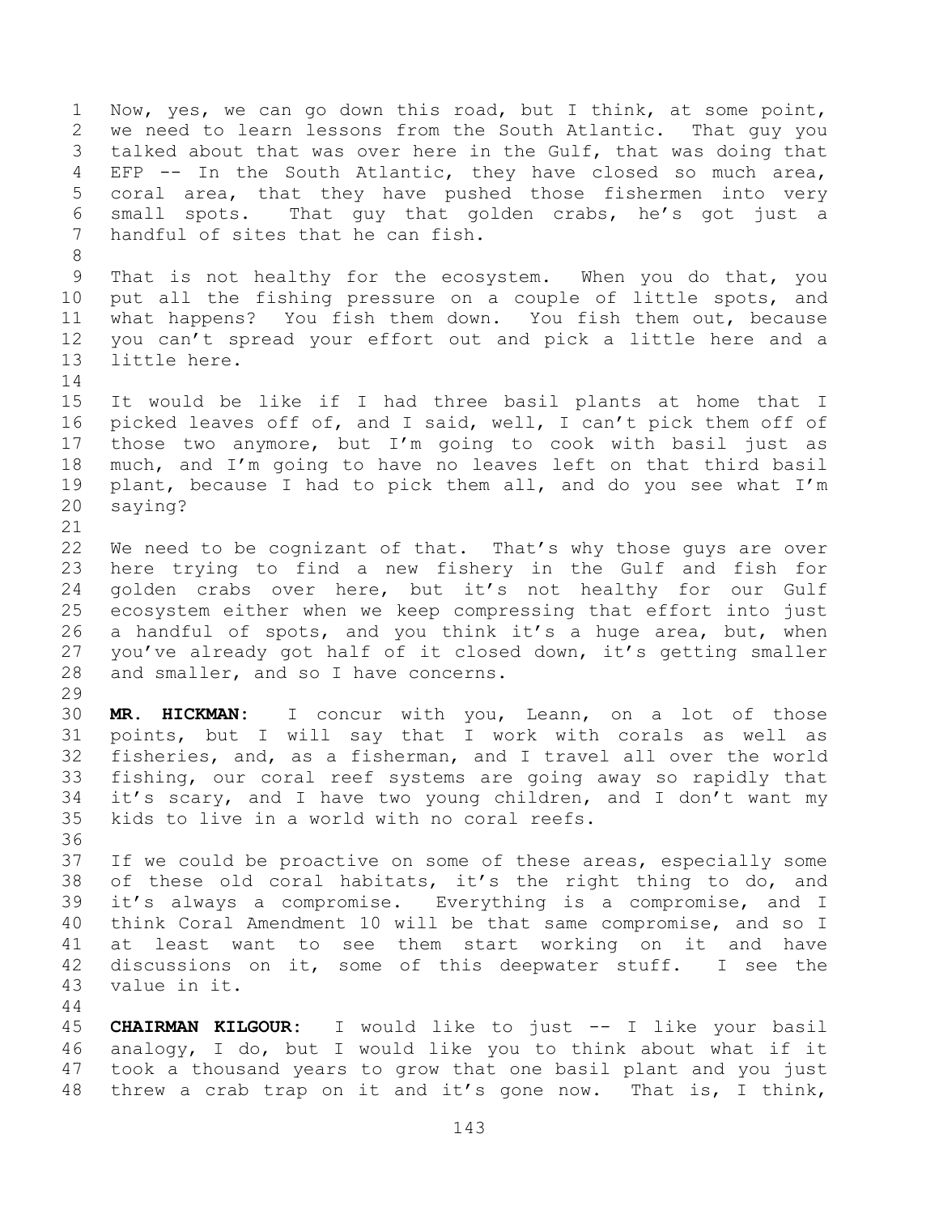Now, yes, we can go down this road, but I think, at some point, we need to learn lessons from the South Atlantic. That guy you talked about that was over here in the Gulf, that was doing that EFP -- In the South Atlantic, they have closed so much area, coral area, that they have pushed those fishermen into very small spots. That guy that golden crabs, he's got just a handful of sites that he can fish.

That is not healthy for the ecosystem. When you do that, you put all the fishing pressure on a couple of little spots, and what happens? You fish them down. You fish them out, because you can't spread your effort out and pick a little here and a little here.

It would be like if I had three basil plants at home that I picked leaves off of, and I said, well, I can't pick them off of those two anymore, but I'm going to cook with basil just as much, and I'm going to have no leaves left on that third basil plant, because I had to pick them all, and do you see what I'm saying?

We need to be cognizant of that. That's why those guys are over here trying to find a new fishery in the Gulf and fish for golden crabs over here, but it's not healthy for our Gulf ecosystem either when we keep compressing that effort into just a handful of spots, and you think it's a huge area, but, when you've already got half of it closed down, it's getting smaller and smaller, and so I have concerns.

**MR. HICKMAN:** I concur with you, Leann, on a lot of those points, but I will say that I work with corals as well as fisheries, and, as a fisherman, and I travel all over the world fishing, our coral reef systems are going away so rapidly that it's scary, and I have two young children, and I don't want my kids to live in a world with no coral reefs.

If we could be proactive on some of these areas, especially some of these old coral habitats, it's the right thing to do, and it's always a compromise. Everything is a compromise, and I think Coral Amendment 10 will be that same compromise, and so I at least want to see them start working on it and have discussions on it, some of this deepwater stuff. I see the value in it.

**CHAIRMAN KILGOUR:** I would like to just -- I like your basil analogy, I do, but I would like you to think about what if it took a thousand years to grow that one basil plant and you just threw a crab trap on it and it's gone now. That is, I think,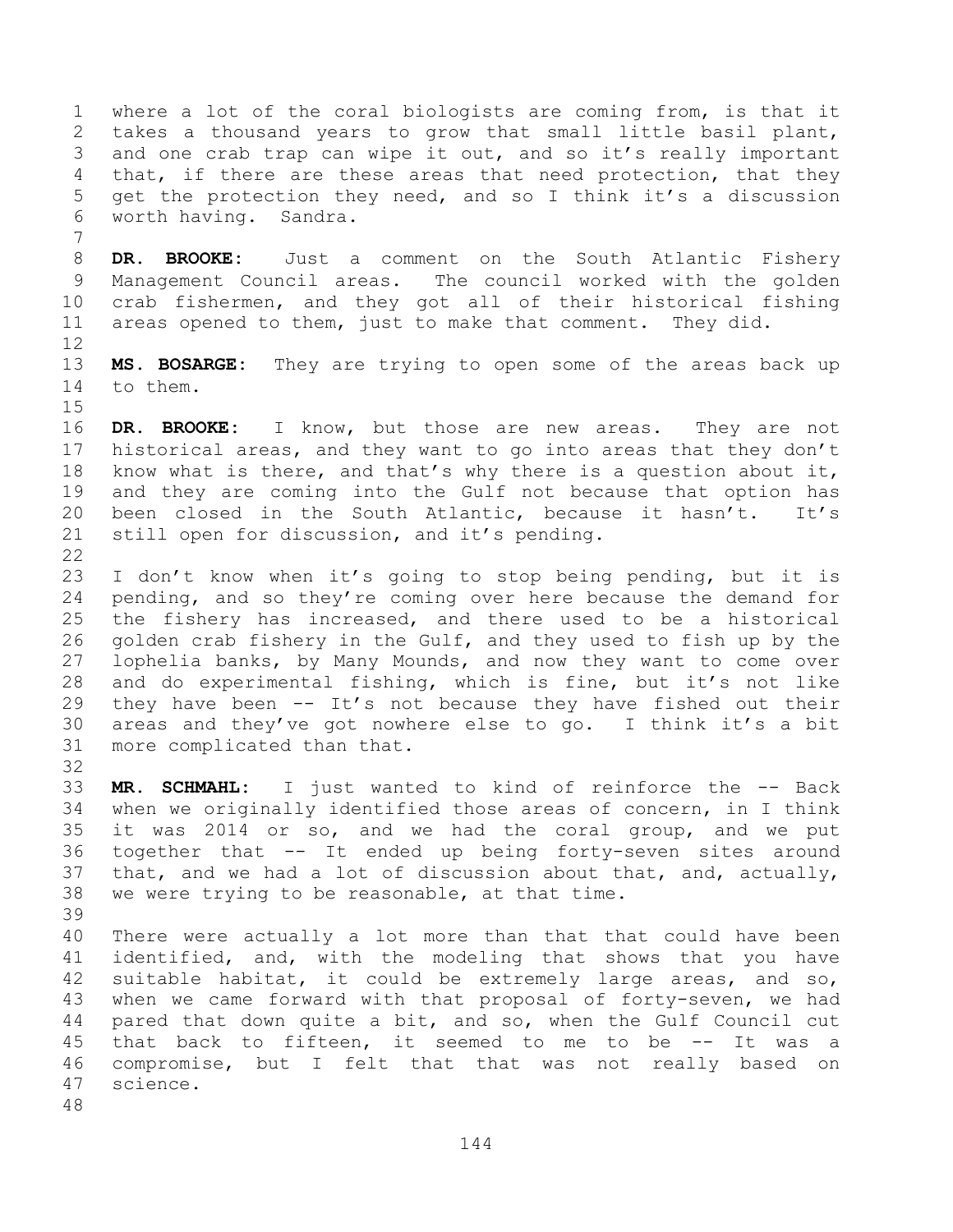where a lot of the coral biologists are coming from, is that it takes a thousand years to grow that small little basil plant, and one crab trap can wipe it out, and so it's really important that, if there are these areas that need protection, that they get the protection they need, and so I think it's a discussion worth having. Sandra.

**DR. BROOKE:** Just a comment on the South Atlantic Fishery Management Council areas. The council worked with the golden crab fishermen, and they got all of their historical fishing areas opened to them, just to make that comment. They did.

**MS. BOSARGE:** They are trying to open some of the areas back up to them.

**DR. BROOKE:** I know, but those are new areas. They are not historical areas, and they want to go into areas that they don't know what is there, and that's why there is a question about it, and they are coming into the Gulf not because that option has been closed in the South Atlantic, because it hasn't. It's still open for discussion, and it's pending.

I don't know when it's going to stop being pending, but it is pending, and so they're coming over here because the demand for the fishery has increased, and there used to be a historical golden crab fishery in the Gulf, and they used to fish up by the lophelia banks, by Many Mounds, and now they want to come over and do experimental fishing, which is fine, but it's not like they have been -- It's not because they have fished out their areas and they've got nowhere else to go. I think it's a bit more complicated than that.

**MR. SCHMAHL:** I just wanted to kind of reinforce the -- Back when we originally identified those areas of concern, in I think it was 2014 or so, and we had the coral group, and we put together that -- It ended up being forty-seven sites around that, and we had a lot of discussion about that, and, actually, we were trying to be reasonable, at that time.

There were actually a lot more than that that could have been identified, and, with the modeling that shows that you have suitable habitat, it could be extremely large areas, and so, when we came forward with that proposal of forty-seven, we had pared that down quite a bit, and so, when the Gulf Council cut that back to fifteen, it seemed to me to be -- It was a compromise, but I felt that that was not really based on science.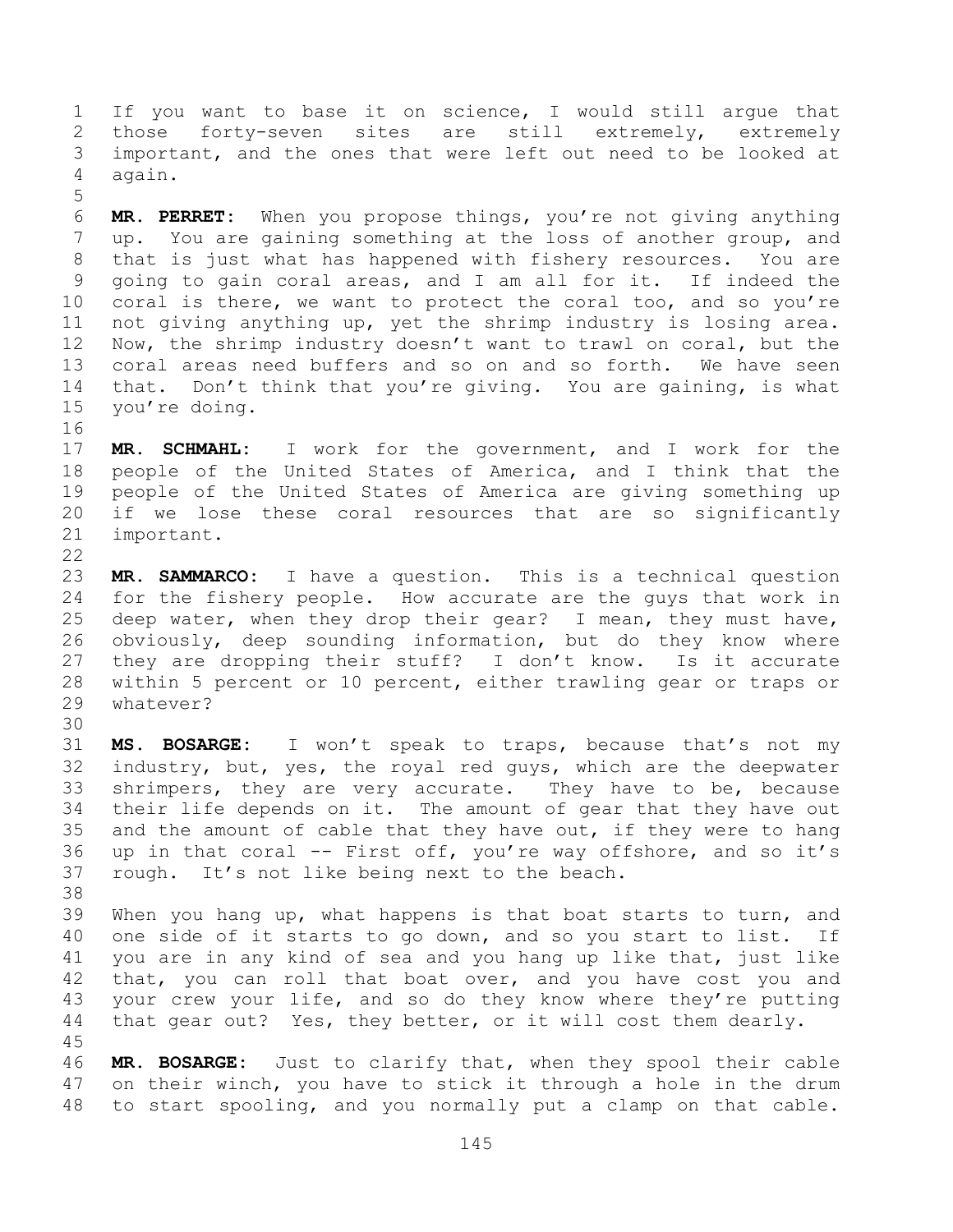If you want to base it on science, I would still argue that those forty-seven sites are still extremely, extremely important, and the ones that were left out need to be looked at again.

**MR. PERRET:** When you propose things, you're not giving anything up. You are gaining something at the loss of another group, and that is just what has happened with fishery resources. You are going to gain coral areas, and I am all for it. If indeed the coral is there, we want to protect the coral too, and so you're not giving anything up, yet the shrimp industry is losing area. Now, the shrimp industry doesn't want to trawl on coral, but the coral areas need buffers and so on and so forth. We have seen that. Don't think that you're giving. You are gaining, is what you're doing.

**MR. SCHMAHL:** I work for the government, and I work for the people of the United States of America, and I think that the people of the United States of America are giving something up if we lose these coral resources that are so significantly important.

**MR. SAMMARCO:** I have a question. This is a technical question for the fishery people. How accurate are the guys that work in deep water, when they drop their gear? I mean, they must have, obviously, deep sounding information, but do they know where they are dropping their stuff? I don't know. Is it accurate within 5 percent or 10 percent, either trawling gear or traps or whatever?

**MS. BOSARGE:** I won't speak to traps, because that's not my industry, but, yes, the royal red guys, which are the deepwater shrimpers, they are very accurate. They have to be, because their life depends on it. The amount of gear that they have out and the amount of cable that they have out, if they were to hang up in that coral -- First off, you're way offshore, and so it's rough. It's not like being next to the beach.

When you hang up, what happens is that boat starts to turn, and one side of it starts to go down, and so you start to list. If you are in any kind of sea and you hang up like that, just like that, you can roll that boat over, and you have cost you and your crew your life, and so do they know where they're putting that gear out? Yes, they better, or it will cost them dearly.

**MR. BOSARGE:** Just to clarify that, when they spool their cable on their winch, you have to stick it through a hole in the drum to start spooling, and you normally put a clamp on that cable.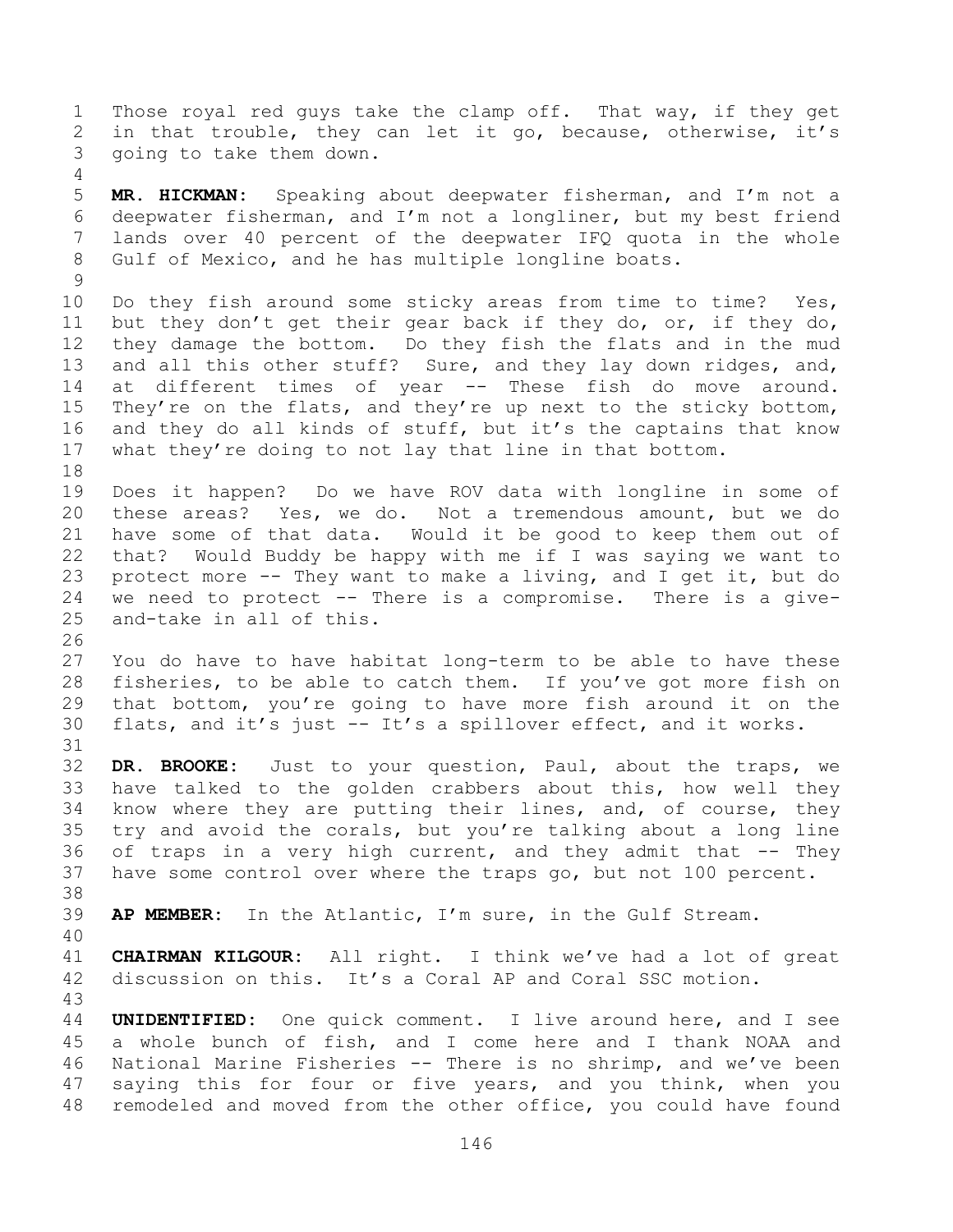Those royal red guys take the clamp off. That way, if they get in that trouble, they can let it go, because, otherwise, it's going to take them down.

**MR. HICKMAN:** Speaking about deepwater fisherman, and I'm not a deepwater fisherman, and I'm not a longliner, but my best friend lands over 40 percent of the deepwater IFQ quota in the whole Gulf of Mexico, and he has multiple longline boats.

Do they fish around some sticky areas from time to time? Yes, but they don't get their gear back if they do, or, if they do, they damage the bottom. Do they fish the flats and in the mud and all this other stuff? Sure, and they lay down ridges, and, at different times of year -- These fish do move around. They're on the flats, and they're up next to the sticky bottom, and they do all kinds of stuff, but it's the captains that know what they're doing to not lay that line in that bottom.

Does it happen? Do we have ROV data with longline in some of these areas? Yes, we do. Not a tremendous amount, but we do have some of that data. Would it be good to keep them out of that? Would Buddy be happy with me if I was saying we want to protect more -- They want to make a living, and I get it, but do we need to protect -- There is a compromise. There is a give-and-take in all of this.

You do have to have habitat long-term to be able to have these fisheries, to be able to catch them. If you've got more fish on that bottom, you're going to have more fish around it on the flats, and it's just -- It's a spillover effect, and it works.

**DR. BROOKE:** Just to your question, Paul, about the traps, we have talked to the golden crabbers about this, how well they know where they are putting their lines, and, of course, they try and avoid the corals, but you're talking about a long line of traps in a very high current, and they admit that -- They have some control over where the traps go, but not 100 percent.

**AP MEMBER:** In the Atlantic, I'm sure, in the Gulf Stream.

**CHAIRMAN KILGOUR:** All right. I think we've had a lot of great discussion on this. It's a Coral AP and Coral SSC motion.

**UNIDENTIFIED:** One quick comment. I live around here, and I see a whole bunch of fish, and I come here and I thank NOAA and National Marine Fisheries -- There is no shrimp, and we've been saying this for four or five years, and you think, when you remodeled and moved from the other office, you could have found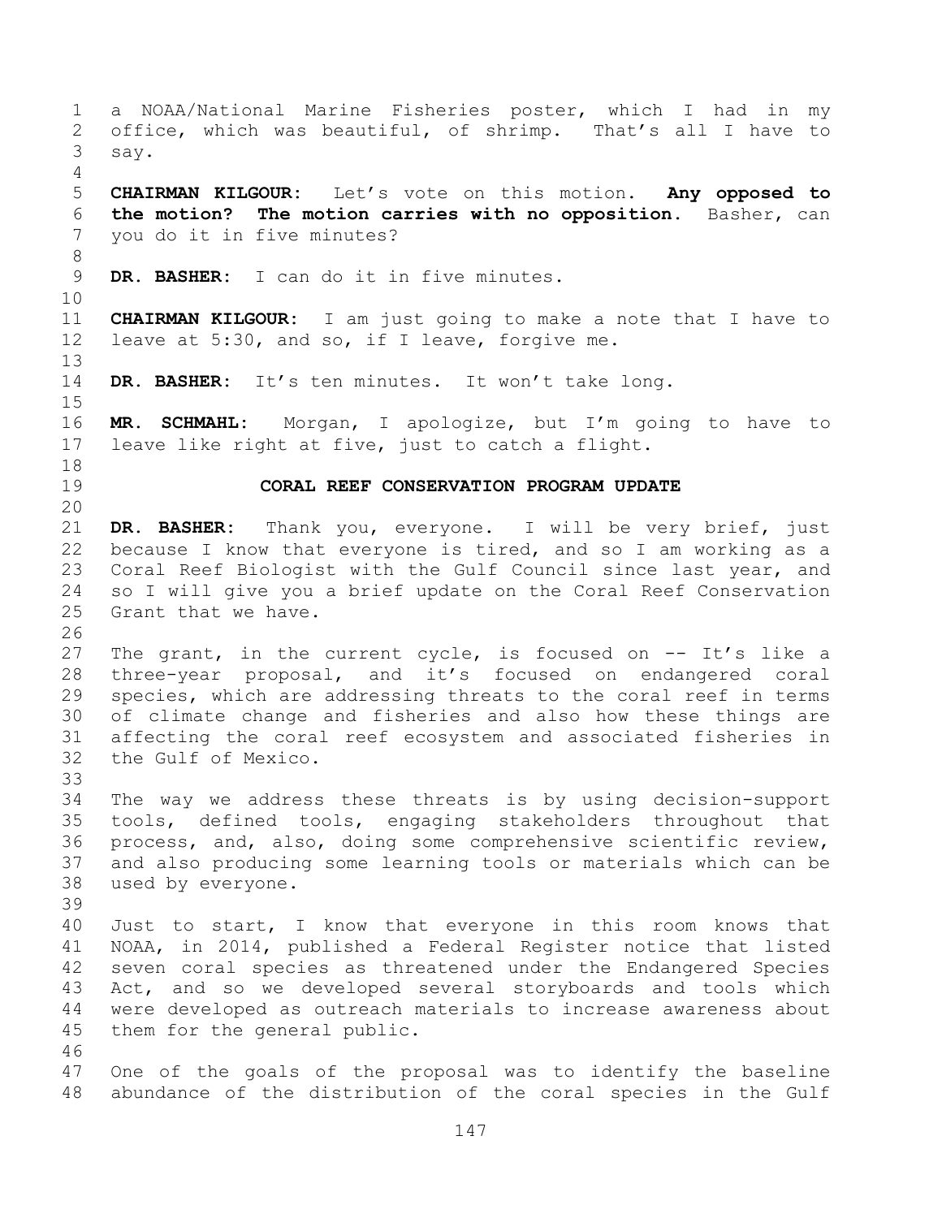a NOAA/National Marine Fisheries poster, which I had in my office, which was beautiful, of shrimp. That's all I have to say.

**CHAIRMAN KILGOUR:** Let's vote on this motion. **Any opposed to the motion? The motion carries with no opposition.** Basher, can you do it in five minutes?

**DR. BASHER:** I can do it in five minutes.

**CHAIRMAN KILGOUR:** I am just going to make a note that I have to leave at 5:30, and so, if I leave, forgive me.

**DR. BASHER:** It's ten minutes. It won't take long.

**MR. SCHMAHL:** Morgan, I apologize, but I'm going to have to leave like right at five, just to catch a flight.

## CORAL REEF CONSERVATION PROGRAM UPDATE

**DR. BASHER:** Thank you, everyone. I will be very brief, just because I know that everyone is tired, and so I am working as a Coral Reef Biologist with the Gulf Council since last year, and so I will give you a brief update on the Coral Reef Conservation Grant that we have.

The grant, in the current cycle, is focused on -- It's like a three-year proposal, and it's focused on endangered coral species, which are addressing threats to the coral reef in terms of climate change and fisheries and also how these things are affecting the coral reef ecosystem and associated fisheries in the Gulf of Mexico.

The way we address these threats is by using decision-support tools, defined tools, engaging stakeholders throughout that process, and, also, doing some comprehensive scientific review, and also producing some learning tools or materials which can be used by everyone.

Just to start, I know that everyone in this room knows that NOAA, in 2014, published a Federal Register notice that listed seven coral species as threatened under the Endangered Species Act, and so we developed several storyboards and tools which were developed as outreach materials to increase awareness about them for the general public.

One of the goals of the proposal was to identify the baseline abundance of the distribution of the coral species in the Gulf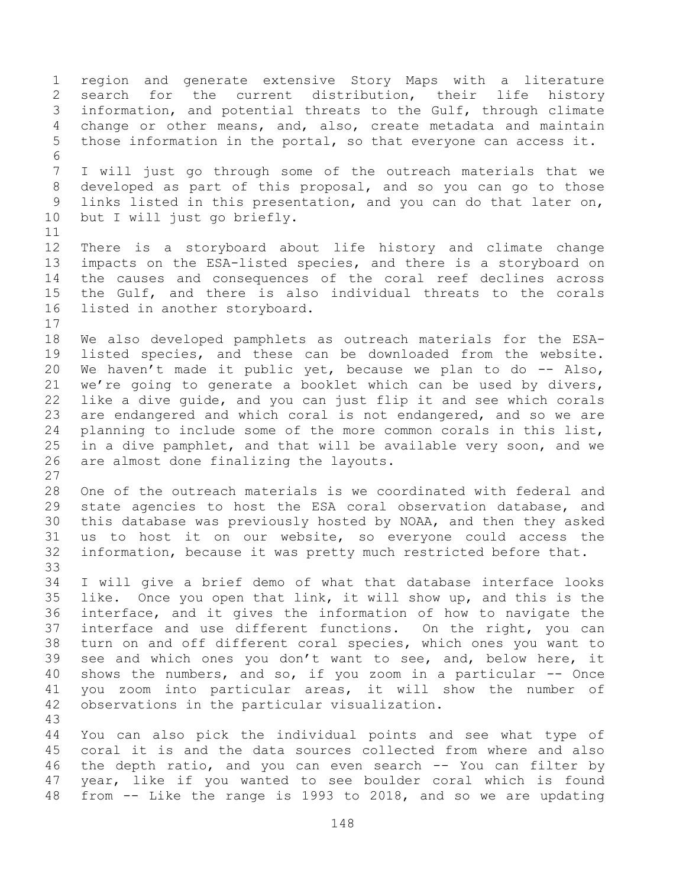region and generate extensive Story Maps with a literature search for the current distribution, their life history information, and potential threats to the Gulf, through climate change or other means, and, also, create metadata and maintain those information in the portal, so that everyone can access it.

I will just go through some of the outreach materials that we developed as part of this proposal, and so you can go to those links listed in this presentation, and you can do that later on, but I will just go briefly.

There is a storyboard about life history and climate change impacts on the ESA-listed species, and there is a storyboard on the causes and consequences of the coral reef declines across the Gulf, and there is also individual threats to the corals listed in another storyboard.

We also developed pamphlets as outreach materials for the ESA-listed species, and these can be downloaded from the website. We haven't made it public yet, because we plan to do -- Also, we're going to generate a booklet which can be used by divers, like a dive guide, and you can just flip it and see which corals are endangered and which coral is not endangered, and so we are planning to include some of the more common corals in this list, in a dive pamphlet, and that will be available very soon, and we are almost done finalizing the layouts.

One of the outreach materials is we coordinated with federal and state agencies to host the ESA coral observation database, and this database was previously hosted by NOAA, and then they asked us to host it on our website, so everyone could access the information, because it was pretty much restricted before that.

I will give a brief demo of what that database interface looks like. Once you open that link, it will show up, and this is the interface, and it gives the information of how to navigate the interface and use different functions. On the right, you can turn on and off different coral species, which ones you want to see and which ones you don't want to see, and, below here, it shows the numbers, and so, if you zoom in a particular -- Once you zoom into particular areas, it will show the number of observations in the particular visualization.

You can also pick the individual points and see what type of coral it is and the data sources collected from where and also the depth ratio, and you can even search -- You can filter by year, like if you wanted to see boulder coral which is found from -- Like the range is 1993 to 2018, and so we are updating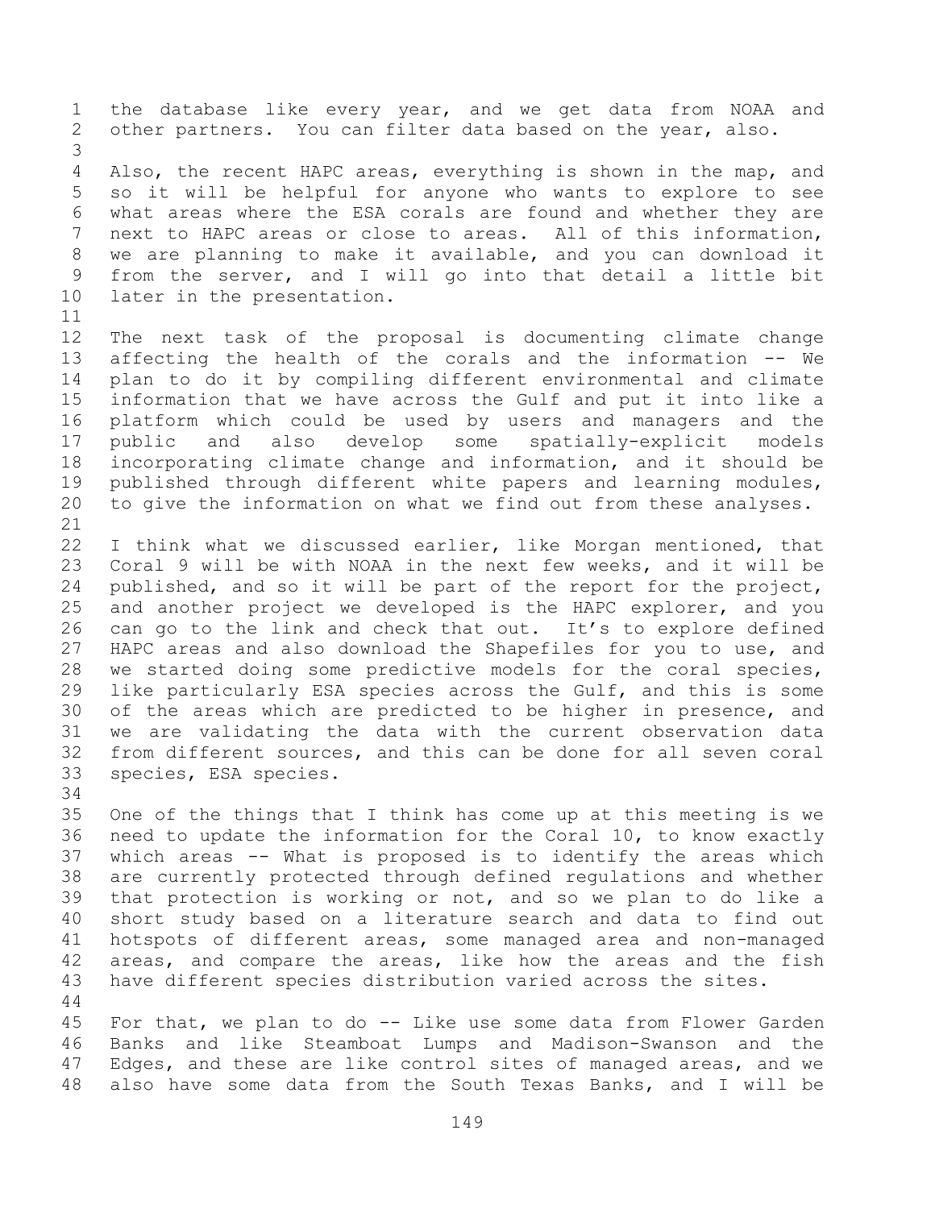the database like every year, and we get data from NOAA and other partners. You can filter data based on the year, also.

Also, the recent HAPC areas, everything is shown in the map, and so it will be helpful for anyone who wants to explore to see what areas where the ESA corals are found and whether they are next to HAPC areas or close to areas. All of this information, we are planning to make it available, and you can download it from the server, and I will go into that detail a little bit later in the presentation.

The next task of the proposal is documenting climate change affecting the health of the corals and the information -- We plan to do it by compiling different environmental and climate information that we have across the Gulf and put it into like a platform which could be used by users and managers and the public and also develop some spatially-explicit models incorporating climate change and information, and it should be published through different white papers and learning modules, to give the information on what we find out from these analyses.

I think what we discussed earlier, like Morgan mentioned, that Coral 9 will be with NOAA in the next few weeks, and it will be published, and so it will be part of the report for the project, and another project we developed is the HAPC explorer, and you can go to the link and check that out. It's to explore defined HAPC areas and also download the Shapefiles for you to use, and we started doing some predictive models for the coral species, like particularly ESA species across the Gulf, and this is some of the areas which are predicted to be higher in presence, and we are validating the data with the current observation data from different sources, and this can be done for all seven coral species, ESA species.

One of the things that I think has come up at this meeting is we need to update the information for the Coral 10, to know exactly which areas -- What is proposed is to identify the areas which are currently protected through defined regulations and whether that protection is working or not, and so we plan to do like a short study based on a literature search and data to find out hotspots of different areas, some managed area and non-managed areas, and compare the areas, like how the areas and the fish have different species distribution varied across the sites.

For that, we plan to do -- Like use some data from Flower Garden Banks and like Steamboat Lumps and Madison-Swanson and the Edges, and these are like control sites of managed areas, and we also have some data from the South Texas Banks, and I will be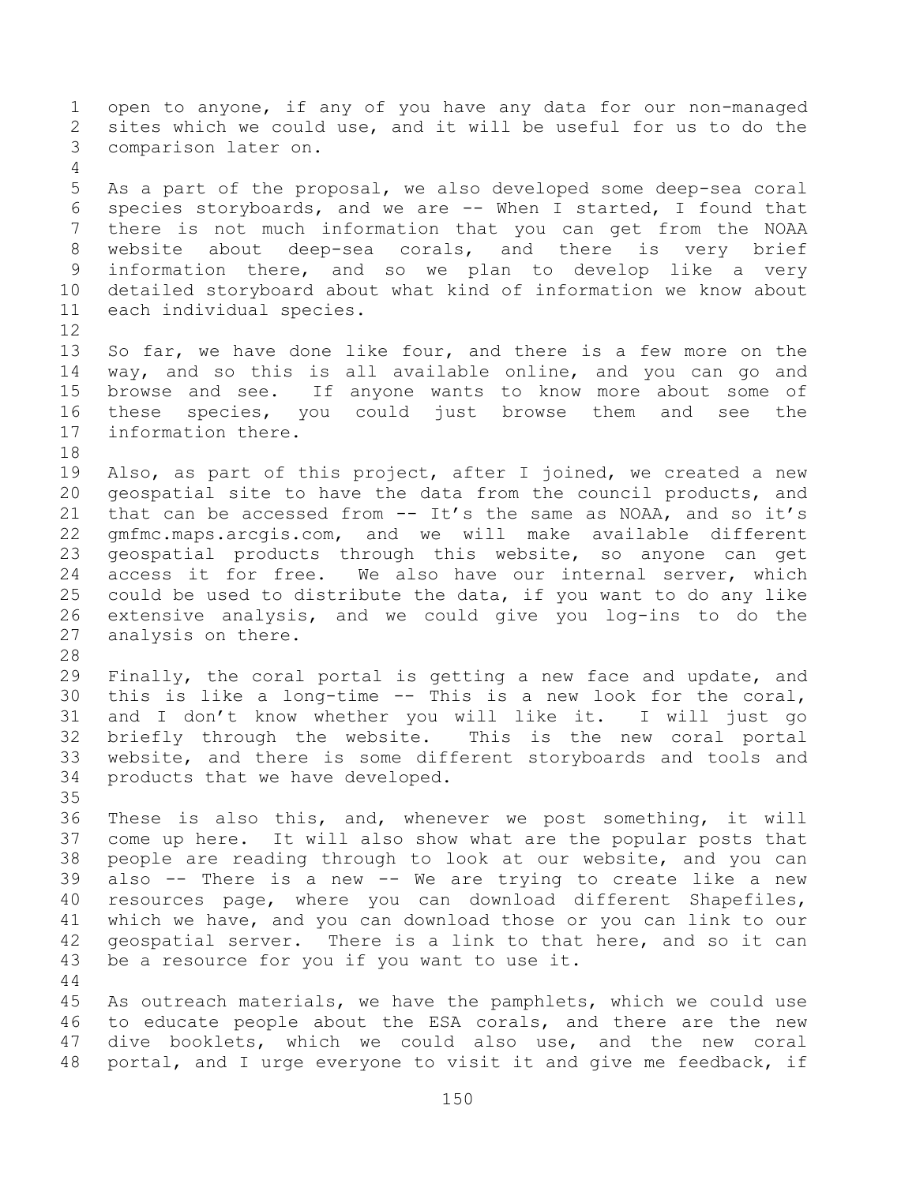open to anyone, if any of you have any data for our non-managed sites which we could use, and it will be useful for us to do the comparison later on.

As a part of the proposal, we also developed some deep-sea coral species storyboards, and we are -- When I started, I found that there is not much information that you can get from the NOAA website about deep-sea corals, and there is very brief information there, and so we plan to develop like a very detailed storyboard about what kind of information we know about each individual species.

So far, we have done like four, and there is a few more on the way, and so this is all available online, and you can go and browse and see. If anyone wants to know more about some of these species, you could just browse them and see the information there.

Also, as part of this project, after I joined, we created a new geospatial site to have the data from the council products, and that can be accessed from -- It's the same as NOAA, and so it's gmfmc.maps.arcgis.com, and we will make available different geospatial products through this website, so anyone can get access it for free. We also have our internal server, which could be used to distribute the data, if you want to do any like extensive analysis, and we could give you log-ins to do the analysis on there.

Finally, the coral portal is getting a new face and update, and this is like a long-time -- This is a new look for the coral, and I don't know whether you will like it. I will just go briefly through the website. This is the new coral portal website, and there is some different storyboards and tools and products that we have developed.

These is also this, and, whenever we post something, it will come up here. It will also show what are the popular posts that people are reading through to look at our website, and you can also -- There is a new -- We are trying to create like a new resources page, where you can download different Shapefiles, which we have, and you can download those or you can link to our geospatial server. There is a link to that here, and so it can be a resource for you if you want to use it.

As outreach materials, we have the pamphlets, which we could use to educate people about the ESA corals, and there are the new dive booklets, which we could also use, and the new coral portal, and I urge everyone to visit it and give me feedback, if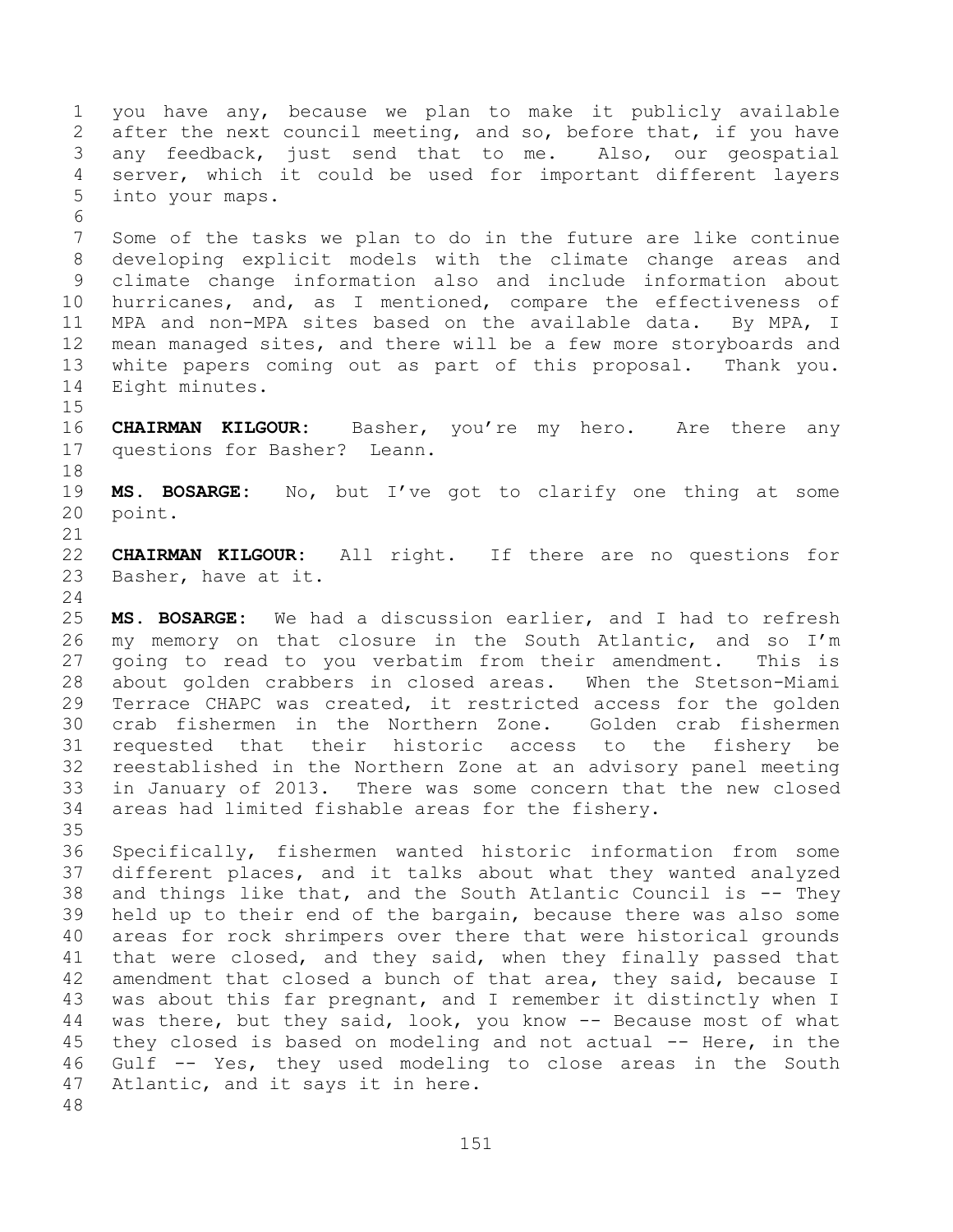you have any, because we plan to make it publicly available after the next council meeting, and so, before that, if you have any feedback, just send that to me. Also, our geospatial server, which it could be used for important different layers into your maps.

Some of the tasks we plan to do in the future are like continue developing explicit models with the climate change areas and climate change information also and include information about hurricanes, and, as I mentioned, compare the effectiveness of MPA and non-MPA sites based on the available data. By MPA, I mean managed sites, and there will be a few more storyboards and white papers coming out as part of this proposal. Thank you. Eight minutes.

**CHAIRMAN KILGOUR:** Basher, you're my hero. Are there any questions for Basher? Leann.

**MS. BOSARGE:** No, but I've got to clarify one thing at some point.

**CHAIRMAN KILGOUR:** All right. If there are no questions for Basher, have at it.

**MS. BOSARGE:** We had a discussion earlier, and I had to refresh my memory on that closure in the South Atlantic, and so I'm going to read to you verbatim from their amendment. This is about golden crabbers in closed areas. When the Stetson-Miami Terrace CHAPC was created, it restricted access for the golden crab fishermen in the Northern Zone. Golden crab fishermen requested that their historic access to the fishery be reestablished in the Northern Zone at an advisory panel meeting in January of 2013. There was some concern that the new closed areas had limited fishable areas for the fishery.

Specifically, fishermen wanted historic information from some different places, and it talks about what they wanted analyzed and things like that, and the South Atlantic Council is -- They held up to their end of the bargain, because there was also some areas for rock shrimpers over there that were historical grounds that were closed, and they said, when they finally passed that amendment that closed a bunch of that area, they said, because I was about this far pregnant, and I remember it distinctly when I was there, but they said, look, you know -- Because most of what they closed is based on modeling and not actual -- Here, in the Gulf -- Yes, they used modeling to close areas in the South Atlantic, and it says it in here.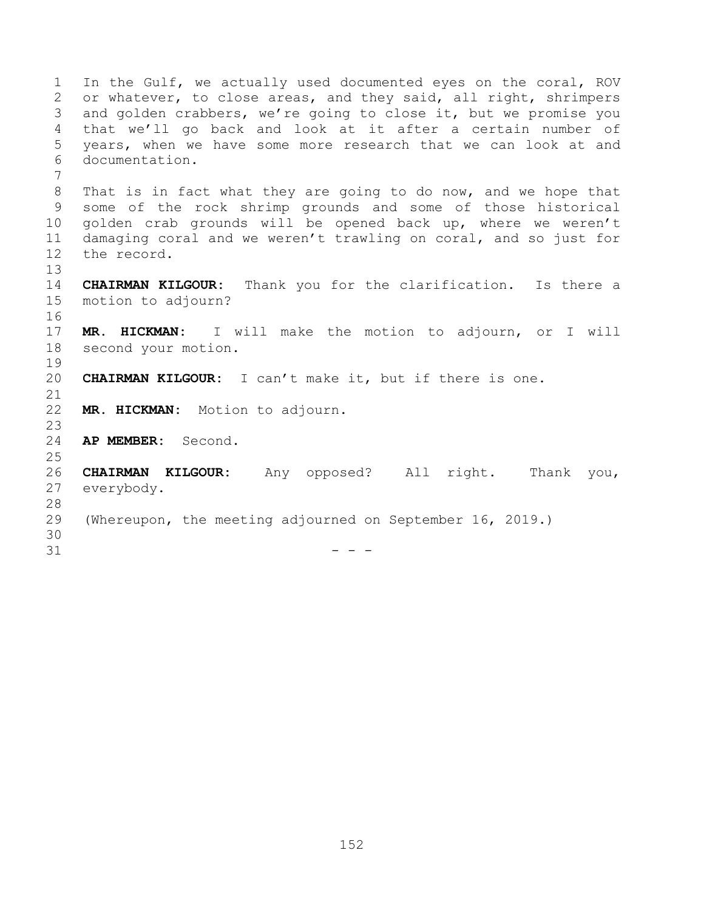In the Gulf, we actually used documented eyes on the coral, ROV or whatever, to close areas, and they said, all right, shrimpers and golden crabbers, we're going to close it, but we promise you that we'll go back and look at it after a certain number of years, when we have some more research that we can look at and documentation.

That is in fact what they are going to do now, and we hope that some of the rock shrimp grounds and some of those historical golden crab grounds will be opened back up, where we weren't damaging coral and we weren't trawling on coral, and so just for the record.

**CHAIRMAN KILGOUR:** Thank you for the clarification. Is there a motion to adjourn?

**MR. HICKMAN:** I will make the motion to adjourn, or I will second your motion.

**CHAIRMAN KILGOUR:** I can't make it, but if there is one.

**MR. HICKMAN:** Motion to adjourn.

**AP MEMBER:** Second.

**CHAIRMAN KILGOUR:** Any opposed? All right. Thank you, everybody.

(Whereupon, the meeting adjourned on September 16, 2019.)

\- - -